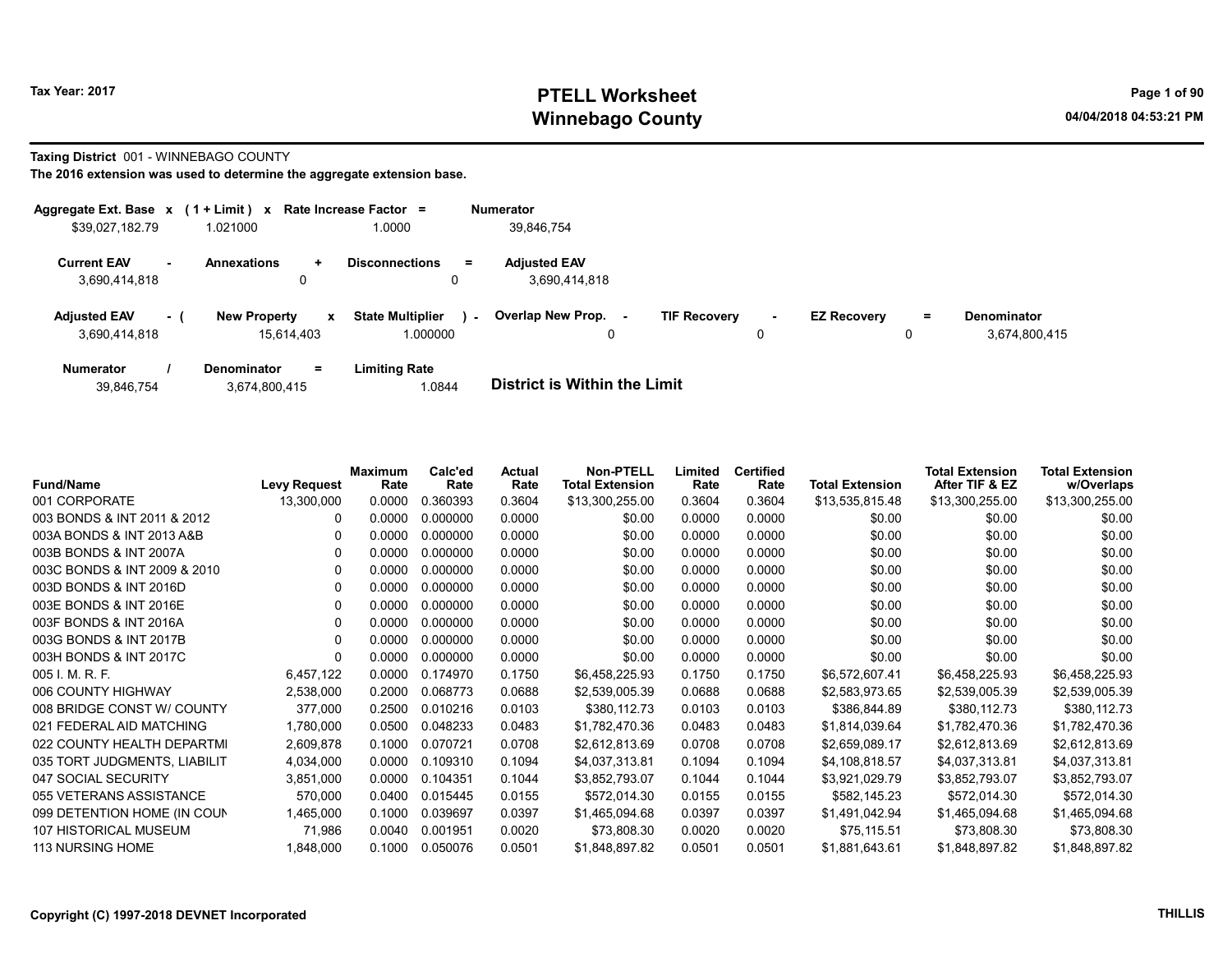**Tax Year: 2017**

# PTELL Worksheet
## Winnebago County

04/04/2018 04:53:21 PM

**Taxing District** 001 - WINNEBAGO COUNTY

**The 2016 extension was used to determine the aggregate extension base.**

| Aggregate Ext. Base | x | (1 + Limit) | x | Rate Increase Factor | = | Numerator |
|---|---|---|---|---|---|---|
| $39,027,182.79 | | 1.021000 | | 1.0000 | | 39,846,754 |

| Current EAV | - | Annexations | + | Disconnections | = | Adjusted EAV |
|---|---|---|---|---|---|---|
| 3,690,414,818 | | 0 | | 0 | | 3,690,414,818 |

| Adjusted EAV | - ( | New Property | x | State Multiplier | ) - | Overlap New Prop. | - | TIF Recovery | - | EZ Recovery | = | Denominator |
|---|---|---|---|---|---|---|---|---|---|---|---|---|
| 3,690,414,818 | | 15,614,403 | | 1.000000 | | 0 | | 0 | | 0 | | 3,674,800,415 |

| Numerator | / | Denominator | = | Limiting Rate |
|---|---|---|---|---|
| 39,846,754 | | 3,674,800,415 | | 1.0844 |

**District is Within the Limit**

| Fund/Name | Levy Request | Maximum Rate | Calc'ed Rate | Actual Rate | Non-PTELL Total Extension | Limited Rate | Certified Rate | Total Extension | Total Extension After TIF & EZ | Total Extension w/Overlaps |
|---|---|---|---|---|---|---|---|---|---|---|
| 001 CORPORATE | 13,300,000 | 0.0000 | 0.360393 | 0.3604 | $13,300,255.00 | 0.3604 | 0.3604 | $13,535,815.48 | $13,300,255.00 | $13,300,255.00 |
| 003 BONDS & INT 2011 & 2012 | 0 | 0.0000 | 0.000000 | 0.0000 | $0.00 | 0.0000 | 0.0000 | $0.00 | $0.00 | $0.00 |
| 003A BONDS & INT 2013 A&B | 0 | 0.0000 | 0.000000 | 0.0000 | $0.00 | 0.0000 | 0.0000 | $0.00 | $0.00 | $0.00 |
| 003B BONDS & INT 2007A | 0 | 0.0000 | 0.000000 | 0.0000 | $0.00 | 0.0000 | 0.0000 | $0.00 | $0.00 | $0.00 |
| 003C BONDS & INT 2009 & 2010 | 0 | 0.0000 | 0.000000 | 0.0000 | $0.00 | 0.0000 | 0.0000 | $0.00 | $0.00 | $0.00 |
| 003D BONDS & INT 2016D | 0 | 0.0000 | 0.000000 | 0.0000 | $0.00 | 0.0000 | 0.0000 | $0.00 | $0.00 | $0.00 |
| 003E BONDS & INT 2016E | 0 | 0.0000 | 0.000000 | 0.0000 | $0.00 | 0.0000 | 0.0000 | $0.00 | $0.00 | $0.00 |
| 003F BONDS & INT 2016A | 0 | 0.0000 | 0.000000 | 0.0000 | $0.00 | 0.0000 | 0.0000 | $0.00 | $0.00 | $0.00 |
| 003G BONDS & INT 2017B | 0 | 0.0000 | 0.000000 | 0.0000 | $0.00 | 0.0000 | 0.0000 | $0.00 | $0.00 | $0.00 |
| 003H BONDS & INT 2017C | 0 | 0.0000 | 0.000000 | 0.0000 | $0.00 | 0.0000 | 0.0000 | $0.00 | $0.00 | $0.00 |
| 005 I. M. R. F. | 6,457,122 | 0.0000 | 0.174970 | 0.1750 | $6,458,225.93 | 0.1750 | 0.1750 | $6,572,607.41 | $6,458,225.93 | $6,458,225.93 |
| 006 COUNTY HIGHWAY | 2,538,000 | 0.2000 | 0.068773 | 0.0688 | $2,539,005.39 | 0.0688 | 0.0688 | $2,583,973.65 | $2,539,005.39 | $2,539,005.39 |
| 008 BRIDGE CONST W/ COUNTY | 377,000 | 0.2500 | 0.010216 | 0.0103 | $380,112.73 | 0.0103 | 0.0103 | $386,844.89 | $380,112.73 | $380,112.73 |
| 021 FEDERAL AID MATCHING | 1,780,000 | 0.0500 | 0.048233 | 0.0483 | $1,782,470.36 | 0.0483 | 0.0483 | $1,814,039.64 | $1,782,470.36 | $1,782,470.36 |
| 022 COUNTY HEALTH DEPARTMI | 2,609,878 | 0.1000 | 0.070721 | 0.0708 | $2,612,813.69 | 0.0708 | 0.0708 | $2,659,089.17 | $2,612,813.69 | $2,612,813.69 |
| 035 TORT JUDGMENTS, LIABILIT | 4,034,000 | 0.0000 | 0.109310 | 0.1094 | $4,037,313.81 | 0.1094 | 0.1094 | $4,108,818.57 | $4,037,313.81 | $4,037,313.81 |
| 047 SOCIAL SECURITY | 3,851,000 | 0.0000 | 0.104351 | 0.1044 | $3,852,793.07 | 0.1044 | 0.1044 | $3,921,029.79 | $3,852,793.07 | $3,852,793.07 |
| 055 VETERANS ASSISTANCE | 570,000 | 0.0400 | 0.015445 | 0.0155 | $572,014.30 | 0.0155 | 0.0155 | $582,145.23 | $572,014.30 | $572,014.30 |
| 099 DETENTION HOME (IN COUN | 1,465,000 | 0.1000 | 0.039697 | 0.0397 | $1,465,094.68 | 0.0397 | 0.0397 | $1,491,042.94 | $1,465,094.68 | $1,465,094.68 |
| 107 HISTORICAL MUSEUM | 71,986 | 0.0040 | 0.001951 | 0.0020 | $73,808.30 | 0.0020 | 0.0020 | $75,115.51 | $73,808.30 | $73,808.30 |
| 113 NURSING HOME | 1,848,000 | 0.1000 | 0.050076 | 0.0501 | $1,848,897.82 | 0.0501 | 0.0501 | $1,881,643.61 | $1,848,897.82 | $1,848,897.82 |

Copyright (C) 1997-2018 DEVNET Incorporated

THILLIS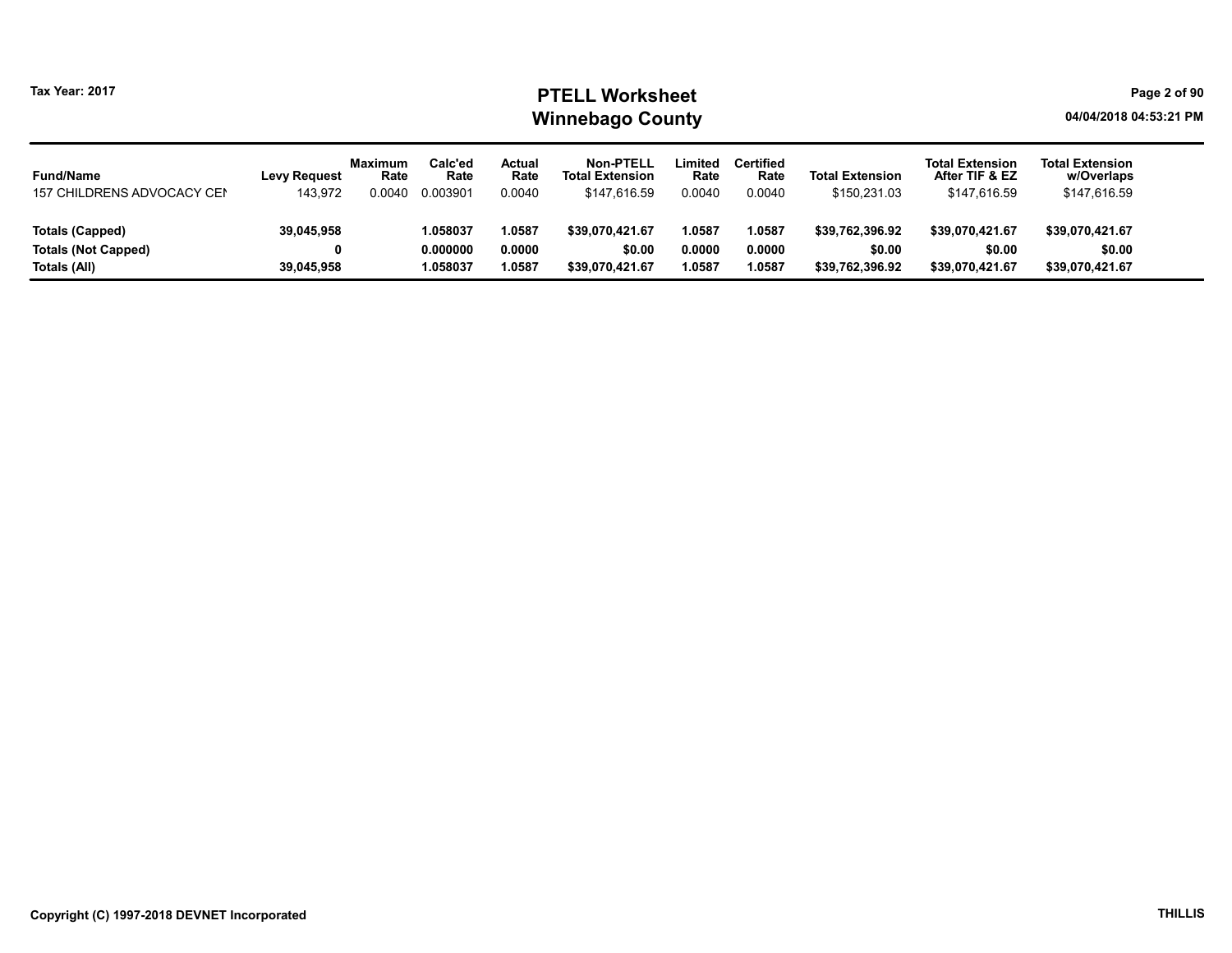# PTELL Worksheet
## Winnebago County

Tax Year: 2017

04/04/2018 04:53:21 PM

| Fund/Name | Levy Request | Maximum Rate | Calc'ed Rate | Actual Rate | Non-PTELL Total Extension | Limited Rate | Certified Rate | Total Extension | Total Extension After TIF & EZ | Total Extension w/Overlaps |
|---|---|---|---|---|---|---|---|---|---|---|
| 157 CHILDRENS ADVOCACY CEN | 143,972 | 0.0040 | 0.003901 | 0.0040 | $147,616.59 | 0.0040 | 0.0040 | $150,231.03 | $147,616.59 | $147,616.59 |
| **Totals (Capped)** | **39,045,958** | | **1.058037** | **1.0587** | **$39,070,421.67** | **1.0587** | **1.0587** | **$39,762,396.92** | **$39,070,421.67** | **$39,070,421.67** |
| **Totals (Not Capped)** | **0** | | **0.000000** | **0.0000** | **$0.00** | **0.0000** | **0.0000** | **$0.00** | **$0.00** | **$0.00** |
| **Totals (All)** | **39,045,958** | | **1.058037** | **1.0587** | **$39,070,421.67** | **1.0587** | **1.0587** | **$39,762,396.92** | **$39,070,421.67** | **$39,070,421.67** |

Copyright (C) 1997-2018 DEVNET Incorporated

THILLIS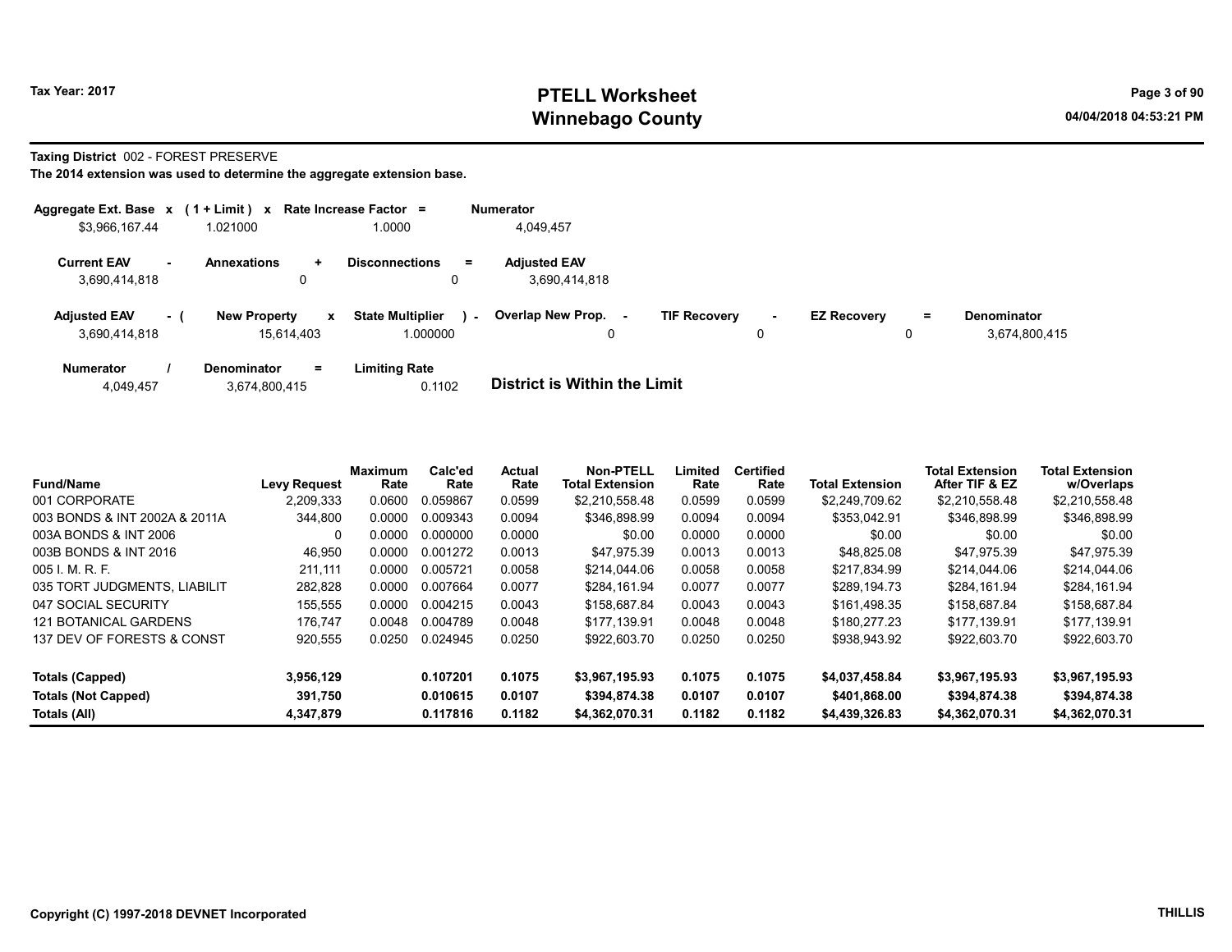# PTELL Worksheet
# Winnebago County

Tax Year: 2017

04/04/2018 04:53:21 PM

**Taxing District** 002 - FOREST PRESERVE

**The 2014 extension was used to determine the aggregate extension base.**

| Aggregate Ext. Base | x | (1 + Limit) | x | Rate Increase Factor | = | Numerator |
|---|---|---|---|---|---|---|
| $3,966,167.44 | | 1.021000 | | 1.0000 | | 4,049,457 |

| Current EAV | - | Annexations | + | Disconnections | = | Adjusted EAV |
|---|---|---|---|---|---|---|
| 3,690,414,818 | | 0 | | 0 | | 3,690,414,818 |

| Adjusted EAV | - ( | New Property | x | State Multiplier | ) - | Overlap New Prop. | - | TIF Recovery | - | EZ Recovery | = | Denominator |
|---|---|---|---|---|---|---|---|---|---|---|---|---|
| 3,690,414,818 | | 15,614,403 | | 1.000000 | | 0 | | 0 | | 0 | | 3,674,800,415 |

| Numerator | / | Denominator | = | Limiting Rate |
|---|---|---|---|---|
| 4,049,457 | | 3,674,800,415 | | 0.1102 |

**District is Within the Limit**

| Fund/Name | Levy Request | Maximum Rate | Calc'ed Rate | Actual Rate | Non-PTELL Total Extension | Limited Rate | Certified Rate | Total Extension | Total Extension After TIF & EZ | Total Extension w/Overlaps |
|---|---|---|---|---|---|---|---|---|---|---|
| 001 CORPORATE | 2,209,333 | 0.0600 | 0.059867 | 0.0599 | $2,210,558.48 | 0.0599 | 0.0599 | $2,249,709.62 | $2,210,558.48 | $2,210,558.48 |
| 003 BONDS & INT 2002A & 2011A | 344,800 | 0.0000 | 0.009343 | 0.0094 | $346,898.99 | 0.0094 | 0.0094 | $353,042.91 | $346,898.99 | $346,898.99 |
| 003A BONDS & INT 2006 | 0 | 0.0000 | 0.000000 | 0.0000 | $0.00 | 0.0000 | 0.0000 | $0.00 | $0.00 | $0.00 |
| 003B BONDS & INT 2016 | 46,950 | 0.0000 | 0.001272 | 0.0013 | $47,975.39 | 0.0013 | 0.0013 | $48,825.08 | $47,975.39 | $47,975.39 |
| 005 I. M. R. F. | 211,111 | 0.0000 | 0.005721 | 0.0058 | $214,044.06 | 0.0058 | 0.0058 | $217,834.99 | $214,044.06 | $214,044.06 |
| 035 TORT JUDGMENTS, LIABILIT | 282,828 | 0.0000 | 0.007664 | 0.0077 | $284,161.94 | 0.0077 | 0.0077 | $289,194.73 | $284,161.94 | $284,161.94 |
| 047 SOCIAL SECURITY | 155,555 | 0.0000 | 0.004215 | 0.0043 | $158,687.84 | 0.0043 | 0.0043 | $161,498.35 | $158,687.84 | $158,687.84 |
| 121 BOTANICAL GARDENS | 176,747 | 0.0048 | 0.004789 | 0.0048 | $177,139.91 | 0.0048 | 0.0048 | $180,277.23 | $177,139.91 | $177,139.91 |
| 137 DEV OF FORESTS & CONST | 920,555 | 0.0250 | 0.024945 | 0.0250 | $922,603.70 | 0.0250 | 0.0250 | $938,943.92 | $922,603.70 | $922,603.70 |
| **Totals (Capped)** | **3,956,129** | | **0.107201** | **0.1075** | **$3,967,195.93** | **0.1075** | **0.1075** | **$4,037,458.84** | **$3,967,195.93** | **$3,967,195.93** |
| **Totals (Not Capped)** | **391,750** | | **0.010615** | **0.0107** | **$394,874.38** | **0.0107** | **0.0107** | **$401,868.00** | **$394,874.38** | **$394,874.38** |
| **Totals (All)** | **4,347,879** | | **0.117816** | **0.1182** | **$4,362,070.31** | **0.1182** | **0.1182** | **$4,439,326.83** | **$4,362,070.31** | **$4,362,070.31** |

Copyright (C) 1997-2018 DEVNET Incorporated

THILLIS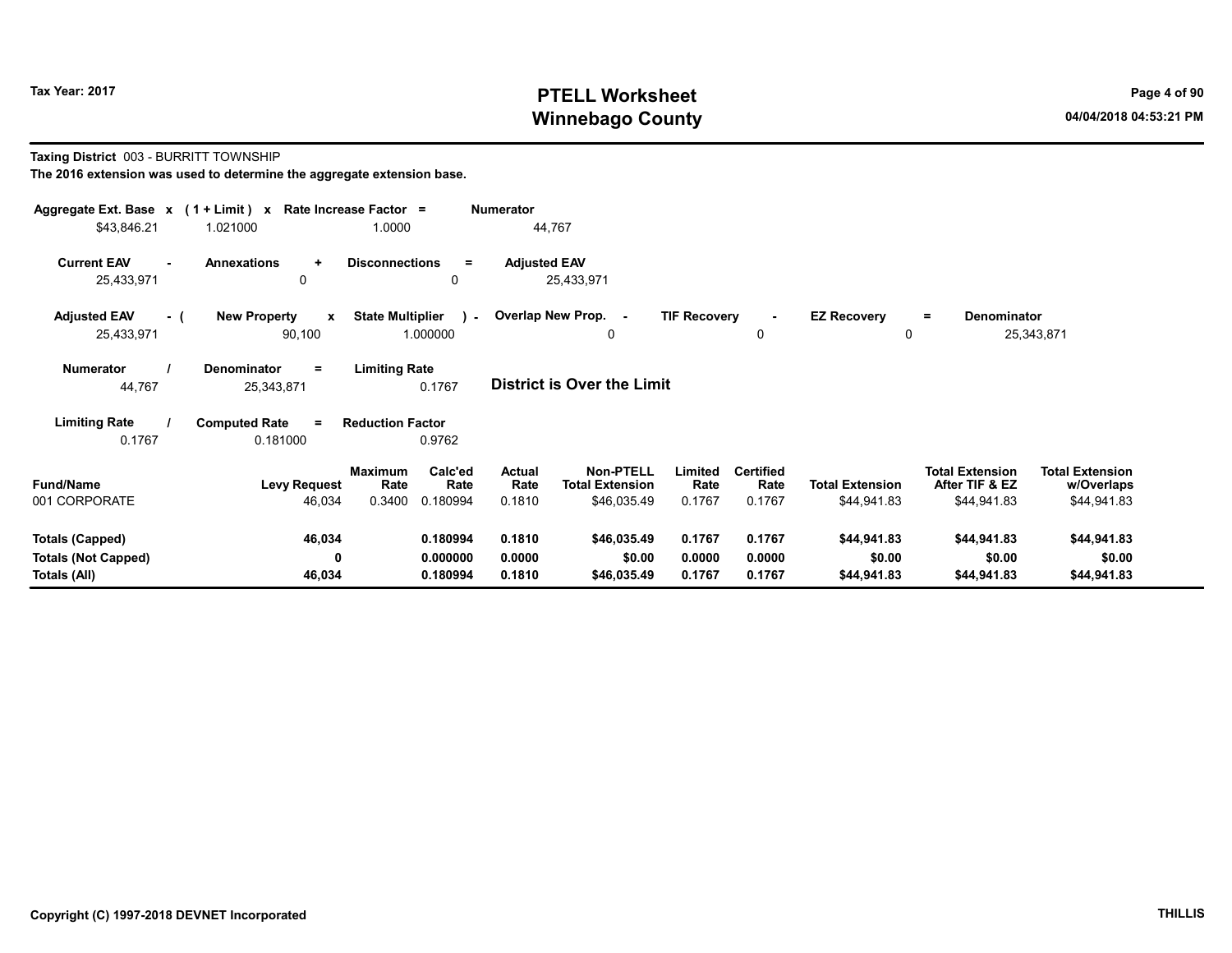**Taxing District** 003 - BURRITT TOWNSHIP

**The 2016 extension was used to determine the aggregate extension base.**

| Aggregate Ext. Base | x | (1 + Limit) | x | Rate Increase Factor | = | Numerator |
|---|---|---|---|---|---|---|
| $43,846.21 | | 1.021000 | | 1.0000 | | 44,767 |

| Current EAV | - | Annexations | + | Disconnections | = | Adjusted EAV |
|---|---|---|---|---|---|---|
| 25,433,971 | | 0 | | 0 | | 25,433,971 |

| Adjusted EAV | - ( | New Property | x | State Multiplier | ) - | Overlap New Prop. | - | TIF Recovery | - | EZ Recovery | = | Denominator |
|---|---|---|---|---|---|---|---|---|---|---|---|---|
| 25,433,971 | | 90,100 | | 1.000000 | | 0 | | 0 | | 0 | | 25,343,871 |

| Numerator | / | Denominator | = | Limiting Rate |
|---|---|---|---|---|
| 44,767 | | 25,343,871 | | 0.1767 |

**District is Over the Limit**

| Limiting Rate | / | Computed Rate | = | Reduction Factor |
|---|---|---|---|---|
| 0.1767 | | 0.181000 | | 0.9762 |

| Fund/Name | Levy Request | Maximum Rate | Calc'ed Rate | Actual Rate | Non-PTELL Total Extension | Limited Rate | Certified Rate | Total Extension | Total Extension After TIF & EZ | Total Extension w/Overlaps |
|---|---|---|---|---|---|---|---|---|---|---|
| 001 CORPORATE | 46,034 | 0.3400 | 0.180994 | 0.1810 | $46,035.49 | 0.1767 | 0.1767 | $44,941.83 | $44,941.83 | $44,941.83 |
| **Totals (Capped)** | **46,034** | | **0.180994** | **0.1810** | **$46,035.49** | **0.1767** | **0.1767** | **$44,941.83** | **$44,941.83** | **$44,941.83** |
| **Totals (Not Capped)** | **0** | | **0.000000** | **0.0000** | **$0.00** | **0.0000** | **0.0000** | **$0.00** | **$0.00** | **$0.00** |
| **Totals (All)** | **46,034** | | **0.180994** | **0.1810** | **$46,035.49** | **0.1767** | **0.1767** | **$44,941.83** | **$44,941.83** | **$44,941.83** |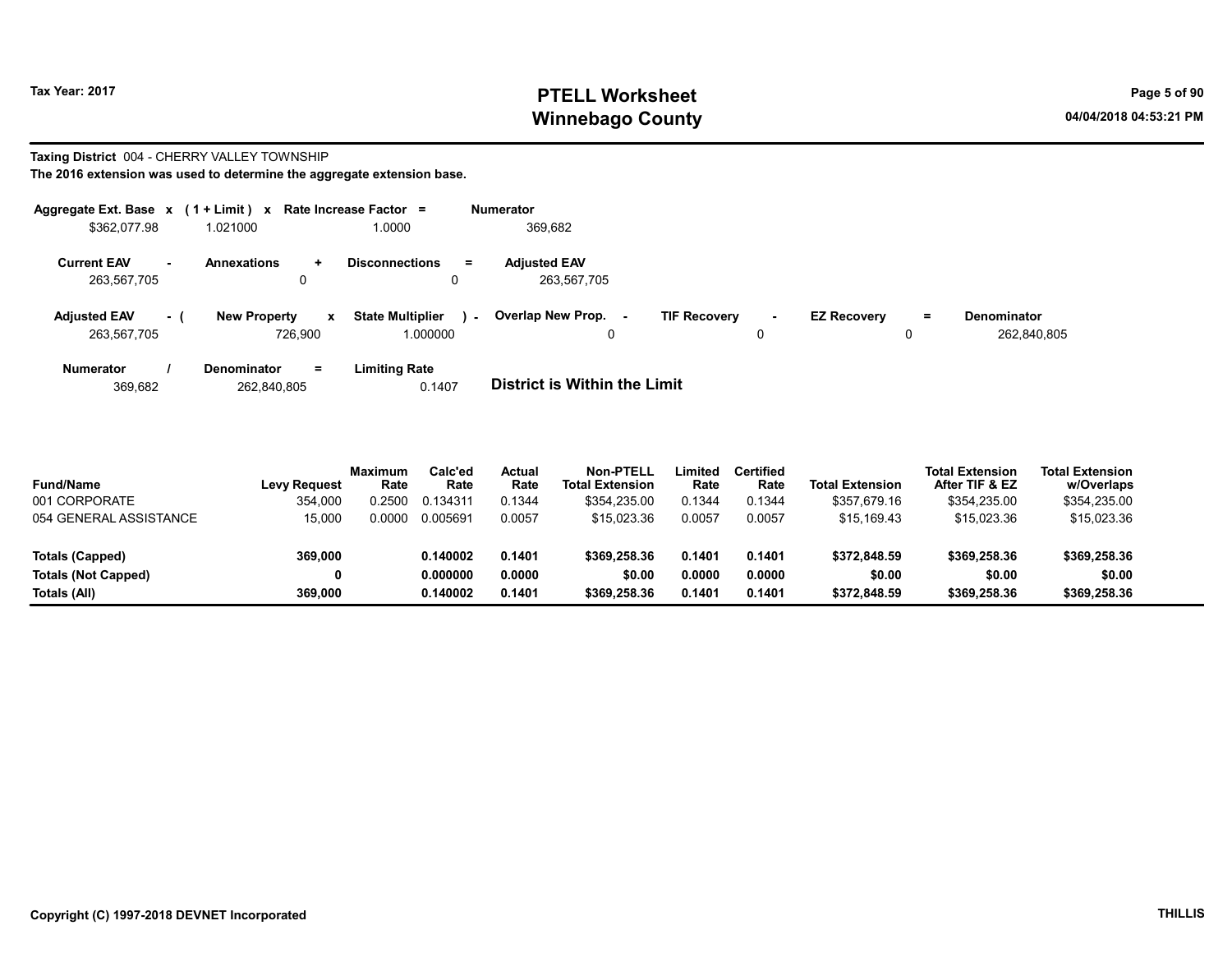Tax Year: 2017

# PTELL Worksheet
# Winnebago County

04/04/2018 04:53:21 PM

**Taxing District** 004 - CHERRY VALLEY TOWNSHIP

**The 2016 extension was used to determine the aggregate extension base.**

| Aggregate Ext. Base | x | ( 1 + Limit ) | x | Rate Increase Factor | = | Numerator |
|---|---|---|---|---|---|---|
| $362,077.98 | | 1.021000 | | 1.0000 | | 369,682 |

| Current EAV | - | Annexations | + | Disconnections | = | Adjusted EAV |
|---|---|---|---|---|---|---|
| 263,567,705 | | 0 | | 0 | | 263,567,705 |

| Adjusted EAV | - ( | New Property | x | State Multiplier | ) - | Overlap New Prop. | - | TIF Recovery | - | EZ Recovery | = | Denominator |
|---|---|---|---|---|---|---|---|---|---|---|---|---|
| 263,567,705 | | 726,900 | | 1.000000 | | 0 | | 0 | | 0 | | 262,840,805 |

| Numerator | / | Denominator | = | Limiting Rate |
|---|---|---|---|---|
| 369,682 | | 262,840,805 | | 0.1407 |

**District is Within the Limit**

| Fund/Name | Levy Request | Maximum Rate | Calc'ed Rate | Actual Rate | Non-PTELL Total Extension | Limited Rate | Certified Rate | Total Extension | Total Extension After TIF & EZ | Total Extension w/Overlaps |
|---|---|---|---|---|---|---|---|---|---|---|
| 001 CORPORATE | 354,000 | 0.2500 | 0.134311 | 0.1344 | $354,235.00 | 0.1344 | 0.1344 | $357,679.16 | $354,235.00 | $354,235.00 |
| 054 GENERAL ASSISTANCE | 15,000 | 0.0000 | 0.005691 | 0.0057 | $15,023.36 | 0.0057 | 0.0057 | $15,169.43 | $15,023.36 | $15,023.36 |
| **Totals (Capped)** | **369,000** | | **0.140002** | **0.1401** | **$369,258.36** | **0.1401** | **0.1401** | **$372,848.59** | **$369,258.36** | **$369,258.36** |
| **Totals (Not Capped)** | **0** | | **0.000000** | **0.0000** | **$0.00** | **0.0000** | **0.0000** | **$0.00** | **$0.00** | **$0.00** |
| **Totals (All)** | **369,000** | | **0.140002** | **0.1401** | **$369,258.36** | **0.1401** | **0.1401** | **$372,848.59** | **$369,258.36** | **$369,258.36** |

Copyright (C) 1997-2018 DEVNET Incorporated

THILLIS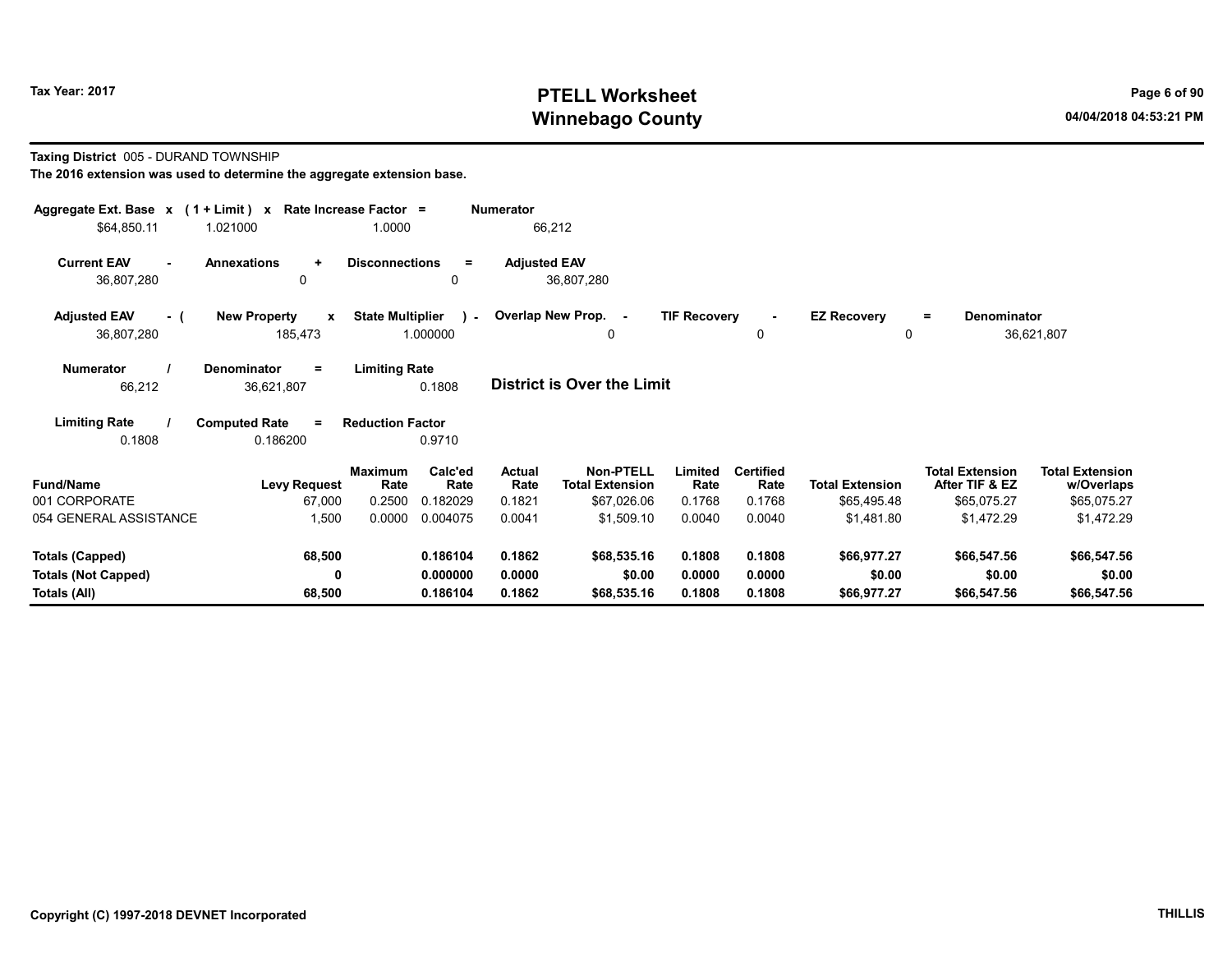# PTELL Worksheet
# Winnebago County

Tax Year: 2017

04/04/2018 04:53:21 PM

**Taxing District** 005 - DURAND TOWNSHIP

**The 2016 extension was used to determine the aggregate extension base.**

| Aggregate Ext. Base | x | (1 + Limit) | x | Rate Increase Factor | = | Numerator |
|---|---|---|---|---|---|---|
| $64,850.11 | | 1.021000 | | 1.0000 | | 66,212 |

| Current EAV | - | Annexations | + | Disconnections | = | Adjusted EAV |
|---|---|---|---|---|---|---|
| 36,807,280 | | 0 | | 0 | | 36,807,280 |

| Adjusted EAV | - ( | New Property | x | State Multiplier | ) - | Overlap New Prop. | - | TIF Recovery | - | EZ Recovery | = | Denominator |
|---|---|---|---|---|---|---|---|---|---|---|---|---|
| 36,807,280 | | 185,473 | | 1.000000 | | 0 | | 0 | | 0 | | 36,621,807 |

| Numerator | / | Denominator | = | Limiting Rate |
|---|---|---|---|---|
| 66,212 | | 36,621,807 | | 0.1808 |

**District is Over the Limit**

| Limiting Rate | / | Computed Rate | = | Reduction Factor |
|---|---|---|---|---|
| 0.1808 | | 0.186200 | | 0.9710 |

| Fund/Name | Levy Request | Maximum Rate | Calc'ed Rate | Actual Rate | Non-PTELL Total Extension | Limited Rate | Certified Rate | Total Extension | Total Extension After TIF & EZ | Total Extension w/Overlaps |
|---|---|---|---|---|---|---|---|---|---|---|
| 001 CORPORATE | 67,000 | 0.2500 | 0.182029 | 0.1821 | $67,026.06 | 0.1768 | 0.1768 | $65,495.48 | $65,075.27 | $65,075.27 |
| 054 GENERAL ASSISTANCE | 1,500 | 0.0000 | 0.004075 | 0.0041 | $1,509.10 | 0.0040 | 0.0040 | $1,481.80 | $1,472.29 | $1,472.29 |
| **Totals (Capped)** | **68,500** | | **0.186104** | **0.1862** | **$68,535.16** | **0.1808** | **0.1808** | **$66,977.27** | **$66,547.56** | **$66,547.56** |
| **Totals (Not Capped)** | **0** | | **0.000000** | **0.0000** | **$0.00** | **0.0000** | **0.0000** | **$0.00** | **$0.00** | **$0.00** |
| **Totals (All)** | **68,500** | | **0.186104** | **0.1862** | **$68,535.16** | **0.1808** | **0.1808** | **$66,977.27** | **$66,547.56** | **$66,547.56** |

Copyright (C) 1997-2018 DEVNET Incorporated

THILLIS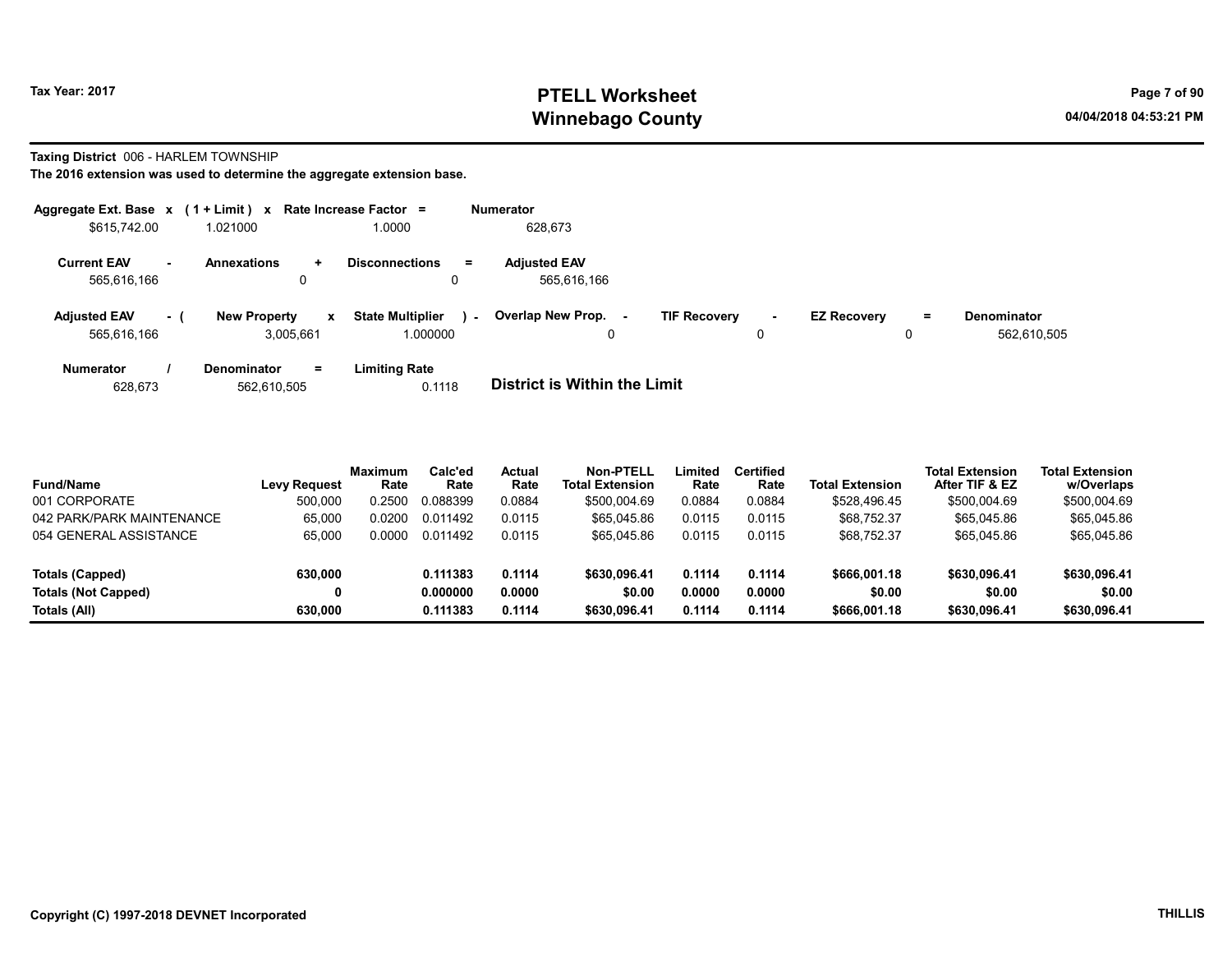Tax Year: 2017

# PTELL Worksheet
## Winnebago County

04/04/2018 04:53:21 PM

**Taxing District** 006 - HARLEM TOWNSHIP

**The 2016 extension was used to determine the aggregate extension base.**

| Aggregate Ext. Base | x | (1 + Limit) | x | Rate Increase Factor | = | Numerator |
|---|---|---|---|---|---|---|
| $615,742.00 | | 1.021000 | | 1.0000 | | 628,673 |

| Current EAV | - | Annexations | + | Disconnections | = | Adjusted EAV |
|---|---|---|---|---|---|---|
| 565,616,166 | | 0 | | 0 | | 565,616,166 |

| Adjusted EAV | - ( | New Property | x | State Multiplier | ) - | Overlap New Prop. | - | TIF Recovery | - | EZ Recovery | = | Denominator |
|---|---|---|---|---|---|---|---|---|---|---|---|---|
| 565,616,166 | | 3,005,661 | | 1.000000 | | 0 | | 0 | | 0 | | 562,610,505 |

| Numerator | / | Denominator | = | Limiting Rate |
|---|---|---|---|---|
| 628,673 | | 562,610,505 | | 0.1118 |

**District is Within the Limit**

| Fund/Name | Levy Request | Maximum Rate | Calc'ed Rate | Actual Rate | Non-PTELL Total Extension | Limited Rate | Certified Rate | Total Extension | Total Extension After TIF & EZ | Total Extension w/Overlaps |
|---|---|---|---|---|---|---|---|---|---|---|
| 001 CORPORATE | 500,000 | 0.2500 | 0.088399 | 0.0884 | $500,004.69 | 0.0884 | 0.0884 | $528,496.45 | $500,004.69 | $500,004.69 |
| 042 PARK/PARK MAINTENANCE | 65,000 | 0.0200 | 0.011492 | 0.0115 | $65,045.86 | 0.0115 | 0.0115 | $68,752.37 | $65,045.86 | $65,045.86 |
| 054 GENERAL ASSISTANCE | 65,000 | 0.0000 | 0.011492 | 0.0115 | $65,045.86 | 0.0115 | 0.0115 | $68,752.37 | $65,045.86 | $65,045.86 |
| **Totals (Capped)** | **630,000** | | **0.111383** | **0.1114** | **$630,096.41** | **0.1114** | **0.1114** | **$666,001.18** | **$630,096.41** | **$630,096.41** |
| **Totals (Not Capped)** | **0** | | **0.000000** | **0.0000** | **$0.00** | **0.0000** | **0.0000** | **$0.00** | **$0.00** | **$0.00** |
| **Totals (All)** | **630,000** | | **0.111383** | **0.1114** | **$630,096.41** | **0.1114** | **0.1114** | **$666,001.18** | **$630,096.41** | **$630,096.41** |

Copyright (C) 1997-2018 DEVNET Incorporated

THILLIS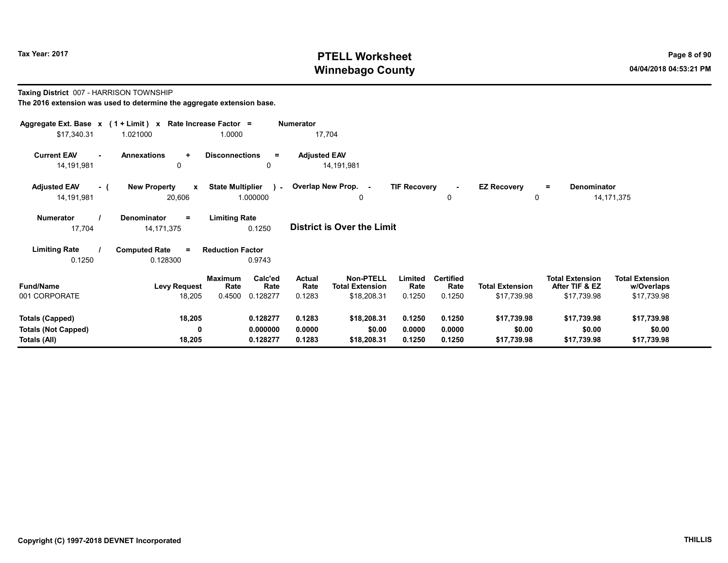# PTELL Worksheet
# Winnebago County

Tax Year: 2017

04/04/2018 04:53:21 PM

**Taxing District** 007 - HARRISON TOWNSHIP

**The 2016 extension was used to determine the aggregate extension base.**

| Aggregate Ext. Base | x | (1 + Limit) | x | Rate Increase Factor | = | Numerator |
|---|---|---|---|---|---|---|
| $17,340.31 | | 1.021000 | | 1.0000 | | 17,704 |

| Current EAV | - | Annexations | + | Disconnections | = | Adjusted EAV |
|---|---|---|---|---|---|---|
| 14,191,981 | | 0 | | 0 | | 14,191,981 |

| Adjusted EAV | - ( | New Property | x | State Multiplier | ) - | Overlap New Prop. | - | TIF Recovery | - | EZ Recovery | = | Denominator |
|---|---|---|---|---|---|---|---|---|---|---|---|---|
| 14,191,981 | | 20,606 | | 1.000000 | | 0 | | 0 | | 0 | | 14,171,375 |

| Numerator | / | Denominator | = | Limiting Rate |
|---|---|---|---|---|
| 17,704 | | 14,171,375 | | 0.1250 |

**District is Over the Limit**

| Limiting Rate | / | Computed Rate | = | Reduction Factor |
|---|---|---|---|---|
| 0.1250 | | 0.128300 | | 0.9743 |

| Fund/Name | Levy Request | Maximum Rate | Calc'ed Rate | Actual Rate | Non-PTELL Total Extension | Limited Rate | Certified Rate | Total Extension | Total Extension After TIF & EZ | Total Extension w/Overlaps |
|---|---|---|---|---|---|---|---|---|---|---|
| 001 CORPORATE | 18,205 | 0.4500 | 0.128277 | 0.1283 | $18,208.31 | 0.1250 | 0.1250 | $17,739.98 | $17,739.98 | $17,739.98 |
| **Totals (Capped)** | **18,205** | | **0.128277** | **0.1283** | **$18,208.31** | **0.1250** | **0.1250** | **$17,739.98** | **$17,739.98** | **$17,739.98** |
| **Totals (Not Capped)** | **0** | | **0.000000** | **0.0000** | **$0.00** | **0.0000** | **0.0000** | **$0.00** | **$0.00** | **$0.00** |
| **Totals (All)** | **18,205** | | **0.128277** | **0.1283** | **$18,208.31** | **0.1250** | **0.1250** | **$17,739.98** | **$17,739.98** | **$17,739.98** |

Copyright (C) 1997-2018 DEVNET Incorporated

THILLIS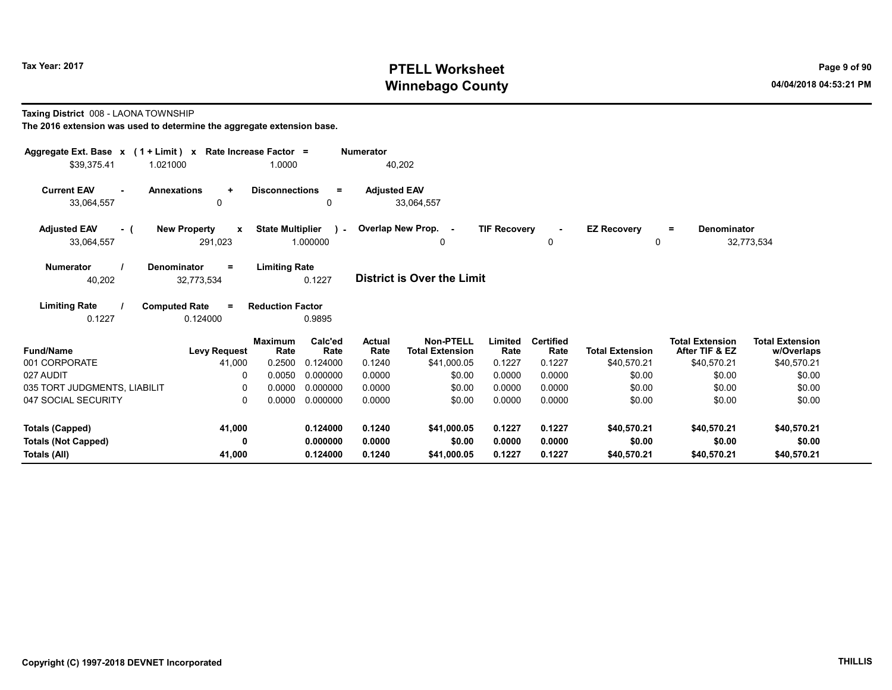**Taxing District** 008 - LAONA TOWNSHIP

**The 2016 extension was used to determine the aggregate extension base.**

| Aggregate Ext. Base | x | (1 + Limit) | x | Rate Increase Factor | = | Numerator |
|---|---|---|---|---|---|---|
| $39,375.41 | | 1.021000 | | 1.0000 | | 40,202 |

| Current EAV | - | Annexations | + | Disconnections | = | Adjusted EAV |
|---|---|---|---|---|---|---|
| 33,064,557 | | 0 | | 0 | | 33,064,557 |

| Adjusted EAV | - ( | New Property | x | State Multiplier | ) - | Overlap New Prop. | - | TIF Recovery | - | EZ Recovery | = | Denominator |
|---|---|---|---|---|---|---|---|---|---|---|---|---|
| 33,064,557 | | 291,023 | | 1.000000 | | 0 | | 0 | | 0 | | 32,773,534 |

| Numerator | / | Denominator | = | Limiting Rate |
|---|---|---|---|---|
| 40,202 | | 32,773,534 | | 0.1227 |

**District is Over the Limit**

| Limiting Rate | / | Computed Rate | = | Reduction Factor |
|---|---|---|---|---|
| 0.1227 | | 0.124000 | | 0.9895 |

| Fund/Name | Levy Request | Maximum Rate | Calc'ed Rate | Actual Rate | Non-PTELL Total Extension | Limited Rate | Certified Rate | Total Extension | Total Extension After TIF & EZ | Total Extension w/Overlaps |
|---|---|---|---|---|---|---|---|---|---|---|
| 001 CORPORATE | 41,000 | 0.2500 | 0.124000 | 0.1240 | $41,000.05 | 0.1227 | 0.1227 | $40,570.21 | $40,570.21 | $40,570.21 |
| 027 AUDIT | 0 | 0.0050 | 0.000000 | 0.0000 | $0.00 | 0.0000 | 0.0000 | $0.00 | $0.00 | $0.00 |
| 035 TORT JUDGMENTS, LIABILIT | 0 | 0.0000 | 0.000000 | 0.0000 | $0.00 | 0.0000 | 0.0000 | $0.00 | $0.00 | $0.00 |
| 047 SOCIAL SECURITY | 0 | 0.0000 | 0.000000 | 0.0000 | $0.00 | 0.0000 | 0.0000 | $0.00 | $0.00 | $0.00 |
| **Totals (Capped)** | **41,000** | | **0.124000** | **0.1240** | **$41,000.05** | **0.1227** | **0.1227** | **$40,570.21** | **$40,570.21** | **$40,570.21** |
| **Totals (Not Capped)** | **0** | | **0.000000** | **0.0000** | **$0.00** | **0.0000** | **0.0000** | **$0.00** | **$0.00** | **$0.00** |
| **Totals (All)** | **41,000** | | **0.124000** | **0.1240** | **$41,000.05** | **0.1227** | **0.1227** | **$40,570.21** | **$40,570.21** | **$40,570.21** |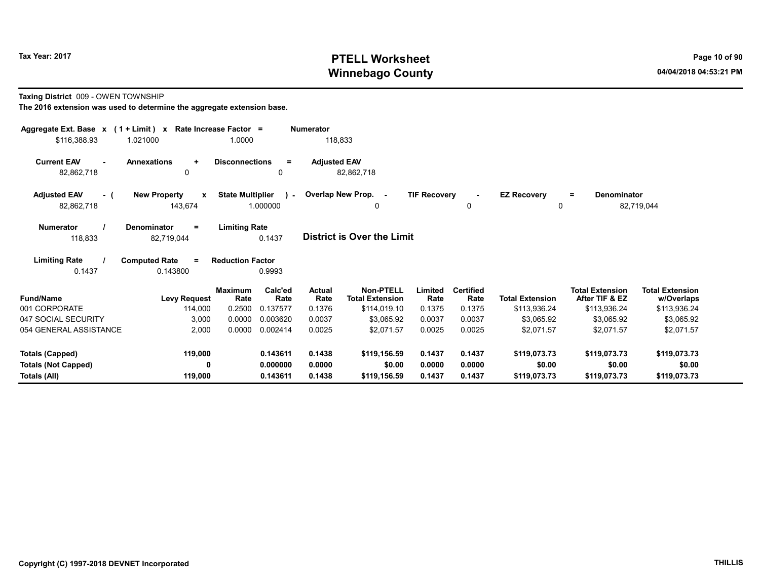Tax Year: 2017

# PTELL Worksheet
## Winnebago County

**Taxing District** 009 - OWEN TOWNSHIP

**The 2016 extension was used to determine the aggregate extension base.**

| Aggregate Ext. Base x | (1 + Limit) x | Rate Increase Factor = | Numerator |
|---|---|---|---|
| \$116,388.93 | 1.021000 | 1.0000 | 118,833 |

| Current EAV - | Annexations + | Disconnections = | Adjusted EAV |
|---|---|---|---|
| 82,862,718 | 0 | 0 | 82,862,718 |

| Adjusted EAV - ( | New Property x | State Multiplier ) - | Overlap New Prop. - | TIF Recovery - | EZ Recovery = | Denominator |
|---|---|---|---|---|---|---|
| 82,862,718 | 143,674 | 1.000000 | 0 | 0 | 0 | 82,719,044 |

| Numerator / | Denominator = | Limiting Rate |
|---|---|---|
| 118,833 | 82,719,044 | 0.1437 |

**District is Over the Limit**

| Limiting Rate / | Computed Rate = | Reduction Factor |
|---|---|---|
| 0.1437 | 0.143800 | 0.9993 |

| Fund/Name | Levy Request | Maximum Rate | Calc'ed Rate | Actual Rate | Non-PTELL Total Extension | Limited Rate | Certified Rate | Total Extension | Total Extension After TIF & EZ | Total Extension w/Overlaps |
|---|---|---|---|---|---|---|---|---|---|---|
| 001 CORPORATE | 114,000 | 0.2500 | 0.137577 | 0.1376 | \$114,019.10 | 0.1375 | 0.1375 | \$113,936.24 | \$113,936.24 | \$113,936.24 |
| 047 SOCIAL SECURITY | 3,000 | 0.0000 | 0.003620 | 0.0037 | \$3,065.92 | 0.0037 | 0.0037 | \$3,065.92 | \$3,065.92 | \$3,065.92 |
| 054 GENERAL ASSISTANCE | 2,000 | 0.0000 | 0.002414 | 0.0025 | \$2,071.57 | 0.0025 | 0.0025 | \$2,071.57 | \$2,071.57 | \$2,071.57 |
| **Totals (Capped)** | **119,000** | | **0.143611** | **0.1438** | **\$119,156.59** | **0.1437** | **0.1437** | **\$119,073.73** | **\$119,073.73** | **\$119,073.73** |
| **Totals (Not Capped)** | **0** | | **0.000000** | **0.0000** | **\$0.00** | **0.0000** | **0.0000** | **\$0.00** | **\$0.00** | **\$0.00** |
| **Totals (All)** | **119,000** | | **0.143611** | **0.1438** | **\$119,156.59** | **0.1437** | **0.1437** | **\$119,073.73** | **\$119,073.73** | **\$119,073.73** |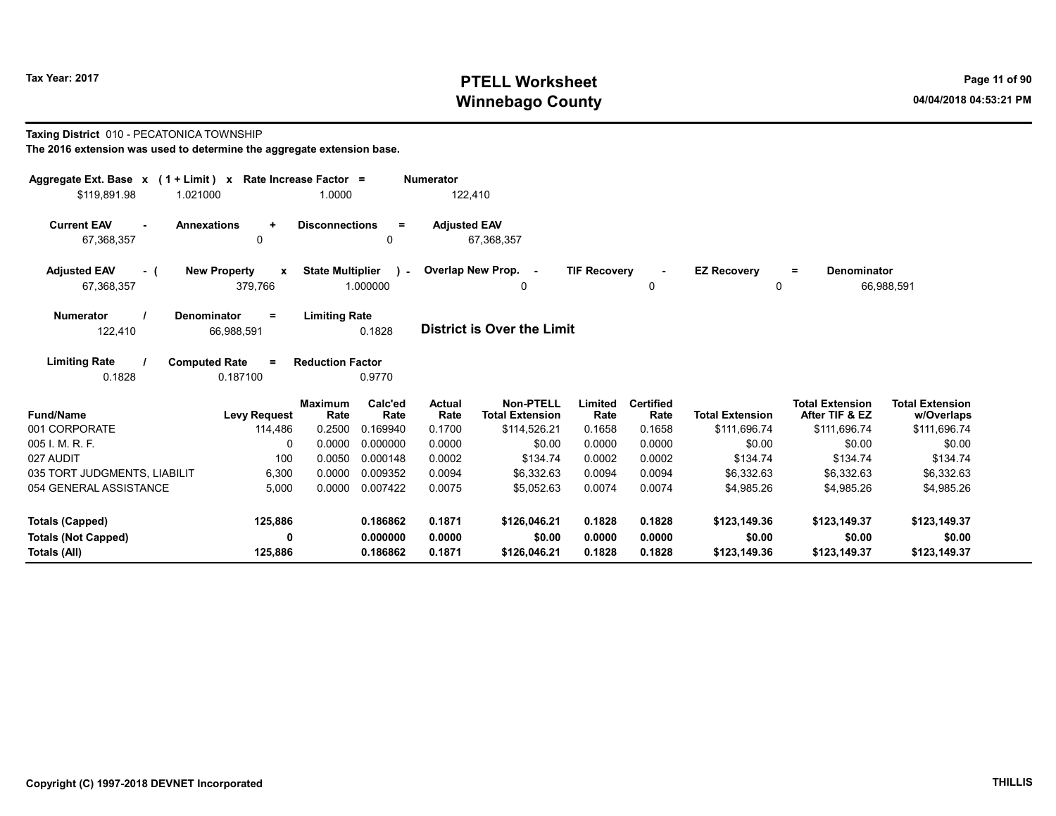# PTELL Worksheet
# Winnebago County

Tax Year: 2017

04/04/2018 04:53:21 PM

**Taxing District** 010 - PECATONICA TOWNSHIP

**The 2016 extension was used to determine the aggregate extension base.**

| Aggregate Ext. Base | x | (1 + Limit) | x | Rate Increase Factor | = | Numerator |
|---|---|---|---|---|---|---|
| $119,891.98 | | 1.021000 | | 1.0000 | | 122,410 |

| Current EAV | - | Annexations | + | Disconnections | = | Adjusted EAV |
|---|---|---|---|---|---|---|
| 67,368,357 | | 0 | | 0 | | 67,368,357 |

| Adjusted EAV | - ( | New Property | x | State Multiplier | ) - | Overlap New Prop. | - | TIF Recovery | - | EZ Recovery | = | Denominator |
|---|---|---|---|---|---|---|---|---|---|---|---|---|
| 67,368,357 | | 379,766 | | 1.000000 | | 0 | | 0 | | 0 | | 66,988,591 |

| Numerator | / | Denominator | = | Limiting Rate |
|---|---|---|---|---|
| 122,410 | | 66,988,591 | | 0.1828 |

**District is Over the Limit**

| Limiting Rate | / | Computed Rate | = | Reduction Factor |
|---|---|---|---|---|
| 0.1828 | | 0.187100 | | 0.9770 |

| Fund/Name | Levy Request | Maximum Rate | Calc'ed Rate | Actual Rate | Non-PTELL Total Extension | Limited Rate | Certified Rate | Total Extension | Total Extension After TIF & EZ | Total Extension w/Overlaps |
|---|---|---|---|---|---|---|---|---|---|---|
| 001 CORPORATE | 114,486 | 0.2500 | 0.169940 | 0.1700 | $114,526.21 | 0.1658 | 0.1658 | $111,696.74 | $111,696.74 | $111,696.74 |
| 005 I. M. R. F. | 0 | 0.0000 | 0.000000 | 0.0000 | $0.00 | 0.0000 | 0.0000 | $0.00 | $0.00 | $0.00 |
| 027 AUDIT | 100 | 0.0050 | 0.000148 | 0.0002 | $134.74 | 0.0002 | 0.0002 | $134.74 | $134.74 | $134.74 |
| 035 TORT JUDGMENTS, LIABILIT | 6,300 | 0.0000 | 0.009352 | 0.0094 | $6,332.63 | 0.0094 | 0.0094 | $6,332.63 | $6,332.63 | $6,332.63 |
| 054 GENERAL ASSISTANCE | 5,000 | 0.0000 | 0.007422 | 0.0075 | $5,052.63 | 0.0074 | 0.0074 | $4,985.26 | $4,985.26 | $4,985.26 |
| **Totals (Capped)** | **125,886** | | **0.186862** | **0.1871** | **$126,046.21** | **0.1828** | **0.1828** | **$123,149.36** | **$123,149.37** | **$123,149.37** |
| **Totals (Not Capped)** | **0** | | **0.000000** | **0.0000** | **$0.00** | **0.0000** | **0.0000** | **$0.00** | **$0.00** | **$0.00** |
| **Totals (All)** | **125,886** | | **0.186862** | **0.1871** | **$126,046.21** | **0.1828** | **0.1828** | **$123,149.36** | **$123,149.37** | **$123,149.37** |

Copyright (C) 1997-2018 DEVNET Incorporated

THILLIS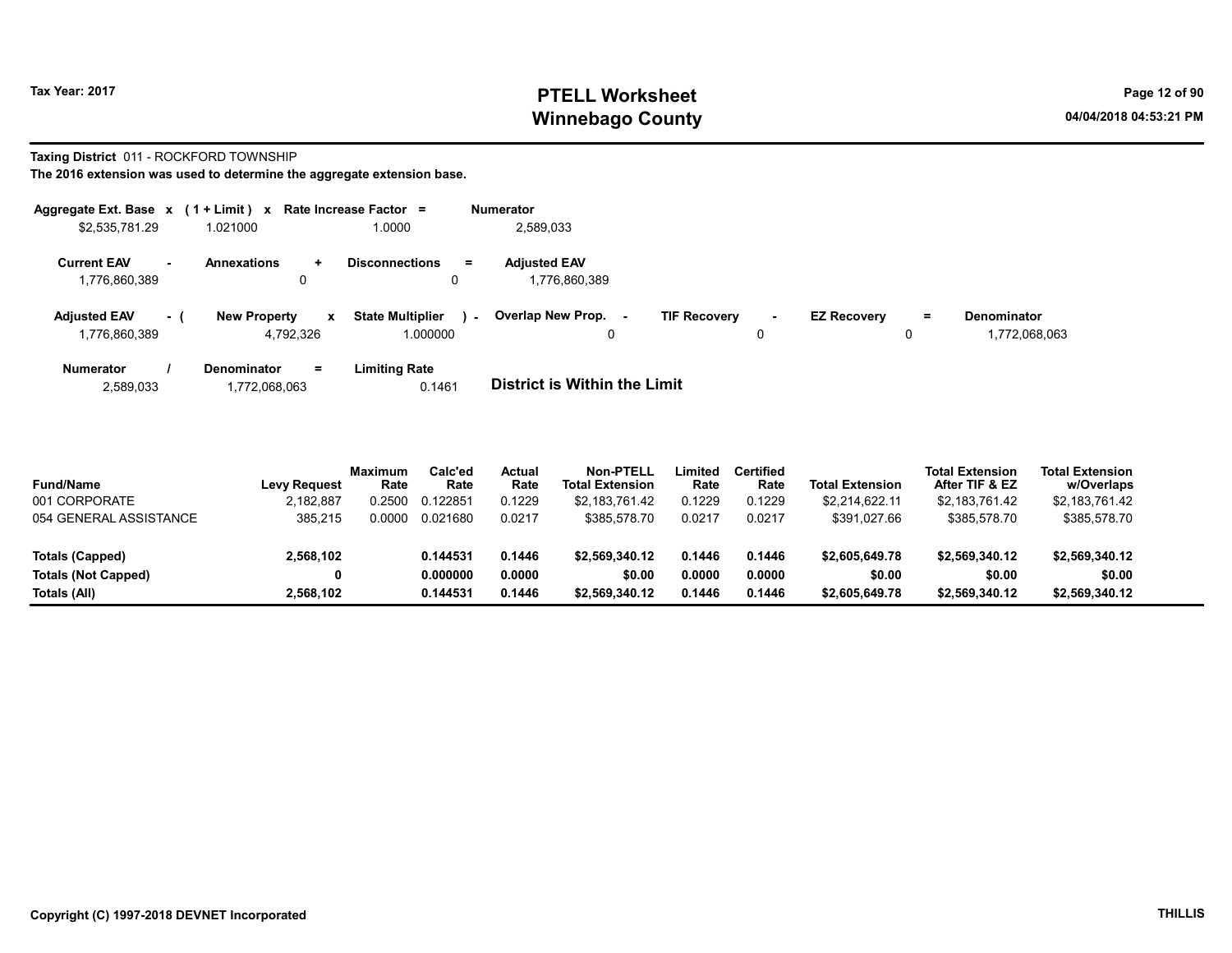Tax Year: 2017

# PTELL Worksheet
# Winnebago County

04/04/2018 04:53:21 PM

**Taxing District** 011 - ROCKFORD TOWNSHIP

**The 2016 extension was used to determine the aggregate extension base.**

| Aggregate Ext. Base | x | (1 + Limit) | x | Rate Increase Factor | = | Numerator |
|---|---|---|---|---|---|---|
| $2,535,781.29 | | 1.021000 | | 1.0000 | | 2,589,033 |

| Current EAV | - | Annexations | + | Disconnections | = | Adjusted EAV |
|---|---|---|---|---|---|---|
| 1,776,860,389 | | 0 | | 0 | | 1,776,860,389 |

| Adjusted EAV | - ( | New Property | x | State Multiplier | ) - | Overlap New Prop. | - | TIF Recovery | - | EZ Recovery | = | Denominator |
|---|---|---|---|---|---|---|---|---|---|---|---|---|
| 1,776,860,389 | | 4,792,326 | | 1.000000 | | 0 | | 0 | | 0 | | 1,772,068,063 |

| Numerator | / | Denominator | = | Limiting Rate |
|---|---|---|---|---|
| 2,589,033 | | 1,772,068,063 | | 0.1461 |

**District is Within the Limit**

| Fund/Name | Levy Request | Maximum Rate | Calc'ed Rate | Actual Rate | Non-PTELL Total Extension | Limited Rate | Certified Rate | Total Extension | Total Extension After TIF & EZ | Total Extension w/Overlaps |
|---|---|---|---|---|---|---|---|---|---|---|
| 001 CORPORATE | 2,182,887 | 0.2500 | 0.122851 | 0.1229 | $2,183,761.42 | 0.1229 | 0.1229 | $2,214,622.11 | $2,183,761.42 | $2,183,761.42 |
| 054 GENERAL ASSISTANCE | 385,215 | 0.0000 | 0.021680 | 0.0217 | $385,578.70 | 0.0217 | 0.0217 | $391,027.66 | $385,578.70 | $385,578.70 |
| **Totals (Capped)** | **2,568,102** | | **0.144531** | **0.1446** | **$2,569,340.12** | **0.1446** | **0.1446** | **$2,605,649.78** | **$2,569,340.12** | **$2,569,340.12** |
| **Totals (Not Capped)** | **0** | | **0.000000** | **0.0000** | **$0.00** | **0.0000** | **0.0000** | **$0.00** | **$0.00** | **$0.00** |
| **Totals (All)** | **2,568,102** | | **0.144531** | **0.1446** | **$2,569,340.12** | **0.1446** | **0.1446** | **$2,605,649.78** | **$2,569,340.12** | **$2,569,340.12** |

Copyright (C) 1997-2018 DEVNET Incorporated

THILLIS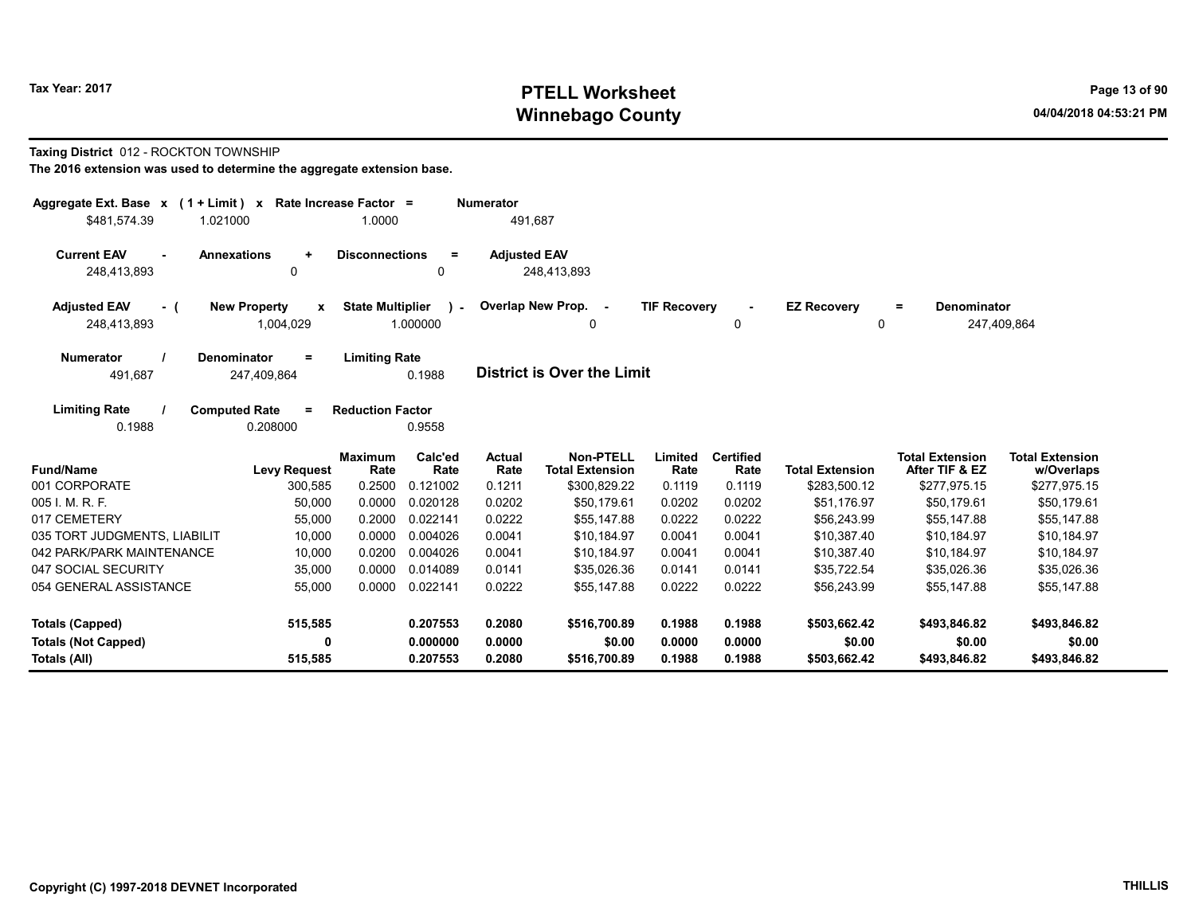# PTELL Worksheet
# Winnebago County

Tax Year: 2017

04/04/2018 04:53:21 PM

**Taxing District** 012 - ROCKTON TOWNSHIP

**The 2016 extension was used to determine the aggregate extension base.**

| Aggregate Ext. Base x | (1 + Limit) x | Rate Increase Factor = | Numerator |
|---|---|---|---|
| $481,574.39 | 1.021000 | 1.0000 | 491,687 |

| Current EAV - | Annexations + | Disconnections = | Adjusted EAV |
|---|---|---|---|
| 248,413,893 | 0 | 0 | 248,413,893 |

| Adjusted EAV - ( | New Property x | State Multiplier ) - | Overlap New Prop. - | TIF Recovery - | EZ Recovery = | Denominator |
|---|---|---|---|---|---|---|
| 248,413,893 | 1,004,029 | 1.000000 | 0 | 0 | 0 | 247,409,864 |

| Numerator / | Denominator = | Limiting Rate |
|---|---|---|
| 491,687 | 247,409,864 | 0.1988 |

**District is Over the Limit**

| Limiting Rate / | Computed Rate = | Reduction Factor |
|---|---|---|
| 0.1988 | 0.208000 | 0.9558 |

| Fund/Name | Levy Request | Maximum Rate | Calc'ed Rate | Actual Rate | Non-PTELL Total Extension | Limited Rate | Certified Rate | Total Extension | Total Extension After TIF & EZ | Total Extension w/Overlaps |
|---|---|---|---|---|---|---|---|---|---|---|
| 001 CORPORATE | 300,585 | 0.2500 | 0.121002 | 0.1211 | $300,829.22 | 0.1119 | 0.1119 | $283,500.12 | $277,975.15 | $277,975.15 |
| 005 I. M. R. F. | 50,000 | 0.0000 | 0.020128 | 0.0202 | $50,179.61 | 0.0202 | 0.0202 | $51,176.97 | $50,179.61 | $50,179.61 |
| 017 CEMETERY | 55,000 | 0.2000 | 0.022141 | 0.0222 | $55,147.88 | 0.0222 | 0.0222 | $56,243.99 | $55,147.88 | $55,147.88 |
| 035 TORT JUDGMENTS, LIABILIT | 10,000 | 0.0000 | 0.004026 | 0.0041 | $10,184.97 | 0.0041 | 0.0041 | $10,387.40 | $10,184.97 | $10,184.97 |
| 042 PARK/PARK MAINTENANCE | 10,000 | 0.0200 | 0.004026 | 0.0041 | $10,184.97 | 0.0041 | 0.0041 | $10,387.40 | $10,184.97 | $10,184.97 |
| 047 SOCIAL SECURITY | 35,000 | 0.0000 | 0.014089 | 0.0141 | $35,026.36 | 0.0141 | 0.0141 | $35,722.54 | $35,026.36 | $35,026.36 |
| 054 GENERAL ASSISTANCE | 55,000 | 0.0000 | 0.022141 | 0.0222 | $55,147.88 | 0.0222 | 0.0222 | $56,243.99 | $55,147.88 | $55,147.88 |
| **Totals (Capped)** | **515,585** | | **0.207553** | **0.2080** | **$516,700.89** | **0.1988** | **0.1988** | **$503,662.42** | **$493,846.82** | **$493,846.82** |
| **Totals (Not Capped)** | **0** | | **0.000000** | **0.0000** | **$0.00** | **0.0000** | **0.0000** | **$0.00** | **$0.00** | **$0.00** |
| **Totals (All)** | **515,585** | | **0.207553** | **0.2080** | **$516,700.89** | **0.1988** | **0.1988** | **$503,662.42** | **$493,846.82** | **$493,846.82** |

Copyright (C) 1997-2018 DEVNET Incorporated

THILLIS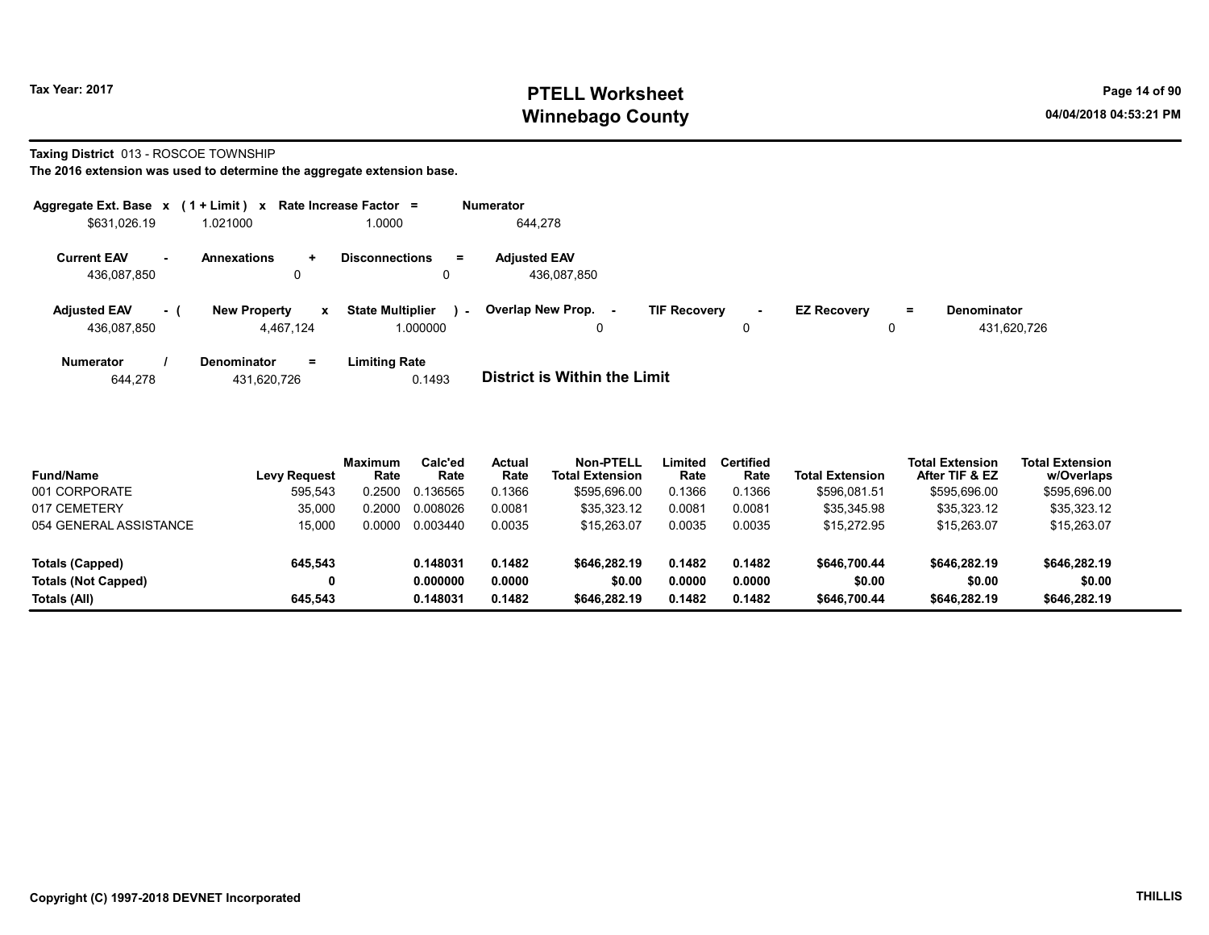**Tax Year: 2017**

# PTELL Worksheet
# Winnebago County

04/04/2018 04:53:21 PM

**Taxing District** 013 - ROSCOE TOWNSHIP

**The 2016 extension was used to determine the aggregate extension base.**

| Aggregate Ext. Base | x | (1 + Limit) | x | Rate Increase Factor | = | Numerator |
|---|---|---|---|---|---|---|
| $631,026.19 | | 1.021000 | | 1.0000 | | 644,278 |

| Current EAV | - | Annexations | + | Disconnections | = | Adjusted EAV |
|---|---|---|---|---|---|---|
| 436,087,850 | | 0 | | 0 | | 436,087,850 |

| Adjusted EAV | - ( | New Property | x | State Multiplier | ) - | Overlap New Prop. | - | TIF Recovery | - | EZ Recovery | = | Denominator |
|---|---|---|---|---|---|---|---|---|---|---|---|---|
| 436,087,850 | | 4,467,124 | | 1.000000 | | 0 | | 0 | | 0 | | 431,620,726 |

| Numerator | / | Denominator | = | Limiting Rate |
|---|---|---|---|---|
| 644,278 | | 431,620,726 | | 0.1493 |

**District is Within the Limit**

| Fund/Name | Levy Request | Maximum Rate | Calc'ed Rate | Actual Rate | Non-PTELL Total Extension | Limited Rate | Certified Rate | Total Extension | Total Extension After TIF & EZ | Total Extension w/Overlaps |
|---|---|---|---|---|---|---|---|---|---|---|
| 001 CORPORATE | 595,543 | 0.2500 | 0.136565 | 0.1366 | $595,696.00 | 0.1366 | 0.1366 | $596,081.51 | $595,696.00 | $595,696.00 |
| 017 CEMETERY | 35,000 | 0.2000 | 0.008026 | 0.0081 | $35,323.12 | 0.0081 | 0.0081 | $35,345.98 | $35,323.12 | $35,323.12 |
| 054 GENERAL ASSISTANCE | 15,000 | 0.0000 | 0.003440 | 0.0035 | $15,263.07 | 0.0035 | 0.0035 | $15,272.95 | $15,263.07 | $15,263.07 |
| **Totals (Capped)** | **645,543** | | **0.148031** | **0.1482** | **$646,282.19** | **0.1482** | **0.1482** | **$646,700.44** | **$646,282.19** | **$646,282.19** |
| **Totals (Not Capped)** | **0** | | **0.000000** | **0.0000** | **$0.00** | **0.0000** | **0.0000** | **$0.00** | **$0.00** | **$0.00** |
| **Totals (All)** | **645,543** | | **0.148031** | **0.1482** | **$646,282.19** | **0.1482** | **0.1482** | **$646,700.44** | **$646,282.19** | **$646,282.19** |

**Copyright (C) 1997-2018 DEVNET Incorporated** THILLIS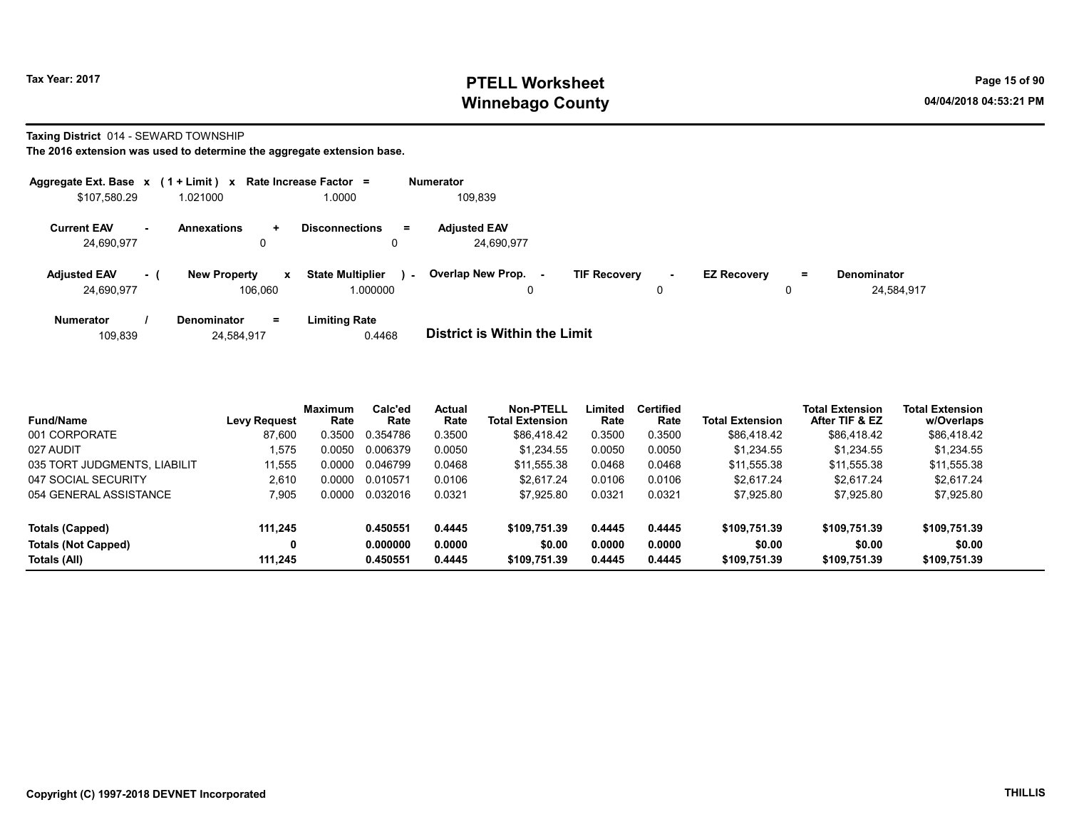# PTELL Worksheet
# Winnebago County

Tax Year: 2017

04/04/2018 04:53:21 PM

**Taxing District** 014 - SEWARD TOWNSHIP

**The 2016 extension was used to determine the aggregate extension base.**

| Aggregate Ext. Base | x | (1 + Limit) | x | Rate Increase Factor | = | Numerator |
|---|---|---|---|---|---|---|
| $107,580.29 | | 1.021000 | | 1.0000 | | 109,839 |

| Current EAV | - | Annexations | + | Disconnections | = | Adjusted EAV |
|---|---|---|---|---|---|---|
| 24,690,977 | | 0 | | 0 | | 24,690,977 |

| Adjusted EAV | - ( | New Property | x | State Multiplier | ) - | Overlap New Prop. | - | TIF Recovery | - | EZ Recovery | = | Denominator |
|---|---|---|---|---|---|---|---|---|---|---|---|---|
| 24,690,977 | | 106,060 | | 1.000000 | | 0 | | 0 | | 0 | | 24,584,917 |

| Numerator | / | Denominator | = | Limiting Rate |
|---|---|---|---|---|
| 109,839 | | 24,584,917 | | 0.4468 |

**District is Within the Limit**

| Fund/Name | Levy Request | Maximum Rate | Calc'ed Rate | Actual Rate | Non-PTELL Total Extension | Limited Rate | Certified Rate | Total Extension | Total Extension After TIF & EZ | Total Extension w/Overlaps |
|---|---|---|---|---|---|---|---|---|---|---|
| 001 CORPORATE | 87,600 | 0.3500 | 0.354786 | 0.3500 | $86,418.42 | 0.3500 | 0.3500 | $86,418.42 | $86,418.42 | $86,418.42 |
| 027 AUDIT | 1,575 | 0.0050 | 0.006379 | 0.0050 | $1,234.55 | 0.0050 | 0.0050 | $1,234.55 | $1,234.55 | $1,234.55 |
| 035 TORT JUDGMENTS, LIABILIT | 11,555 | 0.0000 | 0.046799 | 0.0468 | $11,555.38 | 0.0468 | 0.0468 | $11,555.38 | $11,555.38 | $11,555.38 |
| 047 SOCIAL SECURITY | 2,610 | 0.0000 | 0.010571 | 0.0106 | $2,617.24 | 0.0106 | 0.0106 | $2,617.24 | $2,617.24 | $2,617.24 |
| 054 GENERAL ASSISTANCE | 7,905 | 0.0000 | 0.032016 | 0.0321 | $7,925.80 | 0.0321 | 0.0321 | $7,925.80 | $7,925.80 | $7,925.80 |
| **Totals (Capped)** | **111,245** | | **0.450551** | **0.4445** | **$109,751.39** | **0.4445** | **0.4445** | **$109,751.39** | **$109,751.39** | **$109,751.39** |
| **Totals (Not Capped)** | **0** | | **0.000000** | **0.0000** | **$0.00** | **0.0000** | **0.0000** | **$0.00** | **$0.00** | **$0.00** |
| **Totals (All)** | **111,245** | | **0.450551** | **0.4445** | **$109,751.39** | **0.4445** | **0.4445** | **$109,751.39** | **$109,751.39** | **$109,751.39** |

Copyright (C) 1997-2018 DEVNET Incorporated

THILLIS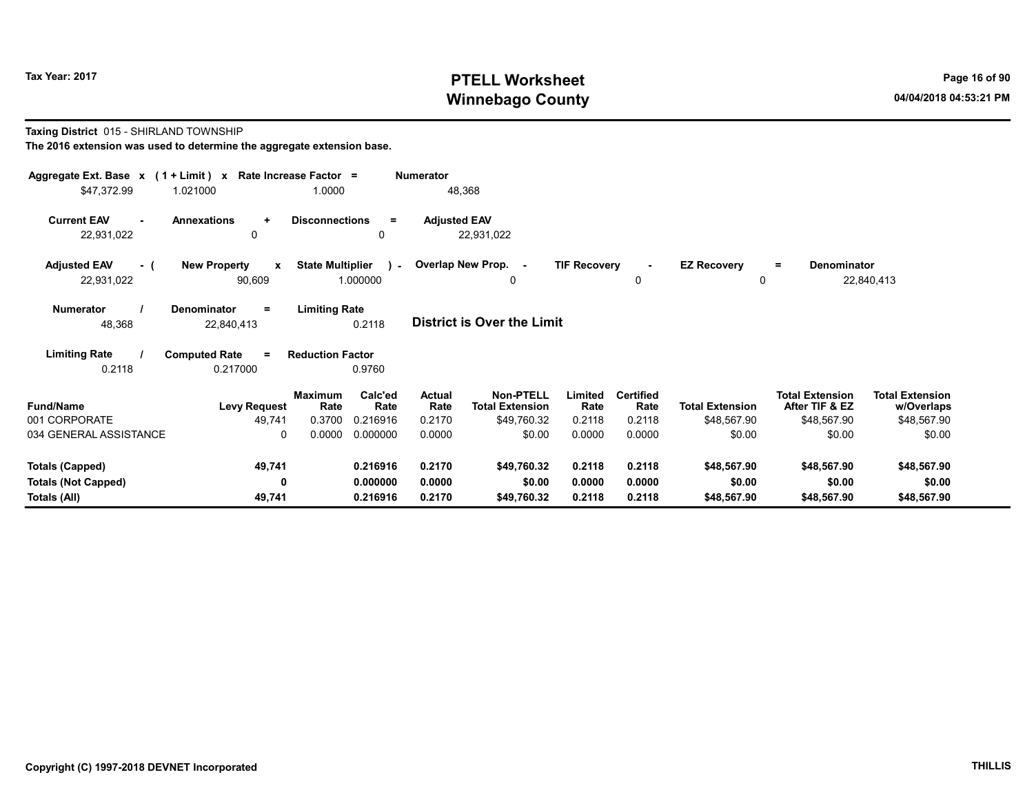Tax Year: 2017

# PTELL Worksheet
# Winnebago County

04/04/2018 04:53:21 PM

**Taxing District** 015 - SHIRLAND TOWNSHIP

**The 2016 extension was used to determine the aggregate extension base.**

| Aggregate Ext. Base | x | (1 + Limit) | x | Rate Increase Factor | = | Numerator |
|---|---|---|---|---|---|---|
| $47,372.99 | | 1.021000 | | 1.0000 | | 48,368 |

| Current EAV | - | Annexations | + | Disconnections | = | Adjusted EAV |
|---|---|---|---|---|---|---|
| 22,931,022 | | 0 | | 0 | | 22,931,022 |

| Adjusted EAV | - ( | New Property | x | State Multiplier | ) - | Overlap New Prop. | - | TIF Recovery | - | EZ Recovery | = | Denominator |
|---|---|---|---|---|---|---|---|---|---|---|---|---|
| 22,931,022 | | 90,609 | | 1.000000 | | 0 | | 0 | | 0 | | 22,840,413 |

| Numerator | / | Denominator | = | Limiting Rate |
|---|---|---|---|---|
| 48,368 | | 22,840,413 | | 0.2118 |

**District is Over the Limit**

| Limiting Rate | / | Computed Rate | = | Reduction Factor |
|---|---|---|---|---|
| 0.2118 | | 0.217000 | | 0.9760 |

| Fund/Name | Levy Request | Maximum Rate | Calc'ed Rate | Actual Rate | Non-PTELL Total Extension | Limited Rate | Certified Rate | Total Extension | Total Extension After TIF & EZ | Total Extension w/Overlaps |
|---|---|---|---|---|---|---|---|---|---|---|
| 001 CORPORATE | 49,741 | 0.3700 | 0.216916 | 0.2170 | $49,760.32 | 0.2118 | 0.2118 | $48,567.90 | $48,567.90 | $48,567.90 |
| 034 GENERAL ASSISTANCE | 0 | 0.0000 | 0.000000 | 0.0000 | $0.00 | 0.0000 | 0.0000 | $0.00 | $0.00 | $0.00 |
| **Totals (Capped)** | **49,741** | | **0.216916** | **0.2170** | **$49,760.32** | **0.2118** | **0.2118** | **$48,567.90** | **$48,567.90** | **$48,567.90** |
| **Totals (Not Capped)** | **0** | | **0.000000** | **0.0000** | **$0.00** | **0.0000** | **0.0000** | **$0.00** | **$0.00** | **$0.00** |
| **Totals (All)** | **49,741** | | **0.216916** | **0.2170** | **$49,760.32** | **0.2118** | **0.2118** | **$48,567.90** | **$48,567.90** | **$48,567.90** |

Copyright (C) 1997-2018 DEVNET Incorporated

THILLIS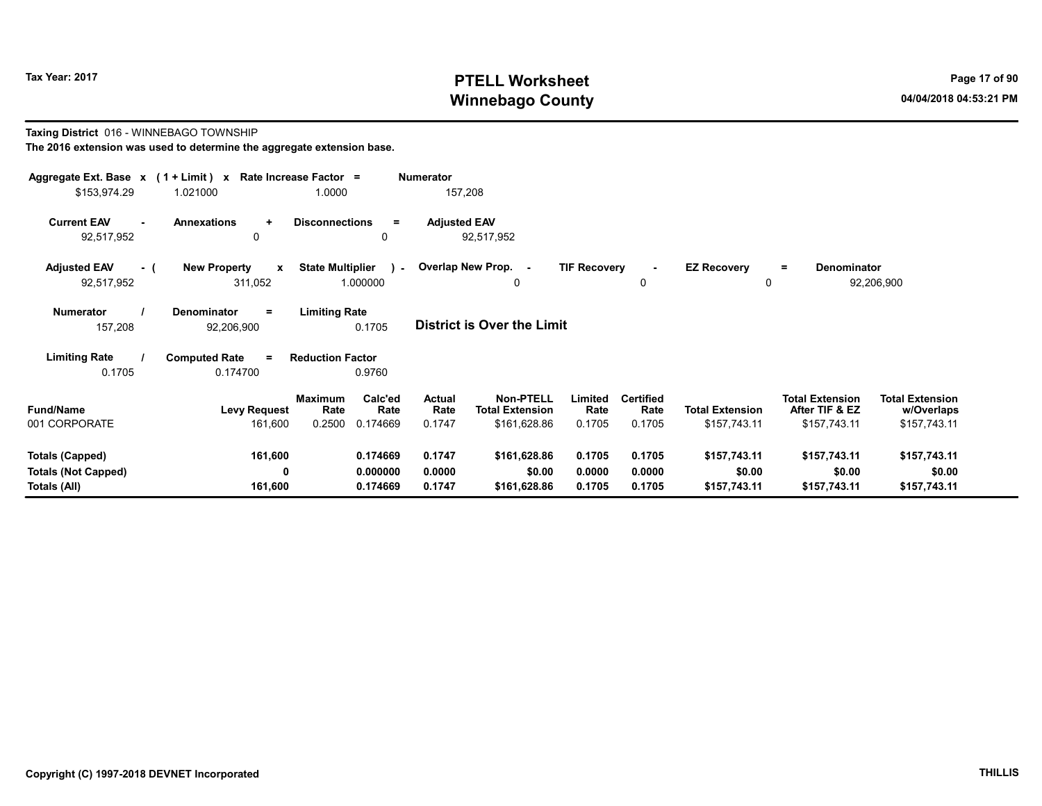Tax Year: 2017

# PTELL Worksheet
# Winnebago County

04/04/2018 04:53:21 PM

**Taxing District** 016 - WINNEBAGO TOWNSHIP

**The 2016 extension was used to determine the aggregate extension base.**

| Aggregate Ext. Base | x | (1 + Limit) | x | Rate Increase Factor | = | Numerator |
|---|---|---|---|---|---|---|
| $153,974.29 | | 1.021000 | | 1.0000 | | 157,208 |

| Current EAV | - | Annexations | + | Disconnections | = | Adjusted EAV |
|---|---|---|---|---|---|---|
| 92,517,952 | | 0 | | 0 | | 92,517,952 |

| Adjusted EAV | - ( | New Property | x | State Multiplier | ) - | Overlap New Prop. | - | TIF Recovery | - | EZ Recovery | = | Denominator |
|---|---|---|---|---|---|---|---|---|---|---|---|---|
| 92,517,952 | | 311,052 | | 1.000000 | | 0 | | 0 | | 0 | | 92,206,900 |

| Numerator | / | Denominator | = | Limiting Rate |
|---|---|---|---|---|
| 157,208 | | 92,206,900 | | 0.1705 |

**District is Over the Limit**

| Limiting Rate | / | Computed Rate | = | Reduction Factor |
|---|---|---|---|---|
| 0.1705 | | 0.174700 | | 0.9760 |

| Fund/Name | Levy Request | Maximum Rate | Calc'ed Rate | Actual Rate | Non-PTELL Total Extension | Limited Rate | Certified Rate | Total Extension | Total Extension After TIF & EZ | Total Extension w/Overlaps |
|---|---|---|---|---|---|---|---|---|---|---|
| 001 CORPORATE | 161,600 | 0.2500 | 0.174669 | 0.1747 | $161,628.86 | 0.1705 | 0.1705 | $157,743.11 | $157,743.11 | $157,743.11 |
| **Totals (Capped)** | **161,600** | | **0.174669** | **0.1747** | **$161,628.86** | **0.1705** | **0.1705** | **$157,743.11** | **$157,743.11** | **$157,743.11** |
| **Totals (Not Capped)** | **0** | | **0.000000** | **0.0000** | **$0.00** | **0.0000** | **0.0000** | **$0.00** | **$0.00** | **$0.00** |
| **Totals (All)** | **161,600** | | **0.174669** | **0.1747** | **$161,628.86** | **0.1705** | **0.1705** | **$157,743.11** | **$157,743.11** | **$157,743.11** |

Copyright (C) 1997-2018 DEVNET Incorporated

THILLIS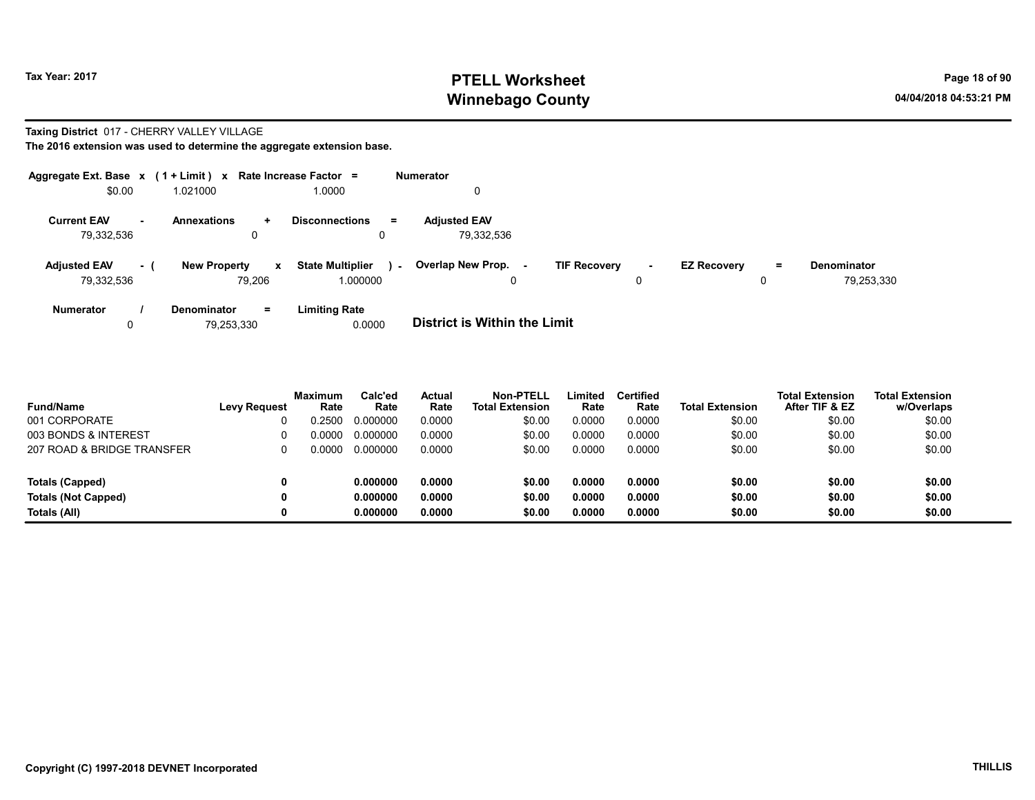Tax Year: 2017

# PTELL Worksheet
# Winnebago County

04/04/2018 04:53:21 PM

**Taxing District** 017 - CHERRY VALLEY VILLAGE

**The 2016 extension was used to determine the aggregate extension base.**

| Aggregate Ext. Base | x | (1 + Limit) | x | Rate Increase Factor | = | Numerator |
|---|---|---|---|---|---|---|
| $0.00 | | 1.021000 | | 1.0000 | | 0 |

| Current EAV | - | Annexations | + | Disconnections | = | Adjusted EAV |
|---|---|---|---|---|---|---|
| 79,332,536 | | 0 | | 0 | | 79,332,536 |

| Adjusted EAV | - ( | New Property | x | State Multiplier | ) - | Overlap New Prop. | - | TIF Recovery | - | EZ Recovery | = | Denominator |
|---|---|---|---|---|---|---|---|---|---|---|---|---|
| 79,332,536 | | 79,206 | | 1.000000 | | 0 | | 0 | | 0 | | 79,253,330 |

| Numerator | / | Denominator | = | Limiting Rate |
|---|---|---|---|---|
| 0 | | 79,253,330 | | 0.0000 |

**District is Within the Limit**

| Fund/Name | Levy Request | Maximum Rate | Calc'ed Rate | Actual Rate | Non-PTELL Total Extension | Limited Rate | Certified Rate | Total Extension | Total Extension After TIF & EZ | Total Extension w/Overlaps |
|---|---|---|---|---|---|---|---|---|---|---|
| 001 CORPORATE | 0 | 0.2500 | 0.000000 | 0.0000 | $0.00 | 0.0000 | 0.0000 | $0.00 | $0.00 | $0.00 |
| 003 BONDS & INTEREST | 0 | 0.0000 | 0.000000 | 0.0000 | $0.00 | 0.0000 | 0.0000 | $0.00 | $0.00 | $0.00 |
| 207 ROAD & BRIDGE TRANSFER | 0 | 0.0000 | 0.000000 | 0.0000 | $0.00 | 0.0000 | 0.0000 | $0.00 | $0.00 | $0.00 |
| **Totals (Capped)** | **0** | | **0.000000** | **0.0000** | **$0.00** | **0.0000** | **0.0000** | **$0.00** | **$0.00** | **$0.00** |
| **Totals (Not Capped)** | **0** | | **0.000000** | **0.0000** | **$0.00** | **0.0000** | **0.0000** | **$0.00** | **$0.00** | **$0.00** |
| **Totals (All)** | **0** | | **0.000000** | **0.0000** | **$0.00** | **0.0000** | **0.0000** | **$0.00** | **$0.00** | **$0.00** |

Copyright (C) 1997-2018 DEVNET Incorporated

THILLIS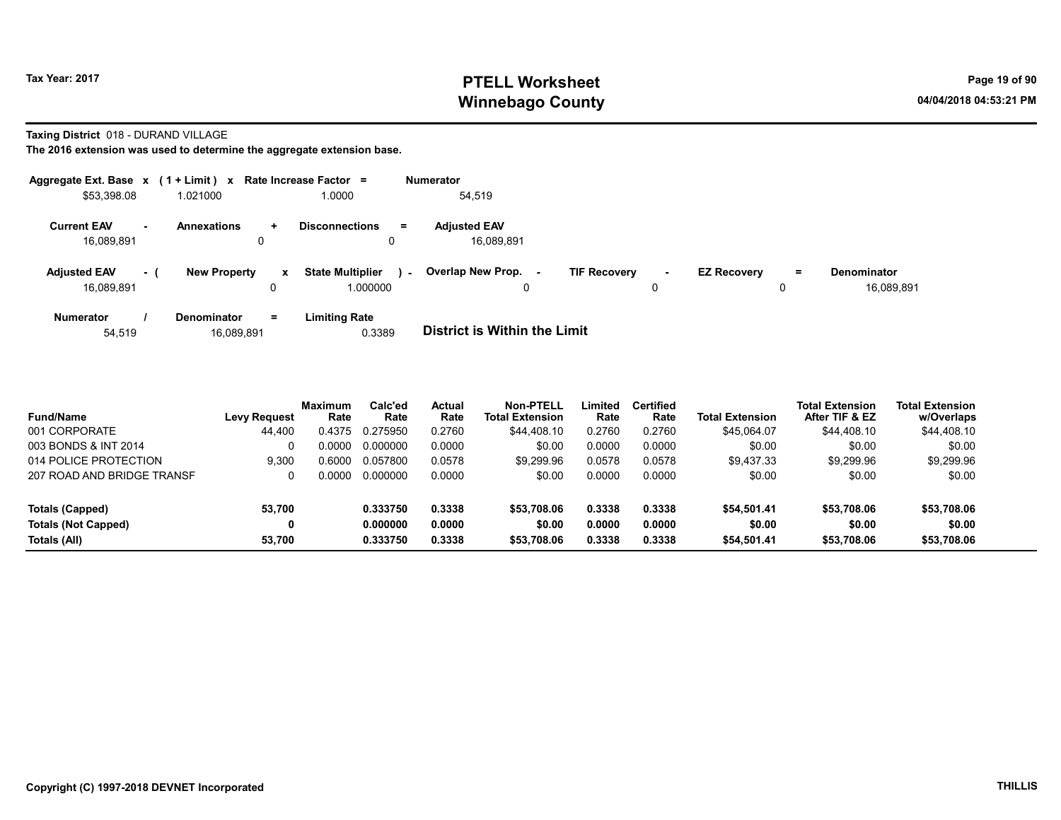Tax Year: 2017

# PTELL Worksheet
# Winnebago County

04/04/2018 04:53:21 PM

**Taxing District** 018 - DURAND VILLAGE

**The 2016 extension was used to determine the aggregate extension base.**

| Aggregate Ext. Base | x | (1 + Limit) | x | Rate Increase Factor | = | Numerator |
|---|---|---|---|---|---|---|
| $53,398.08 | | 1.021000 | | 1.0000 | | 54,519 |

| Current EAV | - | Annexations | + | Disconnections | = | Adjusted EAV |
|---|---|---|---|---|---|---|
| 16,089,891 | | 0 | | 0 | | 16,089,891 |

| Adjusted EAV | - ( | New Property | x | State Multiplier | ) - | Overlap New Prop. | - | TIF Recovery | - | EZ Recovery | = | Denominator |
|---|---|---|---|---|---|---|---|---|---|---|---|---|
| 16,089,891 | | 0 | | 1.000000 | | 0 | | 0 | | 0 | | 16,089,891 |

| Numerator | / | Denominator | = | Limiting Rate |
|---|---|---|---|---|
| 54,519 | | 16,089,891 | | 0.3389 |

**District is Within the Limit**

| Fund/Name | Levy Request | Maximum Rate | Calc'ed Rate | Actual Rate | Non-PTELL Total Extension | Limited Rate | Certified Rate | Total Extension | Total Extension After TIF & EZ | Total Extension w/Overlaps |
|---|---|---|---|---|---|---|---|---|---|---|
| 001 CORPORATE | 44,400 | 0.4375 | 0.275950 | 0.2760 | $44,408.10 | 0.2760 | 0.2760 | $45,064.07 | $44,408.10 | $44,408.10 |
| 003 BONDS & INT 2014 | 0 | 0.0000 | 0.000000 | 0.0000 | $0.00 | 0.0000 | 0.0000 | $0.00 | $0.00 | $0.00 |
| 014 POLICE PROTECTION | 9,300 | 0.6000 | 0.057800 | 0.0578 | $9,299.96 | 0.0578 | 0.0578 | $9,437.33 | $9,299.96 | $9,299.96 |
| 207 ROAD AND BRIDGE TRANSF | 0 | 0.0000 | 0.000000 | 0.0000 | $0.00 | 0.0000 | 0.0000 | $0.00 | $0.00 | $0.00 |
| **Totals (Capped)** | **53,700** | | **0.333750** | **0.3338** | **$53,708.06** | **0.3338** | **0.3338** | **$54,501.41** | **$53,708.06** | **$53,708.06** |
| **Totals (Not Capped)** | **0** | | **0.000000** | **0.0000** | **$0.00** | **0.0000** | **0.0000** | **$0.00** | **$0.00** | **$0.00** |
| **Totals (All)** | **53,700** | | **0.333750** | **0.3338** | **$53,708.06** | **0.3338** | **0.3338** | **$54,501.41** | **$53,708.06** | **$53,708.06** |

Copyright (C) 1997-2018 DEVNET Incorporated

THILLIS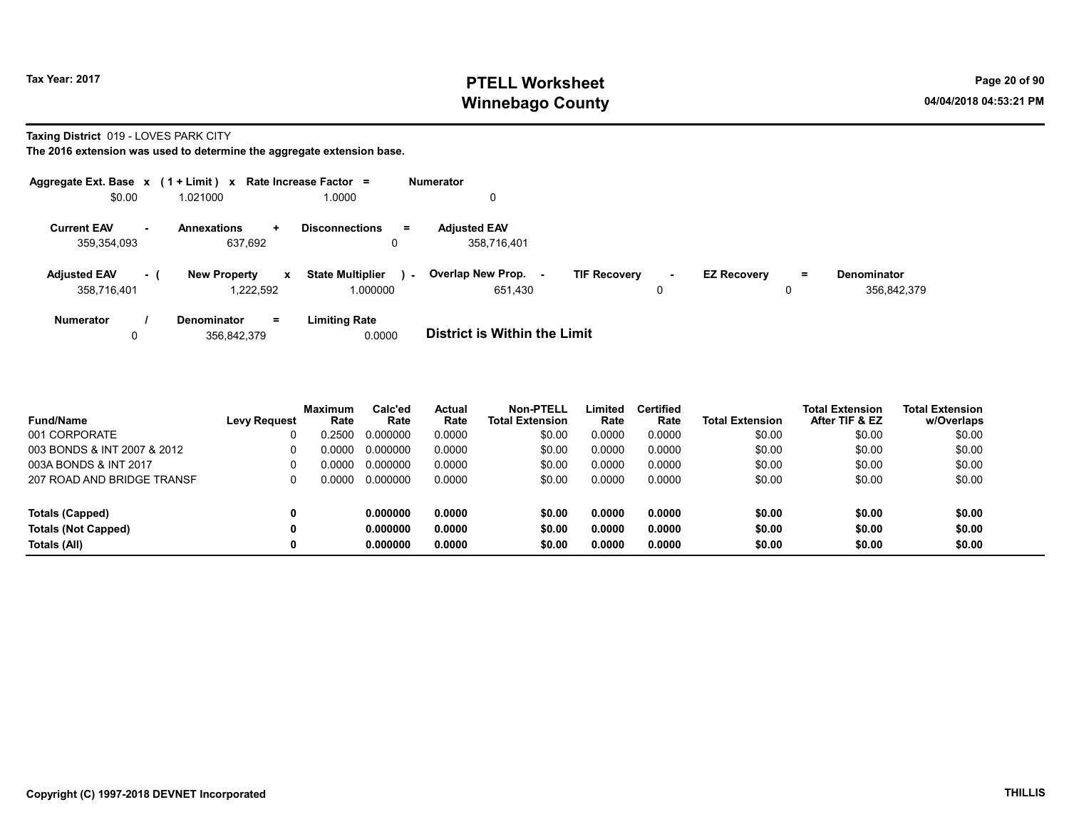Tax Year: 2017

# PTELL Worksheet
# Winnebago County

04/04/2018 04:53:21 PM

**Taxing District** 019 - LOVES PARK CITY

**The 2016 extension was used to determine the aggregate extension base.**

| Aggregate Ext. Base | x | ( 1 + Limit ) | x | Rate Increase Factor | = | Numerator |
|---|---|---|---|---|---|---|
| $0.00 | | 1.021000 | | 1.0000 | | 0 |

| Current EAV | - | Annexations | + | Disconnections | = | Adjusted EAV |
|---|---|---|---|---|---|---|
| 359,354,093 | | 637,692 | | 0 | | 358,716,401 |

| Adjusted EAV | - ( | New Property | x | State Multiplier | ) - | Overlap New Prop. | - | TIF Recovery | - | EZ Recovery | = | Denominator |
|---|---|---|---|---|---|---|---|---|---|---|---|---|
| 358,716,401 | | 1,222,592 | | 1.000000 | | 651,430 | | 0 | | 0 | | 356,842,379 |

| Numerator | / | Denominator | = | Limiting Rate |
|---|---|---|---|---|
| 0 | | 356,842,379 | | 0.0000 |

**District is Within the Limit**

| Fund/Name | Levy Request | Maximum Rate | Calc'ed Rate | Actual Rate | Non-PTELL Total Extension | Limited Rate | Certified Rate | Total Extension | Total Extension After TIF & EZ | Total Extension w/Overlaps |
|---|---|---|---|---|---|---|---|---|---|---|
| 001 CORPORATE | 0 | 0.2500 | 0.000000 | 0.0000 | $0.00 | 0.0000 | 0.0000 | $0.00 | $0.00 | $0.00 |
| 003 BONDS & INT 2007 & 2012 | 0 | 0.0000 | 0.000000 | 0.0000 | $0.00 | 0.0000 | 0.0000 | $0.00 | $0.00 | $0.00 |
| 003A BONDS & INT 2017 | 0 | 0.0000 | 0.000000 | 0.0000 | $0.00 | 0.0000 | 0.0000 | $0.00 | $0.00 | $0.00 |
| 207 ROAD AND BRIDGE TRANSF | 0 | 0.0000 | 0.000000 | 0.0000 | $0.00 | 0.0000 | 0.0000 | $0.00 | $0.00 | $0.00 |
| **Totals (Capped)** | **0** | | **0.000000** | **0.0000** | **$0.00** | **0.0000** | **0.0000** | **$0.00** | **$0.00** | **$0.00** |
| **Totals (Not Capped)** | **0** | | **0.000000** | **0.0000** | **$0.00** | **0.0000** | **0.0000** | **$0.00** | **$0.00** | **$0.00** |
| **Totals (All)** | **0** | | **0.000000** | **0.0000** | **$0.00** | **0.0000** | **0.0000** | **$0.00** | **$0.00** | **$0.00** |

Copyright (C) 1997-2018 DEVNET Incorporated

THILLIS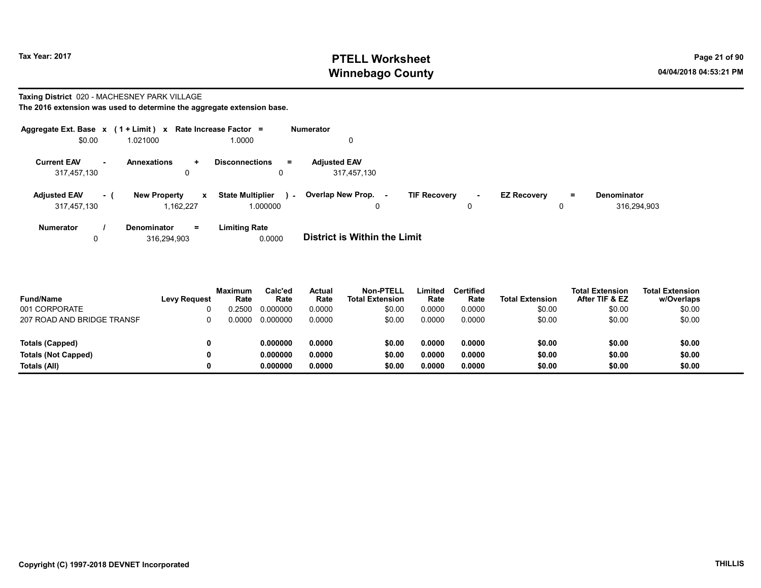# PTELL Worksheet
# Winnebago County

Tax Year: 2017

04/04/2018 04:53:21 PM

**Taxing District** 020 - MACHESNEY PARK VILLAGE
**The 2016 extension was used to determine the aggregate extension base.**

| Aggregate Ext. Base | x | (1 + Limit) | x | Rate Increase Factor | = | Numerator |
|---|---|---|---|---|---|---|
| $0.00 | | 1.021000 | | 1.0000 | | 0 |

| Current EAV | - | Annexations | + | Disconnections | = | Adjusted EAV |
|---|---|---|---|---|---|---|
| 317,457,130 | | 0 | | 0 | | 317,457,130 |

| Adjusted EAV | - ( | New Property | x | State Multiplier | ) - | Overlap New Prop. | - | TIF Recovery | - | EZ Recovery | = | Denominator |
|---|---|---|---|---|---|---|---|---|---|---|---|---|
| 317,457,130 | | 1,162,227 | | 1.000000 | | 0 | | 0 | | 0 | | 316,294,903 |

| Numerator | / | Denominator | = | Limiting Rate |
|---|---|---|---|---|
| 0 | | 316,294,903 | | 0.0000 |

**District is Within the Limit**

| Fund/Name | Levy Request | Maximum Rate | Calc'ed Rate | Actual Rate | Non-PTELL Total Extension | Limited Rate | Certified Rate | Total Extension | Total Extension After TIF & EZ | Total Extension w/Overlaps |
|---|---|---|---|---|---|---|---|---|---|---|
| 001 CORPORATE | 0 | 0.2500 | 0.000000 | 0.0000 | $0.00 | 0.0000 | 0.0000 | $0.00 | $0.00 | $0.00 |
| 207 ROAD AND BRIDGE TRANSF | 0 | 0.0000 | 0.000000 | 0.0000 | $0.00 | 0.0000 | 0.0000 | $0.00 | $0.00 | $0.00 |
| **Totals (Capped)** | **0** | | **0.000000** | **0.0000** | **$0.00** | **0.0000** | **0.0000** | **$0.00** | **$0.00** | **$0.00** |
| **Totals (Not Capped)** | **0** | | **0.000000** | **0.0000** | **$0.00** | **0.0000** | **0.0000** | **$0.00** | **$0.00** | **$0.00** |
| **Totals (All)** | **0** | | **0.000000** | **0.0000** | **$0.00** | **0.0000** | **0.0000** | **$0.00** | **$0.00** | **$0.00** |

Copyright (C) 1997-2018 DEVNET Incorporated

THILLIS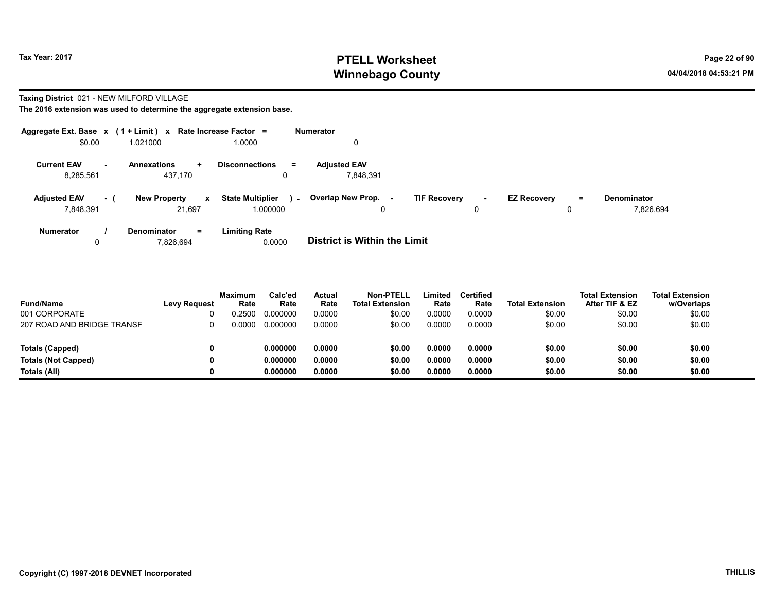# PTELL Worksheet
# Winnebago County

Tax Year: 2017

04/04/2018 04:53:21 PM

**Taxing District** 021 - NEW MILFORD VILLAGE

**The 2016 extension was used to determine the aggregate extension base.**

| Aggregate Ext. Base | x | (1 + Limit) | x | Rate Increase Factor | = | Numerator |
|---|---|---|---|---|---|---|
| $0.00 | | 1.021000 | | 1.0000 | | 0 |

| Current EAV | - | Annexations | + | Disconnections | = | Adjusted EAV |
|---|---|---|---|---|---|---|
| 8,285,561 | | 437,170 | | 0 | | 7,848,391 |

| Adjusted EAV | - ( | New Property | x | State Multiplier | ) - | Overlap New Prop. | - | TIF Recovery | - | EZ Recovery | = | Denominator |
|---|---|---|---|---|---|---|---|---|---|---|---|---|
| 7,848,391 | | 21,697 | | 1.000000 | | 0 | | 0 | | 0 | | 7,826,694 |

| Numerator | / | Denominator | = | Limiting Rate |
|---|---|---|---|---|
| 0 | | 7,826,694 | | 0.0000 |

**District is Within the Limit**

| Fund/Name | Levy Request | Maximum Rate | Calc'ed Rate | Actual Rate | Non-PTELL Total Extension | Limited Rate | Certified Rate | Total Extension | Total Extension After TIF & EZ | Total Extension w/Overlaps |
|---|---|---|---|---|---|---|---|---|---|---|
| 001 CORPORATE | 0 | 0.2500 | 0.000000 | 0.0000 | $0.00 | 0.0000 | 0.0000 | $0.00 | $0.00 | $0.00 |
| 207 ROAD AND BRIDGE TRANSF | 0 | 0.0000 | 0.000000 | 0.0000 | $0.00 | 0.0000 | 0.0000 | $0.00 | $0.00 | $0.00 |
| **Totals (Capped)** | **0** | | **0.000000** | **0.0000** | **$0.00** | **0.0000** | **0.0000** | **$0.00** | **$0.00** | **$0.00** |
| **Totals (Not Capped)** | **0** | | **0.000000** | **0.0000** | **$0.00** | **0.0000** | **0.0000** | **$0.00** | **$0.00** | **$0.00** |
| **Totals (All)** | **0** | | **0.000000** | **0.0000** | **$0.00** | **0.0000** | **0.0000** | **$0.00** | **$0.00** | **$0.00** |

Copyright (C) 1997-2018 DEVNET Incorporated

THILLIS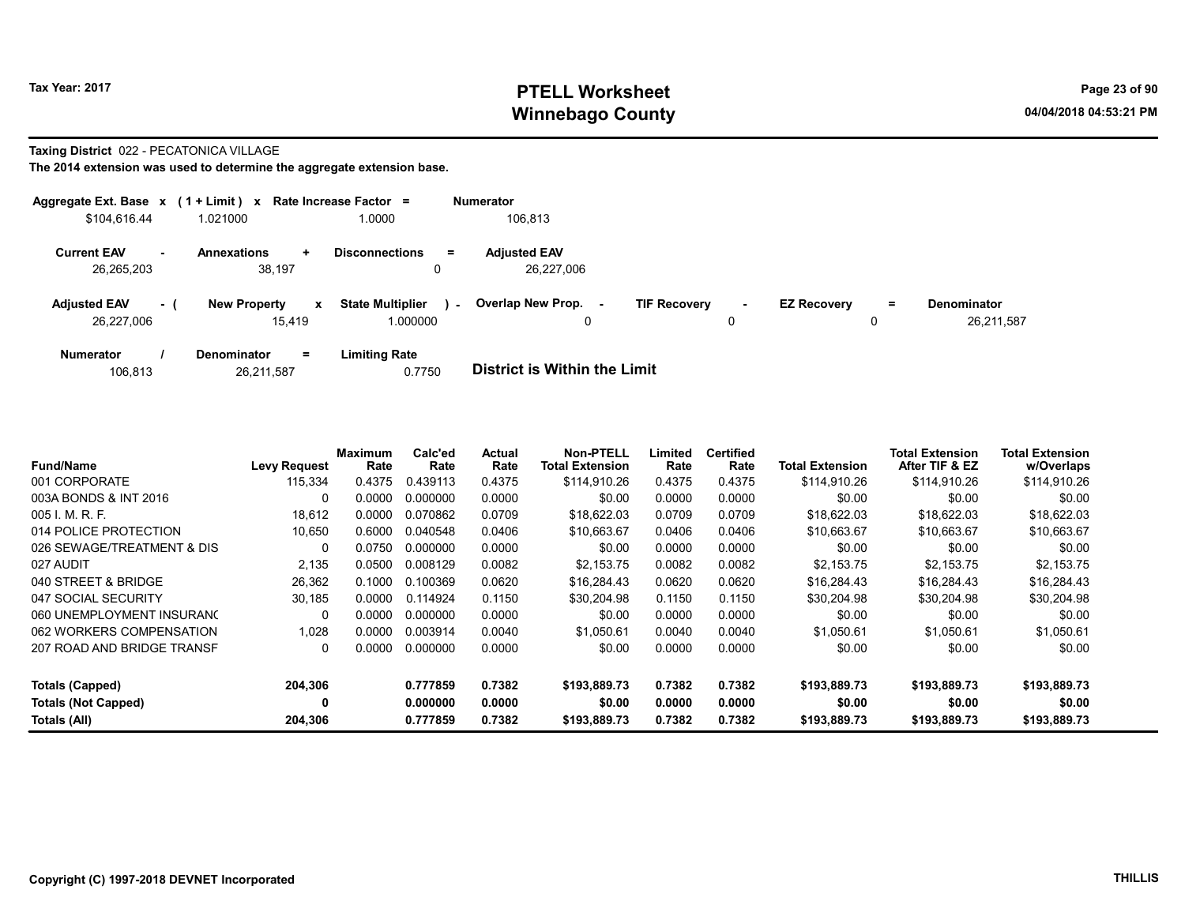**Tax Year: 2017**

# PTELL Worksheet
# Winnebago County

04/04/2018 04:53:21 PM

**Taxing District** 022 - PECATONICA VILLAGE

**The 2014 extension was used to determine the aggregate extension base.**

| Aggregate Ext. Base | x | ( 1 + Limit ) | x | Rate Increase Factor | = | Numerator |
|---|---|---|---|---|---|---|
| $104,616.44 | | 1.021000 | | 1.0000 | | 106,813 |

| Current EAV | - | Annexations | + | Disconnections | = | Adjusted EAV |
|---|---|---|---|---|---|---|
| 26,265,203 | | 38,197 | | 0 | | 26,227,006 |

| Adjusted EAV | - ( | New Property | x | State Multiplier | ) - | Overlap New Prop. | - | TIF Recovery | - | EZ Recovery | = | Denominator |
|---|---|---|---|---|---|---|---|---|---|---|---|---|
| 26,227,006 | | 15,419 | | 1.000000 | | 0 | | 0 | | 0 | | 26,211,587 |

| Numerator | / | Denominator | = | Limiting Rate |
|---|---|---|---|---|
| 106,813 | | 26,211,587 | | 0.7750 |

**District is Within the Limit**

| Fund/Name | Levy Request | Maximum Rate | Calc'ed Rate | Actual Rate | Non-PTELL Total Extension | Limited Rate | Certified Rate | Total Extension | Total Extension After TIF & EZ | Total Extension w/Overlaps |
|---|---|---|---|---|---|---|---|---|---|---|
| 001 CORPORATE | 115,334 | 0.4375 | 0.439113 | 0.4375 | $114,910.26 | 0.4375 | 0.4375 | $114,910.26 | $114,910.26 | $114,910.26 |
| 003A BONDS & INT 2016 | 0 | 0.0000 | 0.000000 | 0.0000 | $0.00 | 0.0000 | 0.0000 | $0.00 | $0.00 | $0.00 |
| 005 I. M. R. F. | 18,612 | 0.0000 | 0.070862 | 0.0709 | $18,622.03 | 0.0709 | 0.0709 | $18,622.03 | $18,622.03 | $18,622.03 |
| 014 POLICE PROTECTION | 10,650 | 0.6000 | 0.040548 | 0.0406 | $10,663.67 | 0.0406 | 0.0406 | $10,663.67 | $10,663.67 | $10,663.67 |
| 026 SEWAGE/TREATMENT & DIS | 0 | 0.0750 | 0.000000 | 0.0000 | $0.00 | 0.0000 | 0.0000 | $0.00 | $0.00 | $0.00 |
| 027 AUDIT | 2,135 | 0.0500 | 0.008129 | 0.0082 | $2,153.75 | 0.0082 | 0.0082 | $2,153.75 | $2,153.75 | $2,153.75 |
| 040 STREET & BRIDGE | 26,362 | 0.1000 | 0.100369 | 0.0620 | $16,284.43 | 0.0620 | 0.0620 | $16,284.43 | $16,284.43 | $16,284.43 |
| 047 SOCIAL SECURITY | 30,185 | 0.0000 | 0.114924 | 0.1150 | $30,204.98 | 0.1150 | 0.1150 | $30,204.98 | $30,204.98 | $30,204.98 |
| 060 UNEMPLOYMENT INSURANC | 0 | 0.0000 | 0.000000 | 0.0000 | $0.00 | 0.0000 | 0.0000 | $0.00 | $0.00 | $0.00 |
| 062 WORKERS COMPENSATION | 1,028 | 0.0000 | 0.003914 | 0.0040 | $1,050.61 | 0.0040 | 0.0040 | $1,050.61 | $1,050.61 | $1,050.61 |
| 207 ROAD AND BRIDGE TRANSF | 0 | 0.0000 | 0.000000 | 0.0000 | $0.00 | 0.0000 | 0.0000 | $0.00 | $0.00 | $0.00 |
| **Totals (Capped)** | **204,306** | | **0.777859** | **0.7382** | **$193,889.73** | **0.7382** | **0.7382** | **$193,889.73** | **$193,889.73** | **$193,889.73** |
| **Totals (Not Capped)** | **0** | | **0.000000** | **0.0000** | **$0.00** | **0.0000** | **0.0000** | **$0.00** | **$0.00** | **$0.00** |
| **Totals (All)** | **204,306** | | **0.777859** | **0.7382** | **$193,889.73** | **0.7382** | **0.7382** | **$193,889.73** | **$193,889.73** | **$193,889.73** |

**Copyright (C) 1997-2018 DEVNET Incorporated** **THILLIS**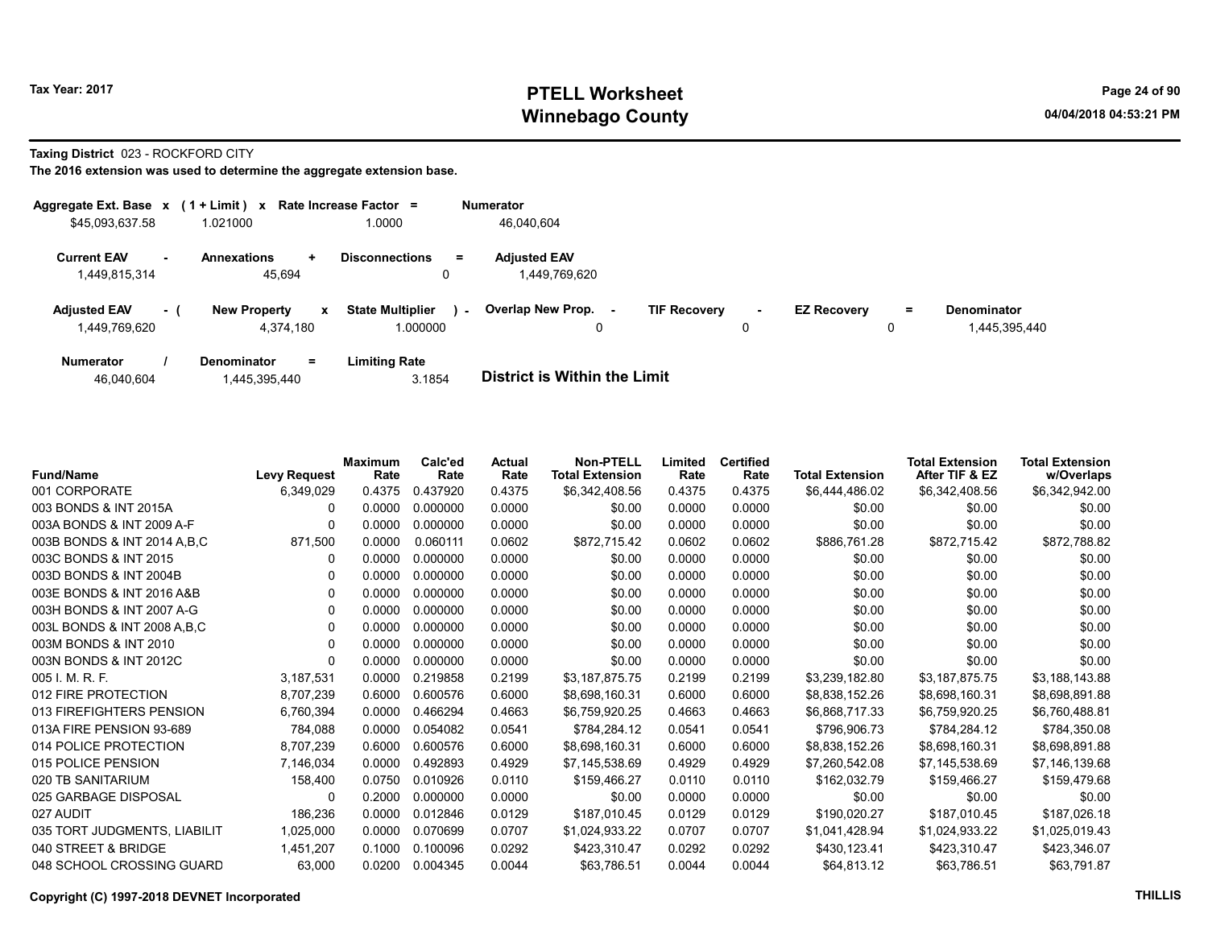# PTELL Worksheet
# Winnebago County

Tax Year: 2017

04/04/2018 04:53:21 PM

**Taxing District** 023 - ROCKFORD CITY

**The 2016 extension was used to determine the aggregate extension base.**

| Aggregate Ext. Base x | (1 + Limit) x | Rate Increase Factor = | Numerator |
|---|---|---|---|
| $45,093,637.58 | 1.021000 | 1.0000 | 46,040,604 |

| Current EAV - | Annexations + | Disconnections = | Adjusted EAV |
|---|---|---|---|
| 1,449,815,314 | 45,694 | 0 | 1,449,769,620 |

| Adjusted EAV - ( | New Property x | State Multiplier ) - | Overlap New Prop. - | TIF Recovery - | EZ Recovery = | Denominator |
|---|---|---|---|---|---|---|
| 1,449,769,620 | 4,374,180 | 1.000000 | 0 | 0 | 0 | 1,445,395,440 |

| Numerator / | Denominator = | Limiting Rate |
|---|---|---|
| 46,040,604 | 1,445,395,440 | 3.1854 |

**District is Within the Limit**

| Fund/Name | Levy Request | Maximum Rate | Calc'ed Rate | Actual Rate | Non-PTELL Total Extension | Limited Rate | Certified Rate | Total Extension | Total Extension After TIF & EZ | Total Extension w/Overlaps |
|---|---|---|---|---|---|---|---|---|---|---|
| 001 CORPORATE | 6,349,029 | 0.4375 | 0.437920 | 0.4375 | $6,342,408.56 | 0.4375 | 0.4375 | $6,444,486.02 | $6,342,408.56 | $6,342,942.00 |
| 003 BONDS & INT 2015A | 0 | 0.0000 | 0.000000 | 0.0000 | $0.00 | 0.0000 | 0.0000 | $0.00 | $0.00 | $0.00 |
| 003A BONDS & INT 2009 A-F | 0 | 0.0000 | 0.000000 | 0.0000 | $0.00 | 0.0000 | 0.0000 | $0.00 | $0.00 | $0.00 |
| 003B BONDS & INT 2014 A,B,C | 871,500 | 0.0000 | 0.060111 | 0.0602 | $872,715.42 | 0.0602 | 0.0602 | $886,761.28 | $872,715.42 | $872,788.82 |
| 003C BONDS & INT 2015 | 0 | 0.0000 | 0.000000 | 0.0000 | $0.00 | 0.0000 | 0.0000 | $0.00 | $0.00 | $0.00 |
| 003D BONDS & INT 2004B | 0 | 0.0000 | 0.000000 | 0.0000 | $0.00 | 0.0000 | 0.0000 | $0.00 | $0.00 | $0.00 |
| 003E BONDS & INT 2016 A&B | 0 | 0.0000 | 0.000000 | 0.0000 | $0.00 | 0.0000 | 0.0000 | $0.00 | $0.00 | $0.00 |
| 003H BONDS & INT 2007 A-G | 0 | 0.0000 | 0.000000 | 0.0000 | $0.00 | 0.0000 | 0.0000 | $0.00 | $0.00 | $0.00 |
| 003L BONDS & INT 2008 A,B,C | 0 | 0.0000 | 0.000000 | 0.0000 | $0.00 | 0.0000 | 0.0000 | $0.00 | $0.00 | $0.00 |
| 003M BONDS & INT 2010 | 0 | 0.0000 | 0.000000 | 0.0000 | $0.00 | 0.0000 | 0.0000 | $0.00 | $0.00 | $0.00 |
| 003N BONDS & INT 2012C | 0 | 0.0000 | 0.000000 | 0.0000 | $0.00 | 0.0000 | 0.0000 | $0.00 | $0.00 | $0.00 |
| 005 I. M. R. F. | 3,187,531 | 0.0000 | 0.219858 | 0.2199 | $3,187,875.75 | 0.2199 | 0.2199 | $3,239,182.80 | $3,187,875.75 | $3,188,143.88 |
| 012 FIRE PROTECTION | 8,707,239 | 0.6000 | 0.600576 | 0.6000 | $8,698,160.31 | 0.6000 | 0.6000 | $8,838,152.26 | $8,698,160.31 | $8,698,891.88 |
| 013 FIREFIGHTERS PENSION | 6,760,394 | 0.0000 | 0.466294 | 0.4663 | $6,759,920.25 | 0.4663 | 0.4663 | $6,868,717.33 | $6,759,920.25 | $6,760,488.81 |
| 013A FIRE PENSION 93-689 | 784,088 | 0.0000 | 0.054082 | 0.0541 | $784,284.12 | 0.0541 | 0.0541 | $796,906.73 | $784,284.12 | $784,350.08 |
| 014 POLICE PROTECTION | 8,707,239 | 0.6000 | 0.600576 | 0.6000 | $8,698,160.31 | 0.6000 | 0.6000 | $8,838,152.26 | $8,698,160.31 | $8,698,891.88 |
| 015 POLICE PENSION | 7,146,034 | 0.0000 | 0.492893 | 0.4929 | $7,145,538.69 | 0.4929 | 0.4929 | $7,260,542.08 | $7,145,538.69 | $7,146,139.68 |
| 020 TB SANITARIUM | 158,400 | 0.0750 | 0.010926 | 0.0110 | $159,466.27 | 0.0110 | 0.0110 | $162,032.79 | $159,466.27 | $159,479.68 |
| 025 GARBAGE DISPOSAL | 0 | 0.2000 | 0.000000 | 0.0000 | $0.00 | 0.0000 | 0.0000 | $0.00 | $0.00 | $0.00 |
| 027 AUDIT | 186,236 | 0.0000 | 0.012846 | 0.0129 | $187,010.45 | 0.0129 | 0.0129 | $190,020.27 | $187,010.45 | $187,026.18 |
| 035 TORT JUDGMENTS, LIABILIT | 1,025,000 | 0.0000 | 0.070699 | 0.0707 | $1,024,933.22 | 0.0707 | 0.0707 | $1,041,428.94 | $1,024,933.22 | $1,025,019.43 |
| 040 STREET & BRIDGE | 1,451,207 | 0.1000 | 0.100096 | 0.0292 | $423,310.47 | 0.0292 | 0.0292 | $430,123.41 | $423,310.47 | $423,346.07 |
| 048 SCHOOL CROSSING GUARD | 63,000 | 0.0200 | 0.004345 | 0.0044 | $63,786.51 | 0.0044 | 0.0044 | $64,813.12 | $63,786.51 | $63,791.87 |

Copyright (C) 1997-2018 DEVNET Incorporated

THILLIS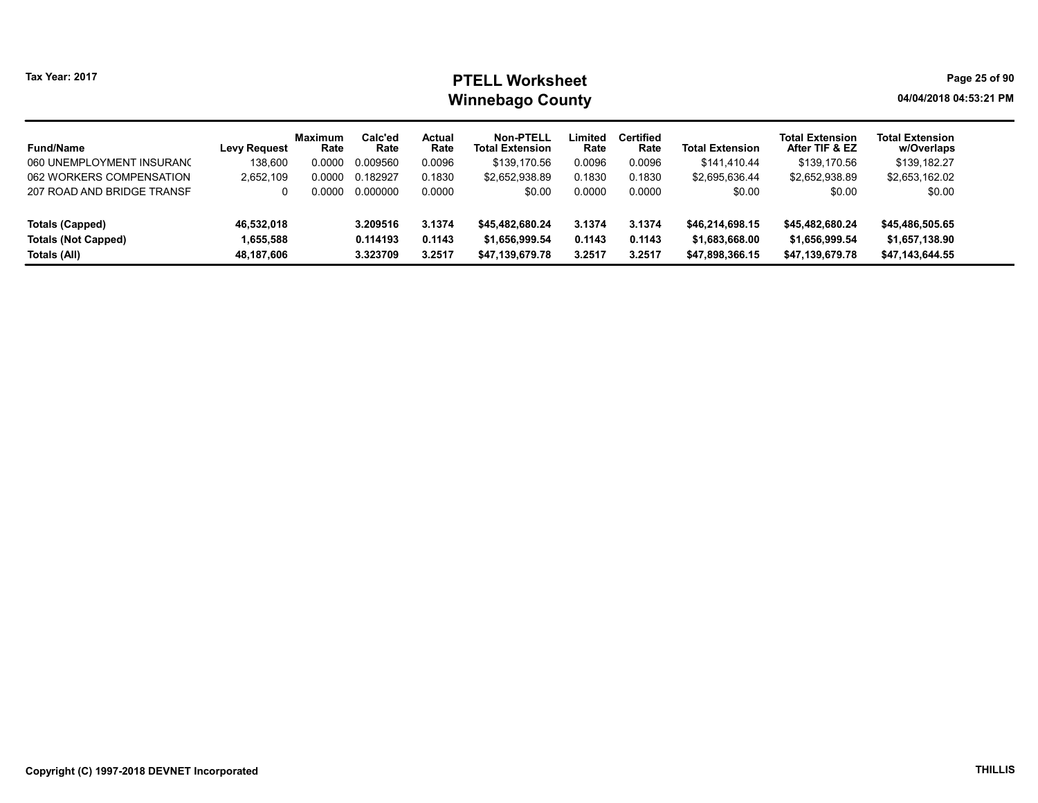Tax Year: 2017

# PTELL Worksheet
## Winnebago County

04/04/2018 04:53:21 PM

| Fund/Name | Levy Request | Maximum Rate | Calc'ed Rate | Actual Rate | Non-PTELL Total Extension | Limited Rate | Certified Rate | Total Extension | Total Extension After TIF & EZ | Total Extension w/Overlaps |
|---|---|---|---|---|---|---|---|---|---|---|
| 060 UNEMPLOYMENT INSURANC | 138,600 | 0.0000 | 0.009560 | 0.0096 | $139,170.56 | 0.0096 | 0.0096 | $141,410.44 | $139,170.56 | $139,182.27 |
| 062 WORKERS COMPENSATION | 2,652,109 | 0.0000 | 0.182927 | 0.1830 | $2,652,938.89 | 0.1830 | 0.1830 | $2,695,636.44 | $2,652,938.89 | $2,653,162.02 |
| 207 ROAD AND BRIDGE TRANSF | 0 | 0.0000 | 0.000000 | 0.0000 | $0.00 | 0.0000 | 0.0000 | $0.00 | $0.00 | $0.00 |
| **Totals (Capped)** | **46,532,018** | | **3.209516** | **3.1374** | **$45,482,680.24** | **3.1374** | **3.1374** | **$46,214,698.15** | **$45,482,680.24** | **$45,486,505.65** |
| **Totals (Not Capped)** | **1,655,588** | | **0.114193** | **0.1143** | **$1,656,999.54** | **0.1143** | **0.1143** | **$1,683,668.00** | **$1,656,999.54** | **$1,657,138.90** |
| **Totals (All)** | **48,187,606** | | **3.323709** | **3.2517** | **$47,139,679.78** | **3.2517** | **3.2517** | **$47,898,366.15** | **$47,139,679.78** | **$47,143,644.55** |

Copyright (C) 1997-2018 DEVNET Incorporated

THILLIS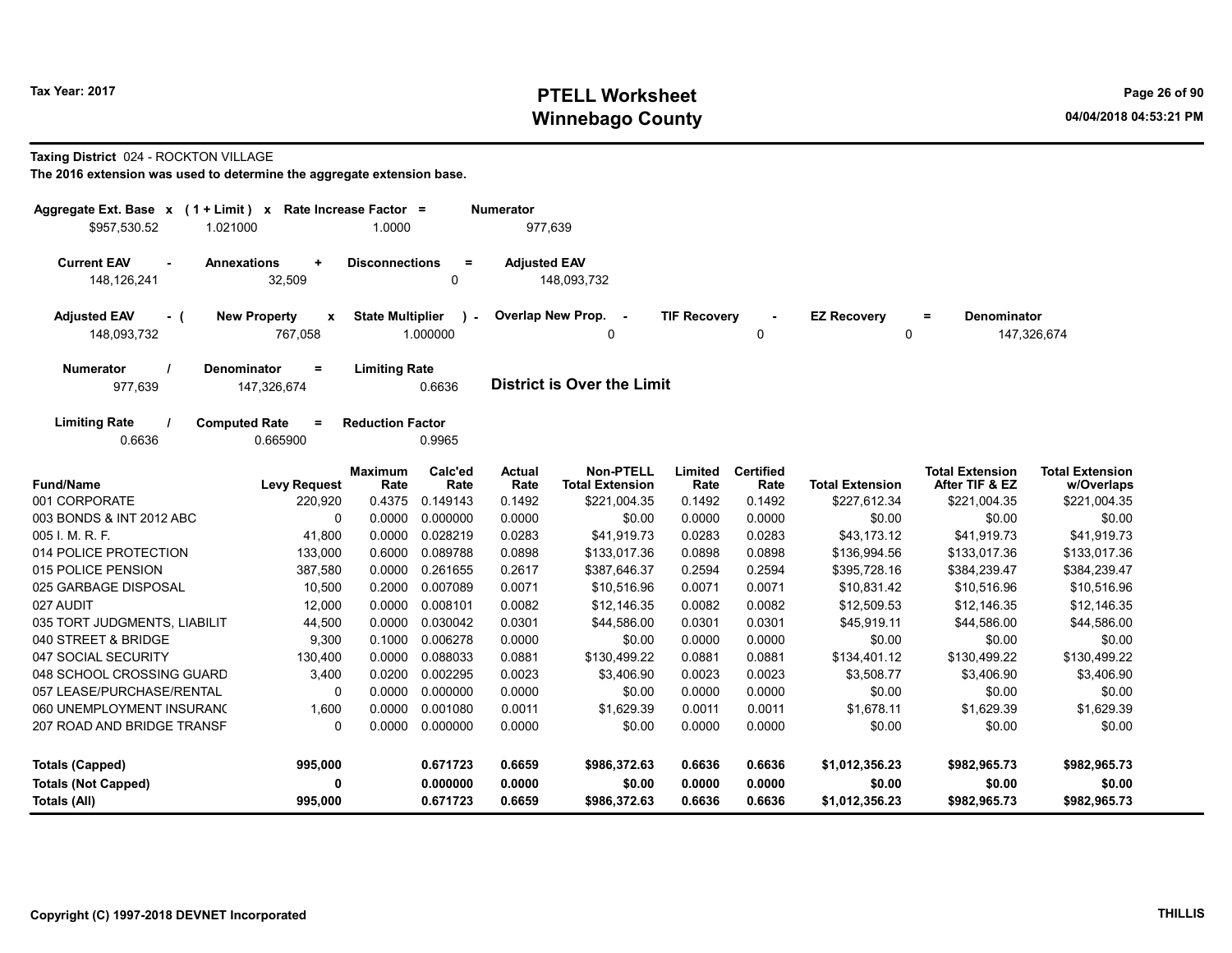# PTELL Worksheet
# Winnebago County

Tax Year: 2017

04/04/2018 04:53:21 PM

**Taxing District** 024 - ROCKTON VILLAGE

**The 2016 extension was used to determine the aggregate extension base.**

| Aggregate Ext. Base | x | (1 + Limit) | x | Rate Increase Factor | = | Numerator |
|---|---|---|---|---|---|---|
| $957,530.52 | | 1.021000 | | 1.0000 | | 977,639 |

| Current EAV | - | Annexations | + | Disconnections | = | Adjusted EAV |
|---|---|---|---|---|---|---|
| 148,126,241 | | 32,509 | | 0 | | 148,093,732 |

| Adjusted EAV | - ( | New Property | x | State Multiplier | ) - | Overlap New Prop. | - | TIF Recovery | - | EZ Recovery | = | Denominator |
|---|---|---|---|---|---|---|---|---|---|---|---|---|
| 148,093,732 | | 767,058 | | 1.000000 | | 0 | | 0 | | 0 | | 147,326,674 |

| Numerator | / | Denominator | = | Limiting Rate |
|---|---|---|---|---|
| 977,639 | | 147,326,674 | | 0.6636 |

**District is Over the Limit**

| Limiting Rate | / | Computed Rate | = | Reduction Factor |
|---|---|---|---|---|
| 0.6636 | | 0.665900 | | 0.9965 |

| Fund/Name | Levy Request | Maximum Rate | Calc'ed Rate | Actual Rate | Non-PTELL Total Extension | Limited Rate | Certified Rate | Total Extension | Total Extension After TIF & EZ | Total Extension w/Overlaps |
|---|---|---|---|---|---|---|---|---|---|---|
| 001 CORPORATE | 220,920 | 0.4375 | 0.149143 | 0.1492 | $221,004.35 | 0.1492 | 0.1492 | $227,612.34 | $221,004.35 | $221,004.35 |
| 003 BONDS & INT 2012 ABC | 0 | 0.0000 | 0.000000 | 0.0000 | $0.00 | 0.0000 | 0.0000 | $0.00 | $0.00 | $0.00 |
| 005 I. M. R. F. | 41,800 | 0.0000 | 0.028219 | 0.0283 | $41,919.73 | 0.0283 | 0.0283 | $43,173.12 | $41,919.73 | $41,919.73 |
| 014 POLICE PROTECTION | 133,000 | 0.6000 | 0.089788 | 0.0898 | $133,017.36 | 0.0898 | 0.0898 | $136,994.56 | $133,017.36 | $133,017.36 |
| 015 POLICE PENSION | 387,580 | 0.0000 | 0.261655 | 0.2617 | $387,646.37 | 0.2594 | 0.2594 | $395,728.16 | $384,239.47 | $384,239.47 |
| 025 GARBAGE DISPOSAL | 10,500 | 0.2000 | 0.007089 | 0.0071 | $10,516.96 | 0.0071 | 0.0071 | $10,831.42 | $10,516.96 | $10,516.96 |
| 027 AUDIT | 12,000 | 0.0000 | 0.008101 | 0.0082 | $12,146.35 | 0.0082 | 0.0082 | $12,509.53 | $12,146.35 | $12,146.35 |
| 035 TORT JUDGMENTS, LIABILIT | 44,500 | 0.0000 | 0.030042 | 0.0301 | $44,586.00 | 0.0301 | 0.0301 | $45,919.11 | $44,586.00 | $44,586.00 |
| 040 STREET & BRIDGE | 9,300 | 0.1000 | 0.006278 | 0.0000 | $0.00 | 0.0000 | 0.0000 | $0.00 | $0.00 | $0.00 |
| 047 SOCIAL SECURITY | 130,400 | 0.0000 | 0.088033 | 0.0881 | $130,499.22 | 0.0881 | 0.0881 | $134,401.12 | $130,499.22 | $130,499.22 |
| 048 SCHOOL CROSSING GUARD | 3,400 | 0.0200 | 0.002295 | 0.0023 | $3,406.90 | 0.0023 | 0.0023 | $3,508.77 | $3,406.90 | $3,406.90 |
| 057 LEASE/PURCHASE/RENTAL | 0 | 0.0000 | 0.000000 | 0.0000 | $0.00 | 0.0000 | 0.0000 | $0.00 | $0.00 | $0.00 |
| 060 UNEMPLOYMENT INSURANC | 1,600 | 0.0000 | 0.001080 | 0.0011 | $1,629.39 | 0.0011 | 0.0011 | $1,678.11 | $1,629.39 | $1,629.39 |
| 207 ROAD AND BRIDGE TRANSF | 0 | 0.0000 | 0.000000 | 0.0000 | $0.00 | 0.0000 | 0.0000 | $0.00 | $0.00 | $0.00 |
| **Totals (Capped)** | **995,000** | | **0.671723** | **0.6659** | **$986,372.63** | **0.6636** | **0.6636** | **$1,012,356.23** | **$982,965.73** | **$982,965.73** |
| **Totals (Not Capped)** | **0** | | **0.000000** | **0.0000** | **$0.00** | **0.0000** | **0.0000** | **$0.00** | **$0.00** | **$0.00** |
| **Totals (All)** | **995,000** | | **0.671723** | **0.6659** | **$986,372.63** | **0.6636** | **0.6636** | **$1,012,356.23** | **$982,965.73** | **$982,965.73** |

Copyright (C) 1997-2018 DEVNET Incorporated

THILLIS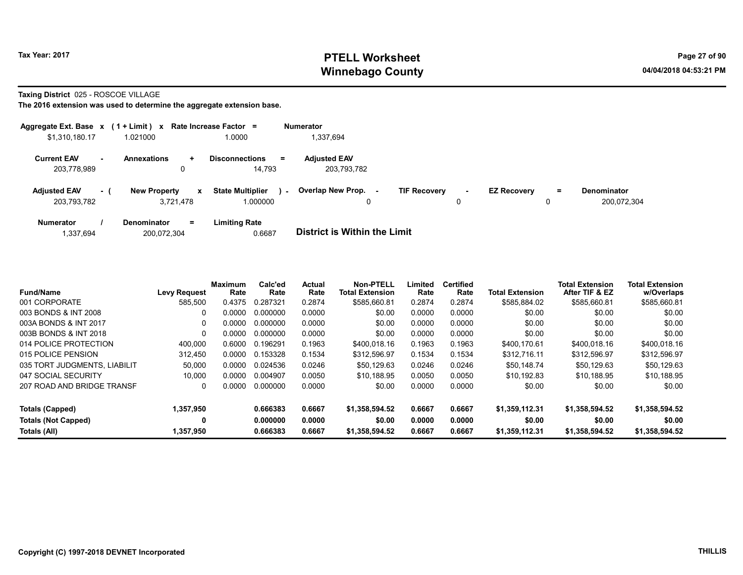# PTELL Worksheet
# Winnebago County

Tax Year: 2017

04/04/2018 04:53:21 PM

**Taxing District** 025 - ROSCOE VILLAGE

**The 2016 extension was used to determine the aggregate extension base.**

| Aggregate Ext. Base | x | ( 1 + Limit ) | x | Rate Increase Factor | = | Numerator |
|---|---|---|---|---|---|---|
| $1,310,180.17 | | 1.021000 | | 1.0000 | | 1,337,694 |

| Current EAV | - | Annexations | + | Disconnections | = | Adjusted EAV |
|---|---|---|---|---|---|---|
| 203,778,989 | | 0 | | 14,793 | | 203,793,782 |

| Adjusted EAV | - ( | New Property | x | State Multiplier | ) - | Overlap New Prop. | - | TIF Recovery | - | EZ Recovery | = | Denominator |
|---|---|---|---|---|---|---|---|---|---|---|---|---|
| 203,793,782 | | 3,721,478 | | 1.000000 | | 0 | | 0 | | 0 | | 200,072,304 |

| Numerator | / | Denominator | = | Limiting Rate |
|---|---|---|---|---|
| 1,337,694 | | 200,072,304 | | 0.6687 |

**District is Within the Limit**

| Fund/Name | Levy Request | Maximum Rate | Calc'ed Rate | Actual Rate | Non-PTELL Total Extension | Limited Rate | Certified Rate | Total Extension | Total Extension After TIF & EZ | Total Extension w/Overlaps |
|---|---|---|---|---|---|---|---|---|---|---|
| 001 CORPORATE | 585,500 | 0.4375 | 0.287321 | 0.2874 | $585,660.81 | 0.2874 | 0.2874 | $585,884.02 | $585,660.81 | $585,660.81 |
| 003 BONDS & INT 2008 | 0 | 0.0000 | 0.000000 | 0.0000 | $0.00 | 0.0000 | 0.0000 | $0.00 | $0.00 | $0.00 |
| 003A BONDS & INT 2017 | 0 | 0.0000 | 0.000000 | 0.0000 | $0.00 | 0.0000 | 0.0000 | $0.00 | $0.00 | $0.00 |
| 003B BONDS & INT 2018 | 0 | 0.0000 | 0.000000 | 0.0000 | $0.00 | 0.0000 | 0.0000 | $0.00 | $0.00 | $0.00 |
| 014 POLICE PROTECTION | 400,000 | 0.6000 | 0.196291 | 0.1963 | $400,018.16 | 0.1963 | 0.1963 | $400,170.61 | $400,018.16 | $400,018.16 |
| 015 POLICE PENSION | 312,450 | 0.0000 | 0.153328 | 0.1534 | $312,596.97 | 0.1534 | 0.1534 | $312,716.11 | $312,596.97 | $312,596.97 |
| 035 TORT JUDGMENTS, LIABILIT | 50,000 | 0.0000 | 0.024536 | 0.0246 | $50,129.63 | 0.0246 | 0.0246 | $50,148.74 | $50,129.63 | $50,129.63 |
| 047 SOCIAL SECURITY | 10,000 | 0.0000 | 0.004907 | 0.0050 | $10,188.95 | 0.0050 | 0.0050 | $10,192.83 | $10,188.95 | $10,188.95 |
| 207 ROAD AND BRIDGE TRANSF | 0 | 0.0000 | 0.000000 | 0.0000 | $0.00 | 0.0000 | 0.0000 | $0.00 | $0.00 | $0.00 |
| **Totals (Capped)** | **1,357,950** | | **0.666383** | **0.6667** | **$1,358,594.52** | **0.6667** | **0.6667** | **$1,359,112.31** | **$1,358,594.52** | **$1,358,594.52** |
| **Totals (Not Capped)** | **0** | | **0.000000** | **0.0000** | **$0.00** | **0.0000** | **0.0000** | **$0.00** | **$0.00** | **$0.00** |
| **Totals (All)** | **1,357,950** | | **0.666383** | **0.6667** | **$1,358,594.52** | **0.6667** | **0.6667** | **$1,359,112.31** | **$1,358,594.52** | **$1,358,594.52** |

Copyright (C) 1997-2018 DEVNET Incorporated

THILLIS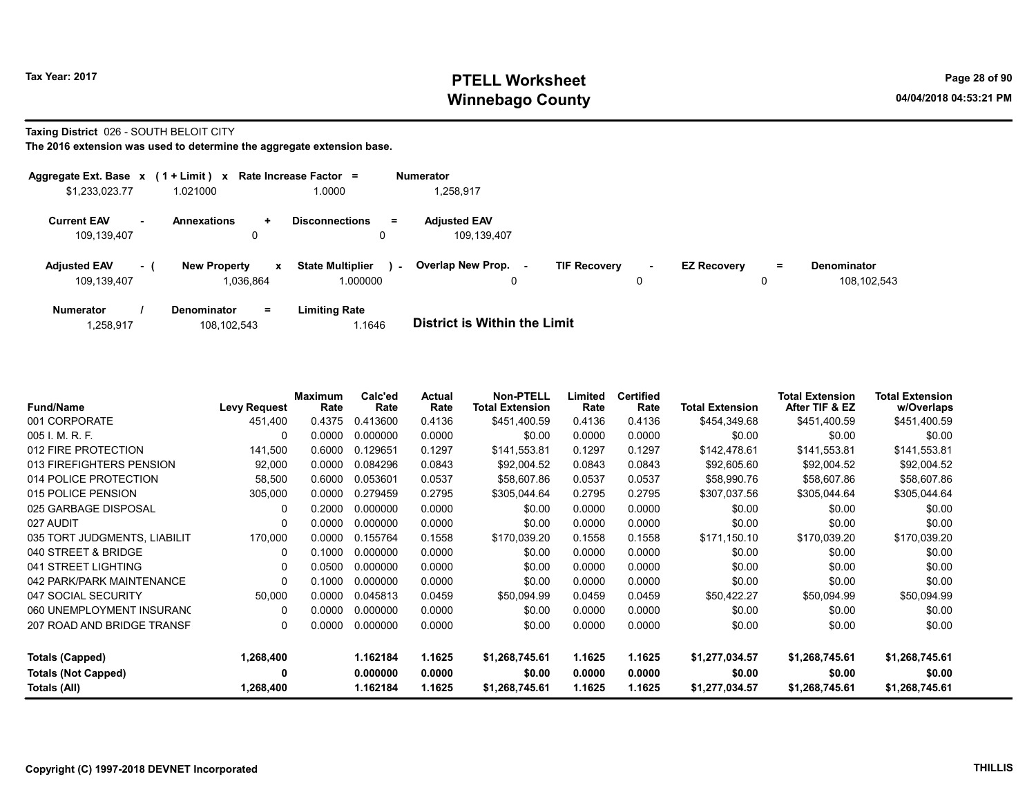Tax Year: 2017

# PTELL Worksheet
# Winnebago County

04/04/2018 04:53:21 PM

**Taxing District** 026 - SOUTH BELOIT CITY

**The 2016 extension was used to determine the aggregate extension base.**

| Aggregate Ext. Base x | ( 1 + Limit ) x | Rate Increase Factor = | Numerator |
|---|---|---|---|
| $1,233,023.77 | 1.021000 | 1.0000 | 1,258,917 |

| Current EAV - | Annexations + | Disconnections = | Adjusted EAV |
|---|---|---|---|
| 109,139,407 | 0 | 0 | 109,139,407 |

| Adjusted EAV - ( | New Property x | State Multiplier ) - | Overlap New Prop. - | TIF Recovery - | EZ Recovery = | Denominator |
|---|---|---|---|---|---|---|
| 109,139,407 | 1,036,864 | 1.000000 | 0 | 0 | 0 | 108,102,543 |

| Numerator / | Denominator = | Limiting Rate |
|---|---|---|
| 1,258,917 | 108,102,543 | 1.1646 |

**District is Within the Limit**

| Fund/Name | Levy Request | Maximum Rate | Calc'ed Rate | Actual Rate | Non-PTELL Total Extension | Limited Rate | Certified Rate | Total Extension | Total Extension After TIF & EZ | Total Extension w/Overlaps |
|---|---|---|---|---|---|---|---|---|---|---|
| 001 CORPORATE | 451,400 | 0.4375 | 0.413600 | 0.4136 | $451,400.59 | 0.4136 | 0.4136 | $454,349.68 | $451,400.59 | $451,400.59 |
| 005 I. M. R. F. | 0 | 0.0000 | 0.000000 | 0.0000 | $0.00 | 0.0000 | 0.0000 | $0.00 | $0.00 | $0.00 |
| 012 FIRE PROTECTION | 141,500 | 0.6000 | 0.129651 | 0.1297 | $141,553.81 | 0.1297 | 0.1297 | $142,478.61 | $141,553.81 | $141,553.81 |
| 013 FIREFIGHTERS PENSION | 92,000 | 0.0000 | 0.084296 | 0.0843 | $92,004.52 | 0.0843 | 0.0843 | $92,605.60 | $92,004.52 | $92,004.52 |
| 014 POLICE PROTECTION | 58,500 | 0.6000 | 0.053601 | 0.0537 | $58,607.86 | 0.0537 | 0.0537 | $58,990.76 | $58,607.86 | $58,607.86 |
| 015 POLICE PENSION | 305,000 | 0.0000 | 0.279459 | 0.2795 | $305,044.64 | 0.2795 | 0.2795 | $307,037.56 | $305,044.64 | $305,044.64 |
| 025 GARBAGE DISPOSAL | 0 | 0.2000 | 0.000000 | 0.0000 | $0.00 | 0.0000 | 0.0000 | $0.00 | $0.00 | $0.00 |
| 027 AUDIT | 0 | 0.0000 | 0.000000 | 0.0000 | $0.00 | 0.0000 | 0.0000 | $0.00 | $0.00 | $0.00 |
| 035 TORT JUDGMENTS, LIABILIT | 170,000 | 0.0000 | 0.155764 | 0.1558 | $170,039.20 | 0.1558 | 0.1558 | $171,150.10 | $170,039.20 | $170,039.20 |
| 040 STREET & BRIDGE | 0 | 0.1000 | 0.000000 | 0.0000 | $0.00 | 0.0000 | 0.0000 | $0.00 | $0.00 | $0.00 |
| 041 STREET LIGHTING | 0 | 0.0500 | 0.000000 | 0.0000 | $0.00 | 0.0000 | 0.0000 | $0.00 | $0.00 | $0.00 |
| 042 PARK/PARK MAINTENANCE | 0 | 0.1000 | 0.000000 | 0.0000 | $0.00 | 0.0000 | 0.0000 | $0.00 | $0.00 | $0.00 |
| 047 SOCIAL SECURITY | 50,000 | 0.0000 | 0.045813 | 0.0459 | $50,094.99 | 0.0459 | 0.0459 | $50,422.27 | $50,094.99 | $50,094.99 |
| 060 UNEMPLOYMENT INSURANC | 0 | 0.0000 | 0.000000 | 0.0000 | $0.00 | 0.0000 | 0.0000 | $0.00 | $0.00 | $0.00 |
| 207 ROAD AND BRIDGE TRANSF | 0 | 0.0000 | 0.000000 | 0.0000 | $0.00 | 0.0000 | 0.0000 | $0.00 | $0.00 | $0.00 |
| **Totals (Capped)** | **1,268,400** | | **1.162184** | **1.1625** | **$1,268,745.61** | **1.1625** | **1.1625** | **$1,277,034.57** | **$1,268,745.61** | **$1,268,745.61** |
| **Totals (Not Capped)** | **0** | | **0.000000** | **0.0000** | **$0.00** | **0.0000** | **0.0000** | **$0.00** | **$0.00** | **$0.00** |
| **Totals (All)** | **1,268,400** | | **1.162184** | **1.1625** | **$1,268,745.61** | **1.1625** | **1.1625** | **$1,277,034.57** | **$1,268,745.61** | **$1,268,745.61** |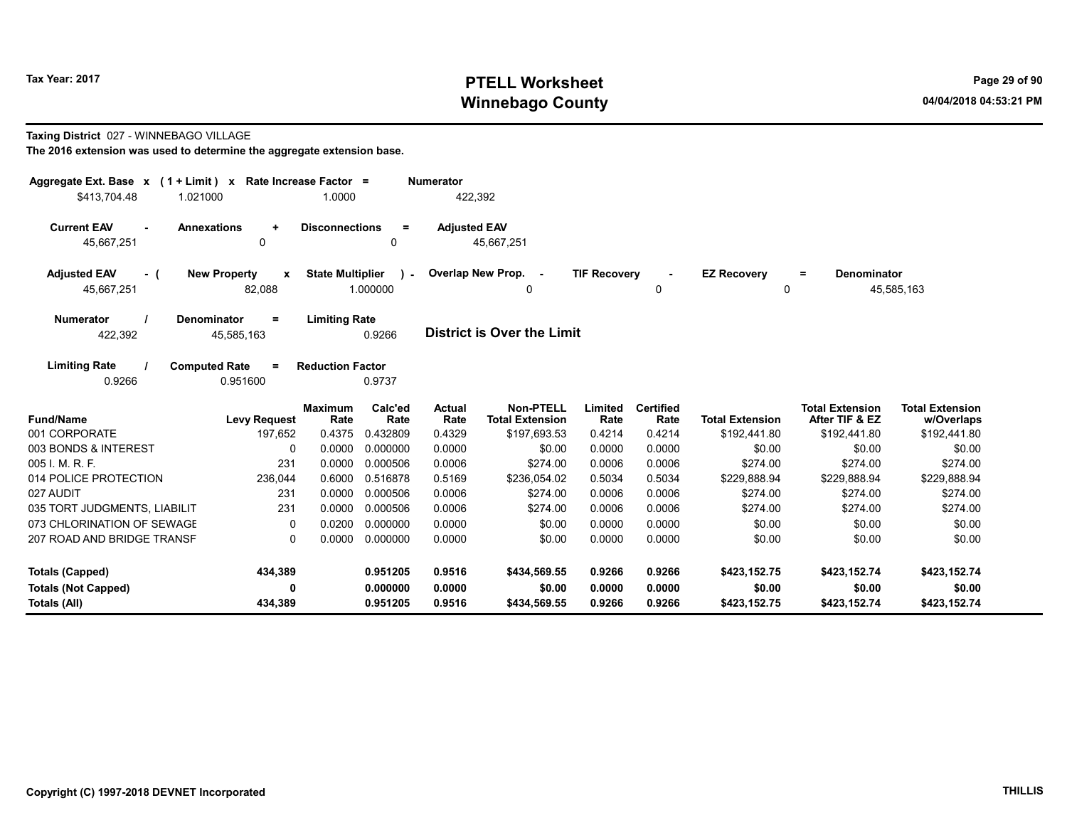# PTELL Worksheet
# Winnebago County

Tax Year: 2017

04/04/2018 04:53:21 PM

**Taxing District** 027 - WINNEBAGO VILLAGE

**The 2016 extension was used to determine the aggregate extension base.**

| Aggregate Ext. Base x | (1 + Limit) x | Rate Increase Factor = | Numerator |
|---|---|---|---|
| $413,704.48 | 1.021000 | 1.0000 | 422,392 |

| Current EAV - | Annexations + | Disconnections = | Adjusted EAV |
|---|---|---|---|
| 45,667,251 | 0 | 0 | 45,667,251 |

| Adjusted EAV - ( | New Property x | State Multiplier ) - | Overlap New Prop. - | TIF Recovery - | EZ Recovery = | Denominator |
|---|---|---|---|---|---|---|
| 45,667,251 | 82,088 | 1.000000 | 0 | 0 | 0 | 45,585,163 |

| Numerator / | Denominator = | Limiting Rate |
|---|---|---|
| 422,392 | 45,585,163 | 0.9266 |

**District is Over the Limit**

| Limiting Rate / | Computed Rate = | Reduction Factor |
|---|---|---|
| 0.9266 | 0.951600 | 0.9737 |

| Fund/Name | Levy Request | Maximum Rate | Calc'ed Rate | Actual Rate | Non-PTELL Total Extension | Limited Rate | Certified Rate | Total Extension | Total Extension After TIF & EZ | Total Extension w/Overlaps |
|---|---|---|---|---|---|---|---|---|---|---|
| 001 CORPORATE | 197,652 | 0.4375 | 0.432809 | 0.4329 | $197,693.53 | 0.4214 | 0.4214 | $192,441.80 | $192,441.80 | $192,441.80 |
| 003 BONDS & INTEREST | 0 | 0.0000 | 0.000000 | 0.0000 | $0.00 | 0.0000 | 0.0000 | $0.00 | $0.00 | $0.00 |
| 005 I. M. R. F. | 231 | 0.0000 | 0.000506 | 0.0006 | $274.00 | 0.0006 | 0.0006 | $274.00 | $274.00 | $274.00 |
| 014 POLICE PROTECTION | 236,044 | 0.6000 | 0.516878 | 0.5169 | $236,054.02 | 0.5034 | 0.5034 | $229,888.94 | $229,888.94 | $229,888.94 |
| 027 AUDIT | 231 | 0.0000 | 0.000506 | 0.0006 | $274.00 | 0.0006 | 0.0006 | $274.00 | $274.00 | $274.00 |
| 035 TORT JUDGMENTS, LIABILIT | 231 | 0.0000 | 0.000506 | 0.0006 | $274.00 | 0.0006 | 0.0006 | $274.00 | $274.00 | $274.00 |
| 073 CHLORINATION OF SEWAGE | 0 | 0.0200 | 0.000000 | 0.0000 | $0.00 | 0.0000 | 0.0000 | $0.00 | $0.00 | $0.00 |
| 207 ROAD AND BRIDGE TRANSF | 0 | 0.0000 | 0.000000 | 0.0000 | $0.00 | 0.0000 | 0.0000 | $0.00 | $0.00 | $0.00 |
| **Totals (Capped)** | **434,389** | | **0.951205** | **0.9516** | **$434,569.55** | **0.9266** | **0.9266** | **$423,152.75** | **$423,152.74** | **$423,152.74** |
| **Totals (Not Capped)** | **0** | | **0.000000** | **0.0000** | **$0.00** | **0.0000** | **0.0000** | **$0.00** | **$0.00** | **$0.00** |
| **Totals (All)** | **434,389** | | **0.951205** | **0.9516** | **$434,569.55** | **0.9266** | **0.9266** | **$423,152.75** | **$423,152.74** | **$423,152.74** |

Copyright (C) 1997-2018 DEVNET Incorporated

THILLIS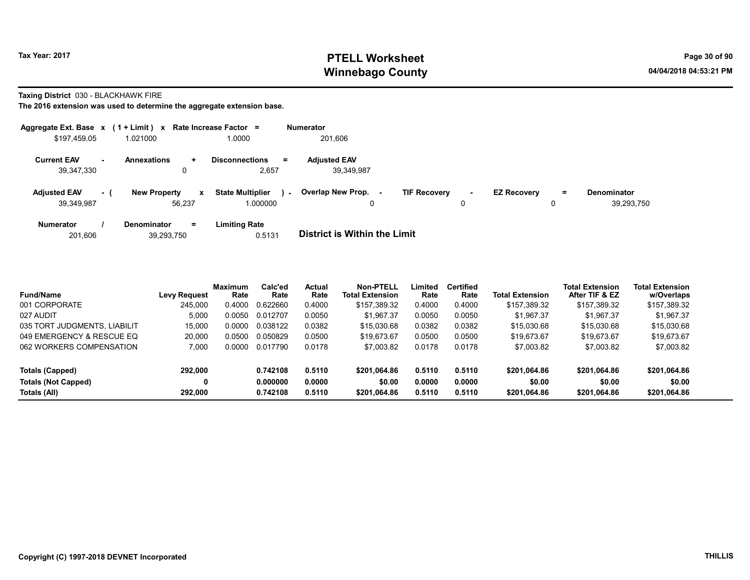Tax Year: 2017

# PTELL Worksheet
## Winnebago County

04/04/2018 04:53:21 PM

**Taxing District** 030 - BLACKHAWK FIRE

**The 2016 extension was used to determine the aggregate extension base.**

| Aggregate Ext. Base | x | ( 1 + Limit ) | x | Rate Increase Factor | = | Numerator |
|---|---|---|---|---|---|---|
| $197,459.05 | | 1.021000 | | 1.0000 | | 201,606 |

| Current EAV | - | Annexations | + | Disconnections | = | Adjusted EAV |
|---|---|---|---|---|---|---|
| 39,347,330 | | 0 | | 2,657 | | 39,349,987 |

| Adjusted EAV | - ( | New Property | x | State Multiplier | ) - | Overlap New Prop. | - | TIF Recovery | - | EZ Recovery | = | Denominator |
|---|---|---|---|---|---|---|---|---|---|---|---|---|
| 39,349,987 | | 56,237 | | 1.000000 | | 0 | | 0 | | 0 | | 39,293,750 |

| Numerator | / | Denominator | = | Limiting Rate |
|---|---|---|---|---|
| 201,606 | | 39,293,750 | | 0.5131 |

**District is Within the Limit**

| Fund/Name | Levy Request | Maximum Rate | Calc'ed Rate | Actual Rate | Non-PTELL Total Extension | Limited Rate | Certified Rate | Total Extension | Total Extension After TIF & EZ | Total Extension w/Overlaps |
|---|---|---|---|---|---|---|---|---|---|---|
| 001 CORPORATE | 245,000 | 0.4000 | 0.622660 | 0.4000 | $157,389.32 | 0.4000 | 0.4000 | $157,389.32 | $157,389.32 | $157,389.32 |
| 027 AUDIT | 5,000 | 0.0050 | 0.012707 | 0.0050 | $1,967.37 | 0.0050 | 0.0050 | $1,967.37 | $1,967.37 | $1,967.37 |
| 035 TORT JUDGMENTS, LIABILIT | 15,000 | 0.0000 | 0.038122 | 0.0382 | $15,030.68 | 0.0382 | 0.0382 | $15,030.68 | $15,030.68 | $15,030.68 |
| 049 EMERGENCY & RESCUE EQ | 20,000 | 0.0500 | 0.050829 | 0.0500 | $19,673.67 | 0.0500 | 0.0500 | $19,673.67 | $19,673.67 | $19,673.67 |
| 062 WORKERS COMPENSATION | 7,000 | 0.0000 | 0.017790 | 0.0178 | $7,003.82 | 0.0178 | 0.0178 | $7,003.82 | $7,003.82 | $7,003.82 |
| **Totals (Capped)** | **292,000** | | **0.742108** | **0.5110** | **$201,064.86** | **0.5110** | **0.5110** | **$201,064.86** | **$201,064.86** | **$201,064.86** |
| **Totals (Not Capped)** | **0** | | **0.000000** | **0.0000** | **$0.00** | **0.0000** | **0.0000** | **$0.00** | **$0.00** | **$0.00** |
| **Totals (All)** | **292,000** | | **0.742108** | **0.5110** | **$201,064.86** | **0.5110** | **0.5110** | **$201,064.86** | **$201,064.86** | **$201,064.86** |

Copyright (C) 1997-2018 DEVNET Incorporated

THILLIS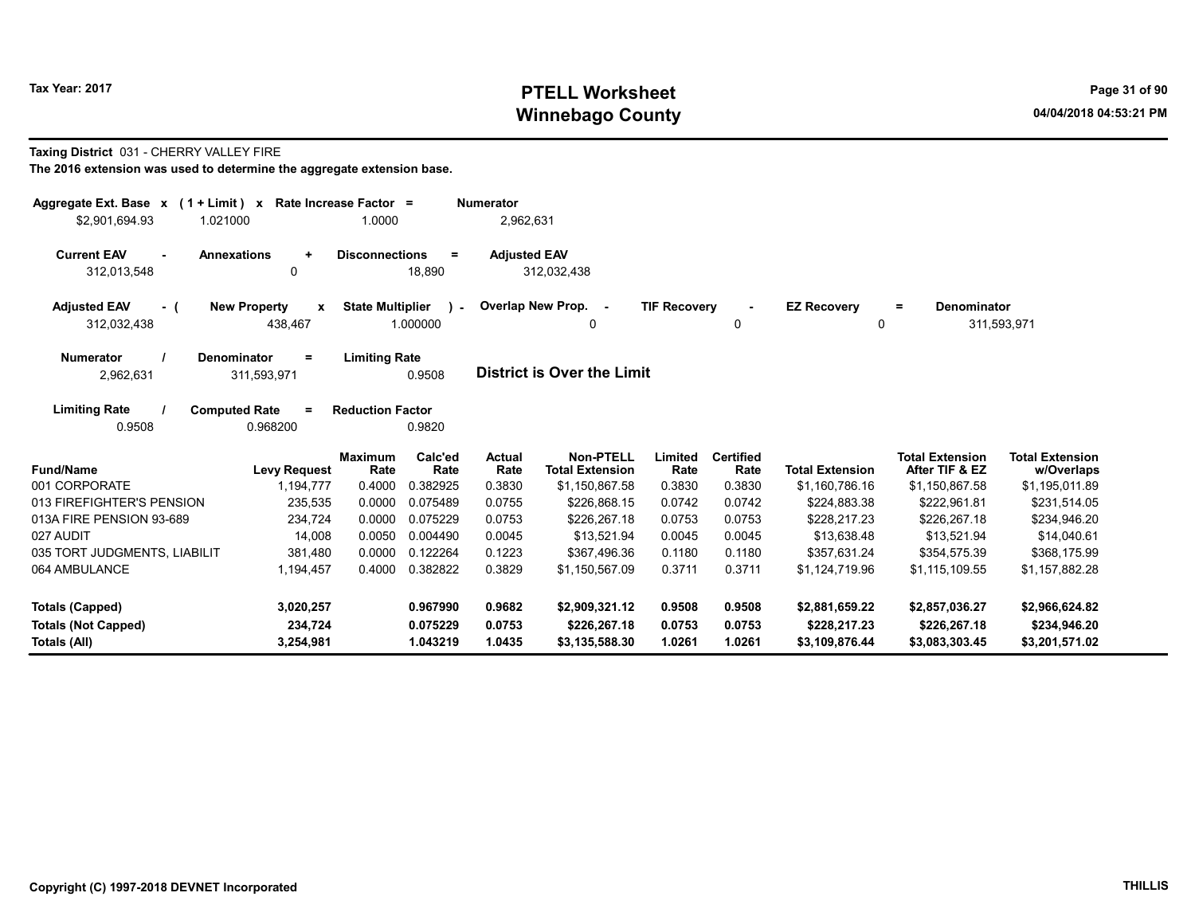**Tax Year: 2017**

# PTELL Worksheet
## Winnebago County

04/04/2018 04:53:21 PM

**Taxing District** 031 - CHERRY VALLEY FIRE
**The 2016 extension was used to determine the aggregate extension base.**

| Aggregate Ext. Base x | (1 + Limit) x | Rate Increase Factor = | Numerator |
|---|---|---|---|
| $2,901,694.93 | 1.021000 | 1.0000 | 2,962,631 |

| Current EAV - | Annexations + | Disconnections = | Adjusted EAV |
|---|---|---|---|
| 312,013,548 | 0 | 18,890 | 312,032,438 |

| Adjusted EAV - ( | New Property x | State Multiplier ) - | Overlap New Prop. - | TIF Recovery - | EZ Recovery = | Denominator |
|---|---|---|---|---|---|---|
| 312,032,438 | 438,467 | 1.000000 | 0 | 0 | 0 | 311,593,971 |

| Numerator / | Denominator = | Limiting Rate |
|---|---|---|
| 2,962,631 | 311,593,971 | 0.9508 |

**District is Over the Limit**

| Limiting Rate / | Computed Rate = | Reduction Factor |
|---|---|---|
| 0.9508 | 0.968200 | 0.9820 |

| Fund/Name | Levy Request | Maximum Rate | Calc'ed Rate | Actual Rate | Non-PTELL Total Extension | Limited Rate | Certified Rate | Total Extension | Total Extension After TIF & EZ | Total Extension w/Overlaps |
|---|---|---|---|---|---|---|---|---|---|---|
| 001 CORPORATE | 1,194,777 | 0.4000 | 0.382925 | 0.3830 | $1,150,867.58 | 0.3830 | 0.3830 | $1,160,786.16 | $1,150,867.58 | $1,195,011.89 |
| 013 FIREFIGHTER'S PENSION | 235,535 | 0.0000 | 0.075489 | 0.0755 | $226,868.15 | 0.0742 | 0.0742 | $224,883.38 | $222,961.81 | $231,514.05 |
| 013A FIRE PENSION 93-689 | 234,724 | 0.0000 | 0.075229 | 0.0753 | $226,267.18 | 0.0753 | 0.0753 | $228,217.23 | $226,267.18 | $234,946.20 |
| 027 AUDIT | 14,008 | 0.0050 | 0.004490 | 0.0045 | $13,521.94 | 0.0045 | 0.0045 | $13,638.48 | $13,521.94 | $14,040.61 |
| 035 TORT JUDGMENTS, LIABILIT | 381,480 | 0.0000 | 0.122264 | 0.1223 | $367,496.36 | 0.1180 | 0.1180 | $357,631.24 | $354,575.39 | $368,175.99 |
| 064 AMBULANCE | 1,194,457 | 0.4000 | 0.382822 | 0.3829 | $1,150,567.09 | 0.3711 | 0.3711 | $1,124,719.96 | $1,115,109.55 | $1,157,882.28 |
| **Totals (Capped)** | **3,020,257** | | **0.967990** | **0.9682** | **$2,909,321.12** | **0.9508** | **0.9508** | **$2,881,659.22** | **$2,857,036.27** | **$2,966,624.82** |
| **Totals (Not Capped)** | **234,724** | | **0.075229** | **0.0753** | **$226,267.18** | **0.0753** | **0.0753** | **$228,217.23** | **$226,267.18** | **$234,946.20** |
| **Totals (All)** | **3,254,981** | | **1.043219** | **1.0435** | **$3,135,588.30** | **1.0261** | **1.0261** | **$3,109,876.44** | **$3,083,303.45** | **$3,201,571.02** |

Copyright (C) 1997-2018 DEVNET Incorporated

THILLIS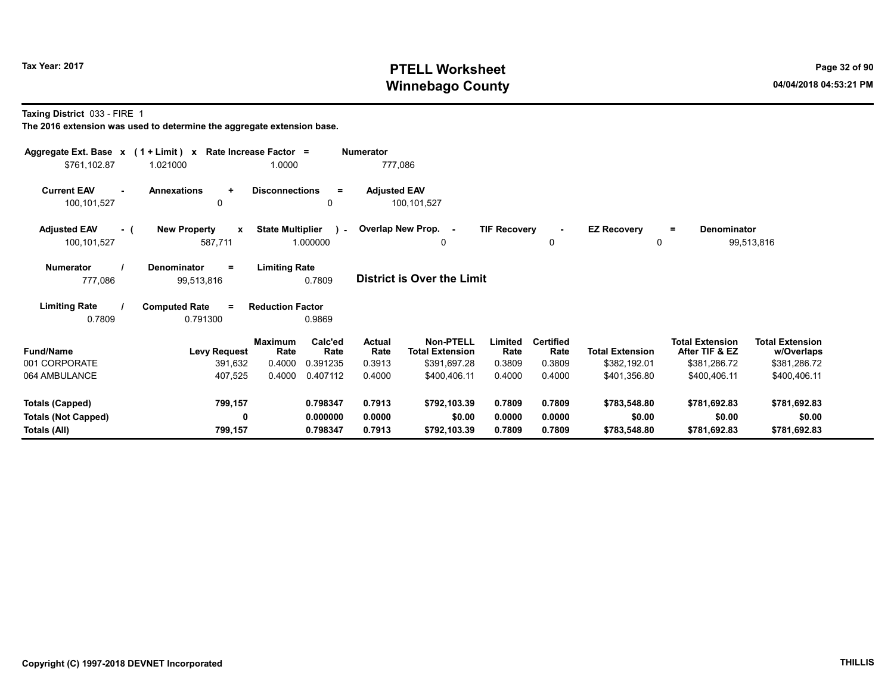# PTELL Worksheet
# Winnebago County

Tax Year: 2017

04/04/2018 04:53:21 PM

**Taxing District** 033 - FIRE 1

**The 2016 extension was used to determine the aggregate extension base.**

| Aggregate Ext. Base x | (1 + Limit) x | Rate Increase Factor = | Numerator |
|---|---|---|---|
| $761,102.87 | 1.021000 | 1.0000 | 777,086 |

| Current EAV - | Annexations + | Disconnections = | Adjusted EAV |
|---|---|---|---|
| 100,101,527 | 0 | 0 | 100,101,527 |

| Adjusted EAV - ( | New Property x | State Multiplier ) - | Overlap New Prop. - | TIF Recovery - | EZ Recovery = | Denominator |
|---|---|---|---|---|---|---|
| 100,101,527 | 587,711 | 1.000000 | 0 | 0 | 0 | 99,513,816 |

| Numerator / | Denominator = | Limiting Rate |
|---|---|---|
| 777,086 | 99,513,816 | 0.7809 |

**District is Over the Limit**

| Limiting Rate / | Computed Rate = | Reduction Factor |
|---|---|---|
| 0.7809 | 0.791300 | 0.9869 |

| Fund/Name | Levy Request | Maximum Rate | Calc'ed Rate | Actual Rate | Non-PTELL Total Extension | Limited Rate | Certified Rate | Total Extension | Total Extension After TIF & EZ | Total Extension w/Overlaps |
|---|---|---|---|---|---|---|---|---|---|---|
| 001 CORPORATE | 391,632 | 0.4000 | 0.391235 | 0.3913 | $391,697.28 | 0.3809 | 0.3809 | $382,192.01 | $381,286.72 | $381,286.72 |
| 064 AMBULANCE | 407,525 | 0.4000 | 0.407112 | 0.4000 | $400,406.11 | 0.4000 | 0.4000 | $401,356.80 | $400,406.11 | $400,406.11 |
| **Totals (Capped)** | **799,157** | | **0.798347** | **0.7913** | **$792,103.39** | **0.7809** | **0.7809** | **$783,548.80** | **$781,692.83** | **$781,692.83** |
| **Totals (Not Capped)** | **0** | | **0.000000** | **0.0000** | **$0.00** | **0.0000** | **0.0000** | **$0.00** | **$0.00** | **$0.00** |
| **Totals (All)** | **799,157** | | **0.798347** | **0.7913** | **$792,103.39** | **0.7809** | **0.7809** | **$783,548.80** | **$781,692.83** | **$781,692.83** |

Copyright (C) 1997-2018 DEVNET Incorporated

THILLIS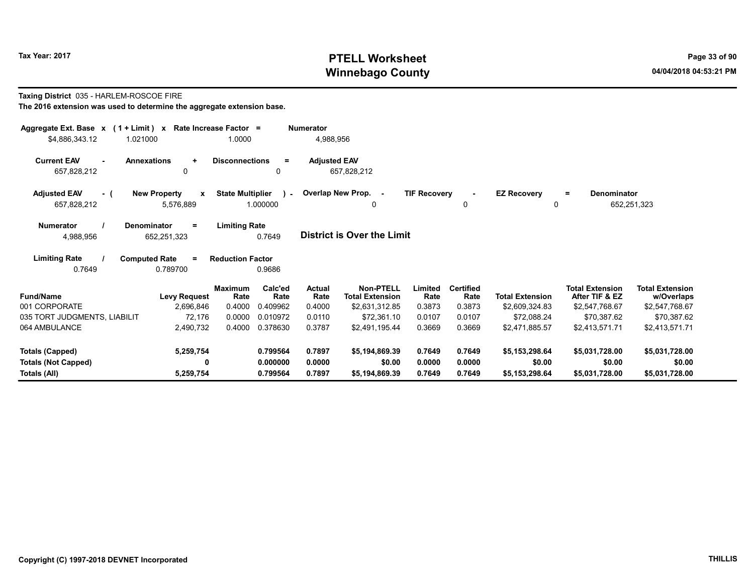Tax Year: 2017

# PTELL Worksheet
## Winnebago County

04/04/2018 04:53:21 PM

**Taxing District** 035 - HARLEM-ROSCOE FIRE
**The 2016 extension was used to determine the aggregate extension base.**

| Aggregate Ext. Base x | ( 1 + Limit ) x | Rate Increase Factor = | Numerator |
|---|---|---|---|
| $4,886,343.12 | 1.021000 | 1.0000 | 4,988,956 |

| Current EAV - | Annexations + | Disconnections = | Adjusted EAV |
|---|---|---|---|
| 657,828,212 | 0 | 0 | 657,828,212 |

| Adjusted EAV - ( | New Property x | State Multiplier ) - | Overlap New Prop. - | TIF Recovery - | EZ Recovery = | Denominator |
|---|---|---|---|---|---|---|
| 657,828,212 | 5,576,889 | 1.000000 | 0 | 0 | 0 | 652,251,323 |

| Numerator / | Denominator = | Limiting Rate |
|---|---|---|
| 4,988,956 | 652,251,323 | 0.7649 |

**District is Over the Limit**

| Limiting Rate / | Computed Rate = | Reduction Factor |
|---|---|---|
| 0.7649 | 0.789700 | 0.9686 |

| Fund/Name | Levy Request | Maximum Rate | Calc'ed Rate | Actual Rate | Non-PTELL Total Extension | Limited Rate | Certified Rate | Total Extension | Total Extension After TIF & EZ | Total Extension w/Overlaps |
|---|---|---|---|---|---|---|---|---|---|---|
| 001 CORPORATE | 2,696,846 | 0.4000 | 0.409962 | 0.4000 | $2,631,312.85 | 0.3873 | 0.3873 | $2,609,324.83 | $2,547,768.67 | $2,547,768.67 |
| 035 TORT JUDGMENTS, LIABILIT | 72,176 | 0.0000 | 0.010972 | 0.0110 | $72,361.10 | 0.0107 | 0.0107 | $72,088.24 | $70,387.62 | $70,387.62 |
| 064 AMBULANCE | 2,490,732 | 0.4000 | 0.378630 | 0.3787 | $2,491,195.44 | 0.3669 | 0.3669 | $2,471,885.57 | $2,413,571.71 | $2,413,571.71 |
| **Totals (Capped)** | **5,259,754** | | **0.799564** | **0.7897** | **$5,194,869.39** | **0.7649** | **0.7649** | **$5,153,298.64** | **$5,031,728.00** | **$5,031,728.00** |
| **Totals (Not Capped)** | **0** | | **0.000000** | **0.0000** | **$0.00** | **0.0000** | **0.0000** | **$0.00** | **$0.00** | **$0.00** |
| **Totals (All)** | **5,259,754** | | **0.799564** | **0.7897** | **$5,194,869.39** | **0.7649** | **0.7649** | **$5,153,298.64** | **$5,031,728.00** | **$5,031,728.00** |

Copyright (C) 1997-2018 DEVNET Incorporated

THILLIS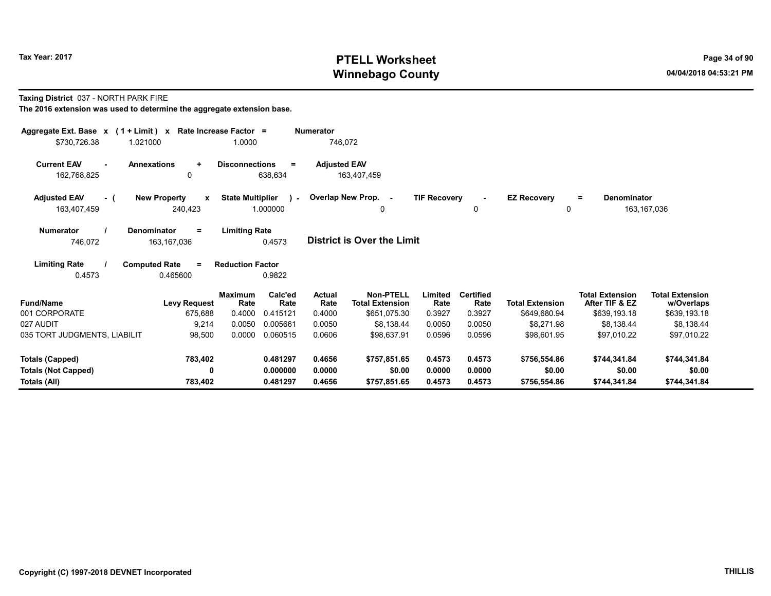# PTELL Worksheet
# Winnebago County

Tax Year: 2017

**Taxing District** 037 - NORTH PARK FIRE

**The 2016 extension was used to determine the aggregate extension base.**

| Aggregate Ext. Base | x | (1 + Limit) | x | Rate Increase Factor | = | Numerator |
|---|---|---|---|---|---|---|
| $730,726.38 | | 1.021000 | | 1.0000 | | 746,072 |

| Current EAV | - | Annexations | + | Disconnections | = | Adjusted EAV |
|---|---|---|---|---|---|---|
| 162,768,825 | | 0 | | 638,634 | | 163,407,459 |

| Adjusted EAV | - ( | New Property | x | State Multiplier | ) - | Overlap New Prop. | - | TIF Recovery | - | EZ Recovery | = | Denominator |
|---|---|---|---|---|---|---|---|---|---|---|---|---|
| 163,407,459 | | 240,423 | | 1.000000 | | 0 | | 0 | | 0 | | 163,167,036 |

| Numerator | / | Denominator | = | Limiting Rate |
|---|---|---|---|---|
| 746,072 | | 163,167,036 | | 0.4573 |

**District is Over the Limit**

| Limiting Rate | / | Computed Rate | = | Reduction Factor |
|---|---|---|---|---|
| 0.4573 | | 0.465600 | | 0.9822 |

| Fund/Name | Levy Request | Maximum Rate | Calc'ed Rate | Actual Rate | Non-PTELL Total Extension | Limited Rate | Certified Rate | Total Extension | Total Extension After TIF & EZ | Total Extension w/Overlaps |
|---|---|---|---|---|---|---|---|---|---|---|
| 001 CORPORATE | 675,688 | 0.4000 | 0.415121 | 0.4000 | $651,075.30 | 0.3927 | 0.3927 | $649,680.94 | $639,193.18 | $639,193.18 |
| 027 AUDIT | 9,214 | 0.0050 | 0.005661 | 0.0050 | $8,138.44 | 0.0050 | 0.0050 | $8,271.98 | $8,138.44 | $8,138.44 |
| 035 TORT JUDGMENTS, LIABILIT | 98,500 | 0.0000 | 0.060515 | 0.0606 | $98,637.91 | 0.0596 | 0.0596 | $98,601.95 | $97,010.22 | $97,010.22 |
| **Totals (Capped)** | **783,402** | | **0.481297** | **0.4656** | **$757,851.65** | **0.4573** | **0.4573** | **$756,554.86** | **$744,341.84** | **$744,341.84** |
| **Totals (Not Capped)** | **0** | | **0.000000** | **0.0000** | **$0.00** | **0.0000** | **0.0000** | **$0.00** | **$0.00** | **$0.00** |
| **Totals (All)** | **783,402** | | **0.481297** | **0.4656** | **$757,851.65** | **0.4573** | **0.4573** | **$756,554.86** | **$744,341.84** | **$744,341.84** |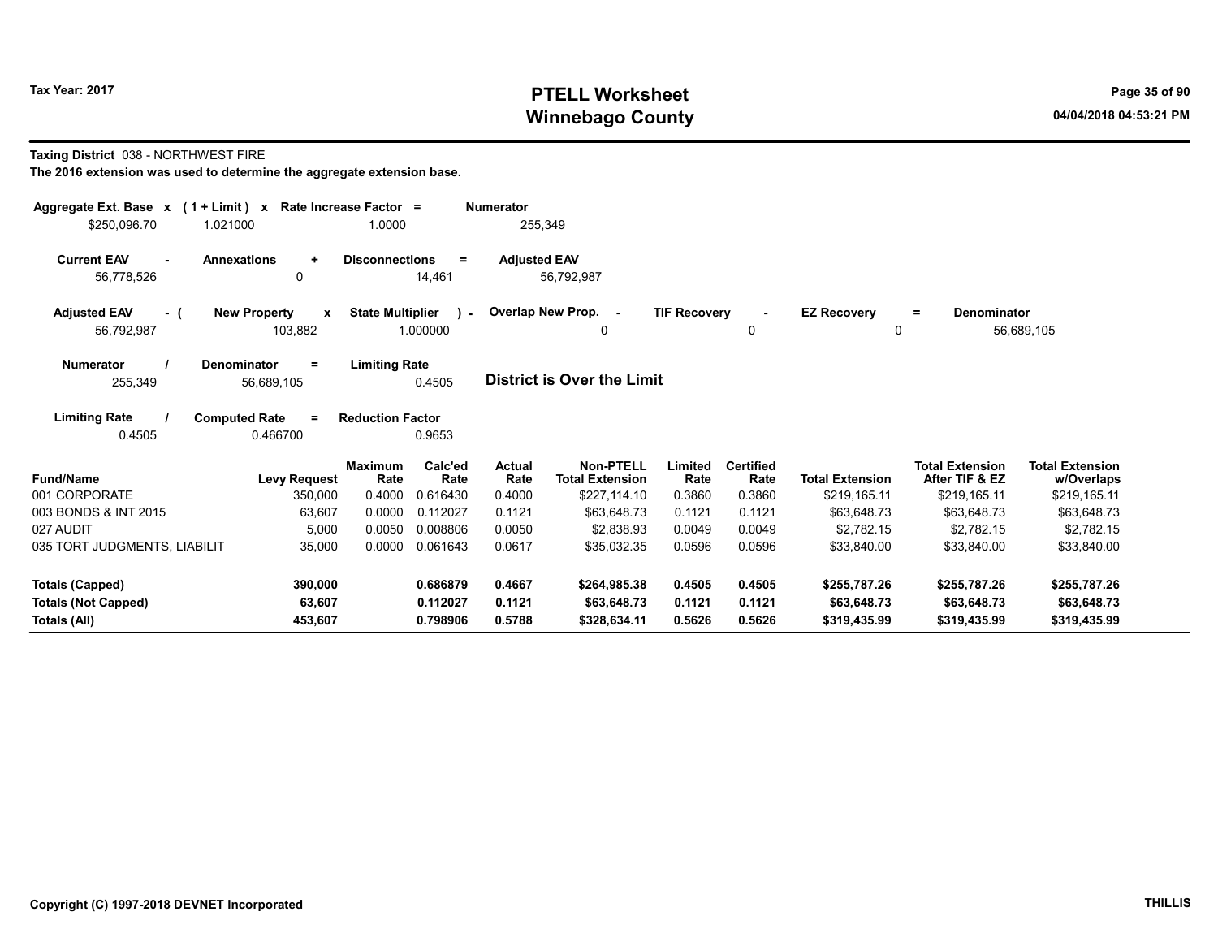# PTELL Worksheet
# Winnebago County

Tax Year: 2017

04/04/2018 04:53:21 PM

**Taxing District** 038 - NORTHWEST FIRE

**The 2016 extension was used to determine the aggregate extension base.**

| Aggregate Ext. Base x | (1 + Limit) x | Rate Increase Factor = | Numerator |
|---|---|---|---|
| $250,096.70 | 1.021000 | 1.0000 | 255,349 |

| Current EAV - | Annexations + | Disconnections = | Adjusted EAV |
|---|---|---|---|
| 56,778,526 | 0 | 14,461 | 56,792,987 |

| Adjusted EAV - ( | New Property x | State Multiplier ) - | Overlap New Prop. - | TIF Recovery - | EZ Recovery = | Denominator |
|---|---|---|---|---|---|---|
| 56,792,987 | 103,882 | 1.000000 | 0 | 0 | 0 | 56,689,105 |

| Numerator / | Denominator = | Limiting Rate |
|---|---|---|
| 255,349 | 56,689,105 | 0.4505 |

**District is Over the Limit**

| Limiting Rate / | Computed Rate = | Reduction Factor |
|---|---|---|
| 0.4505 | 0.466700 | 0.9653 |

| Fund/Name | Levy Request | Maximum Rate | Calc'ed Rate | Actual Rate | Non-PTELL Total Extension | Limited Rate | Certified Rate | Total Extension | Total Extension After TIF & EZ | Total Extension w/Overlaps |
|---|---|---|---|---|---|---|---|---|---|---|
| 001 CORPORATE | 350,000 | 0.4000 | 0.616430 | 0.4000 | $227,114.10 | 0.3860 | 0.3860 | $219,165.11 | $219,165.11 | $219,165.11 |
| 003 BONDS & INT 2015 | 63,607 | 0.0000 | 0.112027 | 0.1121 | $63,648.73 | 0.1121 | 0.1121 | $63,648.73 | $63,648.73 | $63,648.73 |
| 027 AUDIT | 5,000 | 0.0050 | 0.008806 | 0.0050 | $2,838.93 | 0.0049 | 0.0049 | $2,782.15 | $2,782.15 | $2,782.15 |
| 035 TORT JUDGMENTS, LIABILIT | 35,000 | 0.0000 | 0.061643 | 0.0617 | $35,032.35 | 0.0596 | 0.0596 | $33,840.00 | $33,840.00 | $33,840.00 |
| **Totals (Capped)** | **390,000** | | **0.686879** | **0.4667** | **$264,985.38** | **0.4505** | **0.4505** | **$255,787.26** | **$255,787.26** | **$255,787.26** |
| **Totals (Not Capped)** | **63,607** | | **0.112027** | **0.1121** | **$63,648.73** | **0.1121** | **0.1121** | **$63,648.73** | **$63,648.73** | **$63,648.73** |
| **Totals (All)** | **453,607** | | **0.798906** | **0.5788** | **$328,634.11** | **0.5626** | **0.5626** | **$319,435.99** | **$319,435.99** | **$319,435.99** |

Copyright (C) 1997-2018 DEVNET Incorporated

THILLIS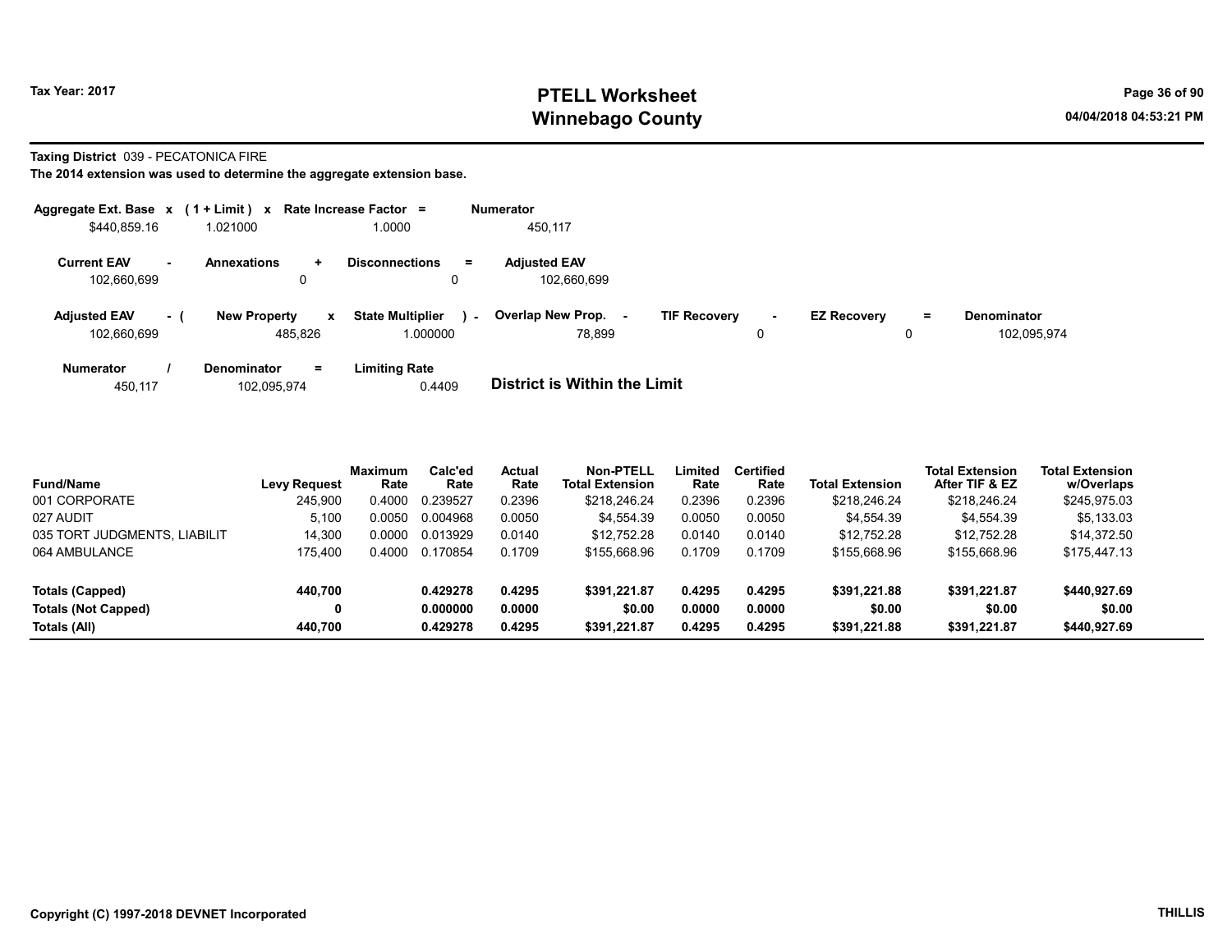# PTELL Worksheet
# Winnebago County

Tax Year: 2017

04/04/2018 04:53:21 PM

**Taxing District** 039 - PECATONICA FIRE

**The 2014 extension was used to determine the aggregate extension base.**

| Aggregate Ext. Base | x | (1 + Limit) | x | Rate Increase Factor | = | Numerator |
|---|---|---|---|---|---|---|
| $440,859.16 | | 1.021000 | | 1.0000 | | 450,117 |

| Current EAV | - | Annexations | + | Disconnections | = | Adjusted EAV |
|---|---|---|---|---|---|---|
| 102,660,699 | | 0 | | 0 | | 102,660,699 |

| Adjusted EAV | - ( | New Property | x | State Multiplier | ) - | Overlap New Prop. | - | TIF Recovery | - | EZ Recovery | = | Denominator |
|---|---|---|---|---|---|---|---|---|---|---|---|---|
| 102,660,699 | | 485,826 | | 1.000000 | | 78,899 | | 0 | | 0 | | 102,095,974 |

| Numerator | / | Denominator | = | Limiting Rate |
|---|---|---|---|---|
| 450,117 | | 102,095,974 | | 0.4409 |

**District is Within the Limit**

| Fund/Name | Levy Request | Maximum Rate | Calc'ed Rate | Actual Rate | Non-PTELL Total Extension | Limited Rate | Certified Rate | Total Extension | Total Extension After TIF & EZ | Total Extension w/Overlaps |
|---|---|---|---|---|---|---|---|---|---|---|
| 001 CORPORATE | 245,900 | 0.4000 | 0.239527 | 0.2396 | $218,246.24 | 0.2396 | 0.2396 | $218,246.24 | $218,246.24 | $245,975.03 |
| 027 AUDIT | 5,100 | 0.0050 | 0.004968 | 0.0050 | $4,554.39 | 0.0050 | 0.0050 | $4,554.39 | $4,554.39 | $5,133.03 |
| 035 TORT JUDGMENTS, LIABILIT | 14,300 | 0.0000 | 0.013929 | 0.0140 | $12,752.28 | 0.0140 | 0.0140 | $12,752.28 | $12,752.28 | $14,372.50 |
| 064 AMBULANCE | 175,400 | 0.4000 | 0.170854 | 0.1709 | $155,668.96 | 0.1709 | 0.1709 | $155,668.96 | $155,668.96 | $175,447.13 |
| **Totals (Capped)** | **440,700** | | **0.429278** | **0.4295** | **$391,221.87** | **0.4295** | **0.4295** | **$391,221.88** | **$391,221.87** | **$440,927.69** |
| **Totals (Not Capped)** | **0** | | **0.000000** | **0.0000** | **$0.00** | **0.0000** | **0.0000** | **$0.00** | **$0.00** | **$0.00** |
| **Totals (All)** | **440,700** | | **0.429278** | **0.4295** | **$391,221.87** | **0.4295** | **0.4295** | **$391,221.88** | **$391,221.87** | **$440,927.69** |

Copyright (C) 1997-2018 DEVNET Incorporated

THILLIS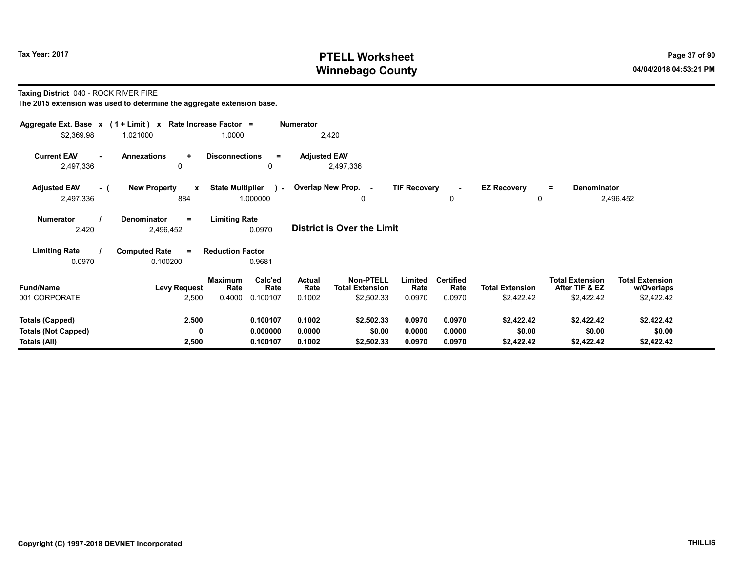**Tax Year: 2017**

# PTELL Worksheet
# Winnebago County

04/04/2018 04:53:21 PM

**Taxing District** 040 - ROCK RIVER FIRE

**The 2015 extension was used to determine the aggregate extension base.**

| Aggregate Ext. Base | x | (1 + Limit) | x | Rate Increase Factor | = | Numerator |
|---|---|---|---|---|---|---|
| $2,369.98 | | 1.021000 | | 1.0000 | | 2,420 |

| Current EAV | - | Annexations | + | Disconnections | = | Adjusted EAV |
|---|---|---|---|---|---|---|
| 2,497,336 | | 0 | | 0 | | 2,497,336 |

| Adjusted EAV | - ( | New Property | x | State Multiplier | ) - | Overlap New Prop. | - | TIF Recovery | - | EZ Recovery | = | Denominator |
|---|---|---|---|---|---|---|---|---|---|---|---|---|
| 2,497,336 | | 884 | | 1.000000 | | 0 | | 0 | | 0 | | 2,496,452 |

| Numerator | / | Denominator | = | Limiting Rate |
|---|---|---|---|---|
| 2,420 | | 2,496,452 | | 0.0970 |

**District is Over the Limit**

| Limiting Rate | / | Computed Rate | = | Reduction Factor |
|---|---|---|---|---|
| 0.0970 | | 0.100200 | | 0.9681 |

| Fund/Name | Levy Request | Maximum Rate | Calc'ed Rate | Actual Rate | Non-PTELL Total Extension | Limited Rate | Certified Rate | Total Extension | Total Extension After TIF & EZ | Total Extension w/Overlaps |
|---|---|---|---|---|---|---|---|---|---|---|
| 001 CORPORATE | 2,500 | 0.4000 | 0.100107 | 0.1002 | $2,502.33 | 0.0970 | 0.0970 | $2,422.42 | $2,422.42 | $2,422.42 |
| **Totals (Capped)** | **2,500** | | **0.100107** | **0.1002** | **$2,502.33** | **0.0970** | **0.0970** | **$2,422.42** | **$2,422.42** | **$2,422.42** |
| **Totals (Not Capped)** | **0** | | **0.000000** | **0.0000** | **$0.00** | **0.0000** | **0.0000** | **$0.00** | **$0.00** | **$0.00** |
| **Totals (All)** | **2,500** | | **0.100107** | **0.1002** | **$2,502.33** | **0.0970** | **0.0970** | **$2,422.42** | **$2,422.42** | **$2,422.42** |

Copyright (C) 1997-2018 DEVNET Incorporated

THILLIS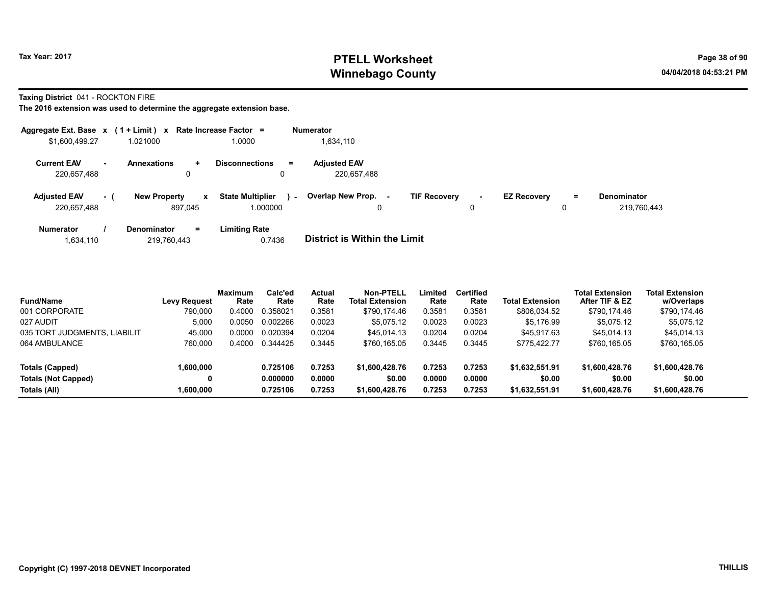**Taxing District** 041 - ROCKTON FIRE

**The 2016 extension was used to determine the aggregate extension base.**

| Aggregate Ext. Base | x | (1 + Limit) | x | Rate Increase Factor | = | Numerator |
|---|---|---|---|---|---|---|
| $1,600,499.27 | | 1.021000 | | 1.0000 | | 1,634,110 |

| Current EAV | - | Annexations | + | Disconnections | = | Adjusted EAV |
|---|---|---|---|---|---|---|
| 220,657,488 | | 0 | | 0 | | 220,657,488 |

| Adjusted EAV | - ( | New Property | x | State Multiplier | ) - | Overlap New Prop. | - | TIF Recovery | - | EZ Recovery | = | Denominator |
|---|---|---|---|---|---|---|---|---|---|---|---|---|
| 220,657,488 | | 897,045 | | 1.000000 | | 0 | | 0 | | 0 | | 219,760,443 |

| Numerator | / | Denominator | = | Limiting Rate |
|---|---|---|---|---|
| 1,634,110 | | 219,760,443 | | 0.7436 |

**District is Within the Limit**

| Fund/Name | Levy Request | Maximum Rate | Calc'ed Rate | Actual Rate | Non-PTELL Total Extension | Limited Rate | Certified Rate | Total Extension | Total Extension After TIF & EZ | Total Extension w/Overlaps |
|---|---|---|---|---|---|---|---|---|---|---|
| 001 CORPORATE | 790,000 | 0.4000 | 0.358021 | 0.3581 | $790,174.46 | 0.3581 | 0.3581 | $806,034.52 | $790,174.46 | $790,174.46 |
| 027 AUDIT | 5,000 | 0.0050 | 0.002266 | 0.0023 | $5,075.12 | 0.0023 | 0.0023 | $5,176.99 | $5,075.12 | $5,075.12 |
| 035 TORT JUDGMENTS, LIABILIT | 45,000 | 0.0000 | 0.020394 | 0.0204 | $45,014.13 | 0.0204 | 0.0204 | $45,917.63 | $45,014.13 | $45,014.13 |
| 064 AMBULANCE | 760,000 | 0.4000 | 0.344425 | 0.3445 | $760,165.05 | 0.3445 | 0.3445 | $775,422.77 | $760,165.05 | $760,165.05 |
| **Totals (Capped)** | **1,600,000** | | **0.725106** | **0.7253** | **$1,600,428.76** | **0.7253** | **0.7253** | **$1,632,551.91** | **$1,600,428.76** | **$1,600,428.76** |
| **Totals (Not Capped)** | **0** | | **0.000000** | **0.0000** | **$0.00** | **0.0000** | **0.0000** | **$0.00** | **$0.00** | **$0.00** |
| **Totals (All)** | **1,600,000** | | **0.725106** | **0.7253** | **$1,600,428.76** | **0.7253** | **0.7253** | **$1,632,551.91** | **$1,600,428.76** | **$1,600,428.76** |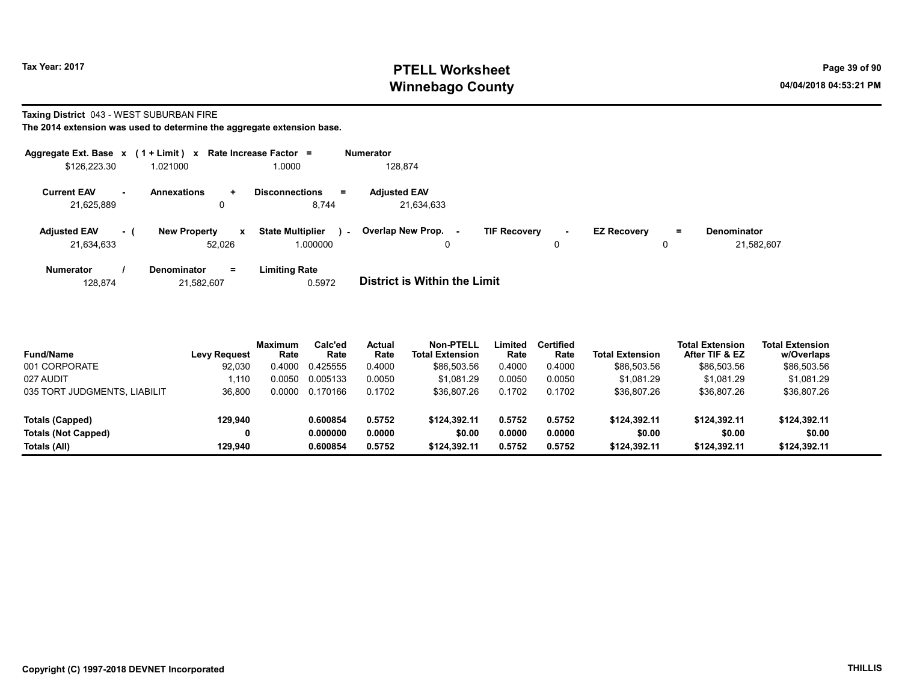Tax Year: 2017

# PTELL Worksheet
# Winnebago County

04/04/2018 04:53:21 PM

**Taxing District** 043 - WEST SUBURBAN FIRE

**The 2014 extension was used to determine the aggregate extension base.**

| Aggregate Ext. Base | x | ( 1 + Limit ) | x | Rate Increase Factor | = | Numerator |
|---|---|---|---|---|---|---|
| $126,223.30 | | 1.021000 | | 1.0000 | | 128,874 |

| Current EAV | - | Annexations | + | Disconnections | = | Adjusted EAV |
|---|---|---|---|---|---|---|
| 21,625,889 | | 0 | | 8,744 | | 21,634,633 |

| Adjusted EAV | - ( | New Property | x | State Multiplier | ) - | Overlap New Prop. | - | TIF Recovery | - | EZ Recovery | = | Denominator |
|---|---|---|---|---|---|---|---|---|---|---|---|---|
| 21,634,633 | | 52,026 | | 1.000000 | | 0 | | 0 | | 0 | | 21,582,607 |

| Numerator | / | Denominator | = | Limiting Rate |
|---|---|---|---|---|
| 128,874 | | 21,582,607 | | 0.5972 |

**District is Within the Limit**

| Fund/Name | Levy Request | Maximum Rate | Calc'ed Rate | Actual Rate | Non-PTELL Total Extension | Limited Rate | Certified Rate | Total Extension | Total Extension After TIF & EZ | Total Extension w/Overlaps |
|---|---|---|---|---|---|---|---|---|---|---|
| 001 CORPORATE | 92,030 | 0.4000 | 0.425555 | 0.4000 | $86,503.56 | 0.4000 | 0.4000 | $86,503.56 | $86,503.56 | $86,503.56 |
| 027 AUDIT | 1,110 | 0.0050 | 0.005133 | 0.0050 | $1,081.29 | 0.0050 | 0.0050 | $1,081.29 | $1,081.29 | $1,081.29 |
| 035 TORT JUDGMENTS, LIABILIT | 36,800 | 0.0000 | 0.170166 | 0.1702 | $36,807.26 | 0.1702 | 0.1702 | $36,807.26 | $36,807.26 | $36,807.26 |
| **Totals (Capped)** | **129,940** | | **0.600854** | **0.5752** | **$124,392.11** | **0.5752** | **0.5752** | **$124,392.11** | **$124,392.11** | **$124,392.11** |
| **Totals (Not Capped)** | **0** | | **0.000000** | **0.0000** | **$0.00** | **0.0000** | **0.0000** | **$0.00** | **$0.00** | **$0.00** |
| **Totals (All)** | **129,940** | | **0.600854** | **0.5752** | **$124,392.11** | **0.5752** | **0.5752** | **$124,392.11** | **$124,392.11** | **$124,392.11** |

Copyright (C) 1997-2018 DEVNET Incorporated

THILLIS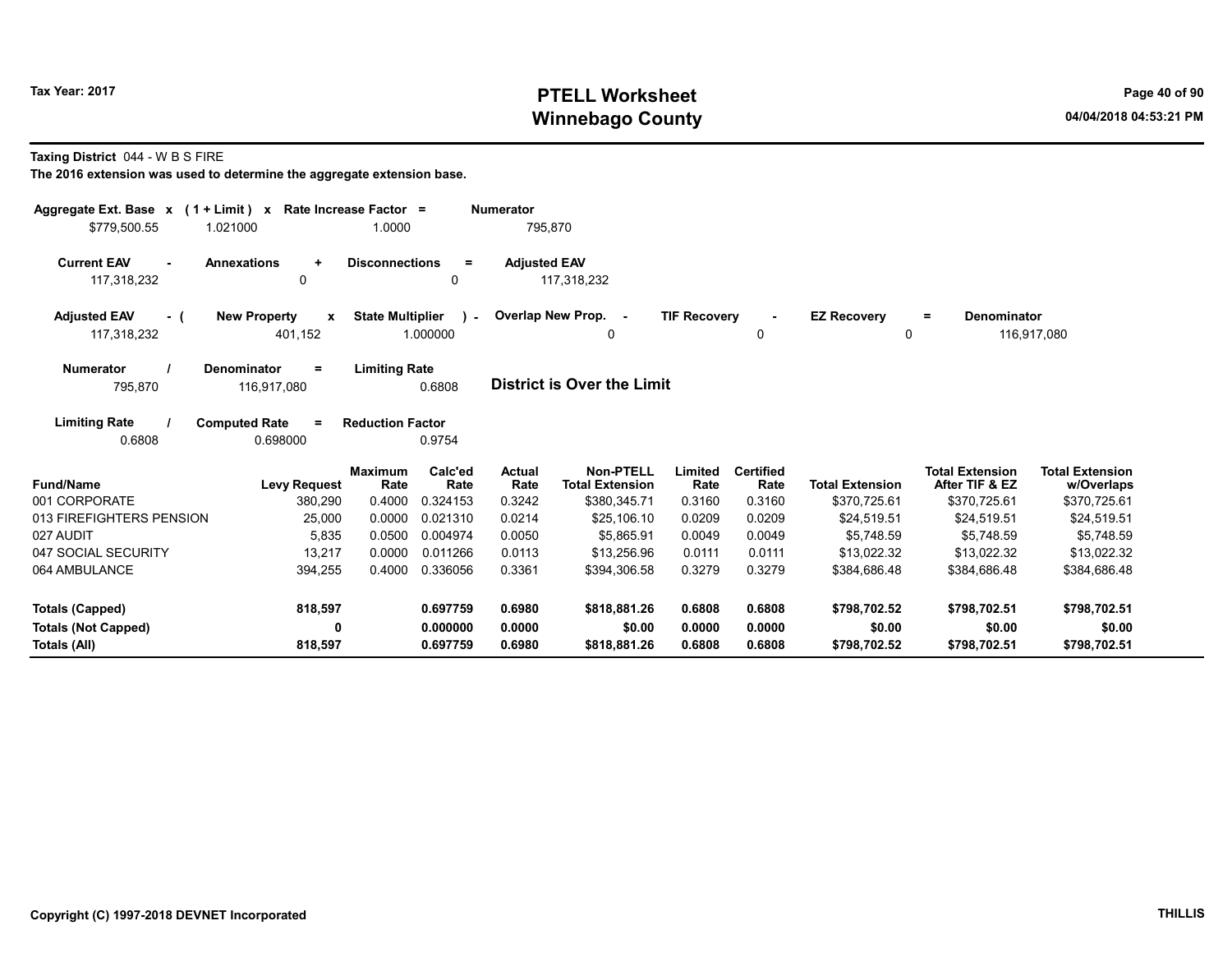# PTELL Worksheet
# Winnebago County

Tax Year: 2017

04/04/2018 04:53:21 PM

**Taxing District** 044 - W B S FIRE

**The 2016 extension was used to determine the aggregate extension base.**

| Aggregate Ext. Base | x | ( 1 + Limit ) | x | Rate Increase Factor | = | Numerator |
|---|---|---|---|---|---|---|
| $779,500.55 | | 1.021000 | | 1.0000 | | 795,870 |

| Current EAV | - | Annexations | + | Disconnections | = | Adjusted EAV |
|---|---|---|---|---|---|---|
| 117,318,232 | | 0 | | 0 | | 117,318,232 |

| Adjusted EAV | - ( | New Property | x | State Multiplier | ) - | Overlap New Prop. | - | TIF Recovery | - | EZ Recovery | = | Denominator |
|---|---|---|---|---|---|---|---|---|---|---|---|---|
| 117,318,232 | | 401,152 | | 1.000000 | | 0 | | 0 | | 0 | | 116,917,080 |

| Numerator | / | Denominator | = | Limiting Rate |
|---|---|---|---|---|
| 795,870 | | 116,917,080 | | 0.6808 |

**District is Over the Limit**

| Limiting Rate | / | Computed Rate | = | Reduction Factor |
|---|---|---|---|---|
| 0.6808 | | 0.698000 | | 0.9754 |

| Fund/Name | Levy Request | Maximum Rate | Calc'ed Rate | Actual Rate | Non-PTELL Total Extension | Limited Rate | Certified Rate | Total Extension | Total Extension After TIF & EZ | Total Extension w/Overlaps |
|---|---|---|---|---|---|---|---|---|---|---|
| 001 CORPORATE | 380,290 | 0.4000 | 0.324153 | 0.3242 | $380,345.71 | 0.3160 | 0.3160 | $370,725.61 | $370,725.61 | $370,725.61 |
| 013 FIREFIGHTERS PENSION | 25,000 | 0.0000 | 0.021310 | 0.0214 | $25,106.10 | 0.0209 | 0.0209 | $24,519.51 | $24,519.51 | $24,519.51 |
| 027 AUDIT | 5,835 | 0.0500 | 0.004974 | 0.0050 | $5,865.91 | 0.0049 | 0.0049 | $5,748.59 | $5,748.59 | $5,748.59 |
| 047 SOCIAL SECURITY | 13,217 | 0.0000 | 0.011266 | 0.0113 | $13,256.96 | 0.0111 | 0.0111 | $13,022.32 | $13,022.32 | $13,022.32 |
| 064 AMBULANCE | 394,255 | 0.4000 | 0.336056 | 0.3361 | $394,306.58 | 0.3279 | 0.3279 | $384,686.48 | $384,686.48 | $384,686.48 |
| **Totals (Capped)** | **818,597** | | **0.697759** | **0.6980** | **$818,881.26** | **0.6808** | **0.6808** | **$798,702.52** | **$798,702.51** | **$798,702.51** |
| **Totals (Not Capped)** | **0** | | **0.000000** | **0.0000** | **$0.00** | **0.0000** | **0.0000** | **$0.00** | **$0.00** | **$0.00** |
| **Totals (All)** | **818,597** | | **0.697759** | **0.6980** | **$818,881.26** | **0.6808** | **0.6808** | **$798,702.52** | **$798,702.51** | **$798,702.51** |

Copyright (C) 1997-2018 DEVNET Incorporated

THILLIS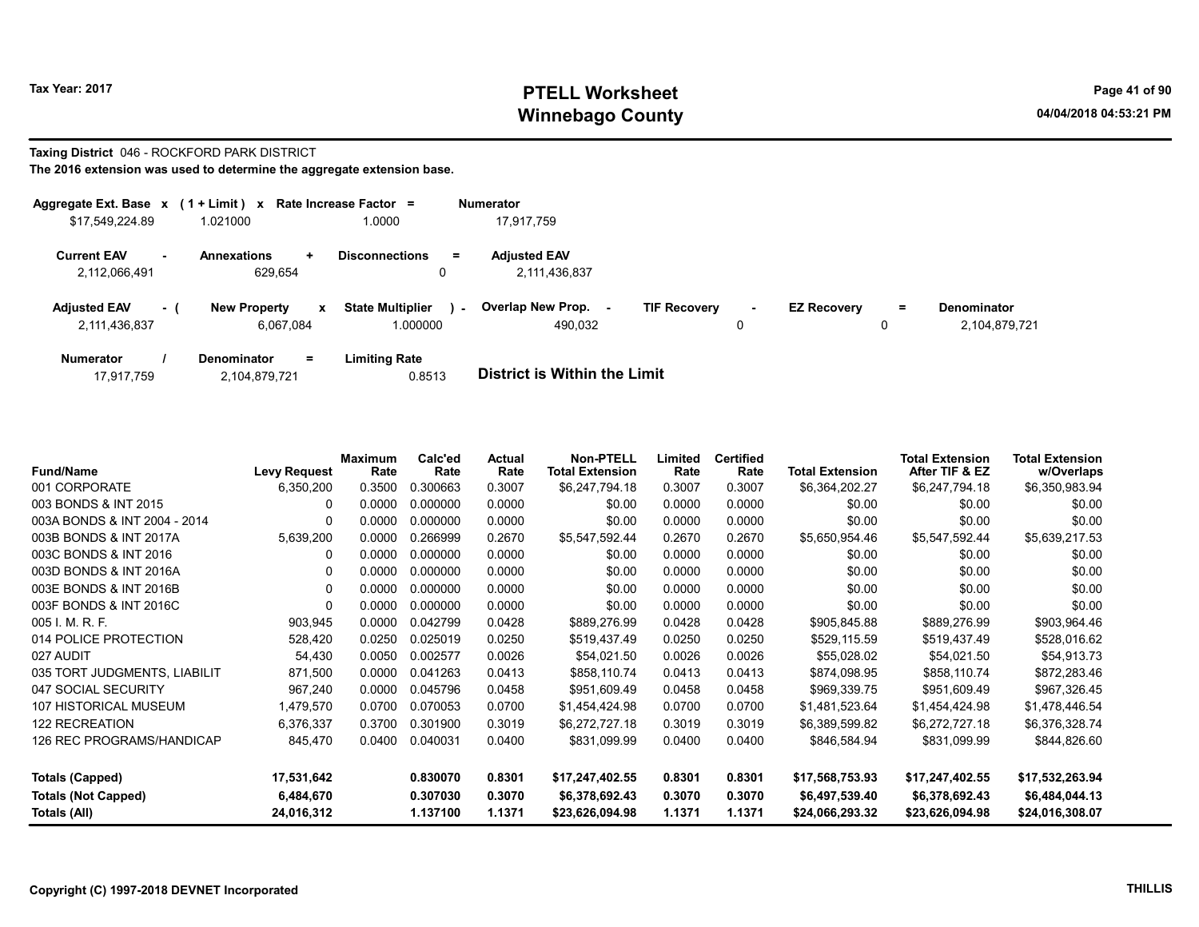Tax Year: 2017

# PTELL Worksheet
# Winnebago County

04/04/2018 04:53:21 PM

**Taxing District** 046 - ROCKFORD PARK DISTRICT

**The 2016 extension was used to determine the aggregate extension base.**

| Aggregate Ext. Base | x | (1 + Limit) | x | Rate Increase Factor | = | Numerator |
|---|---|---|---|---|---|---|
| $17,549,224.89 | | 1.021000 | | 1.0000 | | 17,917,759 |

| Current EAV | - | Annexations | + | Disconnections | = | Adjusted EAV |
|---|---|---|---|---|---|---|
| 2,112,066,491 | | 629,654 | | 0 | | 2,111,436,837 |

| Adjusted EAV | - ( | New Property | x | State Multiplier | ) - | Overlap New Prop. | - | TIF Recovery | - | EZ Recovery | = | Denominator |
|---|---|---|---|---|---|---|---|---|---|---|---|---|
| 2,111,436,837 | | 6,067,084 | | 1.000000 | | 490,032 | | 0 | | 0 | | 2,104,879,721 |

| Numerator | / | Denominator | = | Limiting Rate |
|---|---|---|---|---|
| 17,917,759 | | 2,104,879,721 | | 0.8513 |

**District is Within the Limit**

| Fund/Name | Levy Request | Maximum Rate | Calc'ed Rate | Actual Rate | Non-PTELL Total Extension | Limited Rate | Certified Rate | Total Extension | Total Extension After TIF & EZ | Total Extension w/Overlaps |
|---|---|---|---|---|---|---|---|---|---|---|
| 001 CORPORATE | 6,350,200 | 0.3500 | 0.300663 | 0.3007 | $6,247,794.18 | 0.3007 | 0.3007 | $6,364,202.27 | $6,247,794.18 | $6,350,983.94 |
| 003 BONDS & INT 2015 | 0 | 0.0000 | 0.000000 | 0.0000 | $0.00 | 0.0000 | 0.0000 | $0.00 | $0.00 | $0.00 |
| 003A BONDS & INT 2004 - 2014 | 0 | 0.0000 | 0.000000 | 0.0000 | $0.00 | 0.0000 | 0.0000 | $0.00 | $0.00 | $0.00 |
| 003B BONDS & INT 2017A | 5,639,200 | 0.0000 | 0.266999 | 0.2670 | $5,547,592.44 | 0.2670 | 0.2670 | $5,650,954.46 | $5,547,592.44 | $5,639,217.53 |
| 003C BONDS & INT 2016 | 0 | 0.0000 | 0.000000 | 0.0000 | $0.00 | 0.0000 | 0.0000 | $0.00 | $0.00 | $0.00 |
| 003D BONDS & INT 2016A | 0 | 0.0000 | 0.000000 | 0.0000 | $0.00 | 0.0000 | 0.0000 | $0.00 | $0.00 | $0.00 |
| 003E BONDS & INT 2016B | 0 | 0.0000 | 0.000000 | 0.0000 | $0.00 | 0.0000 | 0.0000 | $0.00 | $0.00 | $0.00 |
| 003F BONDS & INT 2016C | 0 | 0.0000 | 0.000000 | 0.0000 | $0.00 | 0.0000 | 0.0000 | $0.00 | $0.00 | $0.00 |
| 005 I. M. R. F. | 903,945 | 0.0000 | 0.042799 | 0.0428 | $889,276.99 | 0.0428 | 0.0428 | $905,845.88 | $889,276.99 | $903,964.46 |
| 014 POLICE PROTECTION | 528,420 | 0.0250 | 0.025019 | 0.0250 | $519,437.49 | 0.0250 | 0.0250 | $529,115.59 | $519,437.49 | $528,016.62 |
| 027 AUDIT | 54,430 | 0.0050 | 0.002577 | 0.0026 | $54,021.50 | 0.0026 | 0.0026 | $55,028.02 | $54,021.50 | $54,913.73 |
| 035 TORT JUDGMENTS, LIABILIT | 871,500 | 0.0000 | 0.041263 | 0.0413 | $858,110.74 | 0.0413 | 0.0413 | $874,098.95 | $858,110.74 | $872,283.46 |
| 047 SOCIAL SECURITY | 967,240 | 0.0000 | 0.045796 | 0.0458 | $951,609.49 | 0.0458 | 0.0458 | $969,339.75 | $951,609.49 | $967,326.45 |
| 107 HISTORICAL MUSEUM | 1,479,570 | 0.0700 | 0.070053 | 0.0700 | $1,454,424.98 | 0.0700 | 0.0700 | $1,481,523.64 | $1,454,424.98 | $1,478,446.54 |
| 122 RECREATION | 6,376,337 | 0.3700 | 0.301900 | 0.3019 | $6,272,727.18 | 0.3019 | 0.3019 | $6,389,599.82 | $6,272,727.18 | $6,376,328.74 |
| 126 REC PROGRAMS/HANDICAP | 845,470 | 0.0400 | 0.040031 | 0.0400 | $831,099.99 | 0.0400 | 0.0400 | $846,584.94 | $831,099.99 | $844,826.60 |
| **Totals (Capped)** | **17,531,642** | | **0.830070** | **0.8301** | **$17,247,402.55** | **0.8301** | **0.8301** | **$17,568,753.93** | **$17,247,402.55** | **$17,532,263.94** |
| **Totals (Not Capped)** | **6,484,670** | | **0.307030** | **0.3070** | **$6,378,692.43** | **0.3070** | **0.3070** | **$6,497,539.40** | **$6,378,692.43** | **$6,484,044.13** |
| **Totals (All)** | **24,016,312** | | **1.137100** | **1.1371** | **$23,626,094.98** | **1.1371** | **1.1371** | **$24,066,293.32** | **$23,626,094.98** | **$24,016,308.07** |

Copyright (C) 1997-2018 DEVNET Incorporated

THILLIS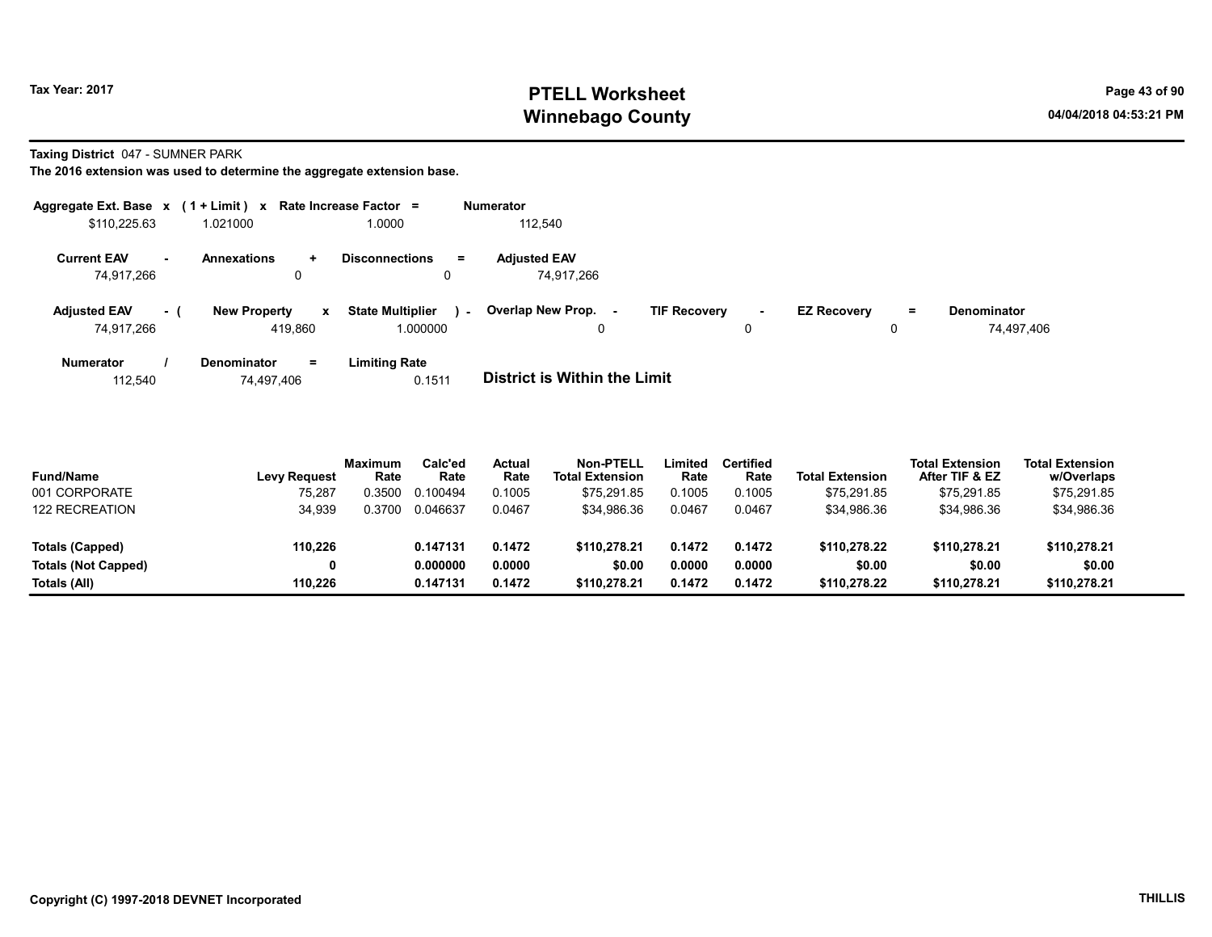# PTELL Worksheet
# Winnebago County

Tax Year: 2017

04/04/2018 04:53:21 PM

**Taxing District** 047 - SUMNER PARK

**The 2016 extension was used to determine the aggregate extension base.**

| Aggregate Ext. Base | x | (1 + Limit) | x | Rate Increase Factor | = | Numerator |
|---|---|---|---|---|---|---|
| $110,225.63 | | 1.021000 | | 1.0000 | | 112,540 |

| Current EAV | - | Annexations | + | Disconnections | = | Adjusted EAV |
|---|---|---|---|---|---|---|
| 74,917,266 | | 0 | | 0 | | 74,917,266 |

| Adjusted EAV | - ( | New Property | x | State Multiplier | ) - | Overlap New Prop. | - | TIF Recovery | - | EZ Recovery | = | Denominator |
|---|---|---|---|---|---|---|---|---|---|---|---|---|
| 74,917,266 | | 419,860 | | 1.000000 | | 0 | | 0 | | 0 | | 74,497,406 |

| Numerator | / | Denominator | = | Limiting Rate |
|---|---|---|---|---|
| 112,540 | | 74,497,406 | | 0.1511 |

**District is Within the Limit**

| Fund/Name | Levy Request | Maximum Rate | Calc'ed Rate | Actual Rate | Non-PTELL Total Extension | Limited Rate | Certified Rate | Total Extension | Total Extension After TIF & EZ | Total Extension w/Overlaps |
|---|---|---|---|---|---|---|---|---|---|---|
| 001 CORPORATE | 75,287 | 0.3500 | 0.100494 | 0.1005 | $75,291.85 | 0.1005 | 0.1005 | $75,291.85 | $75,291.85 | $75,291.85 |
| 122 RECREATION | 34,939 | 0.3700 | 0.046637 | 0.0467 | $34,986.36 | 0.0467 | 0.0467 | $34,986.36 | $34,986.36 | $34,986.36 |
| **Totals (Capped)** | **110,226** | | **0.147131** | **0.1472** | **$110,278.21** | **0.1472** | **0.1472** | **$110,278.22** | **$110,278.21** | **$110,278.21** |
| **Totals (Not Capped)** | **0** | | **0.000000** | **0.0000** | **$0.00** | **0.0000** | **0.0000** | **$0.00** | **$0.00** | **$0.00** |
| **Totals (All)** | **110,226** | | **0.147131** | **0.1472** | **$110,278.21** | **0.1472** | **0.1472** | **$110,278.22** | **$110,278.21** | **$110,278.21** |

Copyright (C) 1997-2018 DEVNET Incorporated

THILLIS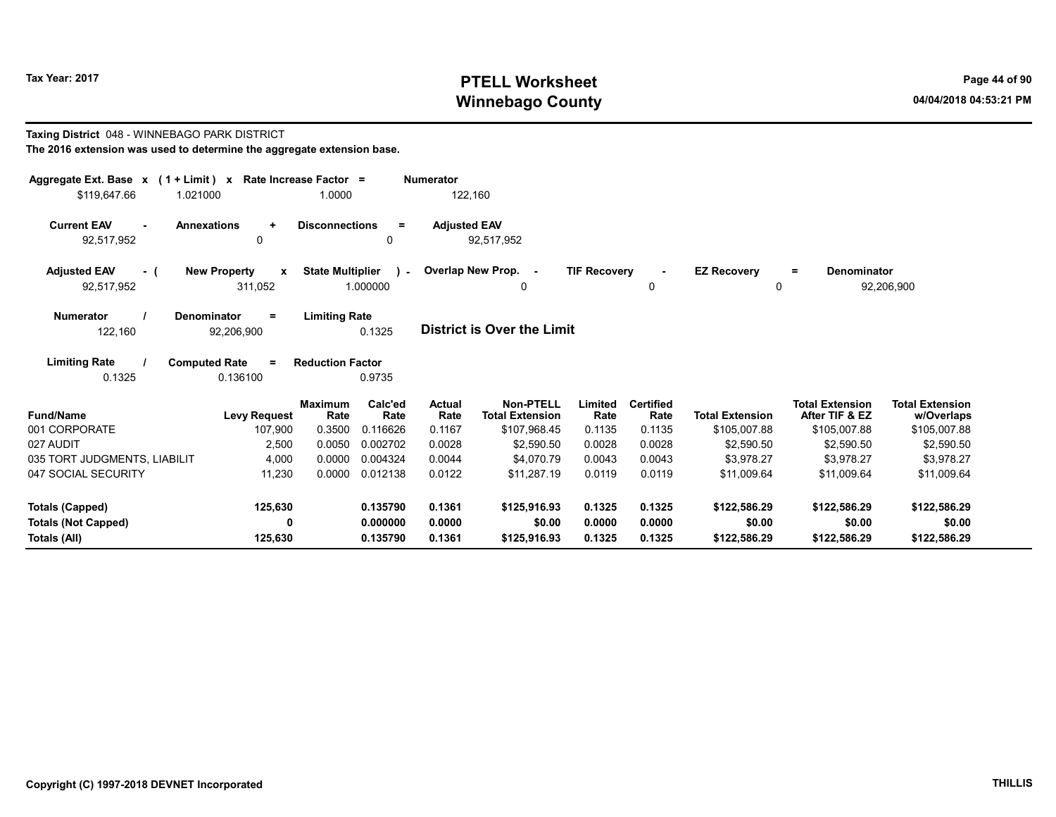# PTELL Worksheet
# Winnebago County

Tax Year: 2017

**Taxing District** 048 - WINNEBAGO PARK DISTRICT

**The 2016 extension was used to determine the aggregate extension base.**

| Aggregate Ext. Base | x | (1 + Limit) | x | Rate Increase Factor | = | Numerator |
|---|---|---|---|---|---|---|
| $119,647.66 | | 1.021000 | | 1.0000 | | 122,160 |

| Current EAV | - | Annexations | + | Disconnections | = | Adjusted EAV |
|---|---|---|---|---|---|---|
| 92,517,952 | | 0 | | 0 | | 92,517,952 |

| Adjusted EAV | - ( | New Property | x | State Multiplier | ) - | Overlap New Prop. | - | TIF Recovery | - | EZ Recovery | = | Denominator |
|---|---|---|---|---|---|---|---|---|---|---|---|---|
| 92,517,952 | | 311,052 | | 1.000000 | | 0 | | 0 | | 0 | | 92,206,900 |

| Numerator | / | Denominator | = | Limiting Rate |
|---|---|---|---|---|
| 122,160 | | 92,206,900 | | 0.1325 |

**District is Over the Limit**

| Limiting Rate | / | Computed Rate | = | Reduction Factor |
|---|---|---|---|---|
| 0.1325 | | 0.136100 | | 0.9735 |

| Fund/Name | Levy Request | Maximum Rate | Calc'ed Rate | Actual Rate | Non-PTELL Total Extension | Limited Rate | Certified Rate | Total Extension | Total Extension After TIF & EZ | Total Extension w/Overlaps |
|---|---|---|---|---|---|---|---|---|---|---|
| 001 CORPORATE | 107,900 | 0.3500 | 0.116626 | 0.1167 | $107,968.45 | 0.1135 | 0.1135 | $105,007.88 | $105,007.88 | $105,007.88 |
| 027 AUDIT | 2,500 | 0.0050 | 0.002702 | 0.0028 | $2,590.50 | 0.0028 | 0.0028 | $2,590.50 | $2,590.50 | $2,590.50 |
| 035 TORT JUDGMENTS, LIABILIT | 4,000 | 0.0000 | 0.004324 | 0.0044 | $4,070.79 | 0.0043 | 0.0043 | $3,978.27 | $3,978.27 | $3,978.27 |
| 047 SOCIAL SECURITY | 11,230 | 0.0000 | 0.012138 | 0.0122 | $11,287.19 | 0.0119 | 0.0119 | $11,009.64 | $11,009.64 | $11,009.64 |
| **Totals (Capped)** | **125,630** | | **0.135790** | **0.1361** | **$125,916.93** | **0.1325** | **0.1325** | **$122,586.29** | **$122,586.29** | **$122,586.29** |
| **Totals (Not Capped)** | **0** | | **0.000000** | **0.0000** | **$0.00** | **0.0000** | **0.0000** | **$0.00** | **$0.00** | **$0.00** |
| **Totals (All)** | **125,630** | | **0.135790** | **0.1361** | **$125,916.93** | **0.1325** | **0.1325** | **$122,586.29** | **$122,586.29** | **$122,586.29** |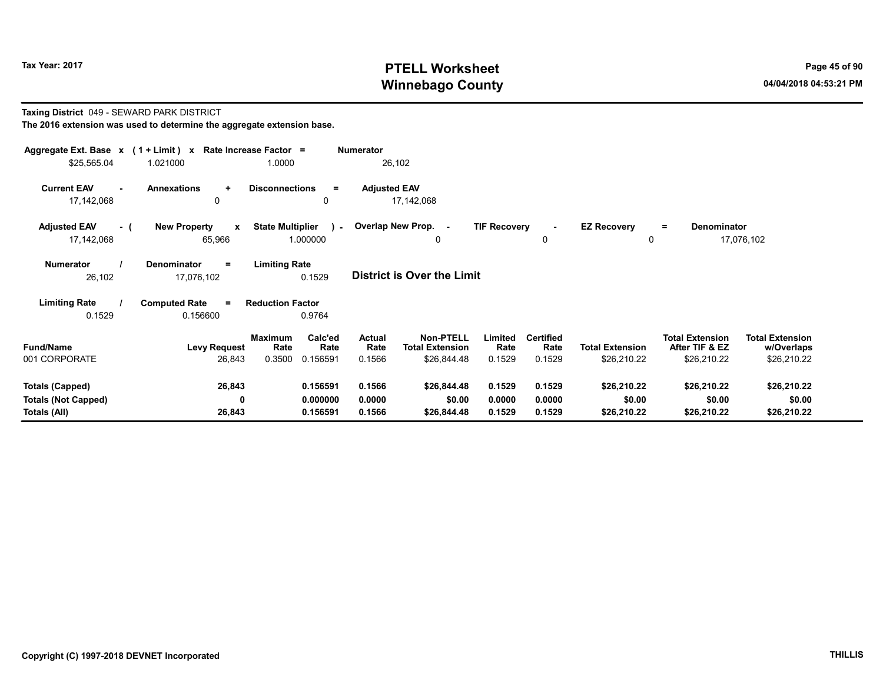# PTELL Worksheet
# Winnebago County

Tax Year: 2017

04/04/2018 04:53:21 PM

**Taxing District** 049 - SEWARD PARK DISTRICT
**The 2016 extension was used to determine the aggregate extension base.**

| Aggregate Ext. Base | x | (1 + Limit) | x | Rate Increase Factor | = | Numerator |
|---|---|---|---|---|---|---|
| $25,565.04 | | 1.021000 | | 1.0000 | | 26,102 |

| Current EAV | - | Annexations | + | Disconnections | = | Adjusted EAV |
|---|---|---|---|---|---|---|
| 17,142,068 | | 0 | | 0 | | 17,142,068 |

| Adjusted EAV | - ( | New Property | x | State Multiplier | ) - | Overlap New Prop. | - | TIF Recovery | - | EZ Recovery | = | Denominator |
|---|---|---|---|---|---|---|---|---|---|---|---|---|
| 17,142,068 | | 65,966 | | 1.000000 | | 0 | | 0 | | 0 | | 17,076,102 |

| Numerator | / | Denominator | = | Limiting Rate |
|---|---|---|---|---|
| 26,102 | | 17,076,102 | | 0.1529 |

**District is Over the Limit**

| Limiting Rate | / | Computed Rate | = | Reduction Factor |
|---|---|---|---|---|
| 0.1529 | | 0.156600 | | 0.9764 |

| Fund/Name | Levy Request | Maximum Rate | Calc'ed Rate | Actual Rate | Non-PTELL Total Extension | Limited Rate | Certified Rate | Total Extension | Total Extension After TIF & EZ | Total Extension w/Overlaps |
|---|---|---|---|---|---|---|---|---|---|---|
| 001 CORPORATE | 26,843 | 0.3500 | 0.156591 | 0.1566 | $26,844.48 | 0.1529 | 0.1529 | $26,210.22 | $26,210.22 | $26,210.22 |
| **Totals (Capped)** | **26,843** | | **0.156591** | **0.1566** | **$26,844.48** | **0.1529** | **0.1529** | **$26,210.22** | **$26,210.22** | **$26,210.22** |
| **Totals (Not Capped)** | **0** | | **0.000000** | **0.0000** | **$0.00** | **0.0000** | **0.0000** | **$0.00** | **$0.00** | **$0.00** |
| **Totals (All)** | **26,843** | | **0.156591** | **0.1566** | **$26,844.48** | **0.1529** | **0.1529** | **$26,210.22** | **$26,210.22** | **$26,210.22** |

Copyright (C) 1997-2018 DEVNET Incorporated

THILLIS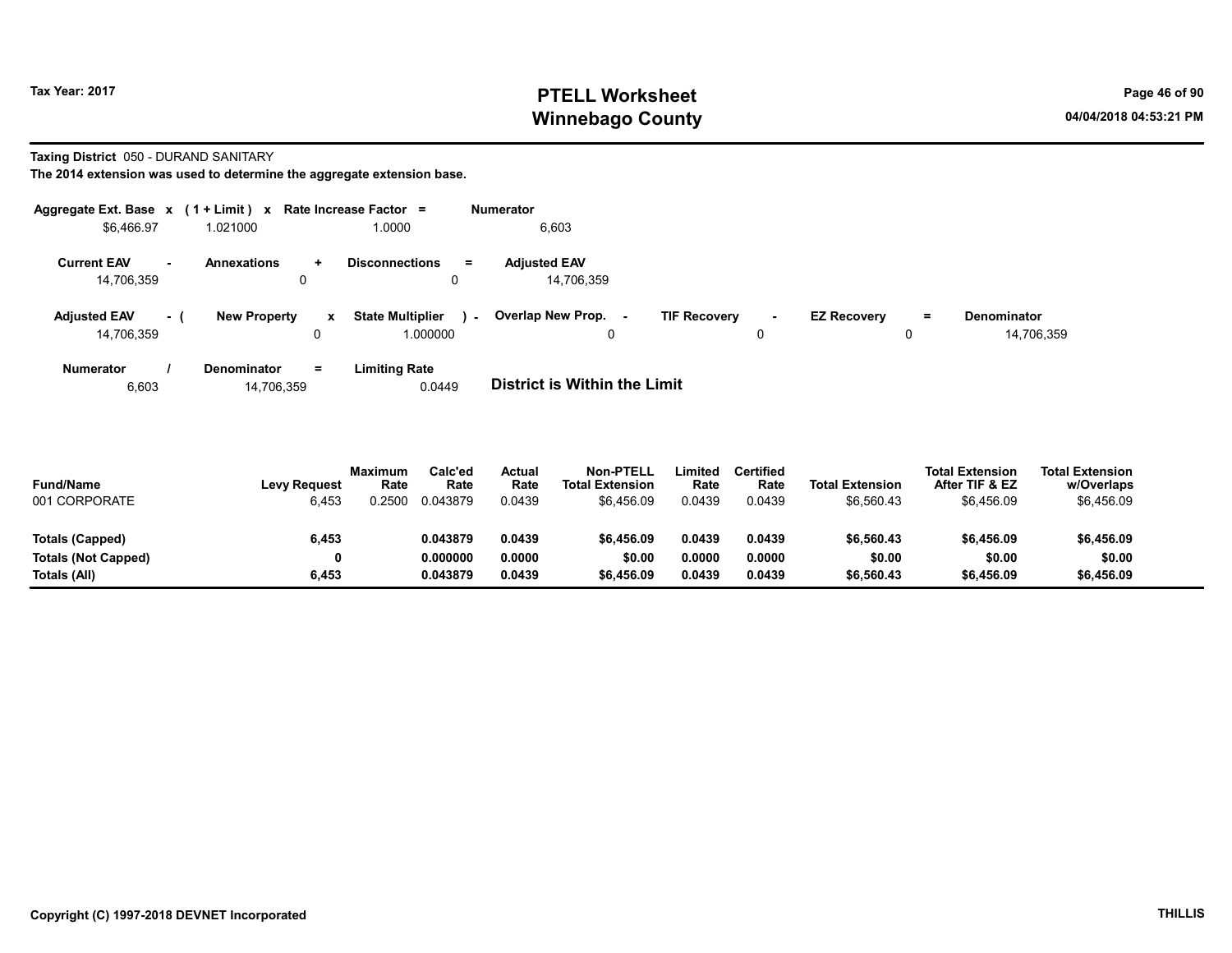**Tax Year: 2017**

# PTELL Worksheet
# Winnebago County

04/04/2018 04:53:21 PM

**Taxing District** 050 - DURAND SANITARY

**The 2014 extension was used to determine the aggregate extension base.**

| Aggregate Ext. Base | x | (1 + Limit) | x | Rate Increase Factor | = | Numerator |
|---|---|---|---|---|---|---|
| $6,466.97 | | 1.021000 | | 1.0000 | | 6,603 |

| Current EAV | - | Annexations | + | Disconnections | = | Adjusted EAV |
|---|---|---|---|---|---|---|
| 14,706,359 | | 0 | | 0 | | 14,706,359 |

| Adjusted EAV | - ( | New Property | x | State Multiplier | ) - | Overlap New Prop. | - | TIF Recovery | - | EZ Recovery | = | Denominator |
|---|---|---|---|---|---|---|---|---|---|---|---|---|
| 14,706,359 | | 0 | | 1.000000 | | 0 | | 0 | | 0 | | 14,706,359 |

| Numerator | / | Denominator | = | Limiting Rate |
|---|---|---|---|---|
| 6,603 | | 14,706,359 | | 0.0449 |

**District is Within the Limit**

| Fund/Name | Levy Request | Maximum Rate | Calc'ed Rate | Actual Rate | Non-PTELL Total Extension | Limited Rate | Certified Rate | Total Extension | Total Extension After TIF & EZ | Total Extension w/Overlaps |
|---|---|---|---|---|---|---|---|---|---|---|
| 001 CORPORATE | 6,453 | 0.2500 | 0.043879 | 0.0439 | $6,456.09 | 0.0439 | 0.0439 | $6,560.43 | $6,456.09 | $6,456.09 |
| **Totals (Capped)** | **6,453** | | **0.043879** | **0.0439** | **$6,456.09** | **0.0439** | **0.0439** | **$6,560.43** | **$6,456.09** | **$6,456.09** |
| **Totals (Not Capped)** | **0** | | **0.000000** | **0.0000** | **$0.00** | **0.0000** | **0.0000** | **$0.00** | **$0.00** | **$0.00** |
| **Totals (All)** | **6,453** | | **0.043879** | **0.0439** | **$6,456.09** | **0.0439** | **0.0439** | **$6,560.43** | **$6,456.09** | **$6,456.09** |

**Copyright (C) 1997-2018 DEVNET Incorporated**

**THILLIS**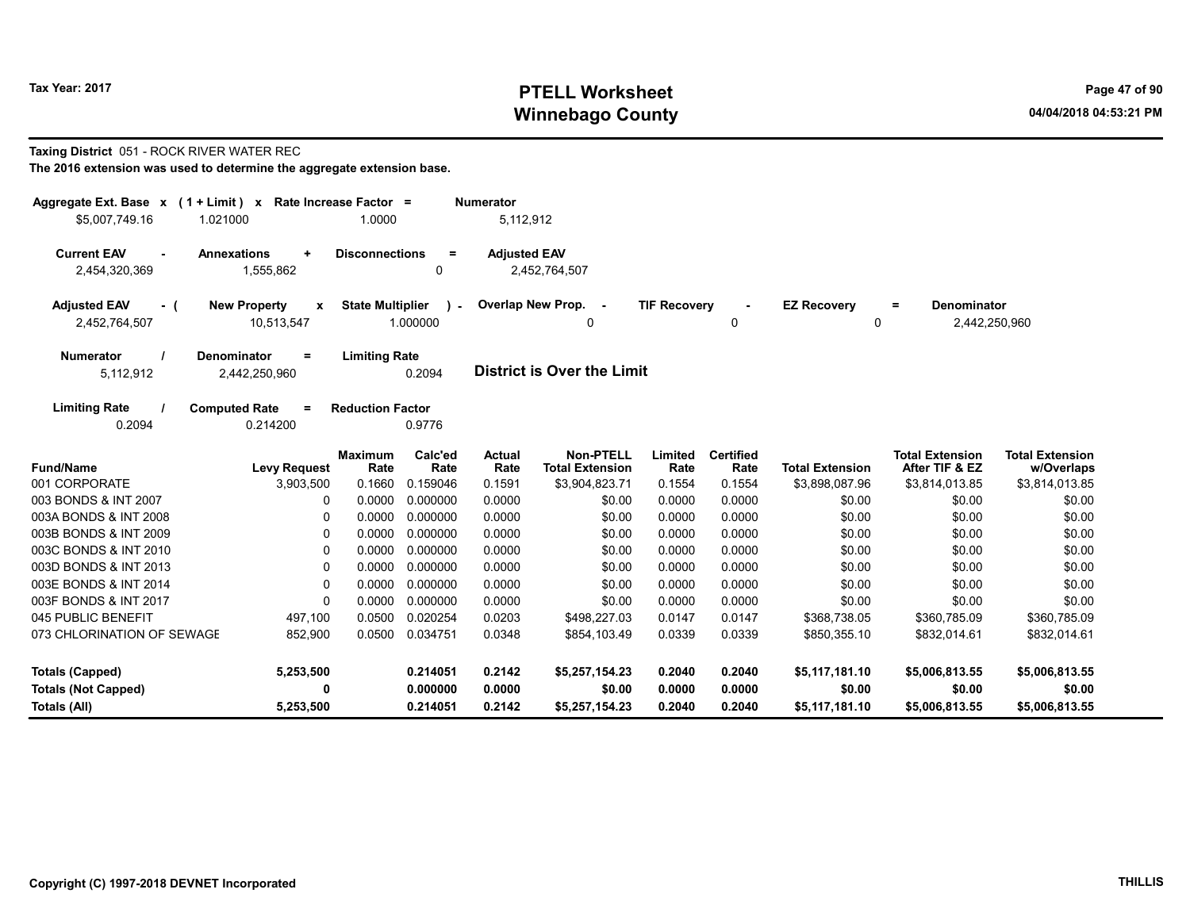# PTELL Worksheet
# Winnebago County

Tax Year: 2017

04/04/2018 04:53:21 PM

**Taxing District** 051 - ROCK RIVER WATER REC

**The 2016 extension was used to determine the aggregate extension base.**

| Aggregate Ext. Base x | (1 + Limit) x | Rate Increase Factor = | Numerator |
|---|---|---|---|
| $5,007,749.16 | 1.021000 | 1.0000 | 5,112,912 |

| Current EAV - | Annexations + | Disconnections = | Adjusted EAV |
|---|---|---|---|
| 2,454,320,369 | 1,555,862 | 0 | 2,452,764,507 |

| Adjusted EAV - ( | New Property x | State Multiplier ) - | Overlap New Prop. - | TIF Recovery - | EZ Recovery = | Denominator |
|---|---|---|---|---|---|---|
| 2,452,764,507 | 10,513,547 | 1.000000 | 0 | 0 | 0 | 2,442,250,960 |

| Numerator / | Denominator = | Limiting Rate |
|---|---|---|
| 5,112,912 | 2,442,250,960 | 0.2094 |

**District is Over the Limit**

| Limiting Rate / | Computed Rate = | Reduction Factor |
|---|---|---|
| 0.2094 | 0.214200 | 0.9776 |

| Fund/Name | Levy Request | Maximum Rate | Calc'ed Rate | Actual Rate | Non-PTELL Total Extension | Limited Rate | Certified Rate | Total Extension | Total Extension After TIF & EZ | Total Extension w/Overlaps |
|---|---|---|---|---|---|---|---|---|---|---|
| 001 CORPORATE | 3,903,500 | 0.1660 | 0.159046 | 0.1591 | $3,904,823.71 | 0.1554 | 0.1554 | $3,898,087.96 | $3,814,013.85 | $3,814,013.85 |
| 003 BONDS & INT 2007 | 0 | 0.0000 | 0.000000 | 0.0000 | $0.00 | 0.0000 | 0.0000 | $0.00 | $0.00 | $0.00 |
| 003A BONDS & INT 2008 | 0 | 0.0000 | 0.000000 | 0.0000 | $0.00 | 0.0000 | 0.0000 | $0.00 | $0.00 | $0.00 |
| 003B BONDS & INT 2009 | 0 | 0.0000 | 0.000000 | 0.0000 | $0.00 | 0.0000 | 0.0000 | $0.00 | $0.00 | $0.00 |
| 003C BONDS & INT 2010 | 0 | 0.0000 | 0.000000 | 0.0000 | $0.00 | 0.0000 | 0.0000 | $0.00 | $0.00 | $0.00 |
| 003D BONDS & INT 2013 | 0 | 0.0000 | 0.000000 | 0.0000 | $0.00 | 0.0000 | 0.0000 | $0.00 | $0.00 | $0.00 |
| 003E BONDS & INT 2014 | 0 | 0.0000 | 0.000000 | 0.0000 | $0.00 | 0.0000 | 0.0000 | $0.00 | $0.00 | $0.00 |
| 003F BONDS & INT 2017 | 0 | 0.0000 | 0.000000 | 0.0000 | $0.00 | 0.0000 | 0.0000 | $0.00 | $0.00 | $0.00 |
| 045 PUBLIC BENEFIT | 497,100 | 0.0500 | 0.020254 | 0.0203 | $498,227.03 | 0.0147 | 0.0147 | $368,738.05 | $360,785.09 | $360,785.09 |
| 073 CHLORINATION OF SEWAGE | 852,900 | 0.0500 | 0.034751 | 0.0348 | $854,103.49 | 0.0339 | 0.0339 | $850,355.10 | $832,014.61 | $832,014.61 |
| **Totals (Capped)** | **5,253,500** | | **0.214051** | **0.2142** | **$5,257,154.23** | **0.2040** | **0.2040** | **$5,117,181.10** | **$5,006,813.55** | **$5,006,813.55** |
| **Totals (Not Capped)** | **0** | | **0.000000** | **0.0000** | **$0.00** | **0.0000** | **0.0000** | **$0.00** | **$0.00** | **$0.00** |
| **Totals (All)** | **5,253,500** | | **0.214051** | **0.2142** | **$5,257,154.23** | **0.2040** | **0.2040** | **$5,117,181.10** | **$5,006,813.55** | **$5,006,813.55** |

Copyright (C) 1997-2018 DEVNET Incorporated

THILLIS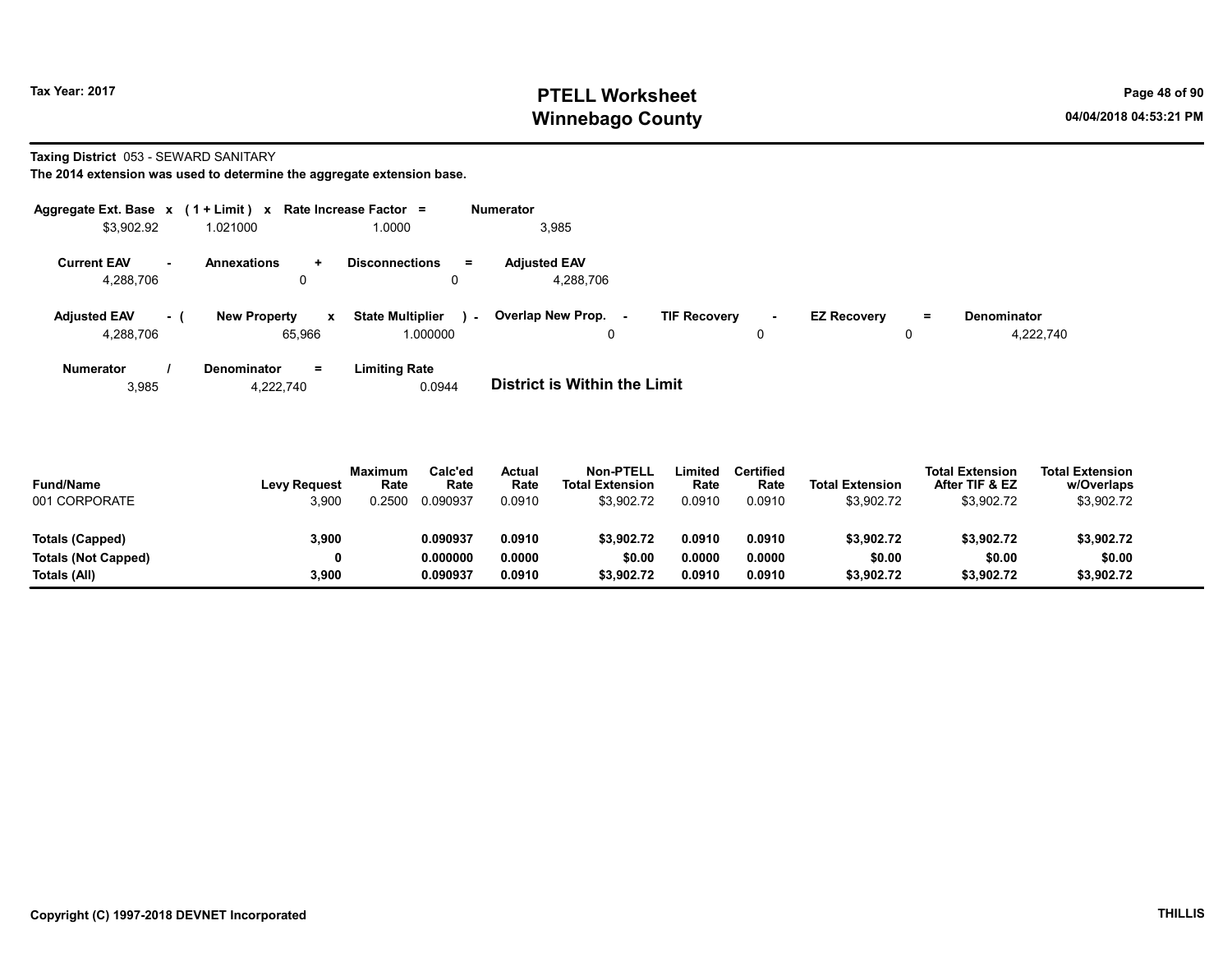**Taxing District** 053 - SEWARD SANITARY

**The 2014 extension was used to determine the aggregate extension base.**

| Aggregate Ext. Base | x | (1 + Limit) | x | Rate Increase Factor | = | Numerator |
|---|---|---|---|---|---|---|
| $3,902.92 | | 1.021000 | | 1.0000 | | 3,985 |

| Current EAV | - | Annexations | + | Disconnections | = | Adjusted EAV |
|---|---|---|---|---|---|---|
| 4,288,706 | | 0 | | 0 | | 4,288,706 |

| Adjusted EAV | - ( | New Property | x | State Multiplier | ) - | Overlap New Prop. | - | TIF Recovery | - | EZ Recovery | = | Denominator |
|---|---|---|---|---|---|---|---|---|---|---|---|---|
| 4,288,706 | | 65,966 | | 1.000000 | | 0 | | 0 | | 0 | | 4,222,740 |

| Numerator | / | Denominator | = | Limiting Rate |
|---|---|---|---|---|
| 3,985 | | 4,222,740 | | 0.0944 |

**District is Within the Limit**

| Fund/Name | Levy Request | Maximum Rate | Calc'ed Rate | Actual Rate | Non-PTELL Total Extension | Limited Rate | Certified Rate | Total Extension | Total Extension After TIF & EZ | Total Extension w/Overlaps |
|---|---|---|---|---|---|---|---|---|---|---|
| 001 CORPORATE | 3,900 | 0.2500 | 0.090937 | 0.0910 | $3,902.72 | 0.0910 | 0.0910 | $3,902.72 | $3,902.72 | $3,902.72 |
| **Totals (Capped)** | **3,900** | | **0.090937** | **0.0910** | **$3,902.72** | **0.0910** | **0.0910** | **$3,902.72** | **$3,902.72** | **$3,902.72** |
| **Totals (Not Capped)** | **0** | | **0.000000** | **0.0000** | **$0.00** | **0.0000** | **0.0000** | **$0.00** | **$0.00** | **$0.00** |
| **Totals (All)** | **3,900** | | **0.090937** | **0.0910** | **$3,902.72** | **0.0910** | **0.0910** | **$3,902.72** | **$3,902.72** | **$3,902.72** |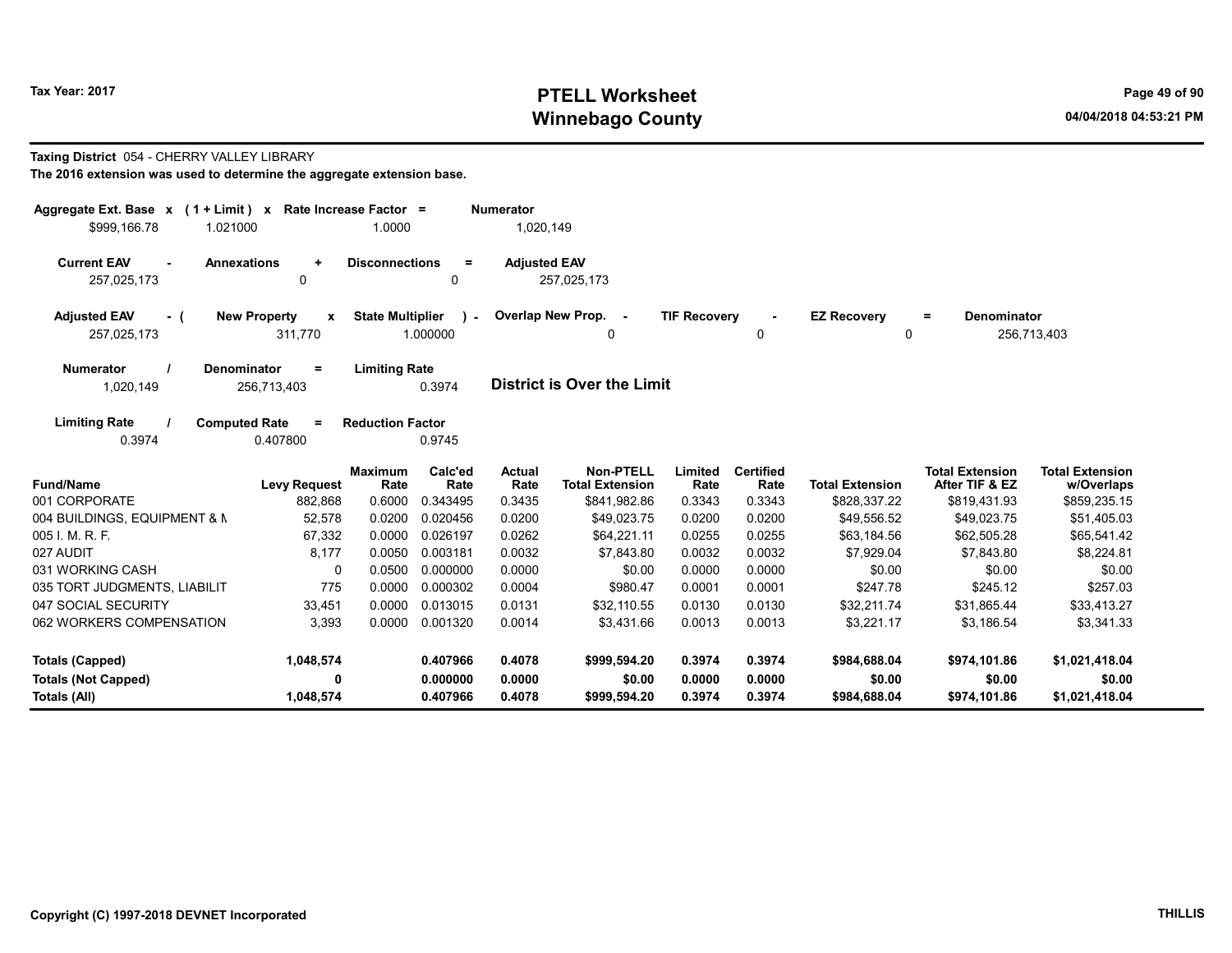# PTELL Worksheet
# Winnebago County

Tax Year: 2017

04/04/2018 04:53:21 PM

**Taxing District** 054 - CHERRY VALLEY LIBRARY

**The 2016 extension was used to determine the aggregate extension base.**

| Aggregate Ext. Base x | (1 + Limit) x | Rate Increase Factor = | Numerator |
|---|---|---|---|
| $999,166.78 | 1.021000 | 1.0000 | 1,020,149 |

| Current EAV - | Annexations + | Disconnections = | Adjusted EAV |
|---|---|---|---|
| 257,025,173 | 0 | 0 | 257,025,173 |

| Adjusted EAV - ( | New Property x | State Multiplier ) - | Overlap New Prop. - | TIF Recovery - | EZ Recovery = | Denominator |
|---|---|---|---|---|---|---|
| 257,025,173 | 311,770 | 1.000000 | 0 | 0 | 0 | 256,713,403 |

| Numerator / | Denominator = | Limiting Rate |
|---|---|---|
| 1,020,149 | 256,713,403 | 0.3974 |

**District is Over the Limit**

| Limiting Rate / | Computed Rate = | Reduction Factor |
|---|---|---|
| 0.3974 | 0.407800 | 0.9745 |

| Fund/Name | Levy Request | Maximum Rate | Calc'ed Rate | Actual Rate | Non-PTELL Total Extension | Limited Rate | Certified Rate | Total Extension | Total Extension After TIF & EZ | Total Extension w/Overlaps |
|---|---|---|---|---|---|---|---|---|---|---|
| 001 CORPORATE | 882,868 | 0.6000 | 0.343495 | 0.3435 | $841,982.86 | 0.3343 | 0.3343 | $828,337.22 | $819,431.93 | $859,235.15 |
| 004 BUILDINGS, EQUIPMENT & M | 52,578 | 0.0200 | 0.020456 | 0.0200 | $49,023.75 | 0.0200 | 0.0200 | $49,556.52 | $49,023.75 | $51,405.03 |
| 005 I. M. R. F. | 67,332 | 0.0000 | 0.026197 | 0.0262 | $64,221.11 | 0.0255 | 0.0255 | $63,184.56 | $62,505.28 | $65,541.42 |
| 027 AUDIT | 8,177 | 0.0050 | 0.003181 | 0.0032 | $7,843.80 | 0.0032 | 0.0032 | $7,929.04 | $7,843.80 | $8,224.81 |
| 031 WORKING CASH | 0 | 0.0500 | 0.000000 | 0.0000 | $0.00 | 0.0000 | 0.0000 | $0.00 | $0.00 | $0.00 |
| 035 TORT JUDGMENTS, LIABILIT | 775 | 0.0000 | 0.000302 | 0.0004 | $980.47 | 0.0001 | 0.0001 | $247.78 | $245.12 | $257.03 |
| 047 SOCIAL SECURITY | 33,451 | 0.0000 | 0.013015 | 0.0131 | $32,110.55 | 0.0130 | 0.0130 | $32,211.74 | $31,865.44 | $33,413.27 |
| 062 WORKERS COMPENSATION | 3,393 | 0.0000 | 0.001320 | 0.0014 | $3,431.66 | 0.0013 | 0.0013 | $3,221.17 | $3,186.54 | $3,341.33 |
| **Totals (Capped)** | **1,048,574** | | **0.407966** | **0.4078** | **$999,594.20** | **0.3974** | **0.3974** | **$984,688.04** | **$974,101.86** | **$1,021,418.04** |
| **Totals (Not Capped)** | **0** | | **0.000000** | **0.0000** | **$0.00** | **0.0000** | **0.0000** | **$0.00** | **$0.00** | **$0.00** |
| **Totals (All)** | **1,048,574** | | **0.407966** | **0.4078** | **$999,594.20** | **0.3974** | **0.3974** | **$984,688.04** | **$974,101.86** | **$1,021,418.04** |

Copyright (C) 1997-2018 DEVNET Incorporated

THILLIS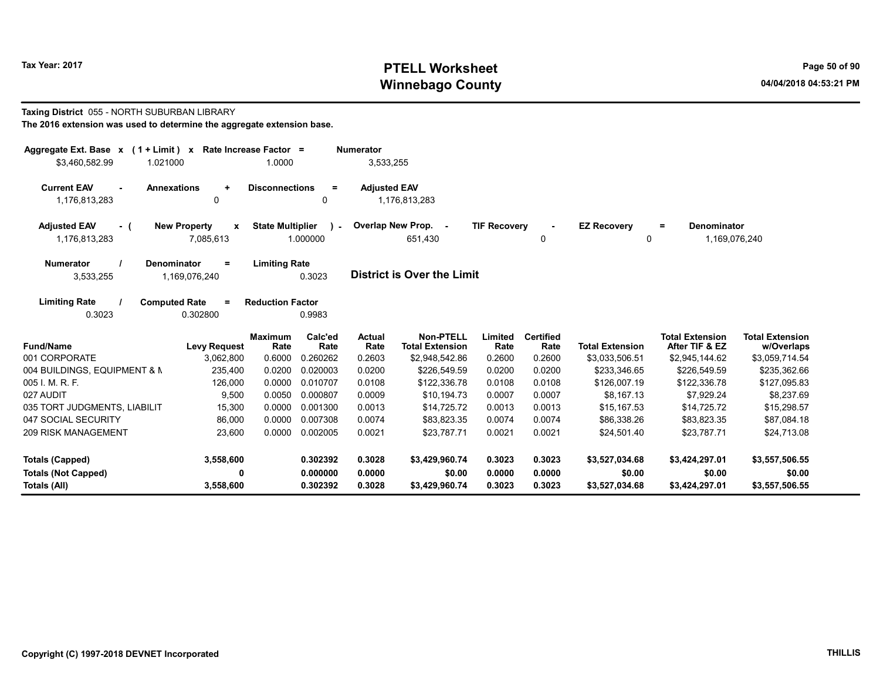# PTELL Worksheet
# Winnebago County

Tax Year: 2017

04/04/2018 04:53:21 PM

**Taxing District** 055 - NORTH SUBURBAN LIBRARY

**The 2016 extension was used to determine the aggregate extension base.**

| Aggregate Ext. Base x | (1 + Limit) x | Rate Increase Factor = | Numerator |
|---|---|---|---|
| $3,460,582.99 | 1.021000 | 1.0000 | 3,533,255 |

| Current EAV - | Annexations + | Disconnections = | Adjusted EAV |
|---|---|---|---|
| 1,176,813,283 | 0 | 0 | 1,176,813,283 |

| Adjusted EAV - ( | New Property x | State Multiplier ) - | Overlap New Prop. - | TIF Recovery - | EZ Recovery = | Denominator |
|---|---|---|---|---|---|---|
| 1,176,813,283 | 7,085,613 | 1.000000 | 651,430 | 0 | 0 | 1,169,076,240 |

| Numerator / | Denominator = | Limiting Rate |
|---|---|---|
| 3,533,255 | 1,169,076,240 | 0.3023 |

**District is Over the Limit**

| Limiting Rate / | Computed Rate = | Reduction Factor |
|---|---|---|
| 0.3023 | 0.302800 | 0.9983 |

| Fund/Name | Levy Request | Maximum Rate | Calc'ed Rate | Actual Rate | Non-PTELL Total Extension | Limited Rate | Certified Rate | Total Extension | Total Extension After TIF & EZ | Total Extension w/Overlaps |
|---|---|---|---|---|---|---|---|---|---|---|
| 001 CORPORATE | 3,062,800 | 0.6000 | 0.260262 | 0.2603 | $2,948,542.86 | 0.2600 | 0.2600 | $3,033,506.51 | $2,945,144.62 | $3,059,714.54 |
| 004 BUILDINGS, EQUIPMENT & M | 235,400 | 0.0200 | 0.020003 | 0.0200 | $226,549.59 | 0.0200 | 0.0200 | $233,346.65 | $226,549.59 | $235,362.66 |
| 005 I. M. R. F. | 126,000 | 0.0000 | 0.010707 | 0.0108 | $122,336.78 | 0.0108 | 0.0108 | $126,007.19 | $122,336.78 | $127,095.83 |
| 027 AUDIT | 9,500 | 0.0050 | 0.000807 | 0.0009 | $10,194.73 | 0.0007 | 0.0007 | $8,167.13 | $7,929.24 | $8,237.69 |
| 035 TORT JUDGMENTS, LIABILIT | 15,300 | 0.0000 | 0.001300 | 0.0013 | $14,725.72 | 0.0013 | 0.0013 | $15,167.53 | $14,725.72 | $15,298.57 |
| 047 SOCIAL SECURITY | 86,000 | 0.0000 | 0.007308 | 0.0074 | $83,823.35 | 0.0074 | 0.0074 | $86,338.26 | $83,823.35 | $87,084.18 |
| 209 RISK MANAGEMENT | 23,600 | 0.0000 | 0.002005 | 0.0021 | $23,787.71 | 0.0021 | 0.0021 | $24,501.40 | $23,787.71 | $24,713.08 |
| **Totals (Capped)** | **3,558,600** | | **0.302392** | **0.3028** | **$3,429,960.74** | **0.3023** | **0.3023** | **$3,527,034.68** | **$3,424,297.01** | **$3,557,506.55** |
| **Totals (Not Capped)** | **0** | | **0.000000** | **0.0000** | **$0.00** | **0.0000** | **0.0000** | **$0.00** | **$0.00** | **$0.00** |
| **Totals (All)** | **3,558,600** | | **0.302392** | **0.3028** | **$3,429,960.74** | **0.3023** | **0.3023** | **$3,527,034.68** | **$3,424,297.01** | **$3,557,506.55** |

Copyright (C) 1997-2018 DEVNET Incorporated

THILLIS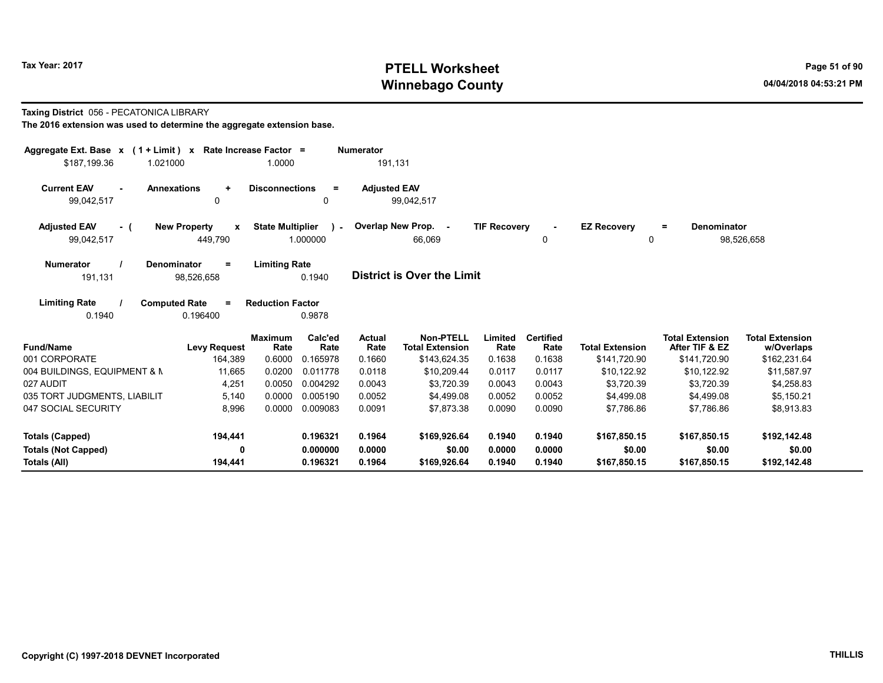# PTELL Worksheet
# Winnebago County

Tax Year: 2017

04/04/2018 04:53:21 PM

**Taxing District** 056 - PECATONICA LIBRARY

**The 2016 extension was used to determine the aggregate extension base.**

| Aggregate Ext. Base | x | (1 + Limit) | x | Rate Increase Factor | = | Numerator |
|---|---|---|---|---|---|---|
| $187,199.36 | | 1.021000 | | 1.0000 | | 191,131 |

| Current EAV | - | Annexations | + | Disconnections | = | Adjusted EAV |
|---|---|---|---|---|---|---|
| 99,042,517 | | 0 | | 0 | | 99,042,517 |

| Adjusted EAV | - ( | New Property | x | State Multiplier | ) - | Overlap New Prop. | - | TIF Recovery | - | EZ Recovery | = | Denominator |
|---|---|---|---|---|---|---|---|---|---|---|---|---|
| 99,042,517 | | 449,790 | | 1.000000 | | 66,069 | | 0 | | 0 | | 98,526,658 |

| Numerator | / | Denominator | = | Limiting Rate |
|---|---|---|---|---|
| 191,131 | | 98,526,658 | | 0.1940 |

**District is Over the Limit**

| Limiting Rate | / | Computed Rate | = | Reduction Factor |
|---|---|---|---|---|
| 0.1940 | | 0.196400 | | 0.9878 |

| Fund/Name | Levy Request | Maximum Rate | Calc'ed Rate | Actual Rate | Non-PTELL Total Extension | Limited Rate | Certified Rate | Total Extension | Total Extension After TIF & EZ | Total Extension w/Overlaps |
|---|---|---|---|---|---|---|---|---|---|---|
| 001 CORPORATE | 164,389 | 0.6000 | 0.165978 | 0.1660 | $143,624.35 | 0.1638 | 0.1638 | $141,720.90 | $141,720.90 | $162,231.64 |
| 004 BUILDINGS, EQUIPMENT & M | 11,665 | 0.0200 | 0.011778 | 0.0118 | $10,209.44 | 0.0117 | 0.0117 | $10,122.92 | $10,122.92 | $11,587.97 |
| 027 AUDIT | 4,251 | 0.0050 | 0.004292 | 0.0043 | $3,720.39 | 0.0043 | 0.0043 | $3,720.39 | $3,720.39 | $4,258.83 |
| 035 TORT JUDGMENTS, LIABILIT | 5,140 | 0.0000 | 0.005190 | 0.0052 | $4,499.08 | 0.0052 | 0.0052 | $4,499.08 | $4,499.08 | $5,150.21 |
| 047 SOCIAL SECURITY | 8,996 | 0.0000 | 0.009083 | 0.0091 | $7,873.38 | 0.0090 | 0.0090 | $7,786.86 | $7,786.86 | $8,913.83 |
| **Totals (Capped)** | **194,441** | | **0.196321** | **0.1964** | **$169,926.64** | **0.1940** | **0.1940** | **$167,850.15** | **$167,850.15** | **$192,142.48** |
| **Totals (Not Capped)** | **0** | | **0.000000** | **0.0000** | **$0.00** | **0.0000** | **0.0000** | **$0.00** | **$0.00** | **$0.00** |
| **Totals (All)** | **194,441** | | **0.196321** | **0.1964** | **$169,926.64** | **0.1940** | **0.1940** | **$167,850.15** | **$167,850.15** | **$192,142.48** |

Copyright (C) 1997-2018 DEVNET Incorporated

THILLIS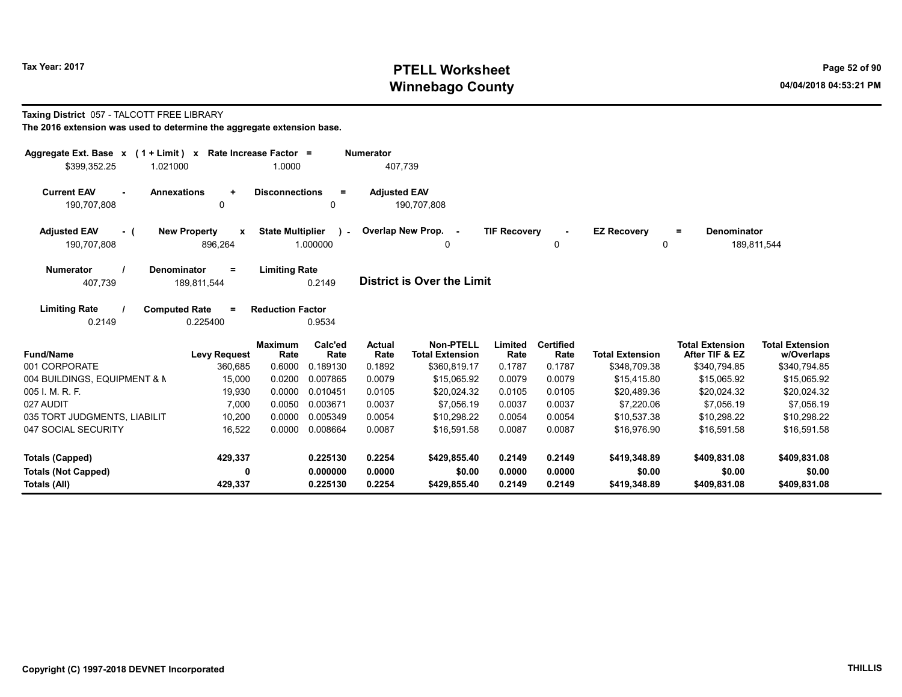Tax Year: 2017

# PTELL Worksheet
# Winnebago County

04/04/2018 04:53:21 PM

**Taxing District** 057 - TALCOTT FREE LIBRARY

**The 2016 extension was used to determine the aggregate extension base.**

| Aggregate Ext. Base | x | (1 + Limit) | x | Rate Increase Factor | = | Numerator |
|---|---|---|---|---|---|---|
| $399,352.25 | | 1.021000 | | 1.0000 | | 407,739 |

| Current EAV | - | Annexations | + | Disconnections | = | Adjusted EAV |
|---|---|---|---|---|---|---|
| 190,707,808 | | 0 | | 0 | | 190,707,808 |

| Adjusted EAV | - ( | New Property | x | State Multiplier | ) - | Overlap New Prop. | - | TIF Recovery | - | EZ Recovery | = | Denominator |
|---|---|---|---|---|---|---|---|---|---|---|---|---|
| 190,707,808 | | 896,264 | | 1.000000 | | 0 | | 0 | | 0 | | 189,811,544 |

| Numerator | / | Denominator | = | Limiting Rate |
|---|---|---|---|---|
| 407,739 | | 189,811,544 | | 0.2149 |

**District is Over the Limit**

| Limiting Rate | / | Computed Rate | = | Reduction Factor |
|---|---|---|---|---|
| 0.2149 | | 0.225400 | | 0.9534 |

| Fund/Name | Levy Request | Maximum Rate | Calc'ed Rate | Actual Rate | Non-PTELL Total Extension | Limited Rate | Certified Rate | Total Extension | Total Extension After TIF & EZ | Total Extension w/Overlaps |
|---|---|---|---|---|---|---|---|---|---|---|
| 001 CORPORATE | 360,685 | 0.6000 | 0.189130 | 0.1892 | $360,819.17 | 0.1787 | 0.1787 | $348,709.38 | $340,794.85 | $340,794.85 |
| 004 BUILDINGS, EQUIPMENT & M | 15,000 | 0.0200 | 0.007865 | 0.0079 | $15,065.92 | 0.0079 | 0.0079 | $15,415.80 | $15,065.92 | $15,065.92 |
| 005 I. M. R. F. | 19,930 | 0.0000 | 0.010451 | 0.0105 | $20,024.32 | 0.0105 | 0.0105 | $20,489.36 | $20,024.32 | $20,024.32 |
| 027 AUDIT | 7,000 | 0.0050 | 0.003671 | 0.0037 | $7,056.19 | 0.0037 | 0.0037 | $7,220.06 | $7,056.19 | $7,056.19 |
| 035 TORT JUDGMENTS, LIABILIT | 10,200 | 0.0000 | 0.005349 | 0.0054 | $10,298.22 | 0.0054 | 0.0054 | $10,537.38 | $10,298.22 | $10,298.22 |
| 047 SOCIAL SECURITY | 16,522 | 0.0000 | 0.008664 | 0.0087 | $16,591.58 | 0.0087 | 0.0087 | $16,976.90 | $16,591.58 | $16,591.58 |
| **Totals (Capped)** | **429,337** | | **0.225130** | **0.2254** | **$429,855.40** | **0.2149** | **0.2149** | **$419,348.89** | **$409,831.08** | **$409,831.08** |
| **Totals (Not Capped)** | **0** | | **0.000000** | **0.0000** | **$0.00** | **0.0000** | **0.0000** | **$0.00** | **$0.00** | **$0.00** |
| **Totals (All)** | **429,337** | | **0.225130** | **0.2254** | **$429,855.40** | **0.2149** | **0.2149** | **$419,348.89** | **$409,831.08** | **$409,831.08** |

Copyright (C) 1997-2018 DEVNET Incorporated

THILLIS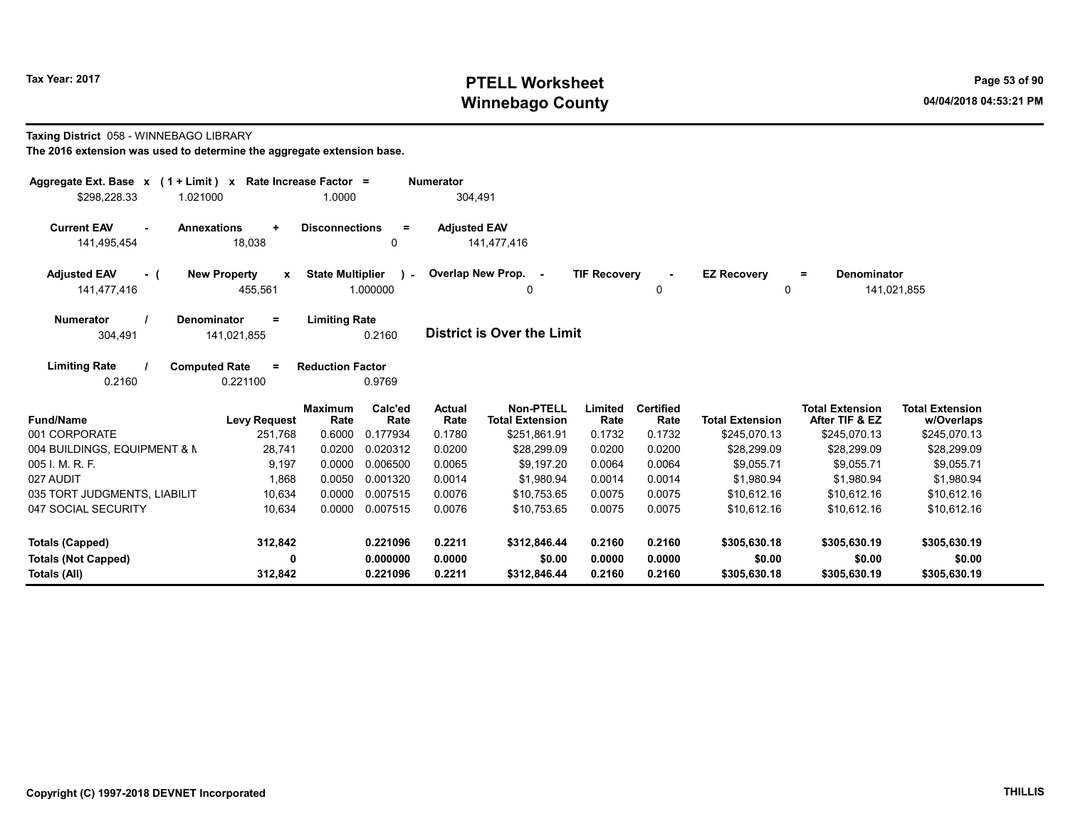Tax Year: 2017

# PTELL Worksheet
# Winnebago County

04/04/2018 04:53:21 PM

**Taxing District** 058 - WINNEBAGO LIBRARY

**The 2016 extension was used to determine the aggregate extension base.**

| Aggregate Ext. Base x | (1 + Limit) x | Rate Increase Factor = | Numerator |
|---|---|---|---|
| $298,228.33 | 1.021000 | 1.0000 | 304,491 |

| Current EAV - | Annexations + | Disconnections = | Adjusted EAV |
|---|---|---|---|
| 141,495,454 | 18,038 | 0 | 141,477,416 |

| Adjusted EAV - ( | New Property x | State Multiplier ) - | Overlap New Prop. - | TIF Recovery - | EZ Recovery = | Denominator |
|---|---|---|---|---|---|---|
| 141,477,416 | 455,561 | 1.000000 | 0 | 0 | 0 | 141,021,855 |

| Numerator / | Denominator = | Limiting Rate |
|---|---|---|
| 304,491 | 141,021,855 | 0.2160 |

**District is Over the Limit**

| Limiting Rate / | Computed Rate = | Reduction Factor |
|---|---|---|
| 0.2160 | 0.221100 | 0.9769 |

| Fund/Name | Levy Request | Maximum Rate | Calc'ed Rate | Actual Rate | Non-PTELL Total Extension | Limited Rate | Certified Rate | Total Extension | Total Extension After TIF & EZ | Total Extension w/Overlaps |
|---|---|---|---|---|---|---|---|---|---|---|
| 001 CORPORATE | 251,768 | 0.6000 | 0.177934 | 0.1780 | $251,861.91 | 0.1732 | 0.1732 | $245,070.13 | $245,070.13 | $245,070.13 |
| 004 BUILDINGS, EQUIPMENT & M | 28,741 | 0.0200 | 0.020312 | 0.0200 | $28,299.09 | 0.0200 | 0.0200 | $28,299.09 | $28,299.09 | $28,299.09 |
| 005 I. M. R. F. | 9,197 | 0.0000 | 0.006500 | 0.0065 | $9,197.20 | 0.0064 | 0.0064 | $9,055.71 | $9,055.71 | $9,055.71 |
| 027 AUDIT | 1,868 | 0.0050 | 0.001320 | 0.0014 | $1,980.94 | 0.0014 | 0.0014 | $1,980.94 | $1,980.94 | $1,980.94 |
| 035 TORT JUDGMENTS, LIABILIT | 10,634 | 0.0000 | 0.007515 | 0.0076 | $10,753.65 | 0.0075 | 0.0075 | $10,612.16 | $10,612.16 | $10,612.16 |
| 047 SOCIAL SECURITY | 10,634 | 0.0000 | 0.007515 | 0.0076 | $10,753.65 | 0.0075 | 0.0075 | $10,612.16 | $10,612.16 | $10,612.16 |
| **Totals (Capped)** | **312,842** | | **0.221096** | **0.2211** | **$312,846.44** | **0.2160** | **0.2160** | **$305,630.18** | **$305,630.19** | **$305,630.19** |
| **Totals (Not Capped)** | **0** | | **0.000000** | **0.0000** | **$0.00** | **0.0000** | **0.0000** | **$0.00** | **$0.00** | **$0.00** |
| **Totals (All)** | **312,842** | | **0.221096** | **0.2211** | **$312,846.44** | **0.2160** | **0.2160** | **$305,630.18** | **$305,630.19** | **$305,630.19** |

Copyright (C) 1997-2018 DEVNET Incorporated

THILLIS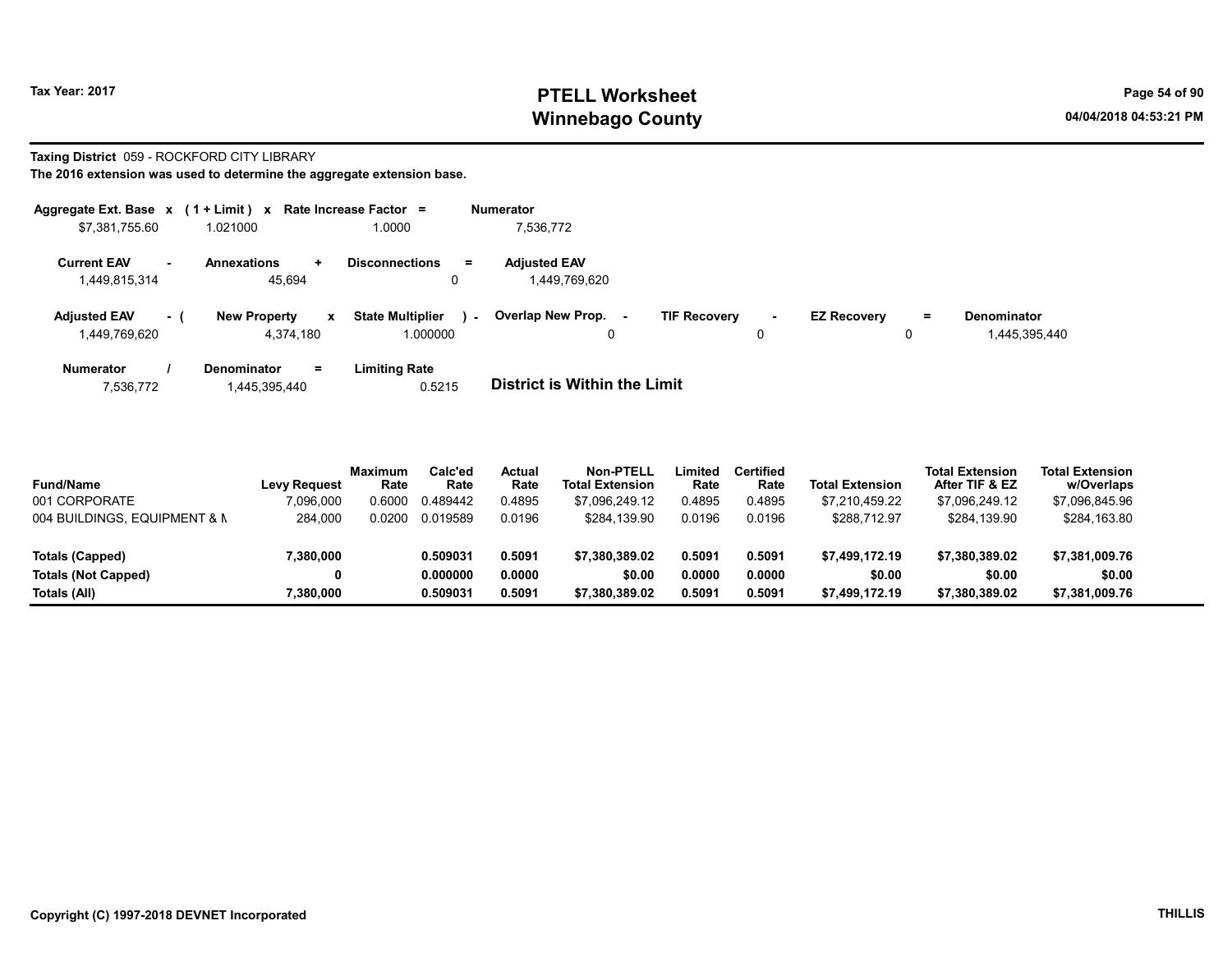# PTELL Worksheet
# Winnebago County

Tax Year: 2017

**Taxing District** 059 - ROCKFORD CITY LIBRARY

**The 2016 extension was used to determine the aggregate extension base.**

| Aggregate Ext. Base | x | (1 + Limit) | x | Rate Increase Factor | = | Numerator |
|---|---|---|---|---|---|---|
| $7,381,755.60 | | 1.021000 | | 1.0000 | | 7,536,772 |

| Current EAV | - | Annexations | + | Disconnections | = | Adjusted EAV |
|---|---|---|---|---|---|---|
| 1,449,815,314 | | 45,694 | | 0 | | 1,449,769,620 |

| Adjusted EAV | - ( | New Property | x | State Multiplier | ) - | Overlap New Prop. | - | TIF Recovery | - | EZ Recovery | = | Denominator |
|---|---|---|---|---|---|---|---|---|---|---|---|---|
| 1,449,769,620 | | 4,374,180 | | 1.000000 | | 0 | | 0 | | 0 | | 1,445,395,440 |

| Numerator | / | Denominator | = | Limiting Rate |
|---|---|---|---|---|
| 7,536,772 | | 1,445,395,440 | | 0.5215 |

**District is Within the Limit**

| Fund/Name | Levy Request | Maximum Rate | Calc'ed Rate | Actual Rate | Non-PTELL Total Extension | Limited Rate | Certified Rate | Total Extension | Total Extension After TIF & EZ | Total Extension w/Overlaps |
|---|---|---|---|---|---|---|---|---|---|---|
| 001 CORPORATE | 7,096,000 | 0.6000 | 0.489442 | 0.4895 | $7,096,249.12 | 0.4895 | 0.4895 | $7,210,459.22 | $7,096,249.12 | $7,096,845.96 |
| 004 BUILDINGS, EQUIPMENT & M | 284,000 | 0.0200 | 0.019589 | 0.0196 | $284,139.90 | 0.0196 | 0.0196 | $288,712.97 | $284,139.90 | $284,163.80 |
| **Totals (Capped)** | **7,380,000** | | **0.509031** | **0.5091** | **$7,380,389.02** | **0.5091** | **0.5091** | **$7,499,172.19** | **$7,380,389.02** | **$7,381,009.76** |
| **Totals (Not Capped)** | **0** | | **0.000000** | **0.0000** | **$0.00** | **0.0000** | **0.0000** | **$0.00** | **$0.00** | **$0.00** |
| **Totals (All)** | **7,380,000** | | **0.509031** | **0.5091** | **$7,380,389.02** | **0.5091** | **0.5091** | **$7,499,172.19** | **$7,380,389.02** | **$7,381,009.76** |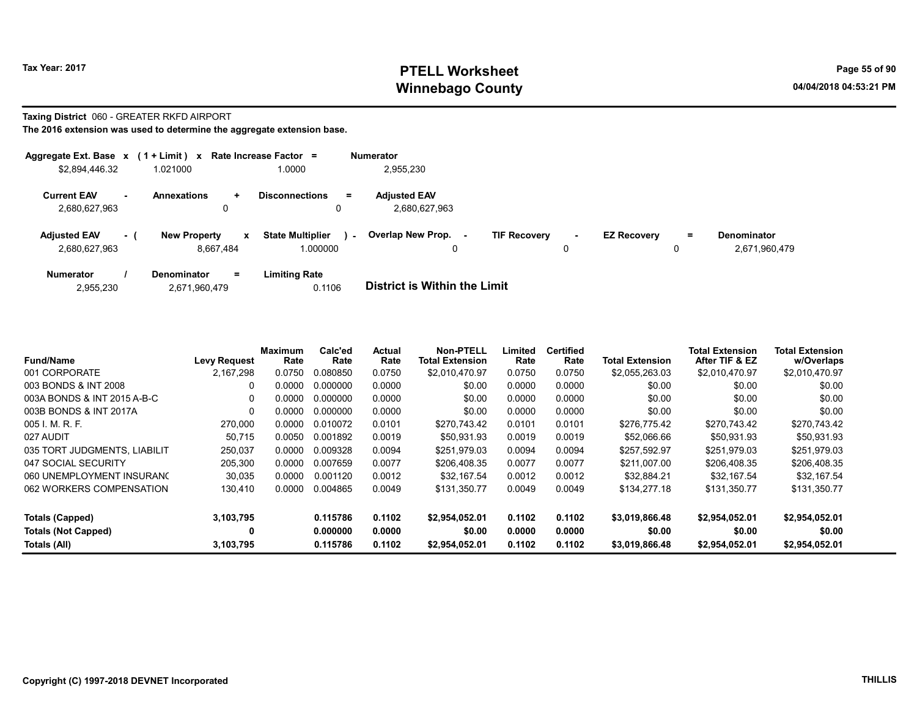# PTELL Worksheet
# Winnebago County

Tax Year: 2017

04/04/2018 04:53:21 PM

**Taxing District** 060 - GREATER RKFD AIRPORT

**The 2016 extension was used to determine the aggregate extension base.**

| Aggregate Ext. Base | x | (1 + Limit) | x | Rate Increase Factor | = | Numerator |
|---|---|---|---|---|---|---|
| $2,894,446.32 | | 1.021000 | | 1.0000 | | 2,955,230 |

| Current EAV | - | Annexations | + | Disconnections | = | Adjusted EAV |
|---|---|---|---|---|---|---|
| 2,680,627,963 | | 0 | | 0 | | 2,680,627,963 |

| Adjusted EAV | - ( | New Property | x | State Multiplier | ) - | Overlap New Prop. | - | TIF Recovery | - | EZ Recovery | = | Denominator |
|---|---|---|---|---|---|---|---|---|---|---|---|---|
| 2,680,627,963 | | 8,667,484 | | 1.000000 | | 0 | | 0 | | 0 | | 2,671,960,479 |

| Numerator | / | Denominator | = | Limiting Rate |
|---|---|---|---|---|
| 2,955,230 | | 2,671,960,479 | | 0.1106 |

**District is Within the Limit**

| Fund/Name | Levy Request | Maximum Rate | Calc'ed Rate | Actual Rate | Non-PTELL Total Extension | Limited Rate | Certified Rate | Total Extension | Total Extension After TIF & EZ | Total Extension w/Overlaps |
|---|---|---|---|---|---|---|---|---|---|---|
| 001 CORPORATE | 2,167,298 | 0.0750 | 0.080850 | 0.0750 | $2,010,470.97 | 0.0750 | 0.0750 | $2,055,263.03 | $2,010,470.97 | $2,010,470.97 |
| 003 BONDS & INT 2008 | 0 | 0.0000 | 0.000000 | 0.0000 | $0.00 | 0.0000 | 0.0000 | $0.00 | $0.00 | $0.00 |
| 003A BONDS & INT 2015 A-B-C | 0 | 0.0000 | 0.000000 | 0.0000 | $0.00 | 0.0000 | 0.0000 | $0.00 | $0.00 | $0.00 |
| 003B BONDS & INT 2017A | 0 | 0.0000 | 0.000000 | 0.0000 | $0.00 | 0.0000 | 0.0000 | $0.00 | $0.00 | $0.00 |
| 005 I. M. R. F. | 270,000 | 0.0000 | 0.010072 | 0.0101 | $270,743.42 | 0.0101 | 0.0101 | $276,775.42 | $270,743.42 | $270,743.42 |
| 027 AUDIT | 50,715 | 0.0050 | 0.001892 | 0.0019 | $50,931.93 | 0.0019 | 0.0019 | $52,066.66 | $50,931.93 | $50,931.93 |
| 035 TORT JUDGMENTS, LIABILIT | 250,037 | 0.0000 | 0.009328 | 0.0094 | $251,979.03 | 0.0094 | 0.0094 | $257,592.97 | $251,979.03 | $251,979.03 |
| 047 SOCIAL SECURITY | 205,300 | 0.0000 | 0.007659 | 0.0077 | $206,408.35 | 0.0077 | 0.0077 | $211,007.00 | $206,408.35 | $206,408.35 |
| 060 UNEMPLOYMENT INSURANC | 30,035 | 0.0000 | 0.001120 | 0.0012 | $32,167.54 | 0.0012 | 0.0012 | $32,884.21 | $32,167.54 | $32,167.54 |
| 062 WORKERS COMPENSATION | 130,410 | 0.0000 | 0.004865 | 0.0049 | $131,350.77 | 0.0049 | 0.0049 | $134,277.18 | $131,350.77 | $131,350.77 |
| **Totals (Capped)** | **3,103,795** | | **0.115786** | **0.1102** | **$2,954,052.01** | **0.1102** | **0.1102** | **$3,019,866.48** | **$2,954,052.01** | **$2,954,052.01** |
| **Totals (Not Capped)** | **0** | | **0.000000** | **0.0000** | **$0.00** | **0.0000** | **0.0000** | **$0.00** | **$0.00** | **$0.00** |
| **Totals (All)** | **3,103,795** | | **0.115786** | **0.1102** | **$2,954,052.01** | **0.1102** | **0.1102** | **$3,019,866.48** | **$2,954,052.01** | **$2,954,052.01** |

Copyright (C) 1997-2018 DEVNET Incorporated

THILLIS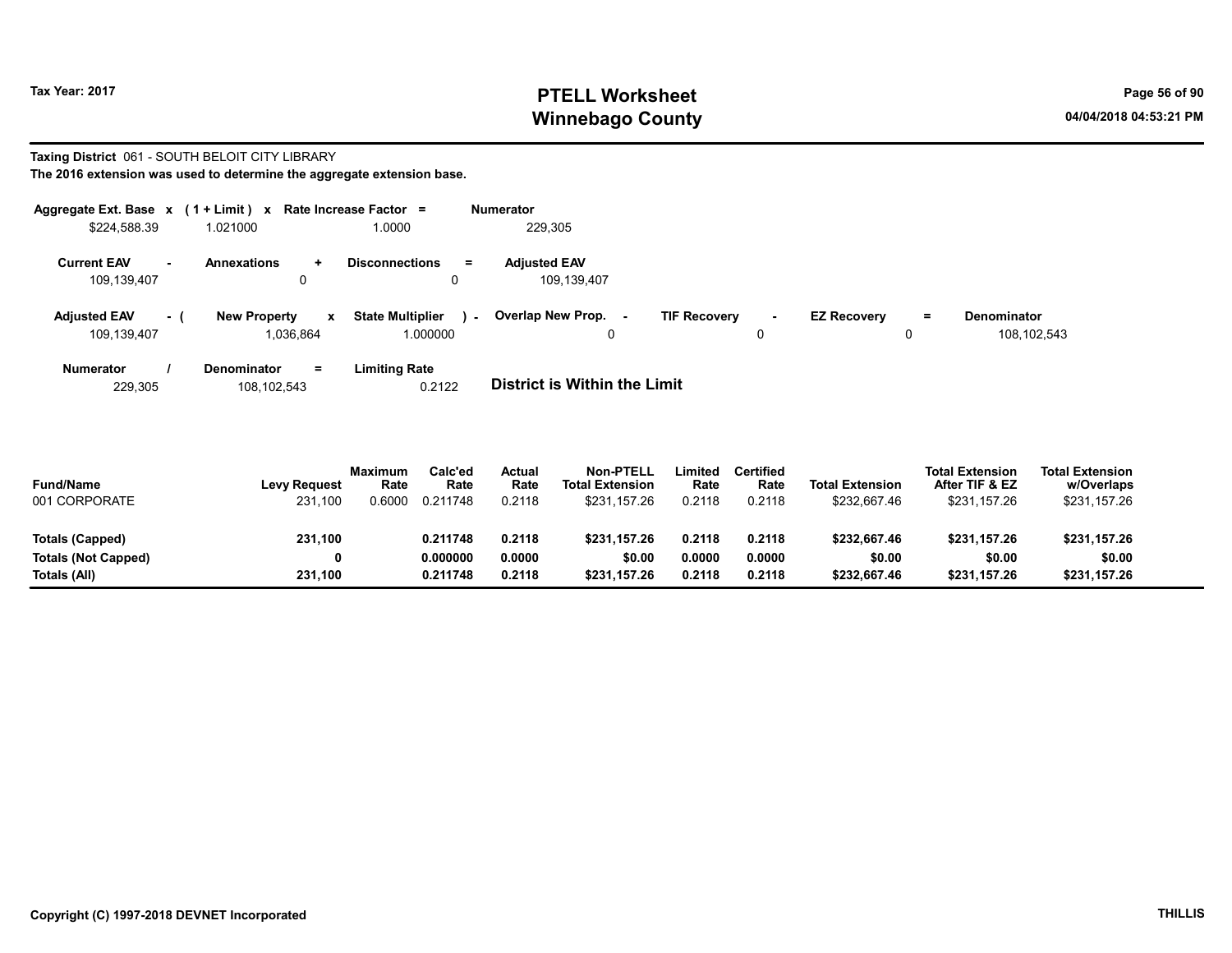Tax Year: 2017

# PTELL Worksheet
# Winnebago County

04/04/2018 04:53:21 PM

**Taxing District** 061 - SOUTH BELOIT CITY LIBRARY

**The 2016 extension was used to determine the aggregate extension base.**

| Aggregate Ext. Base | x | ( 1 + Limit ) | x | Rate Increase Factor | = | Numerator |
|---|---|---|---|---|---|---|
| $224,588.39 | | 1.021000 | | 1.0000 | | 229,305 |

| Current EAV | - | Annexations | + | Disconnections | = | Adjusted EAV |
|---|---|---|---|---|---|---|
| 109,139,407 | | 0 | | 0 | | 109,139,407 |

| Adjusted EAV | - ( | New Property | x | State Multiplier | ) - | Overlap New Prop. | - | TIF Recovery | - | EZ Recovery | = | Denominator |
|---|---|---|---|---|---|---|---|---|---|---|---|---|
| 109,139,407 | | 1,036,864 | | 1.000000 | | 0 | | 0 | | 0 | | 108,102,543 |

| Numerator | / | Denominator | = | Limiting Rate |
|---|---|---|---|---|
| 229,305 | | 108,102,543 | | 0.2122 |

**District is Within the Limit**

| Fund/Name | Levy Request | Maximum Rate | Calc'ed Rate | Actual Rate | Non-PTELL Total Extension | Limited Rate | Certified Rate | Total Extension | Total Extension After TIF & EZ | Total Extension w/Overlaps |
|---|---|---|---|---|---|---|---|---|---|---|
| 001 CORPORATE | 231,100 | 0.6000 | 0.211748 | 0.2118 | $231,157.26 | 0.2118 | 0.2118 | $232,667.46 | $231,157.26 | $231,157.26 |
| **Totals (Capped)** | **231,100** | | **0.211748** | **0.2118** | **$231,157.26** | **0.2118** | **0.2118** | **$232,667.46** | **$231,157.26** | **$231,157.26** |
| **Totals (Not Capped)** | **0** | | **0.000000** | **0.0000** | **$0.00** | **0.0000** | **0.0000** | **$0.00** | **$0.00** | **$0.00** |
| **Totals (All)** | **231,100** | | **0.211748** | **0.2118** | **$231,157.26** | **0.2118** | **0.2118** | **$232,667.46** | **$231,157.26** | **$231,157.26** |

**Copyright (C) 1997-2018 DEVNET Incorporated** **THILLIS**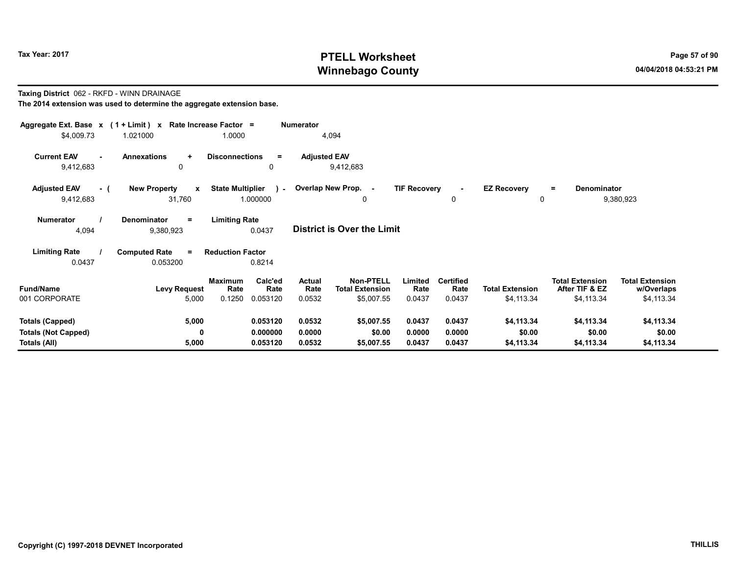# PTELL Worksheet
# Winnebago County

Tax Year: 2017

04/04/2018 04:53:21 PM

**Taxing District** 062 - RKFD - WINN DRAINAGE

**The 2014 extension was used to determine the aggregate extension base.**

| Aggregate Ext. Base | x | (1 + Limit) | x | Rate Increase Factor | = | Numerator |
|---|---|---|---|---|---|---|
| $4,009.73 | | 1.021000 | | 1.0000 | | 4,094 |

| Current EAV | - | Annexations | + | Disconnections | = | Adjusted EAV |
|---|---|---|---|---|---|---|
| 9,412,683 | | 0 | | 0 | | 9,412,683 |

| Adjusted EAV | - ( | New Property | x | State Multiplier | ) - | Overlap New Prop. | - | TIF Recovery | - | EZ Recovery | = | Denominator |
|---|---|---|---|---|---|---|---|---|---|---|---|---|
| 9,412,683 | | 31,760 | | 1.000000 | | 0 | | 0 | | 0 | | 9,380,923 |

| Numerator | / | Denominator | = | Limiting Rate |
|---|---|---|---|---|
| 4,094 | | 9,380,923 | | 0.0437 |

**District is Over the Limit**

| Limiting Rate | / | Computed Rate | = | Reduction Factor |
|---|---|---|---|---|
| 0.0437 | | 0.053200 | | 0.8214 |

| Fund/Name | Levy Request | Maximum Rate | Calc'ed Rate | Actual Rate | Non-PTELL Total Extension | Limited Rate | Certified Rate | Total Extension | Total Extension After TIF & EZ | Total Extension w/Overlaps |
|---|---|---|---|---|---|---|---|---|---|---|
| 001 CORPORATE | 5,000 | 0.1250 | 0.053120 | 0.0532 | $5,007.55 | 0.0437 | 0.0437 | $4,113.34 | $4,113.34 | $4,113.34 |
| **Totals (Capped)** | **5,000** | | **0.053120** | **0.0532** | **$5,007.55** | **0.0437** | **0.0437** | **$4,113.34** | **$4,113.34** | **$4,113.34** |
| **Totals (Not Capped)** | **0** | | **0.000000** | **0.0000** | **$0.00** | **0.0000** | **0.0000** | **$0.00** | **$0.00** | **$0.00** |
| **Totals (All)** | **5,000** | | **0.053120** | **0.0532** | **$5,007.55** | **0.0437** | **0.0437** | **$4,113.34** | **$4,113.34** | **$4,113.34** |

Copyright (C) 1997-2018 DEVNET Incorporated

THILLIS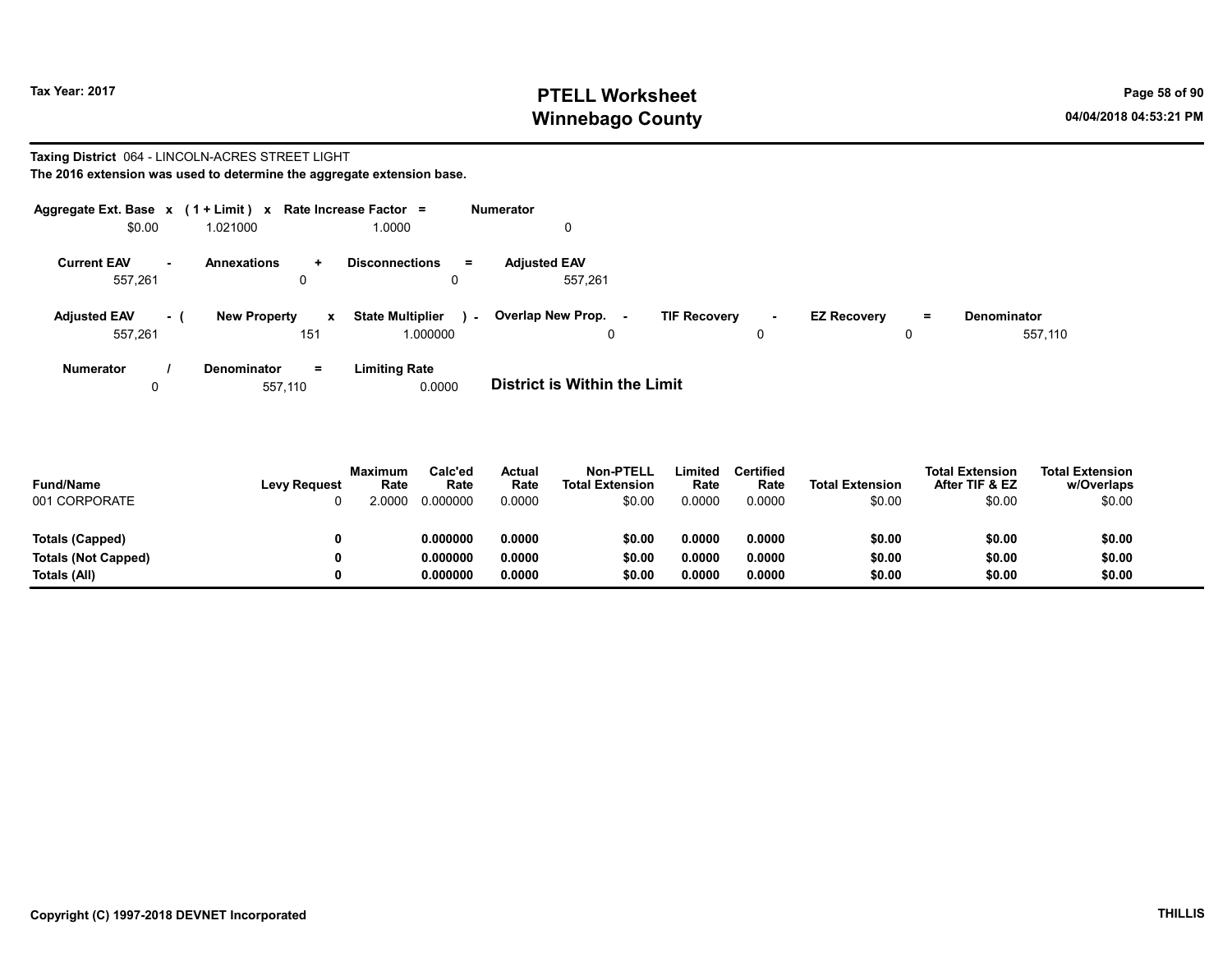Tax Year: 2017

# PTELL Worksheet
# Winnebago County

04/04/2018 04:53:21 PM

**Taxing District** 064 - LINCOLN-ACRES STREET LIGHT
**The 2016 extension was used to determine the aggregate extension base.**

| Aggregate Ext. Base | x | (1 + Limit) | x | Rate Increase Factor | = | Numerator |
|---|---|---|---|---|---|---|
| $0.00 | | 1.021000 | | 1.0000 | | 0 |

| Current EAV | - | Annexations | + | Disconnections | = | Adjusted EAV |
|---|---|---|---|---|---|---|
| 557,261 | | 0 | | 0 | | 557,261 |

| Adjusted EAV | - ( | New Property | x | State Multiplier | ) - | Overlap New Prop. | - | TIF Recovery | - | EZ Recovery | = | Denominator |
|---|---|---|---|---|---|---|---|---|---|---|---|---|
| 557,261 | | 151 | | 1.000000 | | 0 | | 0 | | 0 | | 557,110 |

| Numerator | / | Denominator | = | Limiting Rate |
|---|---|---|---|---|
| 0 | | 557,110 | | 0.0000 |

**District is Within the Limit**

| Fund/Name | Levy Request | Maximum Rate | Calc'ed Rate | Actual Rate | Non-PTELL Total Extension | Limited Rate | Certified Rate | Total Extension | Total Extension After TIF & EZ | Total Extension w/Overlaps |
|---|---|---|---|---|---|---|---|---|---|---|
| 001 CORPORATE | 0 | 2.0000 | 0.000000 | 0.0000 | $0.00 | 0.0000 | 0.0000 | $0.00 | $0.00 | $0.00 |
| **Totals (Capped)** | **0** | | **0.000000** | **0.0000** | **$0.00** | **0.0000** | **0.0000** | **$0.00** | **$0.00** | **$0.00** |
| **Totals (Not Capped)** | **0** | | **0.000000** | **0.0000** | **$0.00** | **0.0000** | **0.0000** | **$0.00** | **$0.00** | **$0.00** |
| **Totals (All)** | **0** | | **0.000000** | **0.0000** | **$0.00** | **0.0000** | **0.0000** | **$0.00** | **$0.00** | **$0.00** |

Copyright (C) 1997-2018 DEVNET Incorporated

THILLIS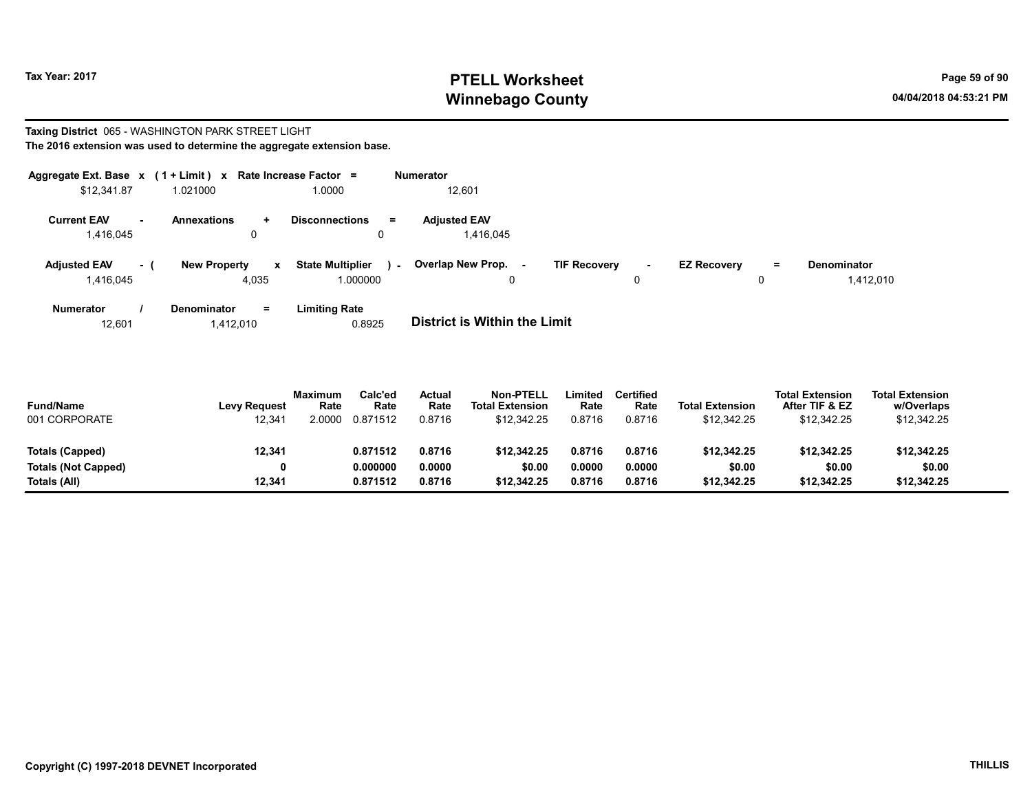**Taxing District** 065 - WASHINGTON PARK STREET LIGHT

**The 2016 extension was used to determine the aggregate extension base.**

| Aggregate Ext. Base | x | (1 + Limit) | x | Rate Increase Factor | = | Numerator |
|---|---|---|---|---|---|---|
| $12,341.87 | | 1.021000 | | 1.0000 | | 12,601 |

| Current EAV | - | Annexations | + | Disconnections | = | Adjusted EAV |
|---|---|---|---|---|---|---|
| 1,416,045 | | 0 | | 0 | | 1,416,045 |

| Adjusted EAV | - ( | New Property | x | State Multiplier | ) - | Overlap New Prop. | - | TIF Recovery | - | EZ Recovery | = | Denominator |
|---|---|---|---|---|---|---|---|---|---|---|---|---|
| 1,416,045 | | 4,035 | | 1.000000 | | 0 | | 0 | | 0 | | 1,412,010 |

| Numerator | / | Denominator | = | Limiting Rate |
|---|---|---|---|---|
| 12,601 | | 1,412,010 | | 0.8925 |

**District is Within the Limit**

| Fund/Name | Levy Request | Maximum Rate | Calc'ed Rate | Actual Rate | Non-PTELL Total Extension | Limited Rate | Certified Rate | Total Extension | Total Extension After TIF & EZ | Total Extension w/Overlaps |
|---|---|---|---|---|---|---|---|---|---|---|
| 001 CORPORATE | 12,341 | 2.0000 | 0.871512 | 0.8716 | $12,342.25 | 0.8716 | 0.8716 | $12,342.25 | $12,342.25 | $12,342.25 |
| **Totals (Capped)** | **12,341** | | **0.871512** | **0.8716** | **$12,342.25** | **0.8716** | **0.8716** | **$12,342.25** | **$12,342.25** | **$12,342.25** |
| **Totals (Not Capped)** | **0** | | **0.000000** | **0.0000** | **$0.00** | **0.0000** | **0.0000** | **$0.00** | **$0.00** | **$0.00** |
| **Totals (All)** | **12,341** | | **0.871512** | **0.8716** | **$12,342.25** | **0.8716** | **0.8716** | **$12,342.25** | **$12,342.25** | **$12,342.25** |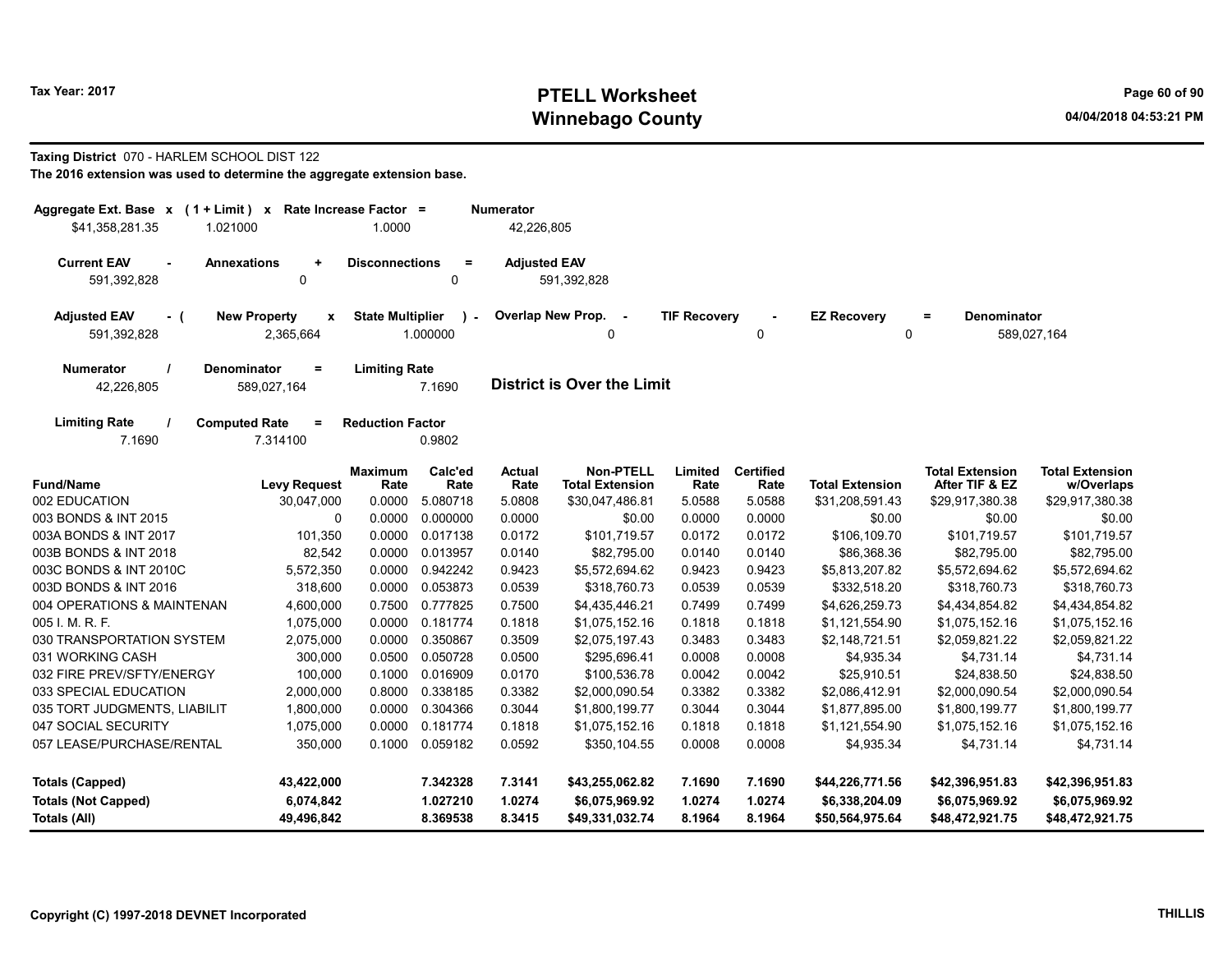**Tax Year: 2017**

# PTELL Worksheet
## Winnebago County

04/04/2018 04:53:21 PM

**Taxing District** 070 - HARLEM SCHOOL DIST 122

**The 2016 extension was used to determine the aggregate extension base.**

| Aggregate Ext. Base | x | (1 + Limit) | x | Rate Increase Factor | = | Numerator |
|---|---|---|---|---|---|---|
| $41,358,281.35 | | 1.021000 | | 1.0000 | | 42,226,805 |

| Current EAV | - | Annexations | + | Disconnections | = | Adjusted EAV |
|---|---|---|---|---|---|---|
| 591,392,828 | | 0 | | 0 | | 591,392,828 |

| Adjusted EAV | - ( | New Property | x | State Multiplier | ) - | Overlap New Prop. | - | TIF Recovery | - | EZ Recovery | = | Denominator |
|---|---|---|---|---|---|---|---|---|---|---|---|---|
| 591,392,828 | | 2,365,664 | | 1.000000 | | 0 | | 0 | | 0 | | 589,027,164 |

| Numerator | / | Denominator | = | Limiting Rate |
|---|---|---|---|---|
| 42,226,805 | | 589,027,164 | | 7.1690 |

**District is Over the Limit**

| Limiting Rate | / | Computed Rate | = | Reduction Factor |
|---|---|---|---|---|
| 7.1690 | | 7.314100 | | 0.9802 |

| Fund/Name | Levy Request | Maximum Rate | Calc'ed Rate | Actual Rate | Non-PTELL Total Extension | Limited Rate | Certified Rate | Total Extension | Total Extension After TIF & EZ | Total Extension w/Overlaps |
|---|---|---|---|---|---|---|---|---|---|---|
| 002 EDUCATION | 30,047,000 | 0.0000 | 5.080718 | 5.0808 | $30,047,486.81 | 5.0588 | 5.0588 | $31,208,591.43 | $29,917,380.38 | $29,917,380.38 |
| 003 BONDS & INT 2015 | 0 | 0.0000 | 0.000000 | 0.0000 | $0.00 | 0.0000 | 0.0000 | $0.00 | $0.00 | $0.00 |
| 003A BONDS & INT 2017 | 101,350 | 0.0000 | 0.017138 | 0.0172 | $101,719.57 | 0.0172 | 0.0172 | $106,109.70 | $101,719.57 | $101,719.57 |
| 003B BONDS & INT 2018 | 82,542 | 0.0000 | 0.013957 | 0.0140 | $82,795.00 | 0.0140 | 0.0140 | $86,368.36 | $82,795.00 | $82,795.00 |
| 003C BONDS & INT 2010C | 5,572,350 | 0.0000 | 0.942242 | 0.9423 | $5,572,694.62 | 0.9423 | 0.9423 | $5,813,207.82 | $5,572,694.62 | $5,572,694.62 |
| 003D BONDS & INT 2016 | 318,600 | 0.0000 | 0.053873 | 0.0539 | $318,760.73 | 0.0539 | 0.0539 | $332,518.20 | $318,760.73 | $318,760.73 |
| 004 OPERATIONS & MAINTENAN | 4,600,000 | 0.7500 | 0.777825 | 0.7500 | $4,435,446.21 | 0.7499 | 0.7499 | $4,626,259.73 | $4,434,854.82 | $4,434,854.82 |
| 005 I. M. R. F. | 1,075,000 | 0.0000 | 0.181774 | 0.1818 | $1,075,152.16 | 0.1818 | 0.1818 | $1,121,554.90 | $1,075,152.16 | $1,075,152.16 |
| 030 TRANSPORTATION SYSTEM | 2,075,000 | 0.0000 | 0.350867 | 0.3509 | $2,075,197.43 | 0.3483 | 0.3483 | $2,148,721.51 | $2,059,821.22 | $2,059,821.22 |
| 031 WORKING CASH | 300,000 | 0.0500 | 0.050728 | 0.0500 | $295,696.41 | 0.0008 | 0.0008 | $4,935.34 | $4,731.14 | $4,731.14 |
| 032 FIRE PREV/SFTY/ENERGY | 100,000 | 0.1000 | 0.016909 | 0.0170 | $100,536.78 | 0.0042 | 0.0042 | $25,910.51 | $24,838.50 | $24,838.50 |
| 033 SPECIAL EDUCATION | 2,000,000 | 0.8000 | 0.338185 | 0.3382 | $2,000,090.54 | 0.3382 | 0.3382 | $2,086,412.91 | $2,000,090.54 | $2,000,090.54 |
| 035 TORT JUDGMENTS, LIABILIT | 1,800,000 | 0.0000 | 0.304366 | 0.3044 | $1,800,199.77 | 0.3044 | 0.3044 | $1,877,895.00 | $1,800,199.77 | $1,800,199.77 |
| 047 SOCIAL SECURITY | 1,075,000 | 0.0000 | 0.181774 | 0.1818 | $1,075,152.16 | 0.1818 | 0.1818 | $1,121,554.90 | $1,075,152.16 | $1,075,152.16 |
| 057 LEASE/PURCHASE/RENTAL | 350,000 | 0.1000 | 0.059182 | 0.0592 | $350,104.55 | 0.0008 | 0.0008 | $4,935.34 | $4,731.14 | $4,731.14 |
| **Totals (Capped)** | **43,422,000** | | **7.342328** | **7.3141** | **$43,255,062.82** | **7.1690** | **7.1690** | **$44,226,771.56** | **$42,396,951.83** | **$42,396,951.83** |
| **Totals (Not Capped)** | **6,074,842** | | **1.027210** | **1.0274** | **$6,075,969.92** | **1.0274** | **1.0274** | **$6,338,204.09** | **$6,075,969.92** | **$6,075,969.92** |
| **Totals (All)** | **49,496,842** | | **8.369538** | **8.3415** | **$49,331,032.74** | **8.1964** | **8.1964** | **$50,564,975.64** | **$48,472,921.75** | **$48,472,921.75** |

Copyright (C) 1997-2018 DEVNET Incorporated

THILLIS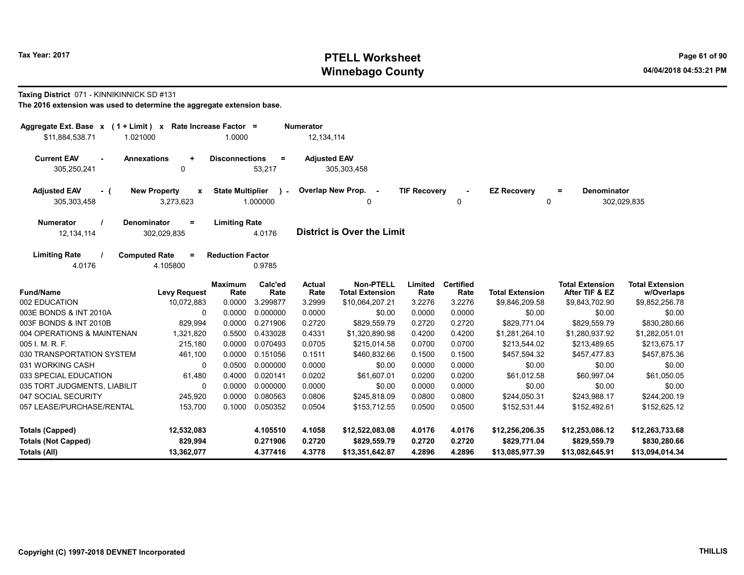# PTELL Worksheet
# Winnebago County

Tax Year: 2017

04/04/2018 04:53:21 PM

**Taxing District** 071 - KINNIKINNICK SD #131

**The 2016 extension was used to determine the aggregate extension base.**

| Aggregate Ext. Base | x | (1 + Limit) | x | Rate Increase Factor | = | Numerator |
|---|---|---|---|---|---|---|
| $11,884,538.71 | | 1.021000 | | 1.0000 | | 12,134,114 |

| Current EAV | - | Annexations | + | Disconnections | = | Adjusted EAV |
|---|---|---|---|---|---|---|
| 305,250,241 | | 0 | | 53,217 | | 305,303,458 |

| Adjusted EAV | - ( | New Property | x | State Multiplier | ) - | Overlap New Prop. | - | TIF Recovery | - | EZ Recovery | = | Denominator |
|---|---|---|---|---|---|---|---|---|---|---|---|---|
| 305,303,458 | | 3,273,623 | | 1.000000 | | 0 | | 0 | | 0 | | 302,029,835 |

| Numerator | / | Denominator | = | Limiting Rate |
|---|---|---|---|---|
| 12,134,114 | | 302,029,835 | | 4.0176 |

**District is Over the Limit**

| Limiting Rate | / | Computed Rate | = | Reduction Factor |
|---|---|---|---|---|
| 4.0176 | | 4.105800 | | 0.9785 |

| Fund/Name | Levy Request | Maximum Rate | Calc'ed Rate | Actual Rate | Non-PTELL Total Extension | Limited Rate | Certified Rate | Total Extension | Total Extension After TIF & EZ | Total Extension w/Overlaps |
|---|---|---|---|---|---|---|---|---|---|---|
| 002 EDUCATION | 10,072,883 | 0.0000 | 3.299877 | 3.2999 | $10,064,207.21 | 3.2276 | 3.2276 | $9,846,209.58 | $9,843,702.90 | $9,852,256.78 |
| 003E BONDS & INT 2010A | 0 | 0.0000 | 0.000000 | 0.0000 | $0.00 | 0.0000 | 0.0000 | $0.00 | $0.00 | $0.00 |
| 003F BONDS & INT 2010B | 829,994 | 0.0000 | 0.271906 | 0.2720 | $829,559.79 | 0.2720 | 0.2720 | $829,771.04 | $829,559.79 | $830,280.66 |
| 004 OPERATIONS & MAINTENAN | 1,321,820 | 0.5500 | 0.433028 | 0.4331 | $1,320,890.98 | 0.4200 | 0.4200 | $1,281,264.10 | $1,280,937.92 | $1,282,051.01 |
| 005 I. M. R. F. | 215,180 | 0.0000 | 0.070493 | 0.0705 | $215,014.58 | 0.0700 | 0.0700 | $213,544.02 | $213,489.65 | $213,675.17 |
| 030 TRANSPORTATION SYSTEM | 461,100 | 0.0000 | 0.151056 | 0.1511 | $460,832.66 | 0.1500 | 0.1500 | $457,594.32 | $457,477.83 | $457,875.36 |
| 031 WORKING CASH | 0 | 0.0500 | 0.000000 | 0.0000 | $0.00 | 0.0000 | 0.0000 | $0.00 | $0.00 | $0.00 |
| 033 SPECIAL EDUCATION | 61,480 | 0.4000 | 0.020141 | 0.0202 | $61,607.01 | 0.0200 | 0.0200 | $61,012.58 | $60,997.04 | $61,050.05 |
| 035 TORT JUDGMENTS, LIABILIT | 0 | 0.0000 | 0.000000 | 0.0000 | $0.00 | 0.0000 | 0.0000 | $0.00 | $0.00 | $0.00 |
| 047 SOCIAL SECURITY | 245,920 | 0.0000 | 0.080563 | 0.0806 | $245,818.09 | 0.0800 | 0.0800 | $244,050.31 | $243,988.17 | $244,200.19 |
| 057 LEASE/PURCHASE/RENTAL | 153,700 | 0.1000 | 0.050352 | 0.0504 | $153,712.55 | 0.0500 | 0.0500 | $152,531.44 | $152,492.61 | $152,625.12 |
| **Totals (Capped)** | **12,532,083** | | **4.105510** | **4.1058** | **$12,522,083.08** | **4.0176** | **4.0176** | **$12,256,206.35** | **$12,253,086.12** | **$12,263,733.68** |
| **Totals (Not Capped)** | **829,994** | | **0.271906** | **0.2720** | **$829,559.79** | **0.2720** | **0.2720** | **$829,771.04** | **$829,559.79** | **$830,280.66** |
| **Totals (All)** | **13,362,077** | | **4.377416** | **4.3778** | **$13,351,642.87** | **4.2896** | **4.2896** | **$13,085,977.39** | **$13,082,645.91** | **$13,094,014.34** |

Copyright (C) 1997-2018 DEVNET Incorporated

THILLIS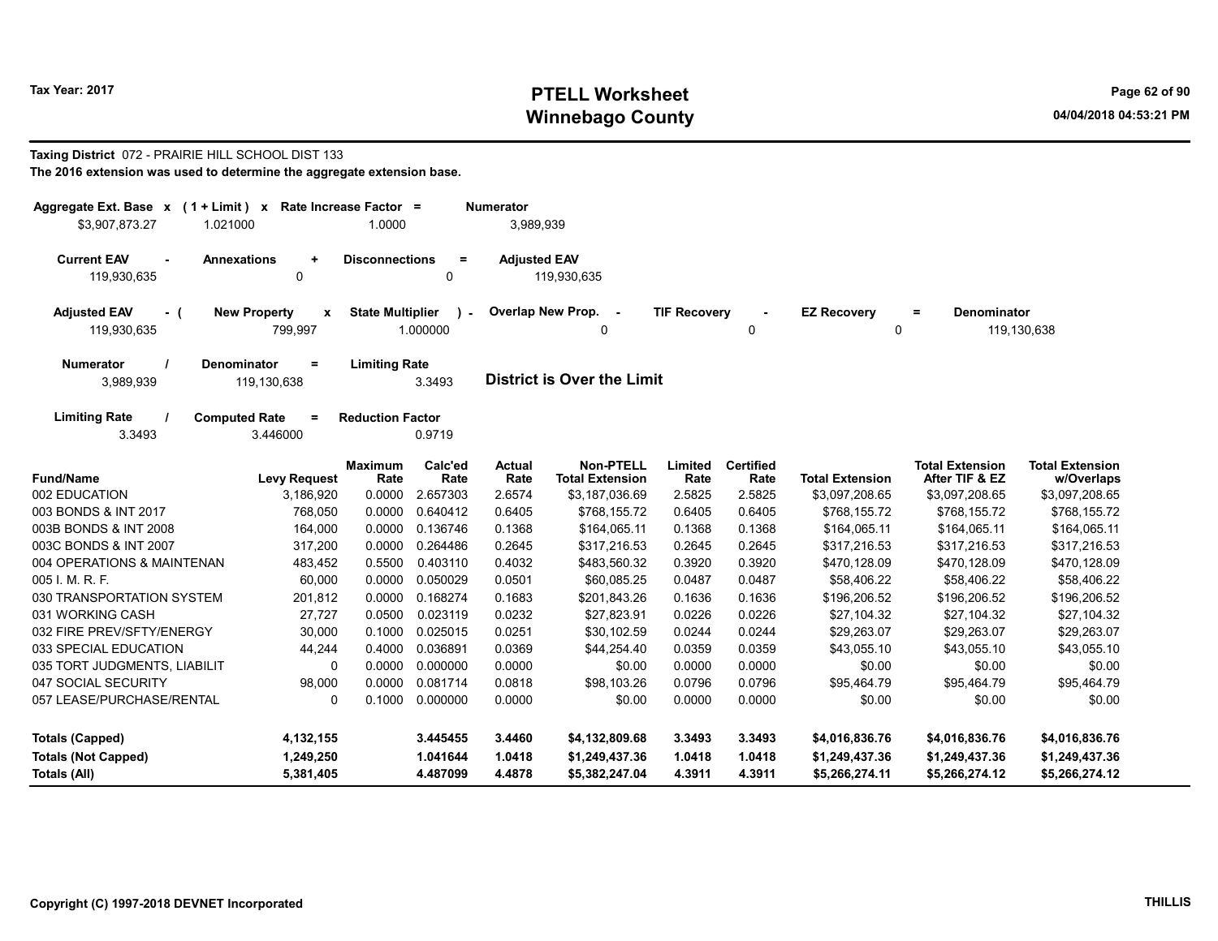Tax Year: 2017

# PTELL Worksheet
# Winnebago County

04/04/2018 04:53:21 PM

**Taxing District** 072 - PRAIRIE HILL SCHOOL DIST 133

**The 2016 extension was used to determine the aggregate extension base.**

| Aggregate Ext. Base x | (1 + Limit) x | Rate Increase Factor = | Numerator |
|---|---|---|---|
| $3,907,873.27 | 1.021000 | 1.0000 | 3,989,939 |

| Current EAV - | Annexations + | Disconnections = | Adjusted EAV |
|---|---|---|---|
| 119,930,635 | 0 | 0 | 119,930,635 |

| Adjusted EAV - ( | New Property x | State Multiplier ) - | Overlap New Prop. - | TIF Recovery - | EZ Recovery = | Denominator |
|---|---|---|---|---|---|---|
| 119,930,635 | 799,997 | 1.000000 | 0 | 0 | 0 | 119,130,638 |

| Numerator / | Denominator = | Limiting Rate |
|---|---|---|
| 3,989,939 | 119,130,638 | 3.3493 |

**District is Over the Limit**

| Limiting Rate / | Computed Rate = | Reduction Factor |
|---|---|---|
| 3.3493 | 3.446000 | 0.9719 |

| Fund/Name | Levy Request | Maximum Rate | Calc'ed Rate | Actual Rate | Non-PTELL Total Extension | Limited Rate | Certified Rate | Total Extension | Total Extension After TIF & EZ | Total Extension w/Overlaps |
|---|---|---|---|---|---|---|---|---|---|---|
| 002 EDUCATION | 3,186,920 | 0.0000 | 2.657303 | 2.6574 | $3,187,036.69 | 2.5825 | 2.5825 | $3,097,208.65 | $3,097,208.65 | $3,097,208.65 |
| 003 BONDS & INT 2017 | 768,050 | 0.0000 | 0.640412 | 0.6405 | $768,155.72 | 0.6405 | 0.6405 | $768,155.72 | $768,155.72 | $768,155.72 |
| 003B BONDS & INT 2008 | 164,000 | 0.0000 | 0.136746 | 0.1368 | $164,065.11 | 0.1368 | 0.1368 | $164,065.11 | $164,065.11 | $164,065.11 |
| 003C BONDS & INT 2007 | 317,200 | 0.0000 | 0.264486 | 0.2645 | $317,216.53 | 0.2645 | 0.2645 | $317,216.53 | $317,216.53 | $317,216.53 |
| 004 OPERATIONS & MAINTENAN | 483,452 | 0.5500 | 0.403110 | 0.4032 | $483,560.32 | 0.3920 | 0.3920 | $470,128.09 | $470,128.09 | $470,128.09 |
| 005 I. M. R. F. | 60,000 | 0.0000 | 0.050029 | 0.0501 | $60,085.25 | 0.0487 | 0.0487 | $58,406.22 | $58,406.22 | $58,406.22 |
| 030 TRANSPORTATION SYSTEM | 201,812 | 0.0000 | 0.168274 | 0.1683 | $201,843.26 | 0.1636 | 0.1636 | $196,206.52 | $196,206.52 | $196,206.52 |
| 031 WORKING CASH | 27,727 | 0.0500 | 0.023119 | 0.0232 | $27,823.91 | 0.0226 | 0.0226 | $27,104.32 | $27,104.32 | $27,104.32 |
| 032 FIRE PREV/SFTY/ENERGY | 30,000 | 0.1000 | 0.025015 | 0.0251 | $30,102.59 | 0.0244 | 0.0244 | $29,263.07 | $29,263.07 | $29,263.07 |
| 033 SPECIAL EDUCATION | 44,244 | 0.4000 | 0.036891 | 0.0369 | $44,254.40 | 0.0359 | 0.0359 | $43,055.10 | $43,055.10 | $43,055.10 |
| 035 TORT JUDGMENTS, LIABILIT | 0 | 0.0000 | 0.000000 | 0.0000 | $0.00 | 0.0000 | 0.0000 | $0.00 | $0.00 | $0.00 |
| 047 SOCIAL SECURITY | 98,000 | 0.0000 | 0.081714 | 0.0818 | $98,103.26 | 0.0796 | 0.0796 | $95,464.79 | $95,464.79 | $95,464.79 |
| 057 LEASE/PURCHASE/RENTAL | 0 | 0.1000 | 0.000000 | 0.0000 | $0.00 | 0.0000 | 0.0000 | $0.00 | $0.00 | $0.00 |
| **Totals (Capped)** | **4,132,155** | | **3.445455** | **3.4460** | **$4,132,809.68** | **3.3493** | **3.3493** | **$4,016,836.76** | **$4,016,836.76** | **$4,016,836.76** |
| **Totals (Not Capped)** | **1,249,250** | | **1.041644** | **1.0418** | **$1,249,437.36** | **1.0418** | **1.0418** | **$1,249,437.36** | **$1,249,437.36** | **$1,249,437.36** |
| **Totals (All)** | **5,381,405** | | **4.487099** | **4.4878** | **$5,382,247.04** | **4.3911** | **4.3911** | **$5,266,274.11** | **$5,266,274.12** | **$5,266,274.12** |

Copyright (C) 1997-2018 DEVNET Incorporated

THILLIS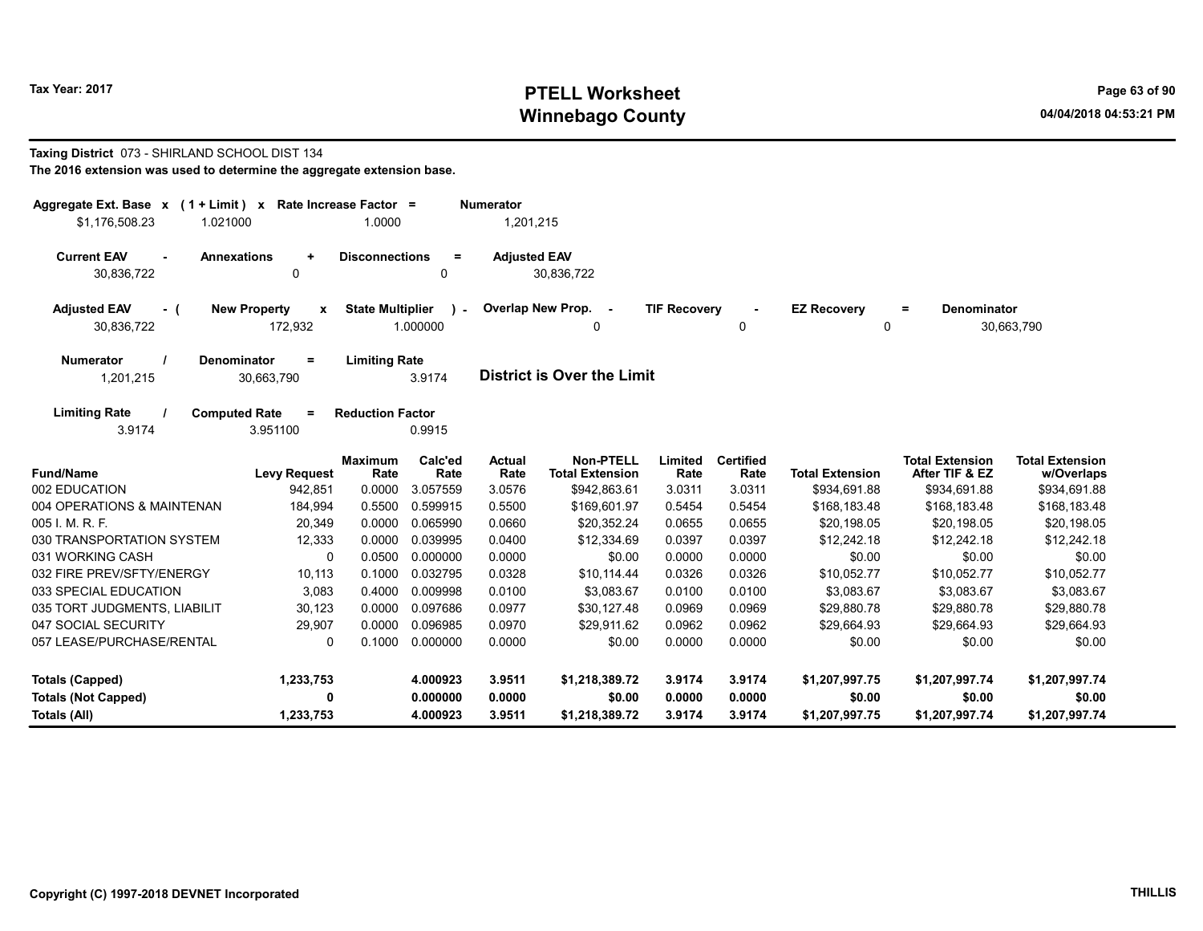**Tax Year: 2017**

# PTELL Worksheet
## Winnebago County

04/04/2018 04:53:21 PM

**Taxing District** 073 - SHIRLAND SCHOOL DIST 134

**The 2016 extension was used to determine the aggregate extension base.**

| Aggregate Ext. Base | x | (1 + Limit) | x | Rate Increase Factor | = | Numerator |
|---|---|---|---|---|---|---|
| $1,176,508.23 | | 1.021000 | | 1.0000 | | 1,201,215 |

| Current EAV | - | Annexations | + | Disconnections | = | Adjusted EAV |
|---|---|---|---|---|---|---|
| 30,836,722 | | 0 | | 0 | | 30,836,722 |

| Adjusted EAV | - ( | New Property | x | State Multiplier | ) - | Overlap New Prop. | - | TIF Recovery | - | EZ Recovery | = | Denominator |
|---|---|---|---|---|---|---|---|---|---|---|---|---|
| 30,836,722 | | 172,932 | | 1.000000 | | 0 | | 0 | | 0 | | 30,663,790 |

| Numerator | / | Denominator | = | Limiting Rate |
|---|---|---|---|---|
| 1,201,215 | | 30,663,790 | | 3.9174 |

**District is Over the Limit**

| Limiting Rate | / | Computed Rate | = | Reduction Factor |
|---|---|---|---|---|
| 3.9174 | | 3.951100 | | 0.9915 |

| Fund/Name | Levy Request | Maximum Rate | Calc'ed Rate | Actual Rate | Non-PTELL Total Extension | Limited Rate | Certified Rate | Total Extension | Total Extension After TIF & EZ | Total Extension w/Overlaps |
|---|---|---|---|---|---|---|---|---|---|---|
| 002 EDUCATION | 942,851 | 0.0000 | 3.057559 | 3.0576 | $942,863.61 | 3.0311 | 3.0311 | $934,691.88 | $934,691.88 | $934,691.88 |
| 004 OPERATIONS & MAINTENAN | 184,994 | 0.5500 | 0.599915 | 0.5500 | $169,601.97 | 0.5454 | 0.5454 | $168,183.48 | $168,183.48 | $168,183.48 |
| 005 I. M. R. F. | 20,349 | 0.0000 | 0.065990 | 0.0660 | $20,352.24 | 0.0655 | 0.0655 | $20,198.05 | $20,198.05 | $20,198.05 |
| 030 TRANSPORTATION SYSTEM | 12,333 | 0.0000 | 0.039995 | 0.0400 | $12,334.69 | 0.0397 | 0.0397 | $12,242.18 | $12,242.18 | $12,242.18 |
| 031 WORKING CASH | 0 | 0.0500 | 0.000000 | 0.0000 | $0.00 | 0.0000 | 0.0000 | $0.00 | $0.00 | $0.00 |
| 032 FIRE PREV/SFTY/ENERGY | 10,113 | 0.1000 | 0.032795 | 0.0328 | $10,114.44 | 0.0326 | 0.0326 | $10,052.77 | $10,052.77 | $10,052.77 |
| 033 SPECIAL EDUCATION | 3,083 | 0.4000 | 0.009998 | 0.0100 | $3,083.67 | 0.0100 | 0.0100 | $3,083.67 | $3,083.67 | $3,083.67 |
| 035 TORT JUDGMENTS, LIABILIT | 30,123 | 0.0000 | 0.097686 | 0.0977 | $30,127.48 | 0.0969 | 0.0969 | $29,880.78 | $29,880.78 | $29,880.78 |
| 047 SOCIAL SECURITY | 29,907 | 0.0000 | 0.096985 | 0.0970 | $29,911.62 | 0.0962 | 0.0962 | $29,664.93 | $29,664.93 | $29,664.93 |
| 057 LEASE/PURCHASE/RENTAL | 0 | 0.1000 | 0.000000 | 0.0000 | $0.00 | 0.0000 | 0.0000 | $0.00 | $0.00 | $0.00 |
| **Totals (Capped)** | **1,233,753** | | **4.000923** | **3.9511** | **$1,218,389.72** | **3.9174** | **3.9174** | **$1,207,997.75** | **$1,207,997.74** | **$1,207,997.74** |
| **Totals (Not Capped)** | **0** | | **0.000000** | **0.0000** | **$0.00** | **0.0000** | **0.0000** | **$0.00** | **$0.00** | **$0.00** |
| **Totals (All)** | **1,233,753** | | **4.000923** | **3.9511** | **$1,218,389.72** | **3.9174** | **3.9174** | **$1,207,997.75** | **$1,207,997.74** | **$1,207,997.74** |

**Copyright (C) 1997-2018 DEVNET Incorporated**

**THILLIS**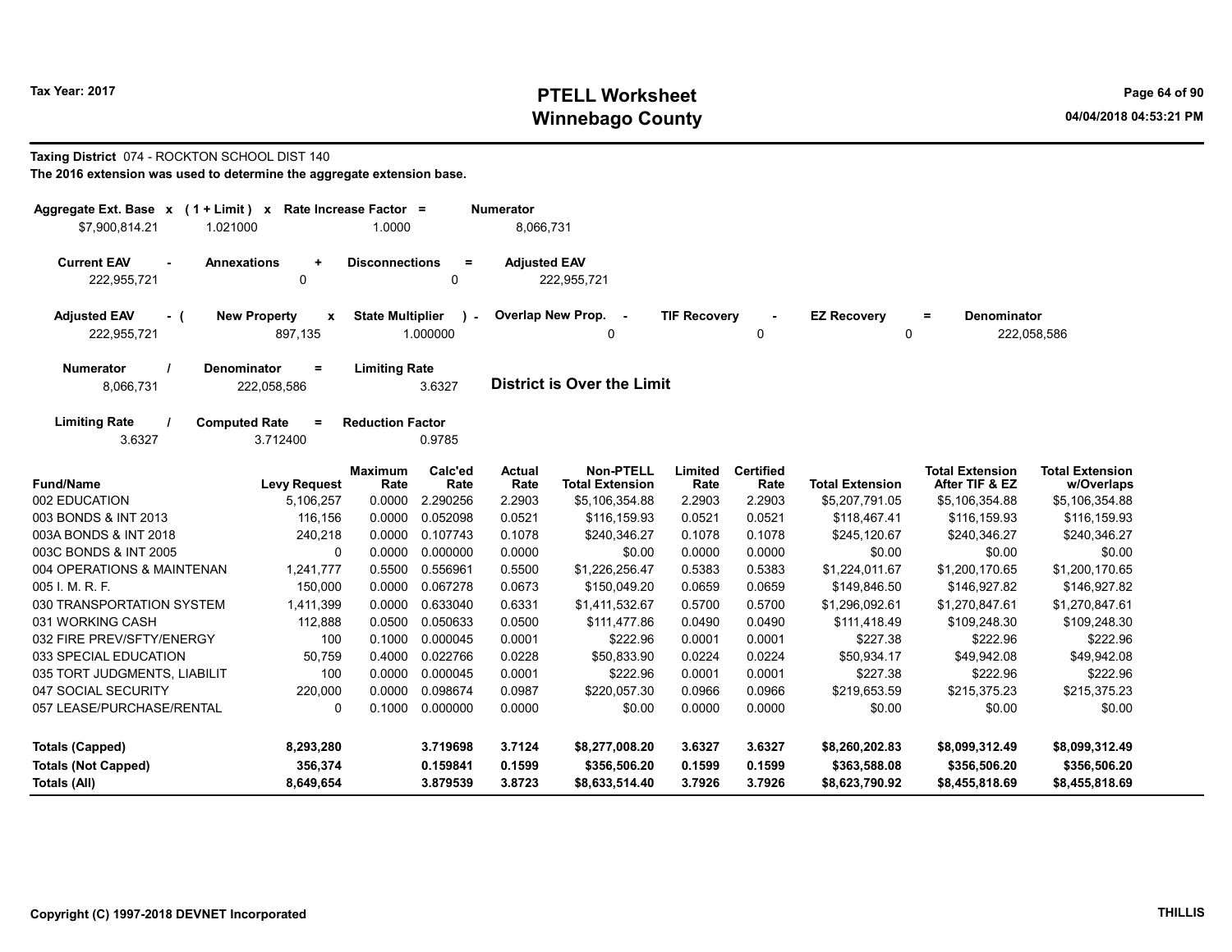Tax Year: 2017

# PTELL Worksheet
# Winnebago County

04/04/2018 04:53:21 PM

**Taxing District** 074 - ROCKTON SCHOOL DIST 140

**The 2016 extension was used to determine the aggregate extension base.**

| Aggregate Ext. Base x | (1 + Limit) x | Rate Increase Factor = | Numerator |
|---|---|---|---|
| $7,900,814.21 | 1.021000 | 1.0000 | 8,066,731 |

| Current EAV - | Annexations + | Disconnections = | Adjusted EAV |
|---|---|---|---|
| 222,955,721 | 0 | 0 | 222,955,721 |

| Adjusted EAV - ( | New Property x | State Multiplier ) - | Overlap New Prop. - | TIF Recovery - | EZ Recovery = | Denominator |
|---|---|---|---|---|---|---|
| 222,955,721 | 897,135 | 1.000000 | 0 | 0 | 0 | 222,058,586 |

| Numerator / | Denominator = | Limiting Rate |
|---|---|---|
| 8,066,731 | 222,058,586 | 3.6327 |

**District is Over the Limit**

| Limiting Rate / | Computed Rate = | Reduction Factor |
|---|---|---|
| 3.6327 | 3.712400 | 0.9785 |

| Fund/Name | Levy Request | Maximum Rate | Calc'ed Rate | Actual Rate | Non-PTELL Total Extension | Limited Rate | Certified Rate | Total Extension | Total Extension After TIF & EZ | Total Extension w/Overlaps |
|---|---|---|---|---|---|---|---|---|---|---|
| 002 EDUCATION | 5,106,257 | 0.0000 | 2.290256 | 2.2903 | $5,106,354.88 | 2.2903 | 2.2903 | $5,207,791.05 | $5,106,354.88 | $5,106,354.88 |
| 003 BONDS & INT 2013 | 116,156 | 0.0000 | 0.052098 | 0.0521 | $116,159.93 | 0.0521 | 0.0521 | $118,467.41 | $116,159.93 | $116,159.93 |
| 003A BONDS & INT 2018 | 240,218 | 0.0000 | 0.107743 | 0.1078 | $240,346.27 | 0.1078 | 0.1078 | $245,120.67 | $240,346.27 | $240,346.27 |
| 003C BONDS & INT 2005 | 0 | 0.0000 | 0.000000 | 0.0000 | $0.00 | 0.0000 | 0.0000 | $0.00 | $0.00 | $0.00 |
| 004 OPERATIONS & MAINTENAN | 1,241,777 | 0.5500 | 0.556961 | 0.5500 | $1,226,256.47 | 0.5383 | 0.5383 | $1,224,011.67 | $1,200,170.65 | $1,200,170.65 |
| 005 I. M. R. F. | 150,000 | 0.0000 | 0.067278 | 0.0673 | $150,049.20 | 0.0659 | 0.0659 | $149,846.50 | $146,927.82 | $146,927.82 |
| 030 TRANSPORTATION SYSTEM | 1,411,399 | 0.0000 | 0.633040 | 0.6331 | $1,411,532.67 | 0.5700 | 0.5700 | $1,296,092.61 | $1,270,847.61 | $1,270,847.61 |
| 031 WORKING CASH | 112,888 | 0.0500 | 0.050633 | 0.0500 | $111,477.86 | 0.0490 | 0.0490 | $111,418.49 | $109,248.30 | $109,248.30 |
| 032 FIRE PREV/SFTY/ENERGY | 100 | 0.1000 | 0.000045 | 0.0001 | $222.96 | 0.0001 | 0.0001 | $227.38 | $222.96 | $222.96 |
| 033 SPECIAL EDUCATION | 50,759 | 0.4000 | 0.022766 | 0.0228 | $50,833.90 | 0.0224 | 0.0224 | $50,934.17 | $49,942.08 | $49,942.08 |
| 035 TORT JUDGMENTS, LIABILIT | 100 | 0.0000 | 0.000045 | 0.0001 | $222.96 | 0.0001 | 0.0001 | $227.38 | $222.96 | $222.96 |
| 047 SOCIAL SECURITY | 220,000 | 0.0000 | 0.098674 | 0.0987 | $220,057.30 | 0.0966 | 0.0966 | $219,653.59 | $215,375.23 | $215,375.23 |
| 057 LEASE/PURCHASE/RENTAL | 0 | 0.1000 | 0.000000 | 0.0000 | $0.00 | 0.0000 | 0.0000 | $0.00 | $0.00 | $0.00 |
| **Totals (Capped)** | **8,293,280** | | **3.719698** | **3.7124** | **$8,277,008.20** | **3.6327** | **3.6327** | **$8,260,202.83** | **$8,099,312.49** | **$8,099,312.49** |
| **Totals (Not Capped)** | **356,374** | | **0.159841** | **0.1599** | **$356,506.20** | **0.1599** | **0.1599** | **$363,588.08** | **$356,506.20** | **$356,506.20** |
| **Totals (All)** | **8,649,654** | | **3.879539** | **3.8723** | **$8,633,514.40** | **3.7926** | **3.7926** | **$8,623,790.92** | **$8,455,818.69** | **$8,455,818.69** |

Copyright (C) 1997-2018 DEVNET Incorporated

THILLIS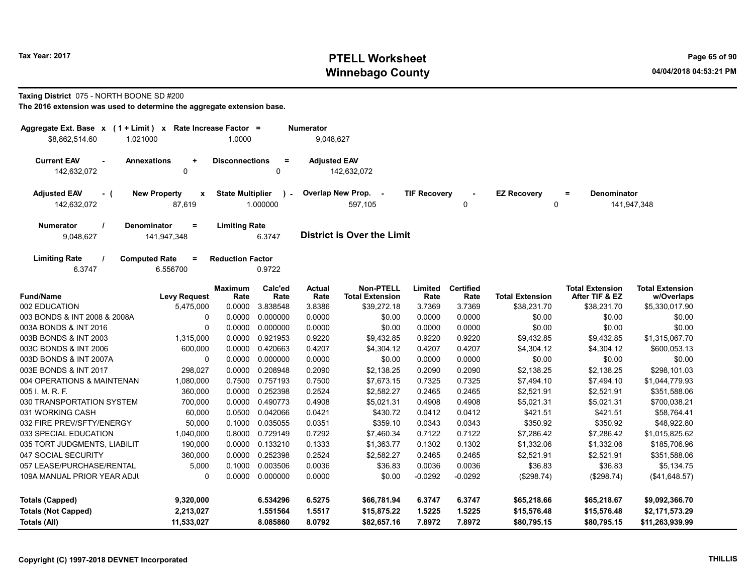# PTELL Worksheet
# Winnebago County

Tax Year: 2017

04/04/2018 04:53:21 PM

**Taxing District** 075 - NORTH BOONE SD #200

**The 2016 extension was used to determine the aggregate extension base.**

| Aggregate Ext. Base x | (1 + Limit) x | Rate Increase Factor = | Numerator |
|---|---|---|---|
| $8,862,514.60 | 1.021000 | 1.0000 | 9,048,627 |

| Current EAV - | Annexations + | Disconnections = | Adjusted EAV |
|---|---|---|---|
| 142,632,072 | 0 | 0 | 142,632,072 |

| Adjusted EAV - ( | New Property x | State Multiplier ) - | Overlap New Prop. - | TIF Recovery - | EZ Recovery = | Denominator |
|---|---|---|---|---|---|---|
| 142,632,072 | 87,619 | 1.000000 | 597,105 | 0 | 0 | 141,947,348 |

| Numerator / | Denominator = | Limiting Rate |
|---|---|---|
| 9,048,627 | 141,947,348 | 6.3747 |

**District is Over the Limit**

| Limiting Rate / | Computed Rate = | Reduction Factor |
|---|---|---|
| 6.3747 | 6.556700 | 0.9722 |

| Fund/Name | Levy Request | Maximum Rate | Calc'ed Rate | Actual Rate | Non-PTELL Total Extension | Limited Rate | Certified Rate | Total Extension | Total Extension After TIF & EZ | Total Extension w/Overlaps |
|---|---|---|---|---|---|---|---|---|---|---|
| 002 EDUCATION | 5,475,000 | 0.0000 | 3.838548 | 3.8386 | $39,272.18 | 3.7369 | 3.7369 | $38,231.70 | $38,231.70 | $5,330,017.90 |
| 003 BONDS & INT 2008 & 2008A | 0 | 0.0000 | 0.000000 | 0.0000 | $0.00 | 0.0000 | 0.0000 | $0.00 | $0.00 | $0.00 |
| 003A BONDS & INT 2016 | 0 | 0.0000 | 0.000000 | 0.0000 | $0.00 | 0.0000 | 0.0000 | $0.00 | $0.00 | $0.00 |
| 003B BONDS & INT 2003 | 1,315,000 | 0.0000 | 0.921953 | 0.9220 | $9,432.85 | 0.9220 | 0.9220 | $9,432.85 | $9,432.85 | $1,315,067.70 |
| 003C BONDS & INT 2006 | 600,000 | 0.0000 | 0.420663 | 0.4207 | $4,304.12 | 0.4207 | 0.4207 | $4,304.12 | $4,304.12 | $600,053.13 |
| 003D BONDS & INT 2007A | 0 | 0.0000 | 0.000000 | 0.0000 | $0.00 | 0.0000 | 0.0000 | $0.00 | $0.00 | $0.00 |
| 003E BONDS & INT 2017 | 298,027 | 0.0000 | 0.208948 | 0.2090 | $2,138.25 | 0.2090 | 0.2090 | $2,138.25 | $2,138.25 | $298,101.03 |
| 004 OPERATIONS & MAINTENAN | 1,080,000 | 0.7500 | 0.757193 | 0.7500 | $7,673.15 | 0.7325 | 0.7325 | $7,494.10 | $7,494.10 | $1,044,779.93 |
| 005 I. M. R. F. | 360,000 | 0.0000 | 0.252398 | 0.2524 | $2,582.27 | 0.2465 | 0.2465 | $2,521.91 | $2,521.91 | $351,588.06 |
| 030 TRANSPORTATION SYSTEM | 700,000 | 0.0000 | 0.490773 | 0.4908 | $5,021.31 | 0.4908 | 0.4908 | $5,021.31 | $5,021.31 | $700,038.21 |
| 031 WORKING CASH | 60,000 | 0.0500 | 0.042066 | 0.0421 | $430.72 | 0.0412 | 0.0412 | $421.51 | $421.51 | $58,764.41 |
| 032 FIRE PREV/SFTY/ENERGY | 50,000 | 0.1000 | 0.035055 | 0.0351 | $359.10 | 0.0343 | 0.0343 | $350.92 | $350.92 | $48,922.80 |
| 033 SPECIAL EDUCATION | 1,040,000 | 0.8000 | 0.729149 | 0.7292 | $7,460.34 | 0.7122 | 0.7122 | $7,286.42 | $7,286.42 | $1,015,825.62 |
| 035 TORT JUDGMENTS, LIABILIT | 190,000 | 0.0000 | 0.133210 | 0.1333 | $1,363.77 | 0.1302 | 0.1302 | $1,332.06 | $1,332.06 | $185,706.96 |
| 047 SOCIAL SECURITY | 360,000 | 0.0000 | 0.252398 | 0.2524 | $2,582.27 | 0.2465 | 0.2465 | $2,521.91 | $2,521.91 | $351,588.06 |
| 057 LEASE/PURCHASE/RENTAL | 5,000 | 0.1000 | 0.003506 | 0.0036 | $36.83 | 0.0036 | 0.0036 | $36.83 | $36.83 | $5,134.75 |
| 109A MANUAL PRIOR YEAR ADJU | 0 | 0.0000 | 0.000000 | 0.0000 | $0.00 | -0.0292 | -0.0292 | ($298.74) | ($298.74) | ($41,648.57) |
| **Totals (Capped)** | **9,320,000** | | **6.534296** | **6.5275** | **$66,781.94** | **6.3747** | **6.3747** | **$65,218.66** | **$65,218.67** | **$9,092,366.70** |
| **Totals (Not Capped)** | **2,213,027** | | **1.551564** | **1.5517** | **$15,875.22** | **1.5225** | **1.5225** | **$15,576.48** | **$15,576.48** | **$2,171,573.29** |
| **Totals (All)** | **11,533,027** | | **8.085860** | **8.0792** | **$82,657.16** | **7.8972** | **7.8972** | **$80,795.15** | **$80,795.15** | **$11,263,939.99** |

Copyright (C) 1997-2018 DEVNET Incorporated

THILLIS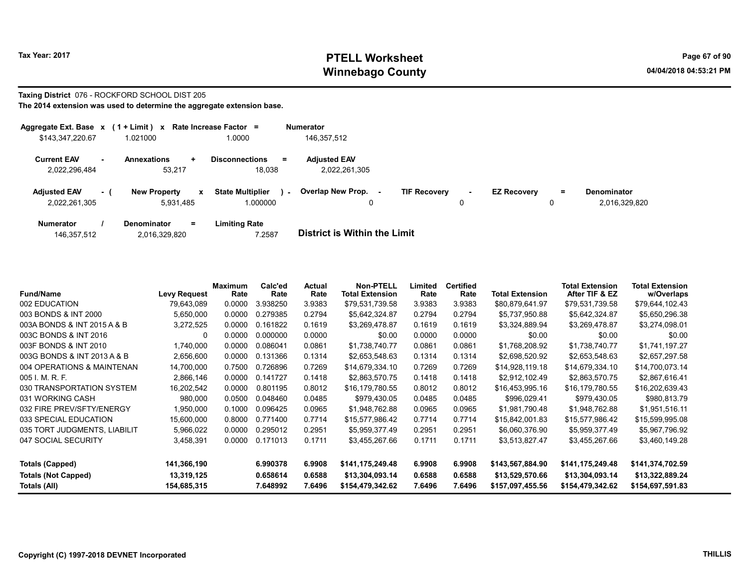Tax Year: 2017

# PTELL Worksheet
# Winnebago County

04/04/2018 04:53:21 PM

**Taxing District** 076 - ROCKFORD SCHOOL DIST 205

**The 2014 extension was used to determine the aggregate extension base.**

| Aggregate Ext. Base x | (1 + Limit) x | Rate Increase Factor = | Numerator |
|---|---|---|---|
| $143,347,220.67 | 1.021000 | 1.0000 | 146,357,512 |

| Current EAV - | Annexations + | Disconnections = | Adjusted EAV |
|---|---|---|---|
| 2,022,296,484 | 53,217 | 18,038 | 2,022,261,305 |

| Adjusted EAV - ( | New Property x | State Multiplier ) - | Overlap New Prop. - | TIF Recovery - | EZ Recovery = | Denominator |
|---|---|---|---|---|---|---|
| 2,022,261,305 | 5,931,485 | 1.000000 | 0 | 0 | 0 | 2,016,329,820 |

| Numerator / | Denominator = | Limiting Rate |
|---|---|---|
| 146,357,512 | 2,016,329,820 | 7.2587 |

**District is Within the Limit**

| Fund/Name | Levy Request | Maximum Rate | Calc'ed Rate | Actual Rate | Non-PTELL Total Extension | Limited Rate | Certified Rate | Total Extension | Total Extension After TIF & EZ | Total Extension w/Overlaps |
|---|---|---|---|---|---|---|---|---|---|---|
| 002 EDUCATION | 79,643,089 | 0.0000 | 3.938250 | 3.9383 | $79,531,739.58 | 3.9383 | 3.9383 | $80,879,641.97 | $79,531,739.58 | $79,644,102.43 |
| 003 BONDS & INT 2000 | 5,650,000 | 0.0000 | 0.279385 | 0.2794 | $5,642,324.87 | 0.2794 | 0.2794 | $5,737,950.88 | $5,642,324.87 | $5,650,296.38 |
| 003A BONDS & INT 2015 A & B | 3,272,525 | 0.0000 | 0.161822 | 0.1619 | $3,269,478.87 | 0.1619 | 0.1619 | $3,324,889.94 | $3,269,478.87 | $3,274,098.01 |
| 003C BONDS & INT 2016 | 0 | 0.0000 | 0.000000 | 0.0000 | $0.00 | 0.0000 | 0.0000 | $0.00 | $0.00 | $0.00 |
| 003F BONDS & INT 2010 | 1,740,000 | 0.0000 | 0.086041 | 0.0861 | $1,738,740.77 | 0.0861 | 0.0861 | $1,768,208.92 | $1,738,740.77 | $1,741,197.27 |
| 003G BONDS & INT 2013 A & B | 2,656,600 | 0.0000 | 0.131366 | 0.1314 | $2,653,548.63 | 0.1314 | 0.1314 | $2,698,520.92 | $2,653,548.63 | $2,657,297.58 |
| 004 OPERATIONS & MAINTENAN | 14,700,000 | 0.7500 | 0.726896 | 0.7269 | $14,679,334.10 | 0.7269 | 0.7269 | $14,928,119.18 | $14,679,334.10 | $14,700,073.14 |
| 005 I. M. R. F. | 2,866,146 | 0.0000 | 0.141727 | 0.1418 | $2,863,570.75 | 0.1418 | 0.1418 | $2,912,102.49 | $2,863,570.75 | $2,867,616.41 |
| 030 TRANSPORTATION SYSTEM | 16,202,542 | 0.0000 | 0.801195 | 0.8012 | $16,179,780.55 | 0.8012 | 0.8012 | $16,453,995.16 | $16,179,780.55 | $16,202,639.43 |
| 031 WORKING CASH | 980,000 | 0.0500 | 0.048460 | 0.0485 | $979,430.05 | 0.0485 | 0.0485 | $996,029.41 | $979,430.05 | $980,813.79 |
| 032 FIRE PREV/SFTY/ENERGY | 1,950,000 | 0.1000 | 0.096425 | 0.0965 | $1,948,762.88 | 0.0965 | 0.0965 | $1,981,790.48 | $1,948,762.88 | $1,951,516.11 |
| 033 SPECIAL EDUCATION | 15,600,000 | 0.8000 | 0.771400 | 0.7714 | $15,577,986.42 | 0.7714 | 0.7714 | $15,842,001.83 | $15,577,986.42 | $15,599,995.08 |
| 035 TORT JUDGMENTS, LIABILIT | 5,966,022 | 0.0000 | 0.295012 | 0.2951 | $5,959,377.49 | 0.2951 | 0.2951 | $6,060,376.90 | $5,959,377.49 | $5,967,796.92 |
| 047 SOCIAL SECURITY | 3,458,391 | 0.0000 | 0.171013 | 0.1711 | $3,455,267.66 | 0.1711 | 0.1711 | $3,513,827.47 | $3,455,267.66 | $3,460,149.28 |
| **Totals (Capped)** | **141,366,190** | | **6.990378** | **6.9908** | **$141,175,249.48** | **6.9908** | **6.9908** | **$143,567,884.90** | **$141,175,249.48** | **$141,374,702.59** |
| **Totals (Not Capped)** | **13,319,125** | | **0.658614** | **0.6588** | **$13,304,093.14** | **0.6588** | **0.6588** | **$13,529,570.66** | **$13,304,093.14** | **$13,322,889.24** |
| **Totals (All)** | **154,685,315** | | **7.648992** | **7.6496** | **$154,479,342.62** | **7.6496** | **7.6496** | **$157,097,455.56** | **$154,479,342.62** | **$154,697,591.83** |

Copyright (C) 1997-2018 DEVNET Incorporated

THILLIS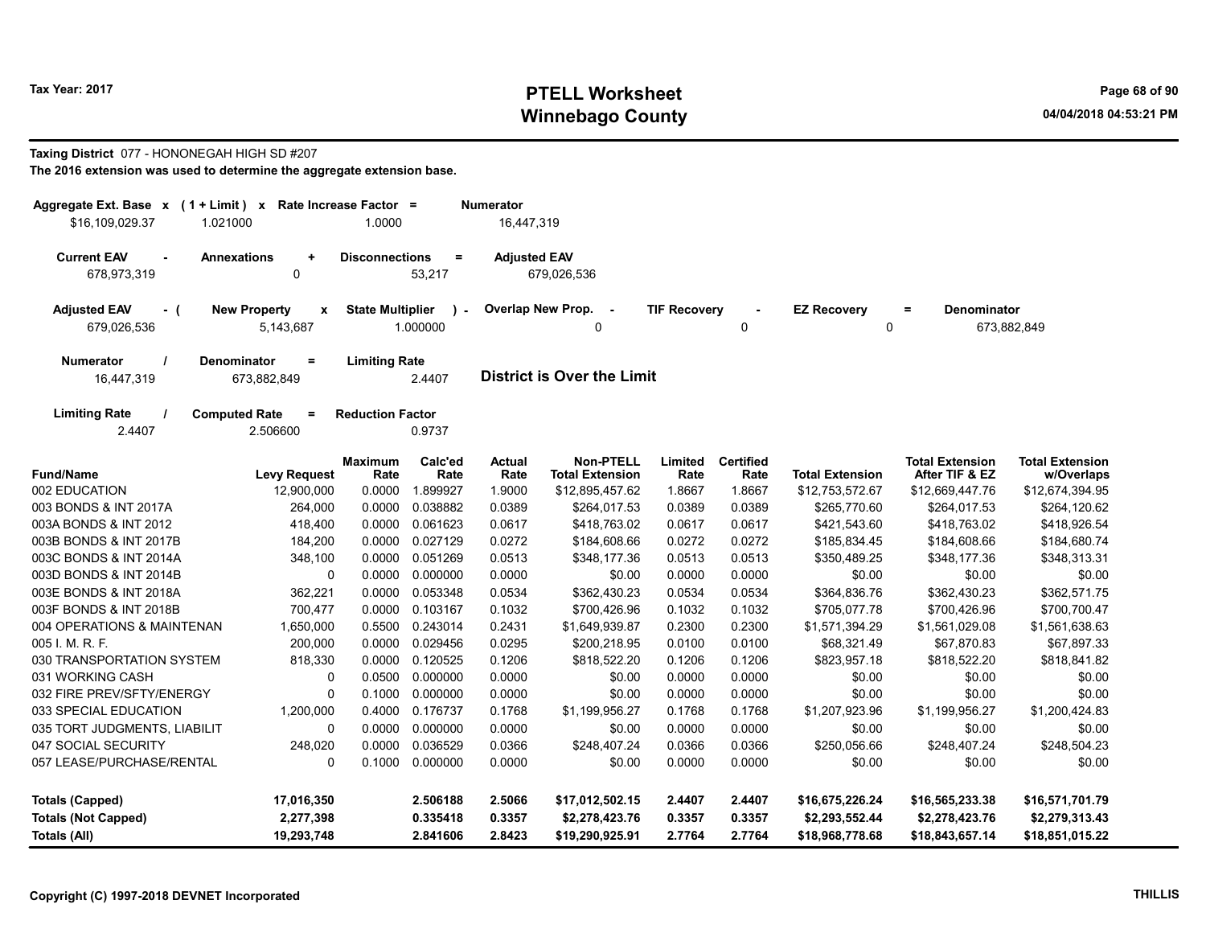# PTELL Worksheet
# Winnebago County

Tax Year: 2017

04/04/2018 04:53:21 PM

**Taxing District** 077 - HONONEGAH HIGH SD #207

**The 2016 extension was used to determine the aggregate extension base.**

| Aggregate Ext. Base | x | (1 + Limit) | x | Rate Increase Factor | = | Numerator |
|---|---|---|---|---|---|---|
| $16,109,029.37 | | 1.021000 | | 1.0000 | | 16,447,319 |

| Current EAV | - | Annexations | + | Disconnections | = | Adjusted EAV |
|---|---|---|---|---|---|---|
| 678,973,319 | | 0 | | 53,217 | | 679,026,536 |

| Adjusted EAV | - ( | New Property | x | State Multiplier | ) - | Overlap New Prop. | - | TIF Recovery | - | EZ Recovery | = | Denominator |
|---|---|---|---|---|---|---|---|---|---|---|---|---|
| 679,026,536 | | 5,143,687 | | 1.000000 | | 0 | | 0 | | 0 | | 673,882,849 |

| Numerator | / | Denominator | = | Limiting Rate |
|---|---|---|---|---|
| 16,447,319 | | 673,882,849 | | 2.4407 |

**District is Over the Limit**

| Limiting Rate | / | Computed Rate | = | Reduction Factor |
|---|---|---|---|---|
| 2.4407 | | 2.506600 | | 0.9737 |

| Fund/Name | Levy Request | Maximum Rate | Calc'ed Rate | Actual Rate | Non-PTELL Total Extension | Limited Rate | Certified Rate | Total Extension | Total Extension After TIF & EZ | Total Extension w/Overlaps |
|---|---|---|---|---|---|---|---|---|---|---|
| 002 EDUCATION | 12,900,000 | 0.0000 | 1.899927 | 1.9000 | $12,895,457.62 | 1.8667 | 1.8667 | $12,753,572.67 | $12,669,447.76 | $12,674,394.95 |
| 003 BONDS & INT 2017A | 264,000 | 0.0000 | 0.038882 | 0.0389 | $264,017.53 | 0.0389 | 0.0389 | $265,770.60 | $264,017.53 | $264,120.62 |
| 003A BONDS & INT 2012 | 418,400 | 0.0000 | 0.061623 | 0.0617 | $418,763.02 | 0.0617 | 0.0617 | $421,543.60 | $418,763.02 | $418,926.54 |
| 003B BONDS & INT 2017B | 184,200 | 0.0000 | 0.027129 | 0.0272 | $184,608.66 | 0.0272 | 0.0272 | $185,834.45 | $184,608.66 | $184,680.74 |
| 003C BONDS & INT 2014A | 348,100 | 0.0000 | 0.051269 | 0.0513 | $348,177.36 | 0.0513 | 0.0513 | $350,489.25 | $348,177.36 | $348,313.31 |
| 003D BONDS & INT 2014B | 0 | 0.0000 | 0.000000 | 0.0000 | $0.00 | 0.0000 | 0.0000 | $0.00 | $0.00 | $0.00 |
| 003E BONDS & INT 2018A | 362,221 | 0.0000 | 0.053348 | 0.0534 | $362,430.23 | 0.0534 | 0.0534 | $364,836.76 | $362,430.23 | $362,571.75 |
| 003F BONDS & INT 2018B | 700,477 | 0.0000 | 0.103167 | 0.1032 | $700,426.96 | 0.1032 | 0.1032 | $705,077.78 | $700,426.96 | $700,700.47 |
| 004 OPERATIONS & MAINTENAN | 1,650,000 | 0.5500 | 0.243014 | 0.2431 | $1,649,939.87 | 0.2300 | 0.2300 | $1,571,394.29 | $1,561,029.08 | $1,561,638.63 |
| 005 I. M. R. F. | 200,000 | 0.0000 | 0.029456 | 0.0295 | $200,218.95 | 0.0100 | 0.0100 | $68,321.49 | $67,870.83 | $67,897.33 |
| 030 TRANSPORTATION SYSTEM | 818,330 | 0.0000 | 0.120525 | 0.1206 | $818,522.20 | 0.1206 | 0.1206 | $823,957.18 | $818,522.20 | $818,841.82 |
| 031 WORKING CASH | 0 | 0.0500 | 0.000000 | 0.0000 | $0.00 | 0.0000 | 0.0000 | $0.00 | $0.00 | $0.00 |
| 032 FIRE PREV/SFTY/ENERGY | 0 | 0.1000 | 0.000000 | 0.0000 | $0.00 | 0.0000 | 0.0000 | $0.00 | $0.00 | $0.00 |
| 033 SPECIAL EDUCATION | 1,200,000 | 0.4000 | 0.176737 | 0.1768 | $1,199,956.27 | 0.1768 | 0.1768 | $1,207,923.96 | $1,199,956.27 | $1,200,424.83 |
| 035 TORT JUDGMENTS, LIABILIT | 0 | 0.0000 | 0.000000 | 0.0000 | $0.00 | 0.0000 | 0.0000 | $0.00 | $0.00 | $0.00 |
| 047 SOCIAL SECURITY | 248,020 | 0.0000 | 0.036529 | 0.0366 | $248,407.24 | 0.0366 | 0.0366 | $250,056.66 | $248,407.24 | $248,504.23 |
| 057 LEASE/PURCHASE/RENTAL | 0 | 0.1000 | 0.000000 | 0.0000 | $0.00 | 0.0000 | 0.0000 | $0.00 | $0.00 | $0.00 |
| **Totals (Capped)** | **17,016,350** | | **2.506188** | **2.5066** | **$17,012,502.15** | **2.4407** | **2.4407** | **$16,675,226.24** | **$16,565,233.38** | **$16,571,701.79** |
| **Totals (Not Capped)** | **2,277,398** | | **0.335418** | **0.3357** | **$2,278,423.76** | **0.3357** | **0.3357** | **$2,293,552.44** | **$2,278,423.76** | **$2,279,313.43** |
| **Totals (All)** | **19,293,748** | | **2.841606** | **2.8423** | **$19,290,925.91** | **2.7764** | **2.7764** | **$18,968,778.68** | **$18,843,657.14** | **$18,851,015.22** |

Copyright (C) 1997-2018 DEVNET Incorporated

THILLIS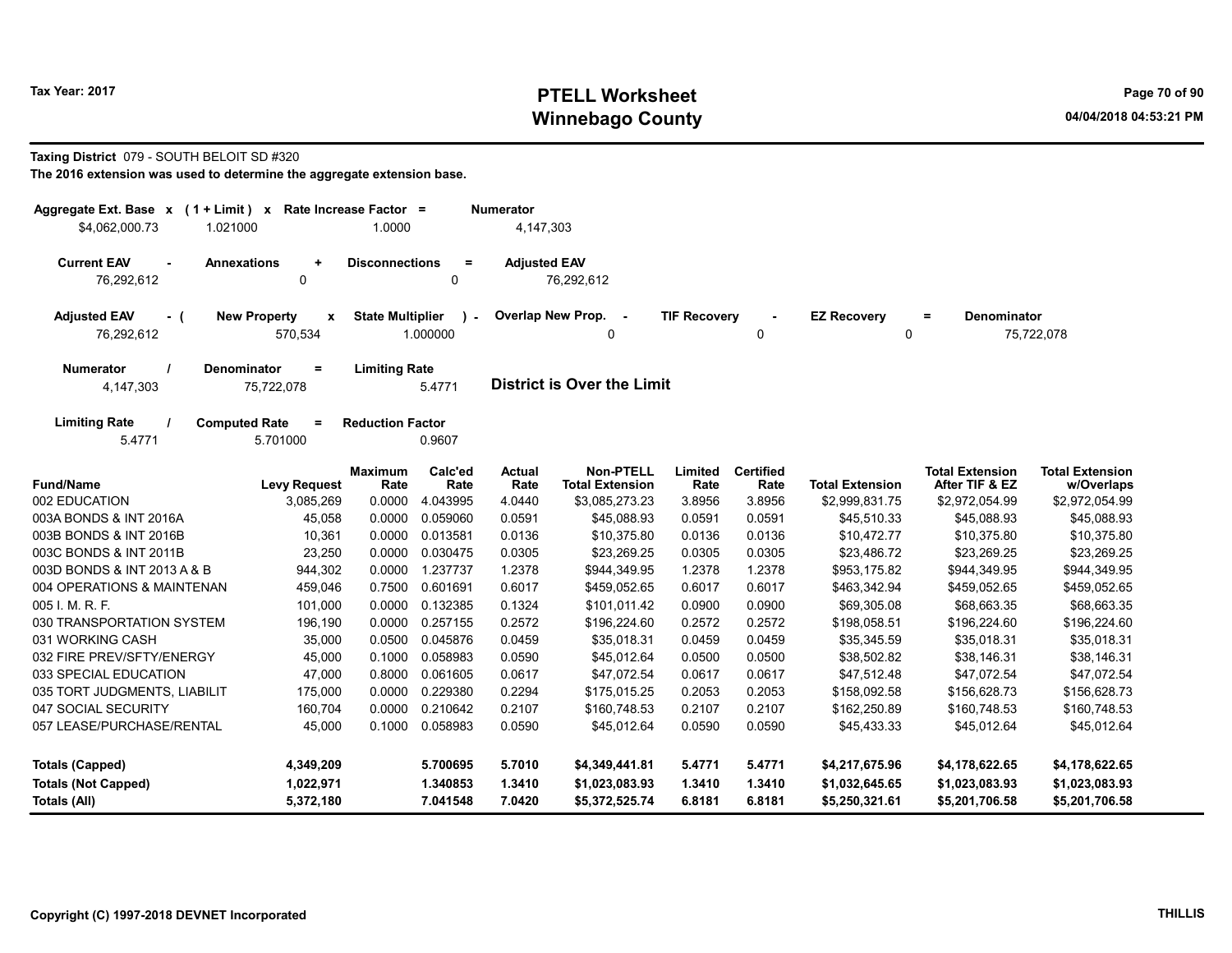# PTELL Worksheet
# Winnebago County

Tax Year: 2017

04/04/2018 04:53:21 PM

**Taxing District** 079 - SOUTH BELOIT SD #320

**The 2016 extension was used to determine the aggregate extension base.**

| Aggregate Ext. Base x | (1 + Limit) x | Rate Increase Factor = | Numerator |
|---|---|---|---|
| $4,062,000.73 | 1.021000 | 1.0000 | 4,147,303 |

| Current EAV - | Annexations + | Disconnections = | Adjusted EAV |
|---|---|---|---|
| 76,292,612 | 0 | 0 | 76,292,612 |

| Adjusted EAV - ( | New Property x | State Multiplier ) - | Overlap New Prop. - | TIF Recovery - | EZ Recovery = | Denominator |
|---|---|---|---|---|---|---|
| 76,292,612 | 570,534 | 1.000000 | 0 | 0 | 0 | 75,722,078 |

| Numerator / | Denominator = | Limiting Rate |
|---|---|---|
| 4,147,303 | 75,722,078 | 5.4771 |

**District is Over the Limit**

| Limiting Rate / | Computed Rate = | Reduction Factor |
|---|---|---|
| 5.4771 | 5.701000 | 0.9607 |

| Fund/Name | Levy Request | Maximum Rate | Calc'ed Rate | Actual Rate | Non-PTELL Total Extension | Limited Rate | Certified Rate | Total Extension | Total Extension After TIF & EZ | Total Extension w/Overlaps |
|---|---|---|---|---|---|---|---|---|---|---|
| 002 EDUCATION | 3,085,269 | 0.0000 | 4.043995 | 4.0440 | $3,085,273.23 | 3.8956 | 3.8956 | $2,999,831.75 | $2,972,054.99 | $2,972,054.99 |
| 003A BONDS & INT 2016A | 45,058 | 0.0000 | 0.059060 | 0.0591 | $45,088.93 | 0.0591 | 0.0591 | $45,510.33 | $45,088.93 | $45,088.93 |
| 003B BONDS & INT 2016B | 10,361 | 0.0000 | 0.013581 | 0.0136 | $10,375.80 | 0.0136 | 0.0136 | $10,472.77 | $10,375.80 | $10,375.80 |
| 003C BONDS & INT 2011B | 23,250 | 0.0000 | 0.030475 | 0.0305 | $23,269.25 | 0.0305 | 0.0305 | $23,486.72 | $23,269.25 | $23,269.25 |
| 003D BONDS & INT 2013 A & B | 944,302 | 0.0000 | 1.237737 | 1.2378 | $944,349.95 | 1.2378 | 1.2378 | $953,175.82 | $944,349.95 | $944,349.95 |
| 004 OPERATIONS & MAINTENAN | 459,046 | 0.7500 | 0.601691 | 0.6017 | $459,052.65 | 0.6017 | 0.6017 | $463,342.94 | $459,052.65 | $459,052.65 |
| 005 I. M. R. F. | 101,000 | 0.0000 | 0.132385 | 0.1324 | $101,011.42 | 0.0900 | 0.0900 | $69,305.08 | $68,663.35 | $68,663.35 |
| 030 TRANSPORTATION SYSTEM | 196,190 | 0.0000 | 0.257155 | 0.2572 | $196,224.60 | 0.2572 | 0.2572 | $198,058.51 | $196,224.60 | $196,224.60 |
| 031 WORKING CASH | 35,000 | 0.0500 | 0.045876 | 0.0459 | $35,018.31 | 0.0459 | 0.0459 | $35,345.59 | $35,018.31 | $35,018.31 |
| 032 FIRE PREV/SFTY/ENERGY | 45,000 | 0.1000 | 0.058983 | 0.0590 | $45,012.64 | 0.0500 | 0.0500 | $38,502.82 | $38,146.31 | $38,146.31 |
| 033 SPECIAL EDUCATION | 47,000 | 0.8000 | 0.061605 | 0.0617 | $47,072.54 | 0.0617 | 0.0617 | $47,512.48 | $47,072.54 | $47,072.54 |
| 035 TORT JUDGMENTS, LIABILIT | 175,000 | 0.0000 | 0.229380 | 0.2294 | $175,015.25 | 0.2053 | 0.2053 | $158,092.58 | $156,628.73 | $156,628.73 |
| 047 SOCIAL SECURITY | 160,704 | 0.0000 | 0.210642 | 0.2107 | $160,748.53 | 0.2107 | 0.2107 | $162,250.89 | $160,748.53 | $160,748.53 |
| 057 LEASE/PURCHASE/RENTAL | 45,000 | 0.1000 | 0.058983 | 0.0590 | $45,012.64 | 0.0590 | 0.0590 | $45,433.33 | $45,012.64 | $45,012.64 |
| **Totals (Capped)** | **4,349,209** | | **5.700695** | **5.7010** | **$4,349,441.81** | **5.4771** | **5.4771** | **$4,217,675.96** | **$4,178,622.65** | **$4,178,622.65** |
| **Totals (Not Capped)** | **1,022,971** | | **1.340853** | **1.3410** | **$1,023,083.93** | **1.3410** | **1.3410** | **$1,032,645.65** | **$1,023,083.93** | **$1,023,083.93** |
| **Totals (All)** | **5,372,180** | | **7.041548** | **7.0420** | **$5,372,525.74** | **6.8181** | **6.8181** | **$5,250,321.61** | **$5,201,706.58** | **$5,201,706.58** |

Copyright (C) 1997-2018 DEVNET Incorporated — THILLIS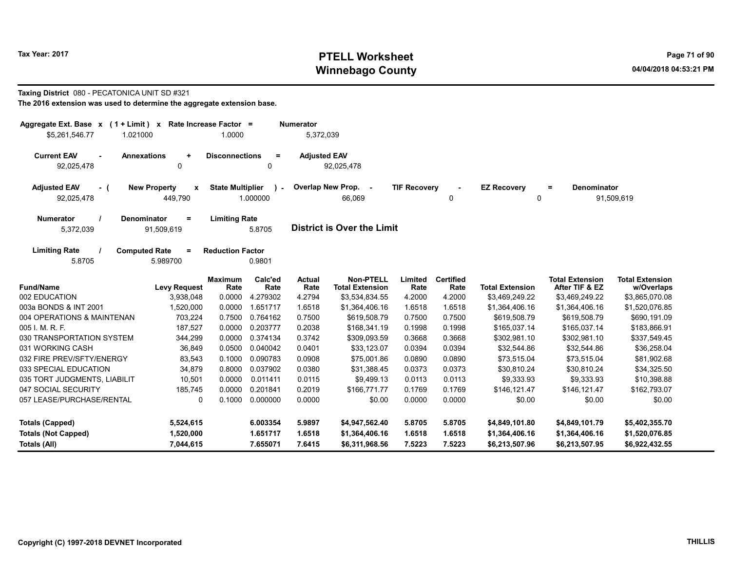# PTELL Worksheet
# Winnebago County

Tax Year: 2017

04/04/2018 04:53:21 PM

**Taxing District** 080 - PECATONICA UNIT SD #321

**The 2016 extension was used to determine the aggregate extension base.**

| Aggregate Ext. Base x | (1 + Limit) x | Rate Increase Factor = | Numerator |
|---|---|---|---|
| $5,261,546.77 | 1.021000 | 1.0000 | 5,372,039 |

| Current EAV - | Annexations + | Disconnections = | Adjusted EAV |
|---|---|---|---|
| 92,025,478 | 0 | 0 | 92,025,478 |

| Adjusted EAV - ( | New Property x | State Multiplier ) - | Overlap New Prop. - | TIF Recovery - | EZ Recovery = | Denominator |
|---|---|---|---|---|---|---|
| 92,025,478 | 449,790 | 1.000000 | 66,069 | 0 | 0 | 91,509,619 |

| Numerator / | Denominator = | Limiting Rate |
|---|---|---|
| 5,372,039 | 91,509,619 | 5.8705 |

**District is Over the Limit**

| Limiting Rate / | Computed Rate = | Reduction Factor |
|---|---|---|
| 5.8705 | 5.989700 | 0.9801 |

| Fund/Name | Levy Request | Maximum Rate | Calc'ed Rate | Actual Rate | Non-PTELL Total Extension | Limited Rate | Certified Rate | Total Extension | Total Extension After TIF & EZ | Total Extension w/Overlaps |
|---|---|---|---|---|---|---|---|---|---|---|
| 002 EDUCATION | 3,938,048 | 0.0000 | 4.279302 | 4.2794 | $3,534,834.55 | 4.2000 | 4.2000 | $3,469,249.22 | $3,469,249.22 | $3,865,070.08 |
| 003a BONDS & INT 2001 | 1,520,000 | 0.0000 | 1.651717 | 1.6518 | $1,364,406.16 | 1.6518 | 1.6518 | $1,364,406.16 | $1,364,406.16 | $1,520,076.85 |
| 004 OPERATIONS & MAINTENAN | 703,224 | 0.7500 | 0.764162 | 0.7500 | $619,508.79 | 0.7500 | 0.7500 | $619,508.79 | $619,508.79 | $690,191.09 |
| 005 I. M. R. F. | 187,527 | 0.0000 | 0.203777 | 0.2038 | $168,341.19 | 0.1998 | 0.1998 | $165,037.14 | $165,037.14 | $183,866.91 |
| 030 TRANSPORTATION SYSTEM | 344,299 | 0.0000 | 0.374134 | 0.3742 | $309,093.59 | 0.3668 | 0.3668 | $302,981.10 | $302,981.10 | $337,549.45 |
| 031 WORKING CASH | 36,849 | 0.0500 | 0.040042 | 0.0401 | $33,123.07 | 0.0394 | 0.0394 | $32,544.86 | $32,544.86 | $36,258.04 |
| 032 FIRE PREV/SFTY/ENERGY | 83,543 | 0.1000 | 0.090783 | 0.0908 | $75,001.86 | 0.0890 | 0.0890 | $73,515.04 | $73,515.04 | $81,902.68 |
| 033 SPECIAL EDUCATION | 34,879 | 0.8000 | 0.037902 | 0.0380 | $31,388.45 | 0.0373 | 0.0373 | $30,810.24 | $30,810.24 | $34,325.50 |
| 035 TORT JUDGMENTS, LIABILIT | 10,501 | 0.0000 | 0.011411 | 0.0115 | $9,499.13 | 0.0113 | 0.0113 | $9,333.93 | $9,333.93 | $10,398.88 |
| 047 SOCIAL SECURITY | 185,745 | 0.0000 | 0.201841 | 0.2019 | $166,771.77 | 0.1769 | 0.1769 | $146,121.47 | $146,121.47 | $162,793.07 |
| 057 LEASE/PURCHASE/RENTAL | 0 | 0.1000 | 0.000000 | 0.0000 | $0.00 | 0.0000 | 0.0000 | $0.00 | $0.00 | $0.00 |
| **Totals (Capped)** | **5,524,615** | | **6.003354** | **5.9897** | **$4,947,562.40** | **5.8705** | **5.8705** | **$4,849,101.80** | **$4,849,101.79** | **$5,402,355.70** |
| **Totals (Not Capped)** | **1,520,000** | | **1.651717** | **1.6518** | **$1,364,406.16** | **1.6518** | **1.6518** | **$1,364,406.16** | **$1,364,406.16** | **$1,520,076.85** |
| **Totals (All)** | **7,044,615** | | **7.655071** | **7.6415** | **$6,311,968.56** | **7.5223** | **7.5223** | **$6,213,507.96** | **$6,213,507.95** | **$6,922,432.55** |

Copyright (C) 1997-2018 DEVNET Incorporated

THILLIS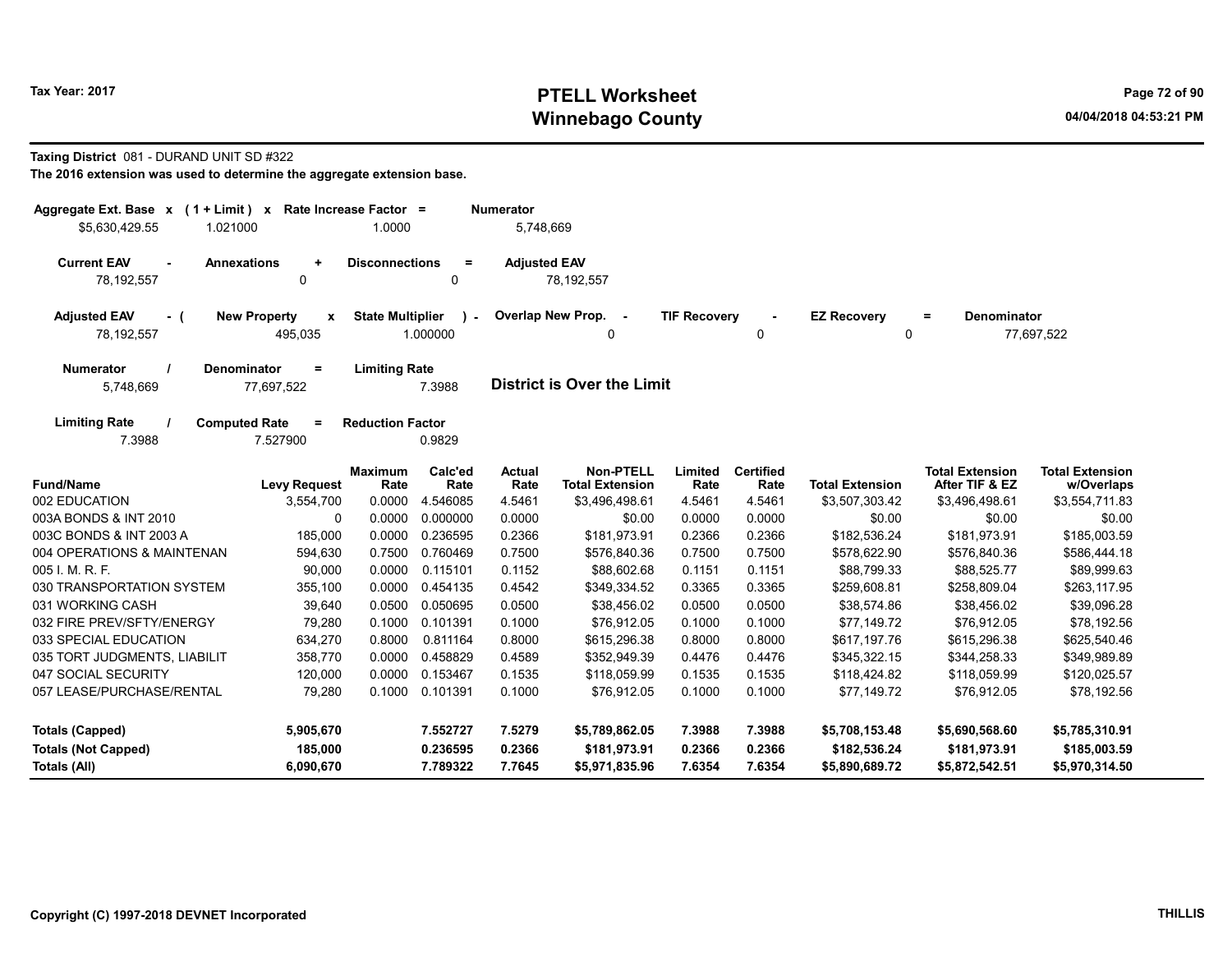**Tax Year: 2017**

# PTELL Worksheet
## Winnebago County

04/04/2018 04:53:21 PM

**Taxing District** 081 - DURAND UNIT SD #322

**The 2016 extension was used to determine the aggregate extension base.**

| Aggregate Ext. Base | x | (1 + Limit) | x | Rate Increase Factor | = | Numerator |
|---|---|---|---|---|---|---|
| $5,630,429.55 | | 1.021000 | | 1.0000 | | 5,748,669 |

| Current EAV | - | Annexations | + | Disconnections | = | Adjusted EAV |
|---|---|---|---|---|---|---|
| 78,192,557 | | 0 | | 0 | | 78,192,557 |

| Adjusted EAV | - ( | New Property | x | State Multiplier | ) - | Overlap New Prop. | - | TIF Recovery | - | EZ Recovery | = | Denominator |
|---|---|---|---|---|---|---|---|---|---|---|---|---|
| 78,192,557 | | 495,035 | | 1.000000 | | 0 | | 0 | | 0 | | 77,697,522 |

| Numerator | / | Denominator | = | Limiting Rate |
|---|---|---|---|---|
| 5,748,669 | | 77,697,522 | | 7.3988 |

**District is Over the Limit**

| Limiting Rate | / | Computed Rate | = | Reduction Factor |
|---|---|---|---|---|
| 7.3988 | | 7.527900 | | 0.9829 |

| Fund/Name | Levy Request | Maximum Rate | Calc'ed Rate | Actual Rate | Non-PTELL Total Extension | Limited Rate | Certified Rate | Total Extension | Total Extension After TIF & EZ | Total Extension w/Overlaps |
|---|---|---|---|---|---|---|---|---|---|---|
| 002 EDUCATION | 3,554,700 | 0.0000 | 4.546085 | 4.5461 | $3,496,498.61 | 4.5461 | 4.5461 | $3,507,303.42 | $3,496,498.61 | $3,554,711.83 |
| 003A BONDS & INT 2010 | 0 | 0.0000 | 0.000000 | 0.0000 | $0.00 | 0.0000 | 0.0000 | $0.00 | $0.00 | $0.00 |
| 003C BONDS & INT 2003 A | 185,000 | 0.0000 | 0.236595 | 0.2366 | $181,973.91 | 0.2366 | 0.2366 | $182,536.24 | $181,973.91 | $185,003.59 |
| 004 OPERATIONS & MAINTENAN | 594,630 | 0.7500 | 0.760469 | 0.7500 | $576,840.36 | 0.7500 | 0.7500 | $578,622.90 | $576,840.36 | $586,444.18 |
| 005 I. M. R. F. | 90,000 | 0.0000 | 0.115101 | 0.1152 | $88,602.68 | 0.1151 | 0.1151 | $88,799.33 | $88,525.77 | $89,999.63 |
| 030 TRANSPORTATION SYSTEM | 355,100 | 0.0000 | 0.454135 | 0.4542 | $349,334.52 | 0.3365 | 0.3365 | $259,608.81 | $258,809.04 | $263,117.95 |
| 031 WORKING CASH | 39,640 | 0.0500 | 0.050695 | 0.0500 | $38,456.02 | 0.0500 | 0.0500 | $38,574.86 | $38,456.02 | $39,096.28 |
| 032 FIRE PREV/SFTY/ENERGY | 79,280 | 0.1000 | 0.101391 | 0.1000 | $76,912.05 | 0.1000 | 0.1000 | $77,149.72 | $76,912.05 | $78,192.56 |
| 033 SPECIAL EDUCATION | 634,270 | 0.8000 | 0.811164 | 0.8000 | $615,296.38 | 0.8000 | 0.8000 | $617,197.76 | $615,296.38 | $625,540.46 |
| 035 TORT JUDGMENTS, LIABILIT | 358,770 | 0.0000 | 0.458829 | 0.4589 | $352,949.39 | 0.4476 | 0.4476 | $345,322.15 | $344,258.33 | $349,989.89 |
| 047 SOCIAL SECURITY | 120,000 | 0.0000 | 0.153467 | 0.1535 | $118,059.99 | 0.1535 | 0.1535 | $118,424.82 | $118,059.99 | $120,025.57 |
| 057 LEASE/PURCHASE/RENTAL | 79,280 | 0.1000 | 0.101391 | 0.1000 | $76,912.05 | 0.1000 | 0.1000 | $77,149.72 | $76,912.05 | $78,192.56 |
| **Totals (Capped)** | **5,905,670** | | **7.552727** | **7.5279** | **$5,789,862.05** | **7.3988** | **7.3988** | **$5,708,153.48** | **$5,690,568.60** | **$5,785,310.91** |
| **Totals (Not Capped)** | **185,000** | | **0.236595** | **0.2366** | **$181,973.91** | **0.2366** | **0.2366** | **$182,536.24** | **$181,973.91** | **$185,003.59** |
| **Totals (All)** | **6,090,670** | | **7.789322** | **7.7645** | **$5,971,835.96** | **7.6354** | **7.6354** | **$5,890,689.72** | **$5,872,542.51** | **$5,970,314.50** |

Copyright (C) 1997-2018 DEVNET Incorporated

THILLIS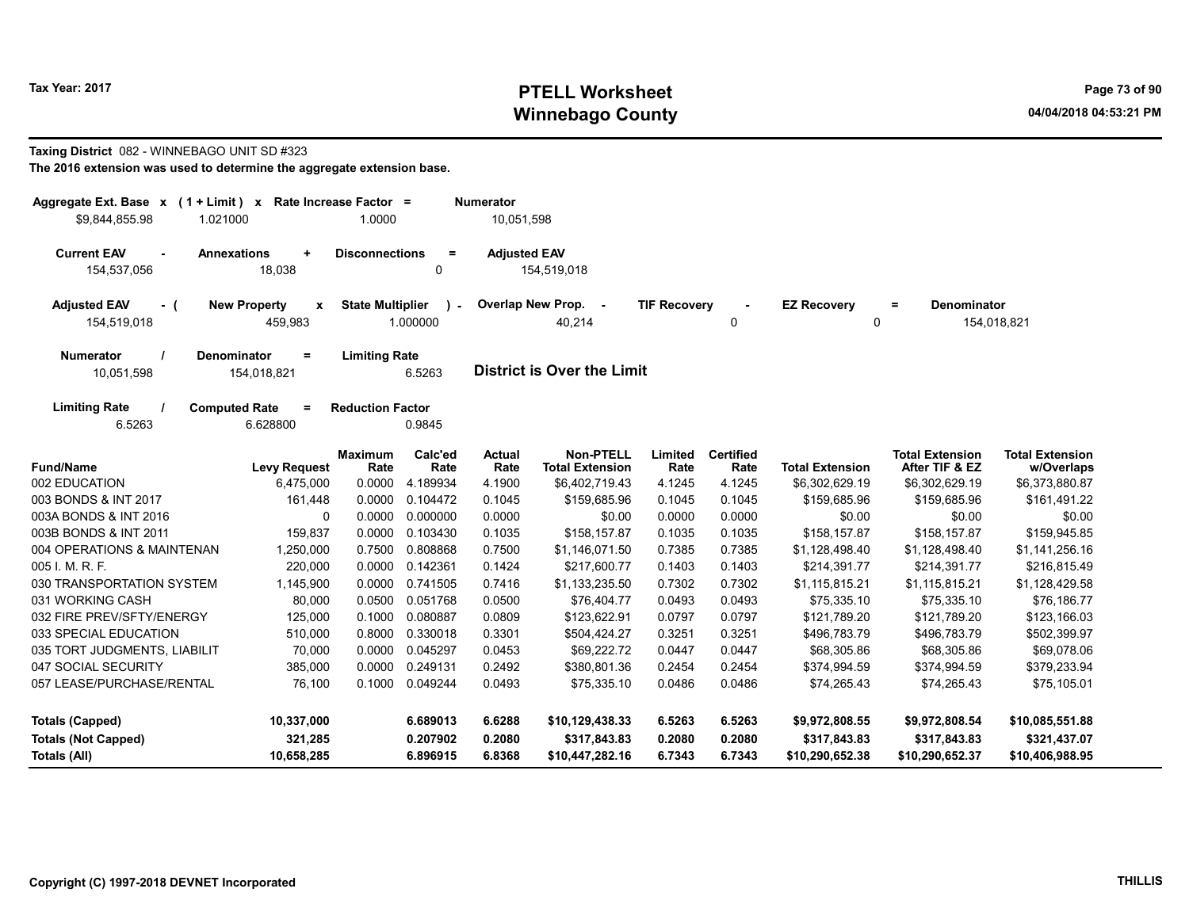Tax Year: 2017

# PTELL Worksheet
# Winnebago County

04/04/2018 04:53:21 PM

**Taxing District** 082 - WINNEBAGO UNIT SD #323

**The 2016 extension was used to determine the aggregate extension base.**

| Aggregate Ext. Base | x | (1 + Limit) | x | Rate Increase Factor | = | Numerator |
|---|---|---|---|---|---|---|
| $9,844,855.98 | | 1.021000 | | 1.0000 | | 10,051,598 |

| Current EAV | - | Annexations | + | Disconnections | = | Adjusted EAV |
|---|---|---|---|---|---|---|
| 154,537,056 | | 18,038 | | 0 | | 154,519,018 |

| Adjusted EAV | - ( | New Property | x | State Multiplier | ) - | Overlap New Prop. | - | TIF Recovery | - | EZ Recovery | = | Denominator |
|---|---|---|---|---|---|---|---|---|---|---|---|---|
| 154,519,018 | | 459,983 | | 1.000000 | | 40,214 | | 0 | | 0 | | 154,018,821 |

| Numerator | / | Denominator | = | Limiting Rate |
|---|---|---|---|---|
| 10,051,598 | | 154,018,821 | | 6.5263 |

**District is Over the Limit**

| Limiting Rate | / | Computed Rate | = | Reduction Factor |
|---|---|---|---|---|
| 6.5263 | | 6.628800 | | 0.9845 |

| Fund/Name | Levy Request | Maximum Rate | Calc'ed Rate | Actual Rate | Non-PTELL Total Extension | Limited Rate | Certified Rate | Total Extension | Total Extension After TIF & EZ | Total Extension w/Overlaps |
|---|---|---|---|---|---|---|---|---|---|---|
| 002 EDUCATION | 6,475,000 | 0.0000 | 4.189934 | 4.1900 | $6,402,719.43 | 4.1245 | 4.1245 | $6,302,629.19 | $6,302,629.19 | $6,373,880.87 |
| 003 BONDS & INT 2017 | 161,448 | 0.0000 | 0.104472 | 0.1045 | $159,685.96 | 0.1045 | 0.1045 | $159,685.96 | $159,685.96 | $161,491.22 |
| 003A BONDS & INT 2016 | 0 | 0.0000 | 0.000000 | 0.0000 | $0.00 | 0.0000 | 0.0000 | $0.00 | $0.00 | $0.00 |
| 003B BONDS & INT 2011 | 159,837 | 0.0000 | 0.103430 | 0.1035 | $158,157.87 | 0.1035 | 0.1035 | $158,157.87 | $158,157.87 | $159,945.85 |
| 004 OPERATIONS & MAINTENAN | 1,250,000 | 0.7500 | 0.808868 | 0.7500 | $1,146,071.50 | 0.7385 | 0.7385 | $1,128,498.40 | $1,128,498.40 | $1,141,256.16 |
| 005 I. M. R. F. | 220,000 | 0.0000 | 0.142361 | 0.1424 | $217,600.77 | 0.1403 | 0.1403 | $214,391.77 | $214,391.77 | $216,815.49 |
| 030 TRANSPORTATION SYSTEM | 1,145,900 | 0.0000 | 0.741505 | 0.7416 | $1,133,235.50 | 0.7302 | 0.7302 | $1,115,815.21 | $1,115,815.21 | $1,128,429.58 |
| 031 WORKING CASH | 80,000 | 0.0500 | 0.051768 | 0.0500 | $76,404.77 | 0.0493 | 0.0493 | $75,335.10 | $75,335.10 | $76,186.77 |
| 032 FIRE PREV/SFTY/ENERGY | 125,000 | 0.1000 | 0.080887 | 0.0809 | $123,622.91 | 0.0797 | 0.0797 | $121,789.20 | $121,789.20 | $123,166.03 |
| 033 SPECIAL EDUCATION | 510,000 | 0.8000 | 0.330018 | 0.3301 | $504,424.27 | 0.3251 | 0.3251 | $496,783.79 | $496,783.79 | $502,399.97 |
| 035 TORT JUDGMENTS, LIABILIT | 70,000 | 0.0000 | 0.045297 | 0.0453 | $69,222.72 | 0.0447 | 0.0447 | $68,305.86 | $68,305.86 | $69,078.06 |
| 047 SOCIAL SECURITY | 385,000 | 0.0000 | 0.249131 | 0.2492 | $380,801.36 | 0.2454 | 0.2454 | $374,994.59 | $374,994.59 | $379,233.94 |
| 057 LEASE/PURCHASE/RENTAL | 76,100 | 0.1000 | 0.049244 | 0.0493 | $75,335.10 | 0.0486 | 0.0486 | $74,265.43 | $74,265.43 | $75,105.01 |
| **Totals (Capped)** | **10,337,000** | | **6.689013** | **6.6288** | **$10,129,438.33** | **6.5263** | **6.5263** | **$9,972,808.55** | **$9,972,808.54** | **$10,085,551.88** |
| **Totals (Not Capped)** | **321,285** | | **0.207902** | **0.2080** | **$317,843.83** | **0.2080** | **0.2080** | **$317,843.83** | **$317,843.83** | **$321,437.07** |
| **Totals (All)** | **10,658,285** | | **6.896915** | **6.8368** | **$10,447,282.16** | **6.7343** | **6.7343** | **$10,290,652.38** | **$10,290,652.37** | **$10,406,988.95** |

Copyright (C) 1997-2018 DEVNET Incorporated

THILLIS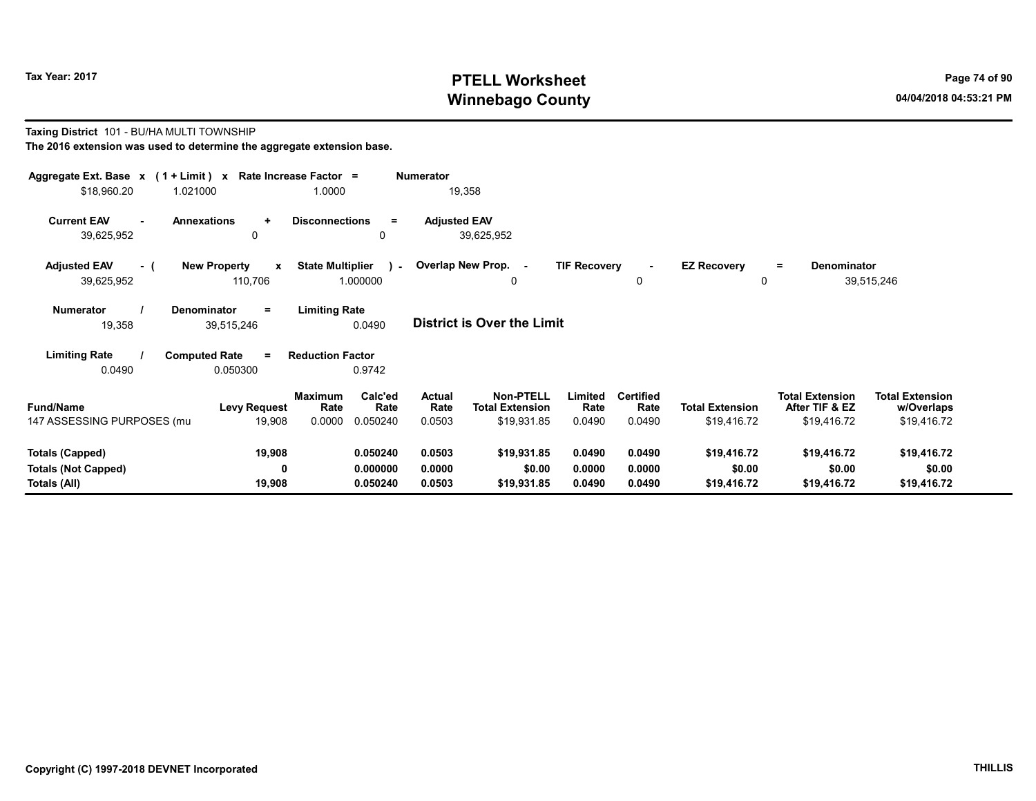**Tax Year: 2017**

# PTELL Worksheet
# Winnebago County

04/04/2018 04:53:21 PM

**Taxing District** 101 - BU/HA MULTI TOWNSHIP

**The 2016 extension was used to determine the aggregate extension base.**

| Aggregate Ext. Base | x | (1 + Limit) | x | Rate Increase Factor | = | Numerator |
|---|---|---|---|---|---|---|
| $18,960.20 | | 1.021000 | | 1.0000 | | 19,358 |

| Current EAV | - | Annexations | + | Disconnections | = | Adjusted EAV |
|---|---|---|---|---|---|---|
| 39,625,952 | | 0 | | 0 | | 39,625,952 |

| Adjusted EAV | - ( | New Property | x | State Multiplier | ) - | Overlap New Prop. | - | TIF Recovery | - | EZ Recovery | = | Denominator |
|---|---|---|---|---|---|---|---|---|---|---|---|---|
| 39,625,952 | | 110,706 | | 1.000000 | | 0 | | 0 | | 0 | | 39,515,246 |

| Numerator | / | Denominator | = | Limiting Rate |
|---|---|---|---|---|
| 19,358 | | 39,515,246 | | 0.0490 |

**District is Over the Limit**

| Limiting Rate | / | Computed Rate | = | Reduction Factor |
|---|---|---|---|---|
| 0.0490 | | 0.050300 | | 0.9742 |

| Fund/Name | Levy Request | Maximum Rate | Calc'ed Rate | Actual Rate | Non-PTELL Total Extension | Limited Rate | Certified Rate | Total Extension | Total Extension After TIF & EZ | Total Extension w/Overlaps |
|---|---|---|---|---|---|---|---|---|---|---|
| 147 ASSESSING PURPOSES (mu | 19,908 | 0.0000 | 0.050240 | 0.0503 | $19,931.85 | 0.0490 | 0.0490 | $19,416.72 | $19,416.72 | $19,416.72 |
| **Totals (Capped)** | **19,908** | | **0.050240** | **0.0503** | **$19,931.85** | **0.0490** | **0.0490** | **$19,416.72** | **$19,416.72** | **$19,416.72** |
| **Totals (Not Capped)** | **0** | | **0.000000** | **0.0000** | **$0.00** | **0.0000** | **0.0000** | **$0.00** | **$0.00** | **$0.00** |
| **Totals (All)** | **19,908** | | **0.050240** | **0.0503** | **$19,931.85** | **0.0490** | **0.0490** | **$19,416.72** | **$19,416.72** | **$19,416.72** |

**Copyright (C) 1997-2018 DEVNET Incorporated** **THILLIS**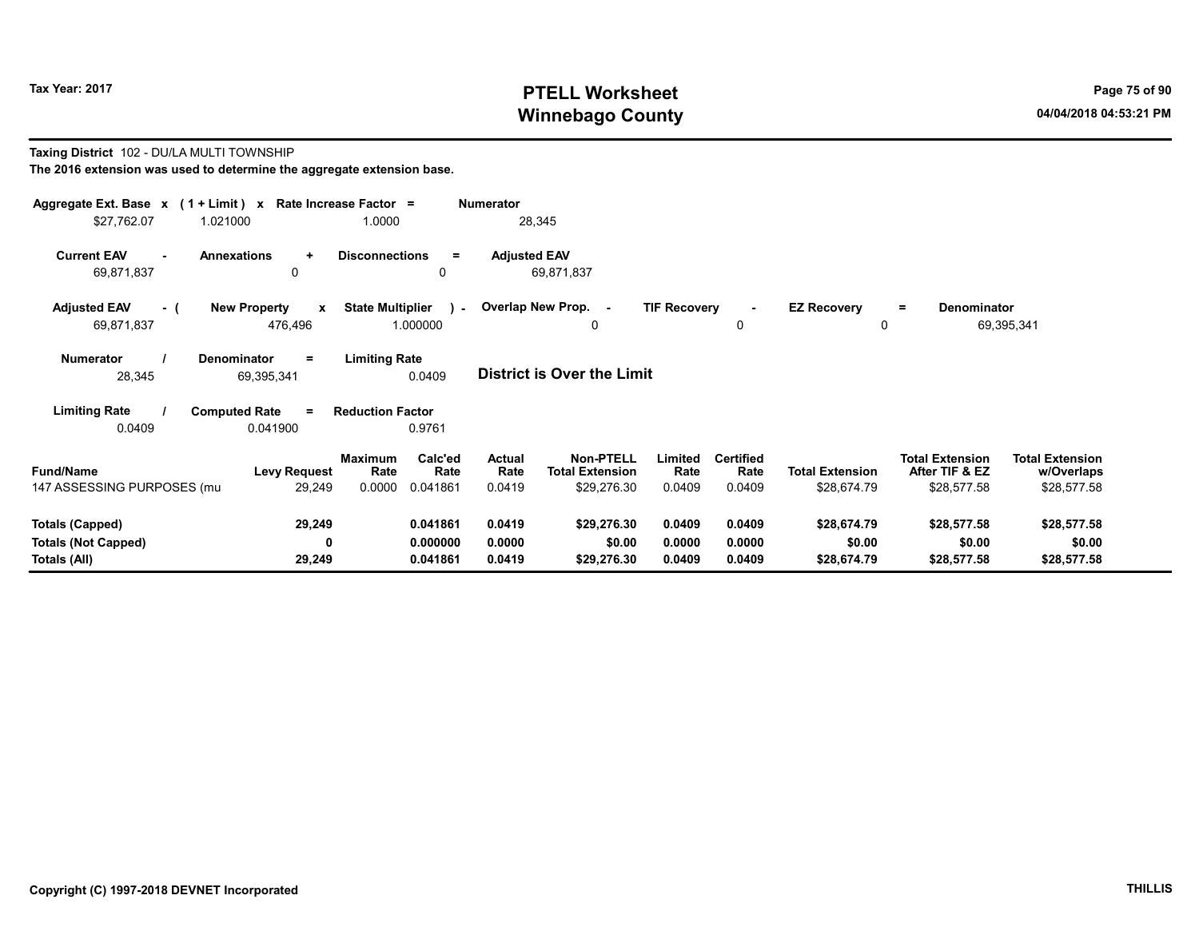# PTELL Worksheet
# Winnebago County

Tax Year: 2017

04/04/2018 04:53:21 PM

**Taxing District** 102 - DU/LA MULTI TOWNSHIP

**The 2016 extension was used to determine the aggregate extension base.**

| Aggregate Ext. Base | x | (1 + Limit) | x | Rate Increase Factor | = | Numerator |
|---|---|---|---|---|---|---|
| $27,762.07 | | 1.021000 | | 1.0000 | | 28,345 |

| Current EAV | - | Annexations | + | Disconnections | = | Adjusted EAV |
|---|---|---|---|---|---|---|
| 69,871,837 | | 0 | | 0 | | 69,871,837 |

| Adjusted EAV | - ( | New Property | x | State Multiplier | ) - | Overlap New Prop. | - | TIF Recovery | - | EZ Recovery | = | Denominator |
|---|---|---|---|---|---|---|---|---|---|---|---|---|
| 69,871,837 | | 476,496 | | 1.000000 | | 0 | | 0 | | 0 | | 69,395,341 |

| Numerator | / | Denominator | = | Limiting Rate |
|---|---|---|---|---|
| 28,345 | | 69,395,341 | | 0.0409 |

**District is Over the Limit**

| Limiting Rate | / | Computed Rate | = | Reduction Factor |
|---|---|---|---|---|
| 0.0409 | | 0.041900 | | 0.9761 |

| Fund/Name | Levy Request | Maximum Rate | Calc'ed Rate | Actual Rate | Non-PTELL Total Extension | Limited Rate | Certified Rate | Total Extension | Total Extension After TIF & EZ | Total Extension w/Overlaps |
|---|---|---|---|---|---|---|---|---|---|---|
| 147 ASSESSING PURPOSES (mu | 29,249 | 0.0000 | 0.041861 | 0.0419 | $29,276.30 | 0.0409 | 0.0409 | $28,674.79 | $28,577.58 | $28,577.58 |
| **Totals (Capped)** | **29,249** | | **0.041861** | **0.0419** | **$29,276.30** | **0.0409** | **0.0409** | **$28,674.79** | **$28,577.58** | **$28,577.58** |
| **Totals (Not Capped)** | **0** | | **0.000000** | **0.0000** | **$0.00** | **0.0000** | **0.0000** | **$0.00** | **$0.00** | **$0.00** |
| **Totals (All)** | **29,249** | | **0.041861** | **0.0419** | **$29,276.30** | **0.0409** | **0.0409** | **$28,674.79** | **$28,577.58** | **$28,577.58** |

Copyright (C) 1997-2018 DEVNET Incorporated

THILLIS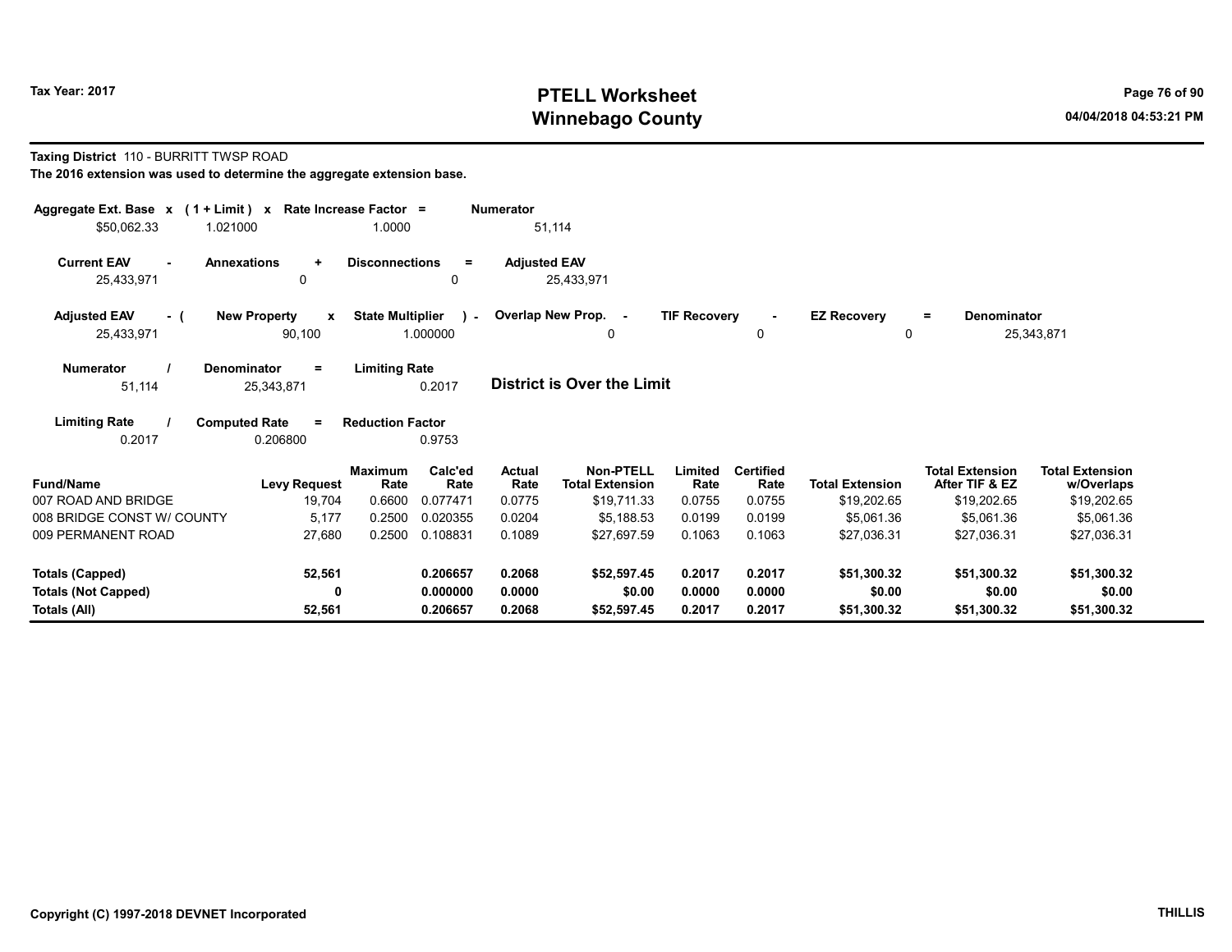Tax Year: 2017

# PTELL Worksheet
# Winnebago County

04/04/2018 04:53:21 PM

**Taxing District** 110 - BURRITT TWSP ROAD

**The 2016 extension was used to determine the aggregate extension base.**

| Aggregate Ext. Base | x | ( 1 + Limit ) | x | Rate Increase Factor | = | Numerator |
|---|---|---|---|---|---|---|
| $50,062.33 | | 1.021000 | | 1.0000 | | 51,114 |

| Current EAV | - | Annexations | + | Disconnections | = | Adjusted EAV |
|---|---|---|---|---|---|---|
| 25,433,971 | | 0 | | 0 | | 25,433,971 |

| Adjusted EAV | - ( | New Property | x | State Multiplier | ) - | Overlap New Prop. | - | TIF Recovery | - | EZ Recovery | = | Denominator |
|---|---|---|---|---|---|---|---|---|---|---|---|---|
| 25,433,971 | | 90,100 | | 1.000000 | | 0 | | 0 | | 0 | | 25,343,871 |

| Numerator | / | Denominator | = | Limiting Rate |
|---|---|---|---|---|
| 51,114 | | 25,343,871 | | 0.2017 |

**District is Over the Limit**

| Limiting Rate | / | Computed Rate | = | Reduction Factor |
|---|---|---|---|---|
| 0.2017 | | 0.206800 | | 0.9753 |

| Fund/Name | Levy Request | Maximum Rate | Calc'ed Rate | Actual Rate | Non-PTELL Total Extension | Limited Rate | Certified Rate | Total Extension | Total Extension After TIF & EZ | Total Extension w/Overlaps |
|---|---|---|---|---|---|---|---|---|---|---|
| 007 ROAD AND BRIDGE | 19,704 | 0.6600 | 0.077471 | 0.0775 | $19,711.33 | 0.0755 | 0.0755 | $19,202.65 | $19,202.65 | $19,202.65 |
| 008 BRIDGE CONST W/ COUNTY | 5,177 | 0.2500 | 0.020355 | 0.0204 | $5,188.53 | 0.0199 | 0.0199 | $5,061.36 | $5,061.36 | $5,061.36 |
| 009 PERMANENT ROAD | 27,680 | 0.2500 | 0.108831 | 0.1089 | $27,697.59 | 0.1063 | 0.1063 | $27,036.31 | $27,036.31 | $27,036.31 |
| **Totals (Capped)** | **52,561** | | **0.206657** | **0.2068** | **$52,597.45** | **0.2017** | **0.2017** | **$51,300.32** | **$51,300.32** | **$51,300.32** |
| **Totals (Not Capped)** | **0** | | **0.000000** | **0.0000** | **$0.00** | **0.0000** | **0.0000** | **$0.00** | **$0.00** | **$0.00** |
| **Totals (All)** | **52,561** | | **0.206657** | **0.2068** | **$52,597.45** | **0.2017** | **0.2017** | **$51,300.32** | **$51,300.32** | **$51,300.32** |

**Copyright (C) 1997-2018 DEVNET Incorporated** **THILLIS**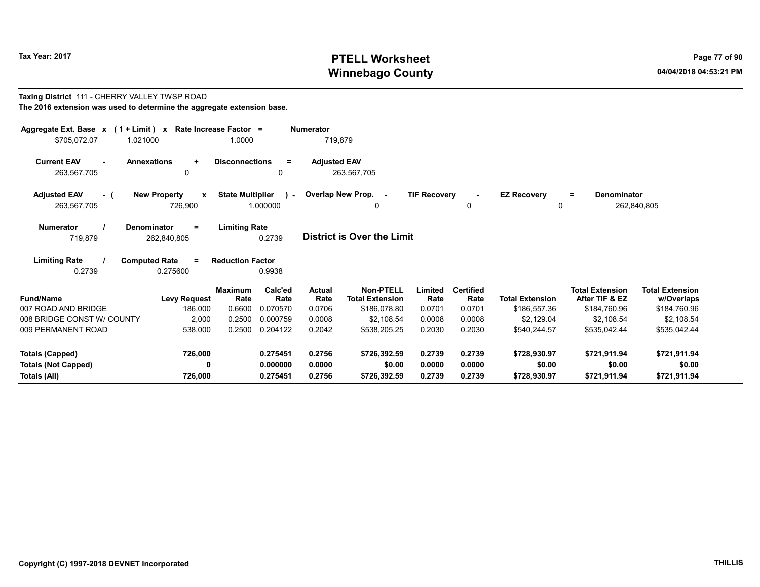# PTELL Worksheet
# Winnebago County

Tax Year: 2017

04/04/2018 04:53:21 PM

**Taxing District** 111 - CHERRY VALLEY TWSP ROAD

**The 2016 extension was used to determine the aggregate extension base.**

| Aggregate Ext. Base x | (1 + Limit) x | Rate Increase Factor = | Numerator |
|---|---|---|---|
| $705,072.07 | 1.021000 | 1.0000 | 719,879 |

| Current EAV - | Annexations + | Disconnections = | Adjusted EAV |
|---|---|---|---|
| 263,567,705 | 0 | 0 | 263,567,705 |

| Adjusted EAV - ( | New Property x | State Multiplier ) - | Overlap New Prop. - | TIF Recovery - | EZ Recovery = | Denominator |
|---|---|---|---|---|---|---|
| 263,567,705 | 726,900 | 1.000000 | 0 | 0 | 0 | 262,840,805 |

| Numerator / | Denominator = | Limiting Rate |
|---|---|---|
| 719,879 | 262,840,805 | 0.2739 |

**District is Over the Limit**

| Limiting Rate / | Computed Rate = | Reduction Factor |
|---|---|---|
| 0.2739 | 0.275600 | 0.9938 |

| Fund/Name | Levy Request | Maximum Rate | Calc'ed Rate | Actual Rate | Non-PTELL Total Extension | Limited Rate | Certified Rate | Total Extension | Total Extension After TIF & EZ | Total Extension w/Overlaps |
|---|---|---|---|---|---|---|---|---|---|---|
| 007 ROAD AND BRIDGE | 186,000 | 0.6600 | 0.070570 | 0.0706 | $186,078.80 | 0.0701 | 0.0701 | $186,557.36 | $184,760.96 | $184,760.96 |
| 008 BRIDGE CONST W/ COUNTY | 2,000 | 0.2500 | 0.000759 | 0.0008 | $2,108.54 | 0.0008 | 0.0008 | $2,129.04 | $2,108.54 | $2,108.54 |
| 009 PERMANENT ROAD | 538,000 | 0.2500 | 0.204122 | 0.2042 | $538,205.25 | 0.2030 | 0.2030 | $540,244.57 | $535,042.44 | $535,042.44 |
| **Totals (Capped)** | **726,000** | | **0.275451** | **0.2756** | **$726,392.59** | **0.2739** | **0.2739** | **$728,930.97** | **$721,911.94** | **$721,911.94** |
| **Totals (Not Capped)** | **0** | | **0.000000** | **0.0000** | **$0.00** | **0.0000** | **0.0000** | **$0.00** | **$0.00** | **$0.00** |
| **Totals (All)** | **726,000** | | **0.275451** | **0.2756** | **$726,392.59** | **0.2739** | **0.2739** | **$728,930.97** | **$721,911.94** | **$721,911.94** |

Copyright (C) 1997-2018 DEVNET Incorporated

THILLIS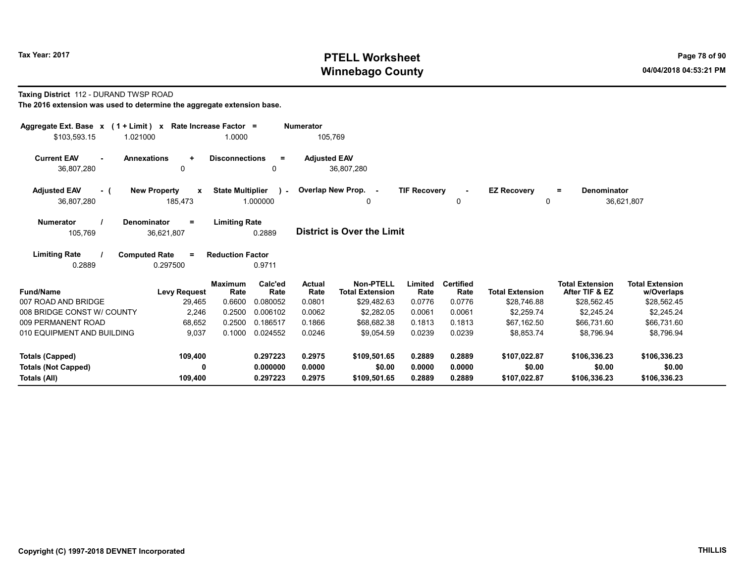Tax Year: 2017

# PTELL Worksheet
# Winnebago County

**Taxing District** 112 - DURAND TWSP ROAD

**The 2016 extension was used to determine the aggregate extension base.**

| Aggregate Ext. Base | x | (1 + Limit) | x | Rate Increase Factor | = | Numerator |
|---|---|---|---|---|---|---|
| $103,593.15 | | 1.021000 | | 1.0000 | | 105,769 |

| Current EAV | - | Annexations | + | Disconnections | = | Adjusted EAV |
|---|---|---|---|---|---|---|
| 36,807,280 | | 0 | | 0 | | 36,807,280 |

| Adjusted EAV | - ( | New Property | x | State Multiplier | ) - | Overlap New Prop. | - | TIF Recovery | - | EZ Recovery | = | Denominator |
|---|---|---|---|---|---|---|---|---|---|---|---|---|
| 36,807,280 | | 185,473 | | 1.000000 | | 0 | | 0 | | 0 | | 36,621,807 |

| Numerator | / | Denominator | = | Limiting Rate |
|---|---|---|---|---|
| 105,769 | | 36,621,807 | | 0.2889 |

**District is Over the Limit**

| Limiting Rate | / | Computed Rate | = | Reduction Factor |
|---|---|---|---|---|
| 0.2889 | | 0.297500 | | 0.9711 |

| Fund/Name | Levy Request | Maximum Rate | Calc'ed Rate | Actual Rate | Non-PTELL Total Extension | Limited Rate | Certified Rate | Total Extension | Total Extension After TIF & EZ | Total Extension w/Overlaps |
|---|---|---|---|---|---|---|---|---|---|---|
| 007 ROAD AND BRIDGE | 29,465 | 0.6600 | 0.080052 | 0.0801 | $29,482.63 | 0.0776 | 0.0776 | $28,746.88 | $28,562.45 | $28,562.45 |
| 008 BRIDGE CONST W/ COUNTY | 2,246 | 0.2500 | 0.006102 | 0.0062 | $2,282.05 | 0.0061 | 0.0061 | $2,259.74 | $2,245.24 | $2,245.24 |
| 009 PERMANENT ROAD | 68,652 | 0.2500 | 0.186517 | 0.1866 | $68,682.38 | 0.1813 | 0.1813 | $67,162.50 | $66,731.60 | $66,731.60 |
| 010 EQUIPMENT AND BUILDING | 9,037 | 0.1000 | 0.024552 | 0.0246 | $9,054.59 | 0.0239 | 0.0239 | $8,853.74 | $8,796.94 | $8,796.94 |
| **Totals (Capped)** | **109,400** | | **0.297223** | **0.2975** | **$109,501.65** | **0.2889** | **0.2889** | **$107,022.87** | **$106,336.23** | **$106,336.23** |
| **Totals (Not Capped)** | **0** | | **0.000000** | **0.0000** | **$0.00** | **0.0000** | **0.0000** | **$0.00** | **$0.00** | **$0.00** |
| **Totals (All)** | **109,400** | | **0.297223** | **0.2975** | **$109,501.65** | **0.2889** | **0.2889** | **$107,022.87** | **$106,336.23** | **$106,336.23** |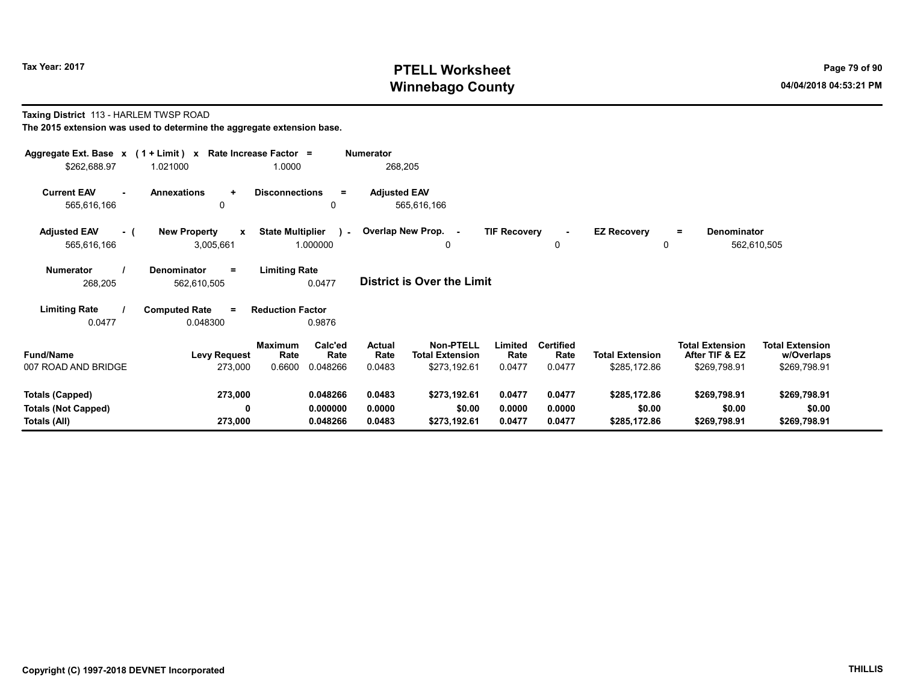Tax Year: 2017

# PTELL Worksheet
# Winnebago County

04/04/2018 04:53:21 PM

**Taxing District** 113 - HARLEM TWSP ROAD

**The 2015 extension was used to determine the aggregate extension base.**

| Aggregate Ext. Base | x | (1 + Limit) | x | Rate Increase Factor | = | Numerator |
|---|---|---|---|---|---|---|
| $262,688.97 | | 1.021000 | | 1.0000 | | 268,205 |

| Current EAV | - | Annexations | + | Disconnections | = | Adjusted EAV |
|---|---|---|---|---|---|---|
| 565,616,166 | | 0 | | 0 | | 565,616,166 |

| Adjusted EAV | - ( | New Property | x | State Multiplier | ) - | Overlap New Prop. | - | TIF Recovery | - | EZ Recovery | = | Denominator |
|---|---|---|---|---|---|---|---|---|---|---|---|---|
| 565,616,166 | | 3,005,661 | | 1.000000 | | 0 | | 0 | | 0 | | 562,610,505 |

| Numerator | / | Denominator | = | Limiting Rate |
|---|---|---|---|---|
| 268,205 | | 562,610,505 | | 0.0477 |

**District is Over the Limit**

| Limiting Rate | / | Computed Rate | = | Reduction Factor |
|---|---|---|---|---|
| 0.0477 | | 0.048300 | | 0.9876 |

| Fund/Name | Levy Request | Maximum Rate | Calc'ed Rate | Actual Rate | Non-PTELL Total Extension | Limited Rate | Certified Rate | Total Extension | Total Extension After TIF & EZ | Total Extension w/Overlaps |
|---|---|---|---|---|---|---|---|---|---|---|
| 007 ROAD AND BRIDGE | 273,000 | 0.6600 | 0.048266 | 0.0483 | $273,192.61 | 0.0477 | 0.0477 | $285,172.86 | $269,798.91 | $269,798.91 |
| **Totals (Capped)** | **273,000** | | **0.048266** | **0.0483** | **$273,192.61** | **0.0477** | **0.0477** | **$285,172.86** | **$269,798.91** | **$269,798.91** |
| **Totals (Not Capped)** | **0** | | **0.000000** | **0.0000** | **$0.00** | **0.0000** | **0.0000** | **$0.00** | **$0.00** | **$0.00** |
| **Totals (All)** | **273,000** | | **0.048266** | **0.0483** | **$273,192.61** | **0.0477** | **0.0477** | **$285,172.86** | **$269,798.91** | **$269,798.91** |

Copyright (C) 1997-2018 DEVNET Incorporated

THILLIS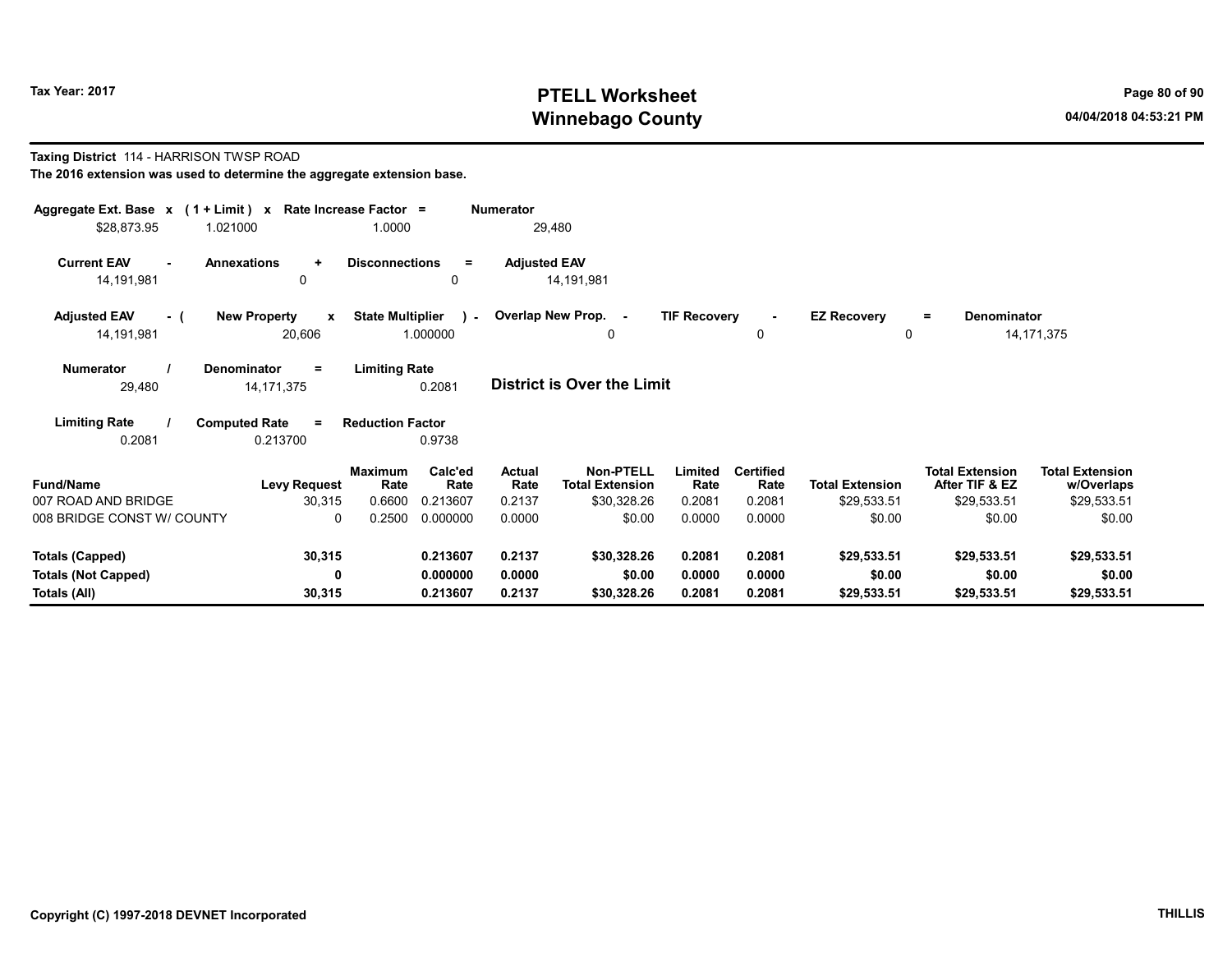**Tax Year: 2017**

# PTELL Worksheet
# Winnebago County

04/04/2018 04:53:21 PM

**Taxing District** 114 - HARRISON TWSP ROAD
**The 2016 extension was used to determine the aggregate extension base.**

| Aggregate Ext. Base | x | (1 + Limit) | x | Rate Increase Factor | = | Numerator |
|---|---|---|---|---|---|---|
| $28,873.95 | | 1.021000 | | 1.0000 | | 29,480 |

| Current EAV | - | Annexations | + | Disconnections | = | Adjusted EAV |
|---|---|---|---|---|---|---|
| 14,191,981 | | 0 | | 0 | | 14,191,981 |

| Adjusted EAV | - ( | New Property | x | State Multiplier | ) - | Overlap New Prop. | - | TIF Recovery | - | EZ Recovery | = | Denominator |
|---|---|---|---|---|---|---|---|---|---|---|---|---|
| 14,191,981 | | 20,606 | | 1.000000 | | 0 | | 0 | | 0 | | 14,171,375 |

| Numerator | / | Denominator | = | Limiting Rate |
|---|---|---|---|---|
| 29,480 | | 14,171,375 | | 0.2081 |

**District is Over the Limit**

| Limiting Rate | / | Computed Rate | = | Reduction Factor |
|---|---|---|---|---|
| 0.2081 | | 0.213700 | | 0.9738 |

| Fund/Name | Levy Request | Maximum Rate | Calc'ed Rate | Actual Rate | Non-PTELL Total Extension | Limited Rate | Certified Rate | Total Extension | Total Extension After TIF & EZ | Total Extension w/Overlaps |
|---|---|---|---|---|---|---|---|---|---|---|
| 007 ROAD AND BRIDGE | 30,315 | 0.6600 | 0.213607 | 0.2137 | $30,328.26 | 0.2081 | 0.2081 | $29,533.51 | $29,533.51 | $29,533.51 |
| 008 BRIDGE CONST W/ COUNTY | 0 | 0.2500 | 0.000000 | 0.0000 | $0.00 | 0.0000 | 0.0000 | $0.00 | $0.00 | $0.00 |
| **Totals (Capped)** | **30,315** | | **0.213607** | **0.2137** | **$30,328.26** | **0.2081** | **0.2081** | **$29,533.51** | **$29,533.51** | **$29,533.51** |
| **Totals (Not Capped)** | **0** | | **0.000000** | **0.0000** | **$0.00** | **0.0000** | **0.0000** | **$0.00** | **$0.00** | **$0.00** |
| **Totals (All)** | **30,315** | | **0.213607** | **0.2137** | **$30,328.26** | **0.2081** | **0.2081** | **$29,533.51** | **$29,533.51** | **$29,533.51** |

Copyright (C) 1997-2018 DEVNET Incorporated

THILLIS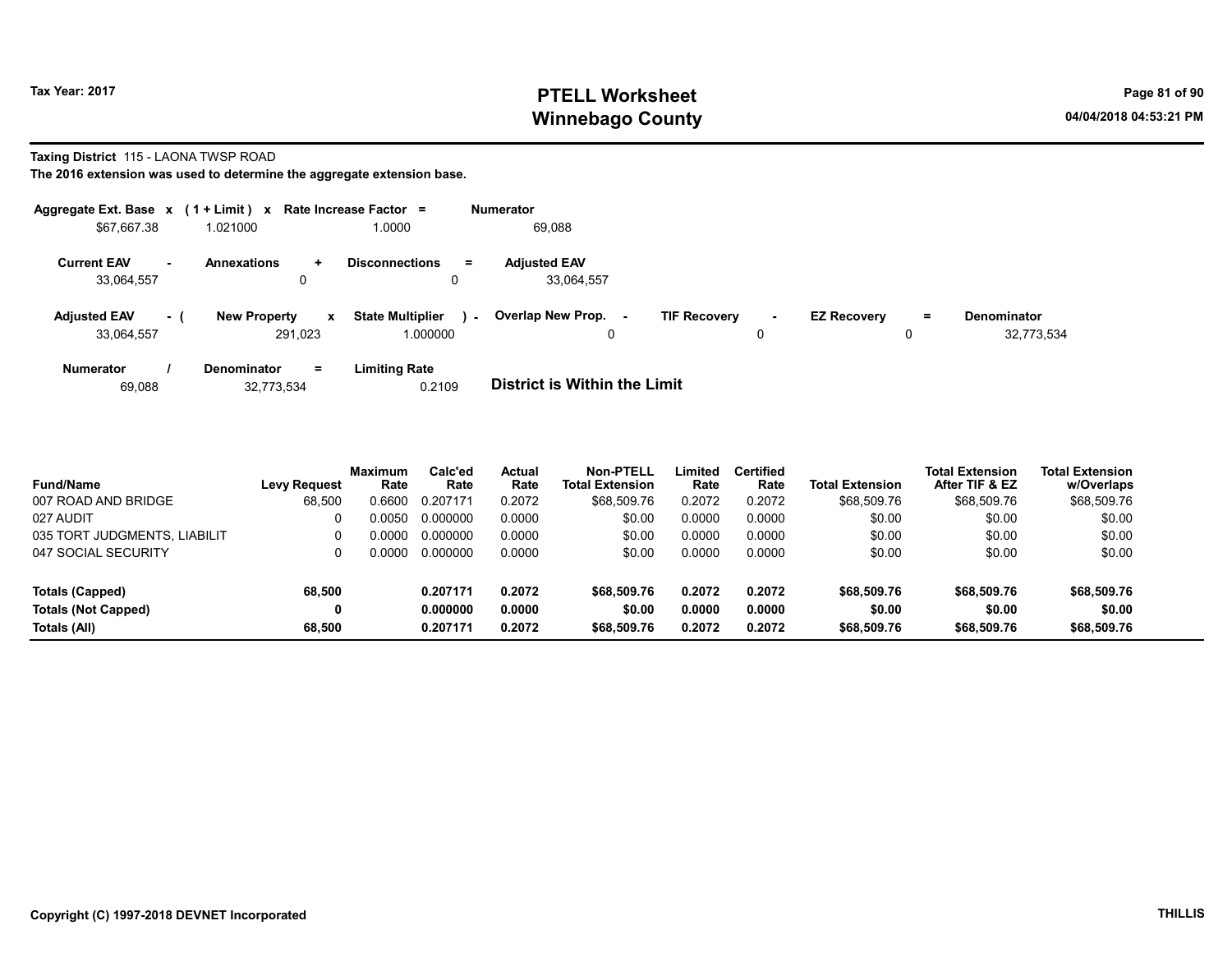# PTELL Worksheet
# Winnebago County

Tax Year: 2017

04/04/2018 04:53:21 PM

**Taxing District** 115 - LAONA TWSP ROAD

**The 2016 extension was used to determine the aggregate extension base.**

| Aggregate Ext. Base | x | (1 + Limit) | x | Rate Increase Factor | = | Numerator |
|---|---|---|---|---|---|---|
| $67,667.38 | | 1.021000 | | 1.0000 | | 69,088 |

| Current EAV | - | Annexations | + | Disconnections | = | Adjusted EAV |
|---|---|---|---|---|---|---|
| 33,064,557 | | 0 | | 0 | | 33,064,557 |

| Adjusted EAV | - ( | New Property | x | State Multiplier | ) - | Overlap New Prop. | - | TIF Recovery | - | EZ Recovery | = | Denominator |
|---|---|---|---|---|---|---|---|---|---|---|---|---|
| 33,064,557 | | 291,023 | | 1.000000 | | 0 | | 0 | | 0 | | 32,773,534 |

| Numerator | / | Denominator | = | Limiting Rate |
|---|---|---|---|---|
| 69,088 | | 32,773,534 | | 0.2109 |

**District is Within the Limit**

| Fund/Name | Levy Request | Maximum Rate | Calc'ed Rate | Actual Rate | Non-PTELL Total Extension | Limited Rate | Certified Rate | Total Extension | Total Extension After TIF & EZ | Total Extension w/Overlaps |
|---|---|---|---|---|---|---|---|---|---|---|
| 007 ROAD AND BRIDGE | 68,500 | 0.6600 | 0.207171 | 0.2072 | $68,509.76 | 0.2072 | 0.2072 | $68,509.76 | $68,509.76 | $68,509.76 |
| 027 AUDIT | 0 | 0.0050 | 0.000000 | 0.0000 | $0.00 | 0.0000 | 0.0000 | $0.00 | $0.00 | $0.00 |
| 035 TORT JUDGMENTS, LIABILIT | 0 | 0.0000 | 0.000000 | 0.0000 | $0.00 | 0.0000 | 0.0000 | $0.00 | $0.00 | $0.00 |
| 047 SOCIAL SECURITY | 0 | 0.0000 | 0.000000 | 0.0000 | $0.00 | 0.0000 | 0.0000 | $0.00 | $0.00 | $0.00 |
| **Totals (Capped)** | **68,500** | | **0.207171** | **0.2072** | **$68,509.76** | **0.2072** | **0.2072** | **$68,509.76** | **$68,509.76** | **$68,509.76** |
| **Totals (Not Capped)** | **0** | | **0.000000** | **0.0000** | **$0.00** | **0.0000** | **0.0000** | **$0.00** | **$0.00** | **$0.00** |
| **Totals (All)** | **68,500** | | **0.207171** | **0.2072** | **$68,509.76** | **0.2072** | **0.2072** | **$68,509.76** | **$68,509.76** | **$68,509.76** |

Copyright (C) 1997-2018 DEVNET Incorporated

THILLIS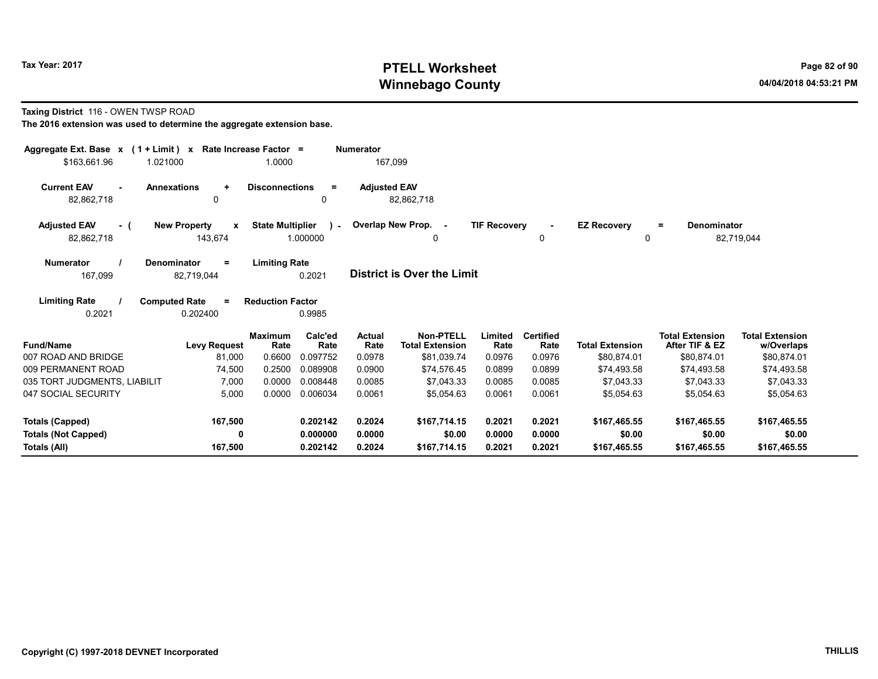**Taxing District** 116 - OWEN TWSP ROAD

**The 2016 extension was used to determine the aggregate extension base.**

| Aggregate Ext. Base x | (1 + Limit) x | Rate Increase Factor = | Numerator |
|---|---|---|---|
| $163,661.96 | 1.021000 | 1.0000 | 167,099 |

| Current EAV - | Annexations + | Disconnections = | Adjusted EAV |
|---|---|---|---|
| 82,862,718 | 0 | 0 | 82,862,718 |

| Adjusted EAV - ( | New Property x | State Multiplier ) - | Overlap New Prop. - | TIF Recovery - | EZ Recovery = | Denominator |
|---|---|---|---|---|---|---|
| 82,862,718 | 143,674 | 1.000000 | 0 | 0 | 0 | 82,719,044 |

| Numerator / | Denominator = | Limiting Rate |
|---|---|---|
| 167,099 | 82,719,044 | 0.2021 |

**District is Over the Limit**

| Limiting Rate / | Computed Rate = | Reduction Factor |
|---|---|---|
| 0.2021 | 0.202400 | 0.9985 |

| Fund/Name | Levy Request | Maximum Rate | Calc'ed Rate | Actual Rate | Non-PTELL Total Extension | Limited Rate | Certified Rate | Total Extension | Total Extension After TIF & EZ | Total Extension w/Overlaps |
|---|---|---|---|---|---|---|---|---|---|---|
| 007 ROAD AND BRIDGE | 81,000 | 0.6600 | 0.097752 | 0.0978 | $81,039.74 | 0.0976 | 0.0976 | $80,874.01 | $80,874.01 | $80,874.01 |
| 009 PERMANENT ROAD | 74,500 | 0.2500 | 0.089908 | 0.0900 | $74,576.45 | 0.0899 | 0.0899 | $74,493.58 | $74,493.58 | $74,493.58 |
| 035 TORT JUDGMENTS, LIABILIT | 7,000 | 0.0000 | 0.008448 | 0.0085 | $7,043.33 | 0.0085 | 0.0085 | $7,043.33 | $7,043.33 | $7,043.33 |
| 047 SOCIAL SECURITY | 5,000 | 0.0000 | 0.006034 | 0.0061 | $5,054.63 | 0.0061 | 0.0061 | $5,054.63 | $5,054.63 | $5,054.63 |
| **Totals (Capped)** | **167,500** | | **0.202142** | **0.2024** | **$167,714.15** | **0.2021** | **0.2021** | **$167,465.55** | **$167,465.55** | **$167,465.55** |
| **Totals (Not Capped)** | **0** | | **0.000000** | **0.0000** | **$0.00** | **0.0000** | **0.0000** | **$0.00** | **$0.00** | **$0.00** |
| **Totals (All)** | **167,500** | | **0.202142** | **0.2024** | **$167,714.15** | **0.2021** | **0.2021** | **$167,465.55** | **$167,465.55** | **$167,465.55** |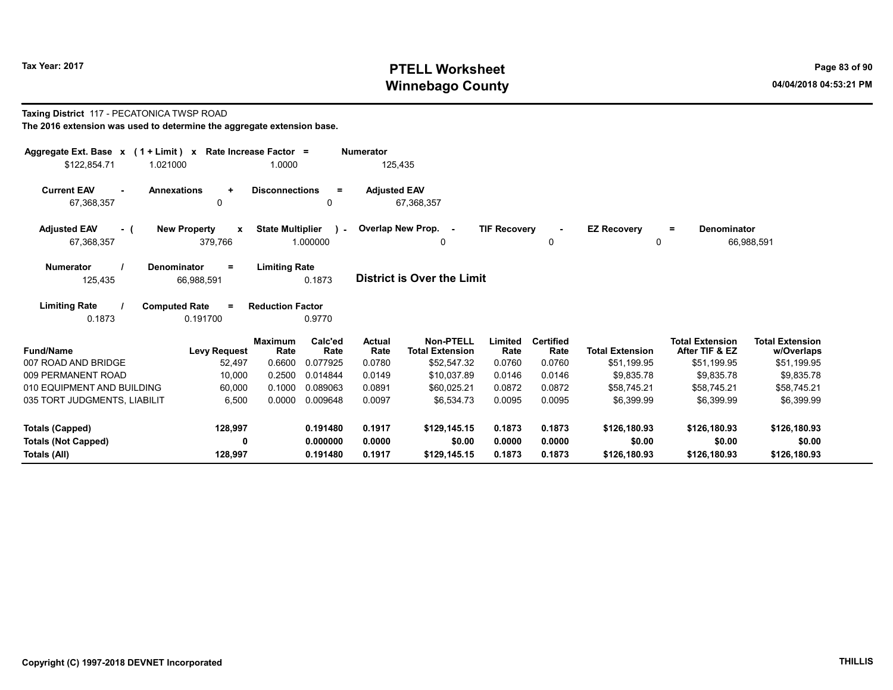Tax Year: 2017

# PTELL Worksheet
# Winnebago County

04/04/2018 04:53:21 PM

**Taxing District** 117 - PECATONICA TWSP ROAD

**The 2016 extension was used to determine the aggregate extension base.**

| Aggregate Ext. Base | x | (1 + Limit) | x | Rate Increase Factor | = | Numerator |
|---|---|---|---|---|---|---|
| $122,854.71 | | 1.021000 | | 1.0000 | | 125,435 |

| Current EAV | - | Annexations | + | Disconnections | = | Adjusted EAV |
|---|---|---|---|---|---|---|
| 67,368,357 | | 0 | | 0 | | 67,368,357 |

| Adjusted EAV | - ( | New Property | x | State Multiplier | ) - | Overlap New Prop. | - | TIF Recovery | - | EZ Recovery | = | Denominator |
|---|---|---|---|---|---|---|---|---|---|---|---|---|
| 67,368,357 | | 379,766 | | 1.000000 | | 0 | | 0 | | 0 | | 66,988,591 |

| Numerator | / | Denominator | = | Limiting Rate |
|---|---|---|---|---|
| 125,435 | | 66,988,591 | | 0.1873 |

**District is Over the Limit**

| Limiting Rate | / | Computed Rate | = | Reduction Factor |
|---|---|---|---|---|
| 0.1873 | | 0.191700 | | 0.9770 |

| Fund/Name | Levy Request | Maximum Rate | Calc'ed Rate | Actual Rate | Non-PTELL Total Extension | Limited Rate | Certified Rate | Total Extension | Total Extension After TIF & EZ | Total Extension w/Overlaps |
|---|---|---|---|---|---|---|---|---|---|---|
| 007 ROAD AND BRIDGE | 52,497 | 0.6600 | 0.077925 | 0.0780 | $52,547.32 | 0.0760 | 0.0760 | $51,199.95 | $51,199.95 | $51,199.95 |
| 009 PERMANENT ROAD | 10,000 | 0.2500 | 0.014844 | 0.0149 | $10,037.89 | 0.0146 | 0.0146 | $9,835.78 | $9,835.78 | $9,835.78 |
| 010 EQUIPMENT AND BUILDING | 60,000 | 0.1000 | 0.089063 | 0.0891 | $60,025.21 | 0.0872 | 0.0872 | $58,745.21 | $58,745.21 | $58,745.21 |
| 035 TORT JUDGMENTS, LIABILIT | 6,500 | 0.0000 | 0.009648 | 0.0097 | $6,534.73 | 0.0095 | 0.0095 | $6,399.99 | $6,399.99 | $6,399.99 |
| **Totals (Capped)** | **128,997** | | **0.191480** | **0.1917** | **$129,145.15** | **0.1873** | **0.1873** | **$126,180.93** | **$126,180.93** | **$126,180.93** |
| **Totals (Not Capped)** | **0** | | **0.000000** | **0.0000** | **$0.00** | **0.0000** | **0.0000** | **$0.00** | **$0.00** | **$0.00** |
| **Totals (All)** | **128,997** | | **0.191480** | **0.1917** | **$129,145.15** | **0.1873** | **0.1873** | **$126,180.93** | **$126,180.93** | **$126,180.93** |

Copyright (C) 1997-2018 DEVNET Incorporated

THILLIS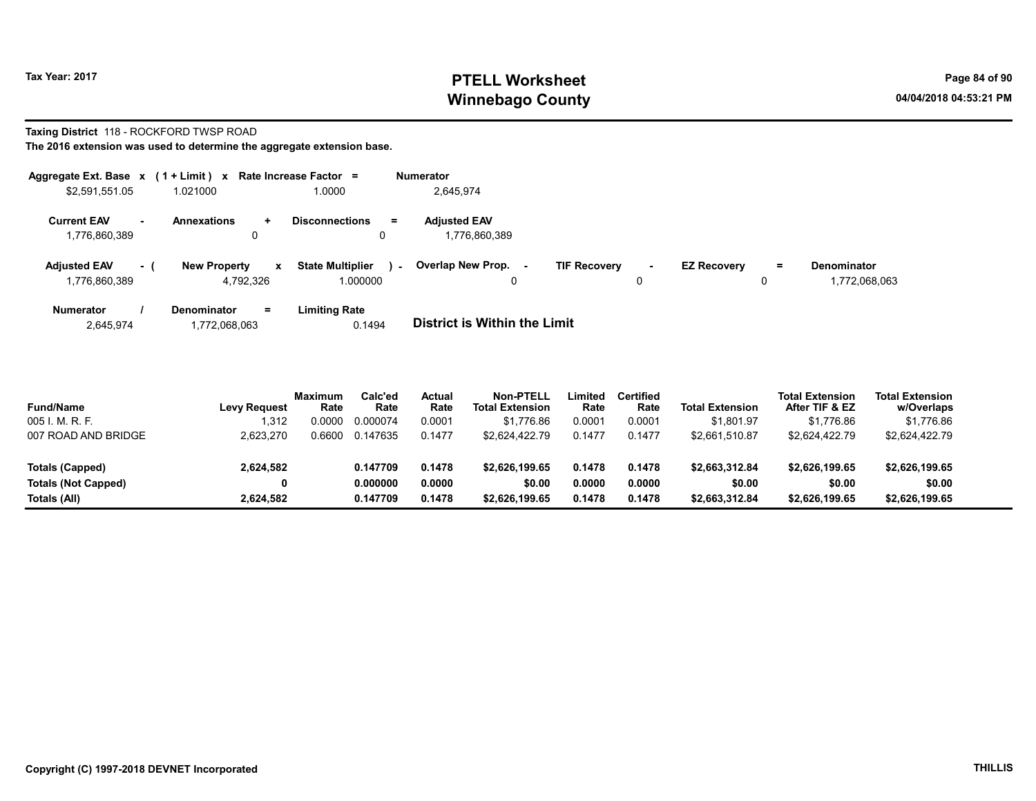# PTELL Worksheet
# Winnebago County

Tax Year: 2017

04/04/2018 04:53:21 PM

**Taxing District** 118 - ROCKFORD TWSP ROAD

**The 2016 extension was used to determine the aggregate extension base.**

| Aggregate Ext. Base | x | ( 1 + Limit ) | x | Rate Increase Factor | = | Numerator |
|---|---|---|---|---|---|---|
| $2,591,551.05 | | 1.021000 | | 1.0000 | | 2,645,974 |

| Current EAV | - | Annexations | + | Disconnections | = | Adjusted EAV |
|---|---|---|---|---|---|---|
| 1,776,860,389 | | 0 | | 0 | | 1,776,860,389 |

| Adjusted EAV | - ( | New Property | x | State Multiplier | ) - | Overlap New Prop. | - | TIF Recovery | - | EZ Recovery | = | Denominator |
|---|---|---|---|---|---|---|---|---|---|---|---|---|
| 1,776,860,389 | | 4,792,326 | | 1.000000 | | 0 | | 0 | | 0 | | 1,772,068,063 |

| Numerator | / | Denominator | = | Limiting Rate |
|---|---|---|---|---|
| 2,645,974 | | 1,772,068,063 | | 0.1494 |

**District is Within the Limit**

| Fund/Name | Levy Request | Maximum Rate | Calc'ed Rate | Actual Rate | Non-PTELL Total Extension | Limited Rate | Certified Rate | Total Extension | Total Extension After TIF & EZ | Total Extension w/Overlaps |
|---|---|---|---|---|---|---|---|---|---|---|
| 005 I. M. R. F. | 1,312 | 0.0000 | 0.000074 | 0.0001 | $1,776.86 | 0.0001 | 0.0001 | $1,801.97 | $1,776.86 | $1,776.86 |
| 007 ROAD AND BRIDGE | 2,623,270 | 0.6600 | 0.147635 | 0.1477 | $2,624,422.79 | 0.1477 | 0.1477 | $2,661,510.87 | $2,624,422.79 | $2,624,422.79 |
| **Totals (Capped)** | **2,624,582** | | **0.147709** | **0.1478** | **$2,626,199.65** | **0.1478** | **0.1478** | **$2,663,312.84** | **$2,626,199.65** | **$2,626,199.65** |
| **Totals (Not Capped)** | **0** | | **0.000000** | **0.0000** | **$0.00** | **0.0000** | **0.0000** | **$0.00** | **$0.00** | **$0.00** |
| **Totals (All)** | **2,624,582** | | **0.147709** | **0.1478** | **$2,626,199.65** | **0.1478** | **0.1478** | **$2,663,312.84** | **$2,626,199.65** | **$2,626,199.65** |

Copyright (C) 1997-2018 DEVNET Incorporated

THILLIS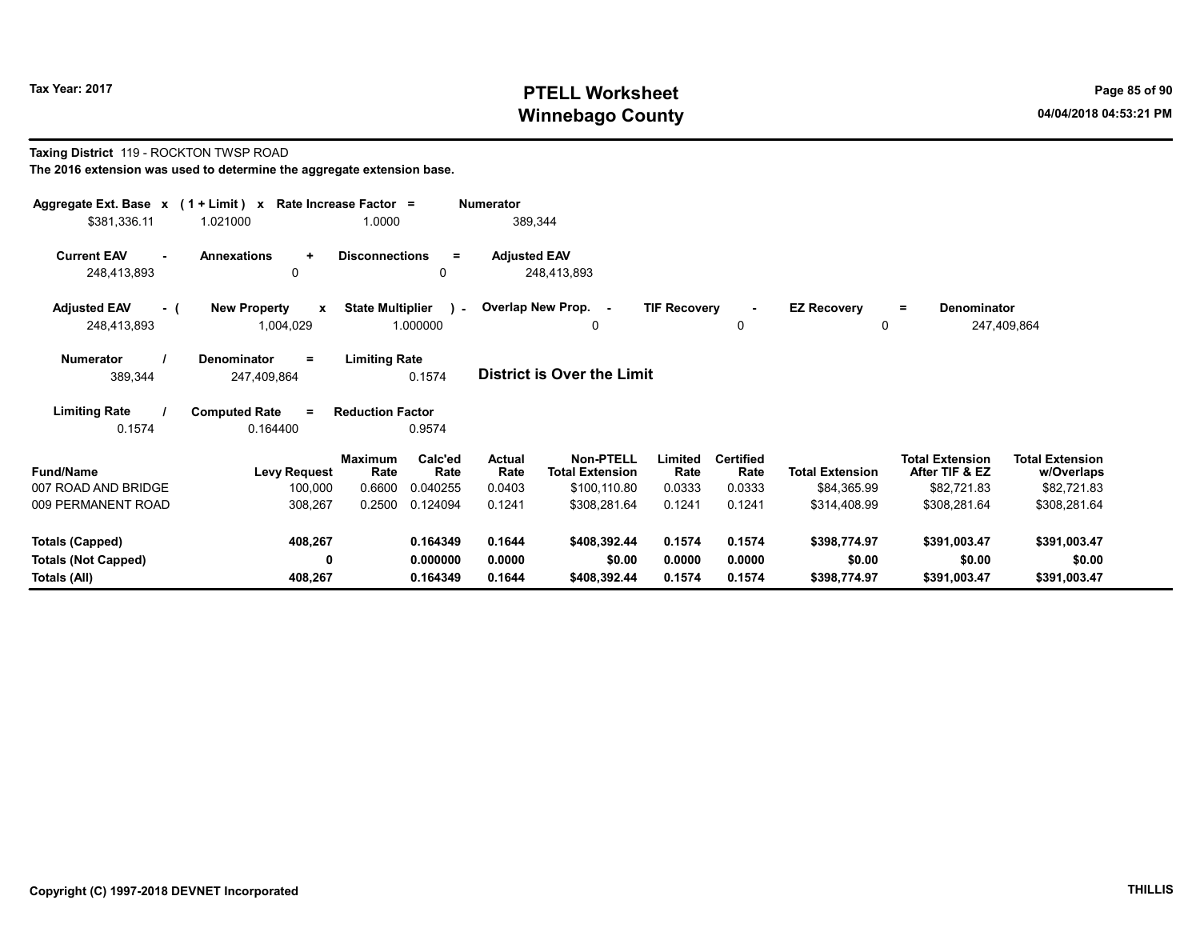# PTELL Worksheet
# Winnebago County

Tax Year: 2017

04/04/2018 04:53:21 PM

**Taxing District** 119 - ROCKTON TWSP ROAD

**The 2016 extension was used to determine the aggregate extension base.**

| Aggregate Ext. Base x | (1 + Limit) x | Rate Increase Factor = | Numerator |
|---|---|---|---|
| $381,336.11 | 1.021000 | 1.0000 | 389,344 |

| Current EAV - | Annexations + | Disconnections = | Adjusted EAV |
|---|---|---|---|
| 248,413,893 | 0 | 0 | 248,413,893 |

| Adjusted EAV - ( | New Property x | State Multiplier ) - | Overlap New Prop. - | TIF Recovery - | EZ Recovery = | Denominator |
|---|---|---|---|---|---|---|
| 248,413,893 | 1,004,029 | 1.000000 | 0 | 0 | 0 | 247,409,864 |

| Numerator / | Denominator = | Limiting Rate |
|---|---|---|
| 389,344 | 247,409,864 | 0.1574 |

**District is Over the Limit**

| Limiting Rate / | Computed Rate = | Reduction Factor |
|---|---|---|
| 0.1574 | 0.164400 | 0.9574 |

| Fund/Name | Levy Request | Maximum Rate | Calc'ed Rate | Actual Rate | Non-PTELL Total Extension | Limited Rate | Certified Rate | Total Extension | Total Extension After TIF & EZ | Total Extension w/Overlaps |
|---|---|---|---|---|---|---|---|---|---|---|
| 007 ROAD AND BRIDGE | 100,000 | 0.6600 | 0.040255 | 0.0403 | $100,110.80 | 0.0333 | 0.0333 | $84,365.99 | $82,721.83 | $82,721.83 |
| 009 PERMANENT ROAD | 308,267 | 0.2500 | 0.124094 | 0.1241 | $308,281.64 | 0.1241 | 0.1241 | $314,408.99 | $308,281.64 | $308,281.64 |
| **Totals (Capped)** | **408,267** | | **0.164349** | **0.1644** | **$408,392.44** | **0.1574** | **0.1574** | **$398,774.97** | **$391,003.47** | **$391,003.47** |
| **Totals (Not Capped)** | **0** | | **0.000000** | **0.0000** | **$0.00** | **0.0000** | **0.0000** | **$0.00** | **$0.00** | **$0.00** |
| **Totals (All)** | **408,267** | | **0.164349** | **0.1644** | **$408,392.44** | **0.1574** | **0.1574** | **$398,774.97** | **$391,003.47** | **$391,003.47** |

Copyright (C) 1997-2018 DEVNET Incorporated

THILLIS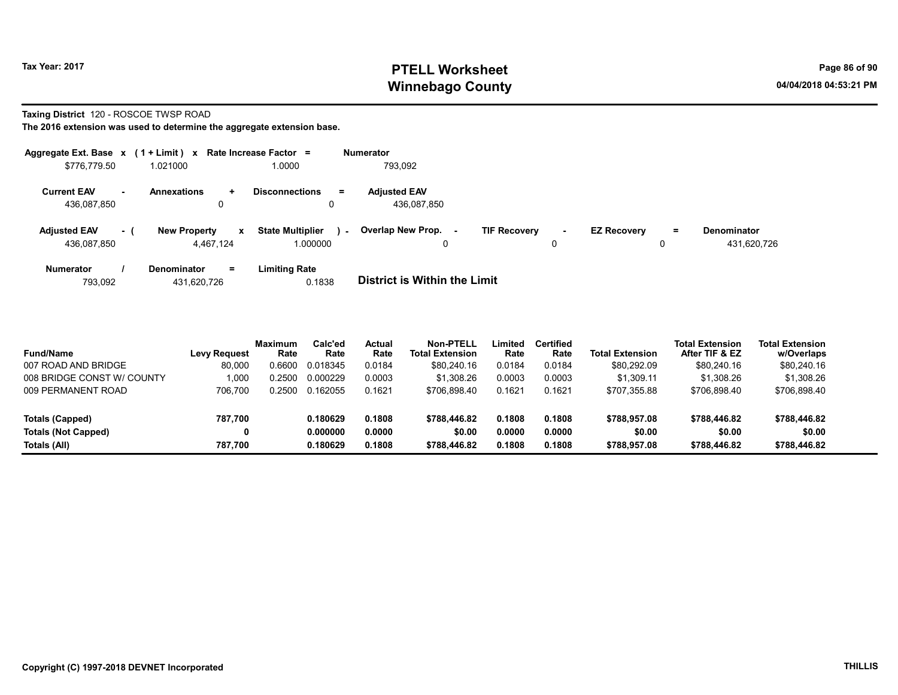# PTELL Worksheet
# Winnebago County

Tax Year: 2017

04/04/2018 04:53:21 PM

**Taxing District** 120 - ROSCOE TWSP ROAD

**The 2016 extension was used to determine the aggregate extension base.**

| Aggregate Ext. Base | x | (1 + Limit) | x | Rate Increase Factor | = | Numerator |
|---|---|---|---|---|---|---|
| $776,779.50 | | 1.021000 | | 1.0000 | | 793,092 |

| Current EAV | - | Annexations | + | Disconnections | = | Adjusted EAV |
|---|---|---|---|---|---|---|
| 436,087,850 | | 0 | | 0 | | 436,087,850 |

| Adjusted EAV | - ( | New Property | x | State Multiplier | ) - | Overlap New Prop. | - | TIF Recovery | - | EZ Recovery | = | Denominator |
|---|---|---|---|---|---|---|---|---|---|---|---|---|
| 436,087,850 | | 4,467,124 | | 1.000000 | | 0 | | 0 | | 0 | | 431,620,726 |

| Numerator | / | Denominator | = | Limiting Rate |
|---|---|---|---|---|
| 793,092 | | 431,620,726 | | 0.1838 |

**District is Within the Limit**

| Fund/Name | Levy Request | Maximum Rate | Calc'ed Rate | Actual Rate | Non-PTELL Total Extension | Limited Rate | Certified Rate | Total Extension | Total Extension After TIF & EZ | Total Extension w/Overlaps |
|---|---|---|---|---|---|---|---|---|---|---|
| 007 ROAD AND BRIDGE | 80,000 | 0.6600 | 0.018345 | 0.0184 | $80,240.16 | 0.0184 | 0.0184 | $80,292.09 | $80,240.16 | $80,240.16 |
| 008 BRIDGE CONST W/ COUNTY | 1,000 | 0.2500 | 0.000229 | 0.0003 | $1,308.26 | 0.0003 | 0.0003 | $1,309.11 | $1,308.26 | $1,308.26 |
| 009 PERMANENT ROAD | 706,700 | 0.2500 | 0.162055 | 0.1621 | $706,898.40 | 0.1621 | 0.1621 | $707,355.88 | $706,898.40 | $706,898.40 |
| **Totals (Capped)** | **787,700** | | **0.180629** | **0.1808** | **$788,446.82** | **0.1808** | **0.1808** | **$788,957.08** | **$788,446.82** | **$788,446.82** |
| **Totals (Not Capped)** | **0** | | **0.000000** | **0.0000** | **$0.00** | **0.0000** | **0.0000** | **$0.00** | **$0.00** | **$0.00** |
| **Totals (All)** | **787,700** | | **0.180629** | **0.1808** | **$788,446.82** | **0.1808** | **0.1808** | **$788,957.08** | **$788,446.82** | **$788,446.82** |

Copyright (C) 1997-2018 DEVNET Incorporated

THILLIS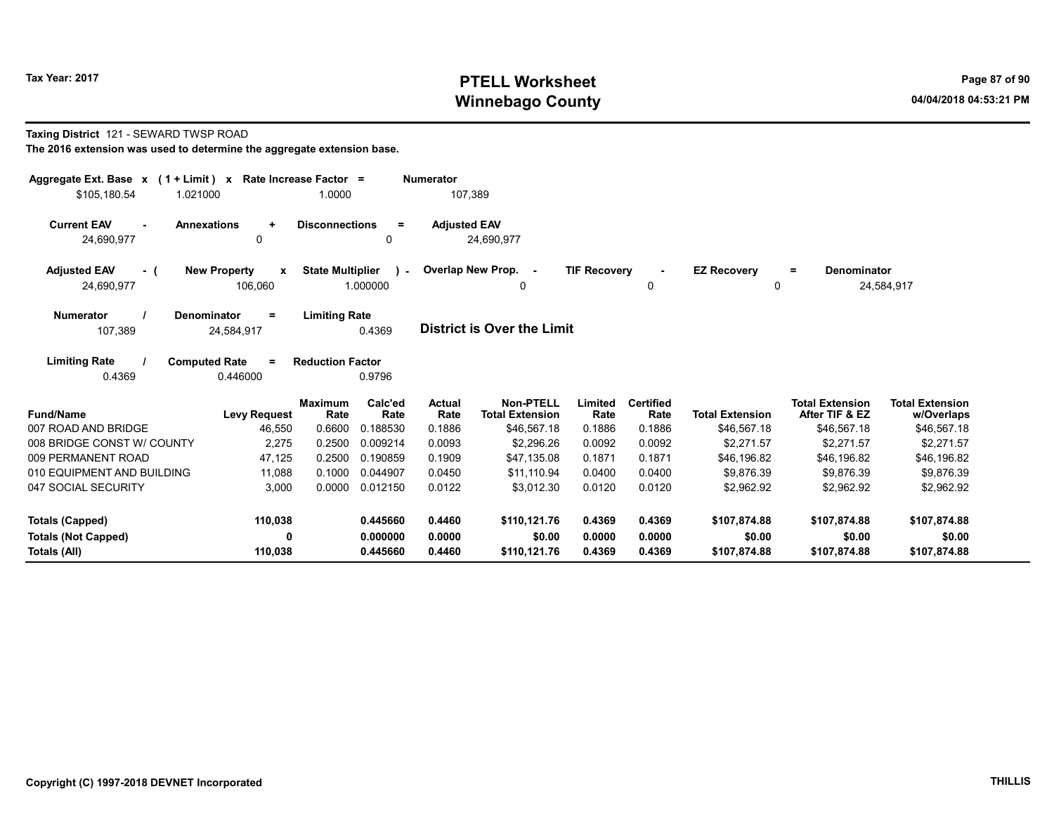# PTELL Worksheet
# Winnebago County

Tax Year: 2017

04/04/2018 04:53:21 PM

**Taxing District** 121 - SEWARD TWSP ROAD

**The 2016 extension was used to determine the aggregate extension base.**

| Aggregate Ext. Base | x | (1 + Limit) | x | Rate Increase Factor | = | Numerator |
|---|---|---|---|---|---|---|
| $105,180.54 | | 1.021000 | | 1.0000 | | 107,389 |

| Current EAV | - | Annexations | + | Disconnections | = | Adjusted EAV |
|---|---|---|---|---|---|---|
| 24,690,977 | | 0 | | 0 | | 24,690,977 |

| Adjusted EAV | - ( | New Property | x | State Multiplier | ) - | Overlap New Prop. | - | TIF Recovery | - | EZ Recovery | = | Denominator |
|---|---|---|---|---|---|---|---|---|---|---|---|---|
| 24,690,977 | | 106,060 | | 1.000000 | | 0 | | 0 | | 0 | | 24,584,917 |

| Numerator | / | Denominator | = | Limiting Rate |
|---|---|---|---|---|
| 107,389 | | 24,584,917 | | 0.4369 |

**District is Over the Limit**

| Limiting Rate | / | Computed Rate | = | Reduction Factor |
|---|---|---|---|---|
| 0.4369 | | 0.446000 | | 0.9796 |

| Fund/Name | Levy Request | Maximum Rate | Calc'ed Rate | Actual Rate | Non-PTELL Total Extension | Limited Rate | Certified Rate | Total Extension | Total Extension After TIF & EZ | Total Extension w/Overlaps |
|---|---|---|---|---|---|---|---|---|---|---|
| 007 ROAD AND BRIDGE | 46,550 | 0.6600 | 0.188530 | 0.1886 | $46,567.18 | 0.1886 | 0.1886 | $46,567.18 | $46,567.18 | $46,567.18 |
| 008 BRIDGE CONST W/ COUNTY | 2,275 | 0.2500 | 0.009214 | 0.0093 | $2,296.26 | 0.0092 | 0.0092 | $2,271.57 | $2,271.57 | $2,271.57 |
| 009 PERMANENT ROAD | 47,125 | 0.2500 | 0.190859 | 0.1909 | $47,135.08 | 0.1871 | 0.1871 | $46,196.82 | $46,196.82 | $46,196.82 |
| 010 EQUIPMENT AND BUILDING | 11,088 | 0.1000 | 0.044907 | 0.0450 | $11,110.94 | 0.0400 | 0.0400 | $9,876.39 | $9,876.39 | $9,876.39 |
| 047 SOCIAL SECURITY | 3,000 | 0.0000 | 0.012150 | 0.0122 | $3,012.30 | 0.0120 | 0.0120 | $2,962.92 | $2,962.92 | $2,962.92 |
| **Totals (Capped)** | **110,038** | | **0.445660** | **0.4460** | **$110,121.76** | **0.4369** | **0.4369** | **$107,874.88** | **$107,874.88** | **$107,874.88** |
| **Totals (Not Capped)** | **0** | | **0.000000** | **0.0000** | **$0.00** | **0.0000** | **0.0000** | **$0.00** | **$0.00** | **$0.00** |
| **Totals (All)** | **110,038** | | **0.445660** | **0.4460** | **$110,121.76** | **0.4369** | **0.4369** | **$107,874.88** | **$107,874.88** | **$107,874.88** |

Copyright (C) 1997-2018 DEVNET Incorporated

THILLIS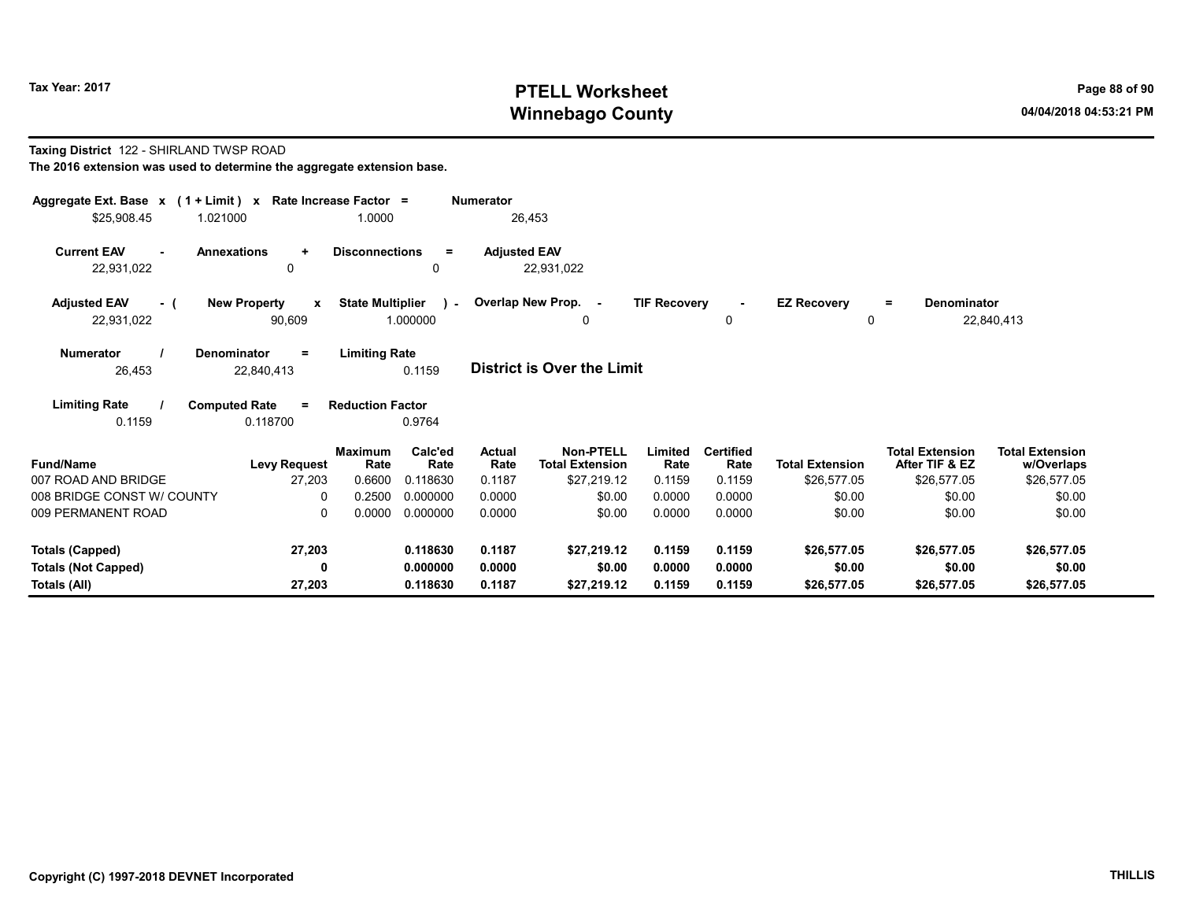# PTELL Worksheet
# Winnebago County

Tax Year: 2017

04/04/2018 04:53:21 PM

**Taxing District** 122 - SHIRLAND TWSP ROAD

**The 2016 extension was used to determine the aggregate extension base.**

| Aggregate Ext. Base | x | (1 + Limit) | x | Rate Increase Factor | = | Numerator |
|---|---|---|---|---|---|---|
| $25,908.45 | | 1.021000 | | 1.0000 | | 26,453 |

| Current EAV | - | Annexations | + | Disconnections | = | Adjusted EAV |
|---|---|---|---|---|---|---|
| 22,931,022 | | 0 | | 0 | | 22,931,022 |

| Adjusted EAV | - ( | New Property | x | State Multiplier | ) - | Overlap New Prop. | - | TIF Recovery | - | EZ Recovery | = | Denominator |
|---|---|---|---|---|---|---|---|---|---|---|---|---|
| 22,931,022 | | 90,609 | | 1.000000 | | 0 | | 0 | | 0 | | 22,840,413 |

| Numerator | / | Denominator | = | Limiting Rate |
|---|---|---|---|---|
| 26,453 | | 22,840,413 | | 0.1159 |

**District is Over the Limit**

| Limiting Rate | / | Computed Rate | = | Reduction Factor |
|---|---|---|---|---|
| 0.1159 | | 0.118700 | | 0.9764 |

| Fund/Name | Levy Request | Maximum Rate | Calc'ed Rate | Actual Rate | Non-PTELL Total Extension | Limited Rate | Certified Rate | Total Extension | Total Extension After TIF & EZ | Total Extension w/Overlaps |
|---|---|---|---|---|---|---|---|---|---|---|
| 007 ROAD AND BRIDGE | 27,203 | 0.6600 | 0.118630 | 0.1187 | $27,219.12 | 0.1159 | 0.1159 | $26,577.05 | $26,577.05 | $26,577.05 |
| 008 BRIDGE CONST W/ COUNTY | 0 | 0.2500 | 0.000000 | 0.0000 | $0.00 | 0.0000 | 0.0000 | $0.00 | $0.00 | $0.00 |
| 009 PERMANENT ROAD | 0 | 0.0000 | 0.000000 | 0.0000 | $0.00 | 0.0000 | 0.0000 | $0.00 | $0.00 | $0.00 |
| **Totals (Capped)** | **27,203** | | **0.118630** | **0.1187** | **$27,219.12** | **0.1159** | **0.1159** | **$26,577.05** | **$26,577.05** | **$26,577.05** |
| **Totals (Not Capped)** | **0** | | **0.000000** | **0.0000** | **$0.00** | **0.0000** | **0.0000** | **$0.00** | **$0.00** | **$0.00** |
| **Totals (All)** | **27,203** | | **0.118630** | **0.1187** | **$27,219.12** | **0.1159** | **0.1159** | **$26,577.05** | **$26,577.05** | **$26,577.05** |

Copyright (C) 1997-2018 DEVNET Incorporated

THILLIS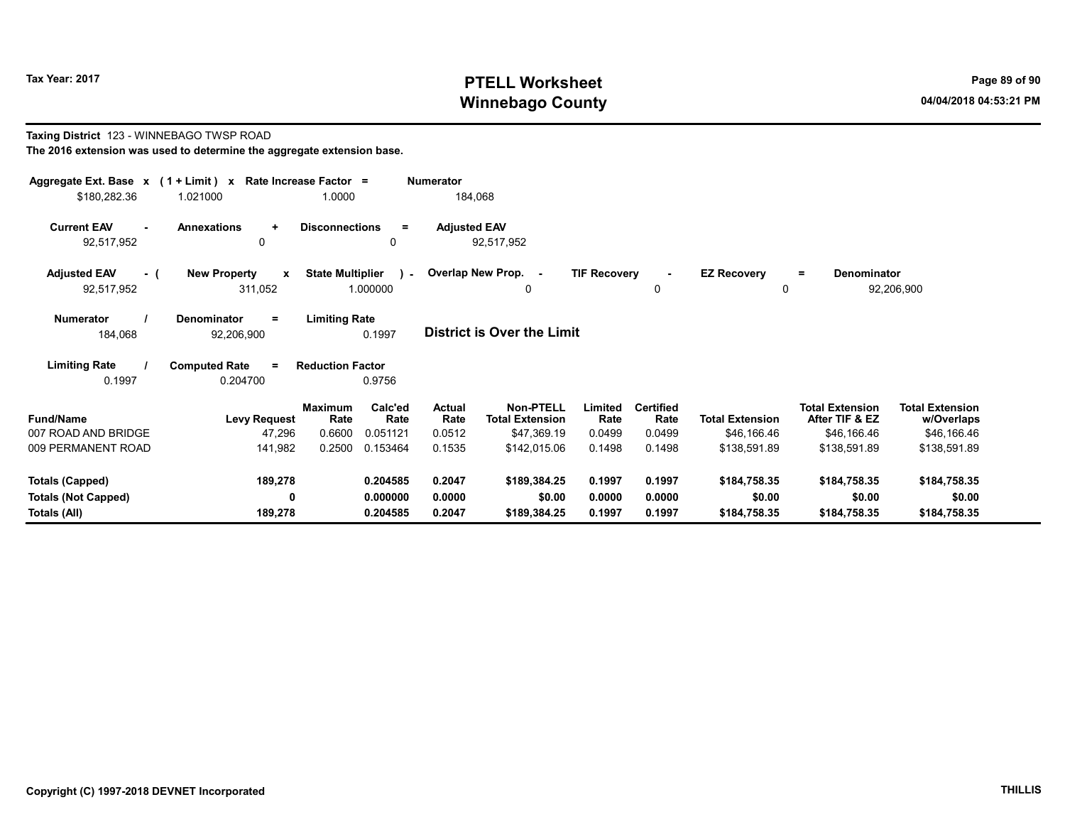# PTELL Worksheet
# Winnebago County

Tax Year: 2017

04/04/2018 04:53:21 PM

**Taxing District** 123 - WINNEBAGO TWSP ROAD

**The 2016 extension was used to determine the aggregate extension base.**

| Aggregate Ext. Base | x | (1 + Limit) | x | Rate Increase Factor | = | Numerator |
|---|---|---|---|---|---|---|
| $180,282.36 | | 1.021000 | | 1.0000 | | 184,068 |

| Current EAV | - | Annexations | + | Disconnections | = | Adjusted EAV |
|---|---|---|---|---|---|---|
| 92,517,952 | | 0 | | 0 | | 92,517,952 |

| Adjusted EAV | - ( | New Property | x | State Multiplier | ) - | Overlap New Prop. | - | TIF Recovery | - | EZ Recovery | = | Denominator |
|---|---|---|---|---|---|---|---|---|---|---|---|---|
| 92,517,952 | | 311,052 | | 1.000000 | | 0 | | 0 | | 0 | | 92,206,900 |

| Numerator | / | Denominator | = | Limiting Rate |
|---|---|---|---|---|
| 184,068 | | 92,206,900 | | 0.1997 |

**District is Over the Limit**

| Limiting Rate | / | Computed Rate | = | Reduction Factor |
|---|---|---|---|---|
| 0.1997 | | 0.204700 | | 0.9756 |

| Fund/Name | Levy Request | Maximum Rate | Calc'ed Rate | Actual Rate | Non-PTELL Total Extension | Limited Rate | Certified Rate | Total Extension | Total Extension After TIF & EZ | Total Extension w/Overlaps |
|---|---|---|---|---|---|---|---|---|---|---|
| 007 ROAD AND BRIDGE | 47,296 | 0.6600 | 0.051121 | 0.0512 | $47,369.19 | 0.0499 | 0.0499 | $46,166.46 | $46,166.46 | $46,166.46 |
| 009 PERMANENT ROAD | 141,982 | 0.2500 | 0.153464 | 0.1535 | $142,015.06 | 0.1498 | 0.1498 | $138,591.89 | $138,591.89 | $138,591.89 |
| **Totals (Capped)** | **189,278** | | **0.204585** | **0.2047** | **$189,384.25** | **0.1997** | **0.1997** | **$184,758.35** | **$184,758.35** | **$184,758.35** |
| **Totals (Not Capped)** | **0** | | **0.000000** | **0.0000** | **$0.00** | **0.0000** | **0.0000** | **$0.00** | **$0.00** | **$0.00** |
| **Totals (All)** | **189,278** | | **0.204585** | **0.2047** | **$189,384.25** | **0.1997** | **0.1997** | **$184,758.35** | **$184,758.35** | **$184,758.35** |

Copyright (C) 1997-2018 DEVNET Incorporated

THILLIS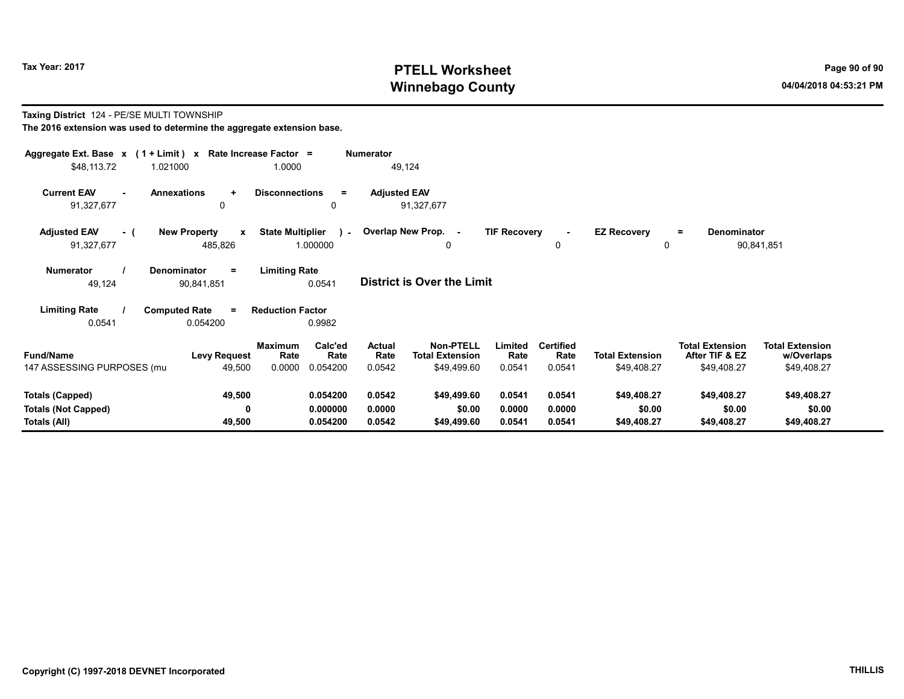Tax Year: 2017

# PTELL Worksheet
# Winnebago County

04/04/2018 04:53:21 PM

**Taxing District** 124 - PE/SE MULTI TOWNSHIP
**The 2016 extension was used to determine the aggregate extension base.**

| Aggregate Ext. Base x | (1 + Limit) x | Rate Increase Factor = | Numerator |
|---|---|---|---|
| $48,113.72 | 1.021000 | 1.0000 | 49,124 |

| Current EAV - | Annexations + | Disconnections = | Adjusted EAV |
|---|---|---|---|
| 91,327,677 | 0 | 0 | 91,327,677 |

| Adjusted EAV - ( | New Property x | State Multiplier ) - | Overlap New Prop. - | TIF Recovery - | EZ Recovery = | Denominator |
|---|---|---|---|---|---|---|
| 91,327,677 | 485,826 | 1.000000 | 0 | 0 | 0 | 90,841,851 |

| Numerator / | Denominator = | Limiting Rate |
|---|---|---|
| 49,124 | 90,841,851 | 0.0541 |

**District is Over the Limit**

| Limiting Rate / | Computed Rate = | Reduction Factor |
|---|---|---|
| 0.0541 | 0.054200 | 0.9982 |

| Fund/Name | Levy Request | Maximum Rate | Calc'ed Rate | Actual Rate | Non-PTELL Total Extension | Limited Rate | Certified Rate | Total Extension | Total Extension After TIF & EZ | Total Extension w/Overlaps |
|---|---|---|---|---|---|---|---|---|---|---|
| 147 ASSESSING PURPOSES (mu | 49,500 | 0.0000 | 0.054200 | 0.0542 | $49,499.60 | 0.0541 | 0.0541 | $49,408.27 | $49,408.27 | $49,408.27 |
| **Totals (Capped)** | **49,500** | | **0.054200** | **0.0542** | **$49,499.60** | **0.0541** | **0.0541** | **$49,408.27** | **$49,408.27** | **$49,408.27** |
| **Totals (Not Capped)** | **0** | | **0.000000** | **0.0000** | **$0.00** | **0.0000** | **0.0000** | **$0.00** | **$0.00** | **$0.00** |
| **Totals (All)** | **49,500** | | **0.054200** | **0.0542** | **$49,499.60** | **0.0541** | **0.0541** | **$49,408.27** | **$49,408.27** | **$49,408.27** |

Copyright (C) 1997-2018 DEVNET Incorporated

THILLIS